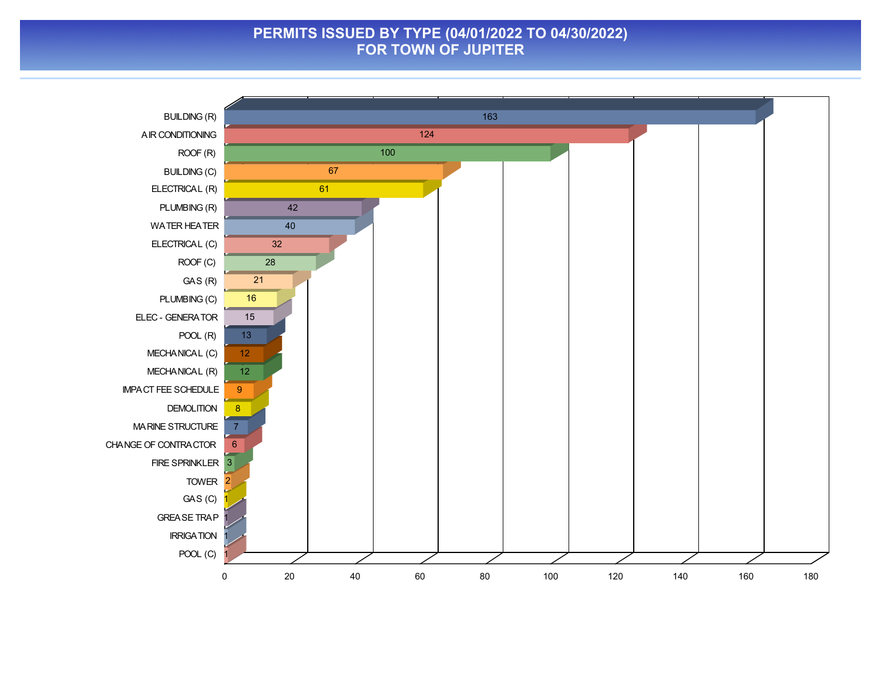# PERMITS ISSUED BY TYPE (04/01/2022 TO 04/30/2022)
# FOR TOWN OF JUPITER

| Permit Type | Count |
|---|---|
| BUILDING (R) | 163 |
| AIR CONDITIONING | 124 |
| ROOF (R) | 100 |
| BUILDING (C) | 67 |
| ELECTRICAL (R) | 61 |
| PLUMBING (R) | 42 |
| WATER HEATER | 40 |
| ELECTRICAL (C) | 32 |
| ROOF (C) | 28 |
| GAS (R) | 21 |
| PLUMBING (C) | 16 |
| ELEC - GENERATOR | 15 |
| POOL (R) | 13 |
| MECHANICAL (C) | 12 |
| MECHANICAL (R) | 12 |
| IMPACT FEE SCHEDULE | 9 |
| DEMOLITION | 8 |
| MARINE STRUCTURE | 7 |
| CHANGE OF CONTRACTOR | 6 |
| FIRE SPRINKLER | 3 |
| TOWER | 2 |
| GAS (C) | 1 |
| GREASE TRAP | 1 |
| IRRIGATION | 1 |
| POOL (C) | 1 |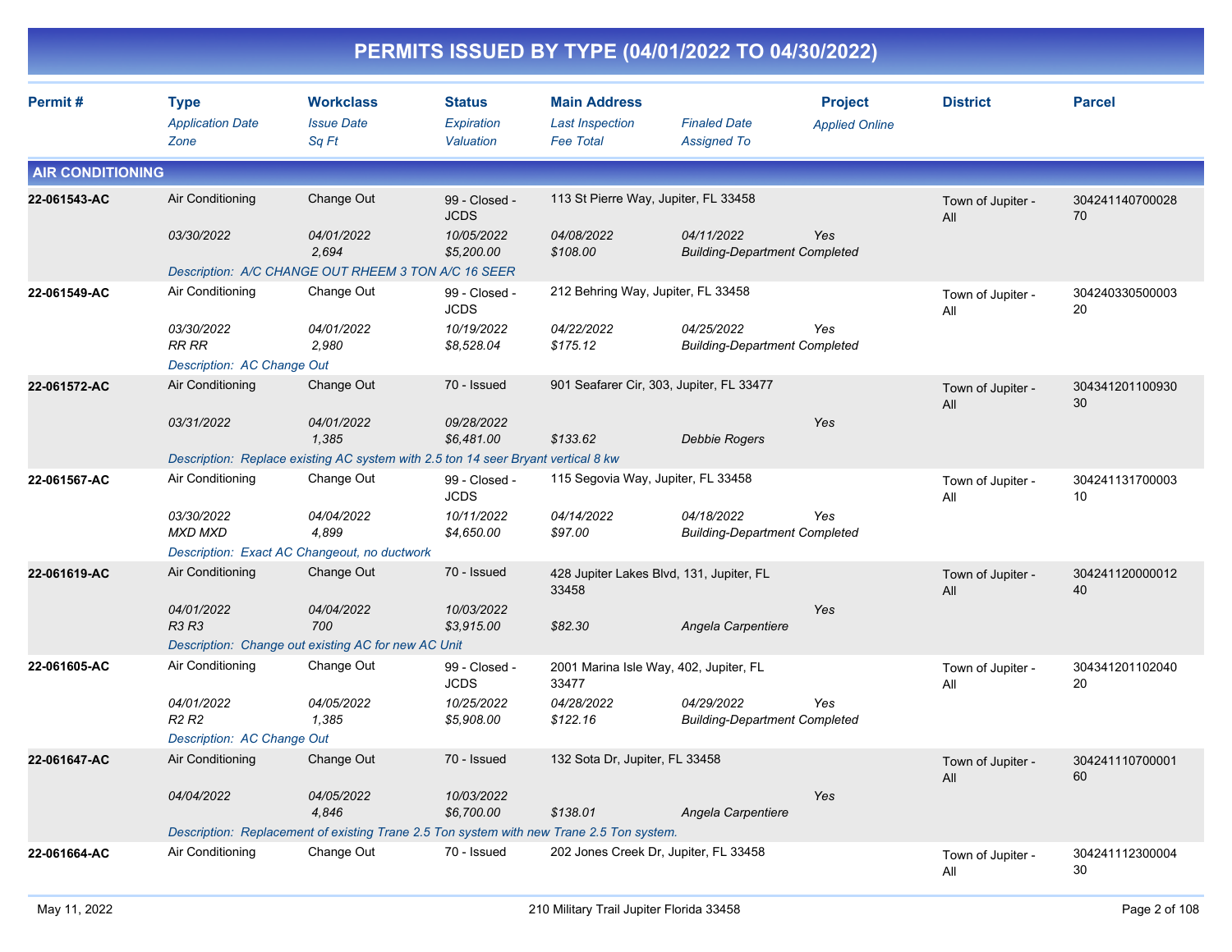# PERMITS ISSUED BY TYPE (04/01/2022 TO 04/30/2022)

| Permit # | Type / Application Date / Zone | Workclass / Issue Date / Sq Ft | Status / Expiration / Valuation | Main Address / Last Inspection / Fee Total | Finaled Date / Assigned To | Project / Applied Online | District | Parcel |
|---|---|---|---|---|---|---|---|---|

## AIR CONDITIONING

| Permit # | Type / Application Date / Zone | Workclass / Issue Date / Sq Ft | Status / Expiration / Valuation | Main Address / Last Inspection / Fee Total | Finaled Date / Assigned To | Project / Applied Online | District | Parcel |
|---|---|---|---|---|---|---|---|---|
| 22-061543-AC | Air Conditioning | Change Out | 99 - Closed - JCDS | 113 St Pierre Way, Jupiter, FL 33458 | | | Town of Jupiter - All | 30424114070002870 |
| | *03/30/2022* | *04/01/2022* | *10/05/2022* | *04/08/2022* | *04/11/2022* | *Yes* | | |
| | | *2,694* | *$5,200.00* | *$108.00* | *Building-Department Completed* | | | |
| | *Description: A/C CHANGE OUT RHEEM 3 TON A/C 16 SEER* | | | | | | | |
| 22-061549-AC | Air Conditioning | Change Out | 99 - Closed - JCDS | 212 Behring Way, Jupiter, FL 33458 | | | Town of Jupiter - All | 30424033050000320 |
| | *03/30/2022* | *04/01/2022* | *10/19/2022* | *04/22/2022* | *04/25/2022* | *Yes* | | |
| | *RR RR* | *2,980* | *$8,528.04* | *$175.12* | *Building-Department Completed* | | | |
| | *Description: AC Change Out* | | | | | | | |
| 22-061572-AC | Air Conditioning | Change Out | 70 - Issued | 901 Seafarer Cir, 303, Jupiter, FL 33477 | | | Town of Jupiter - All | 30434120110093030 |
| | *03/31/2022* | *04/01/2022* | *09/28/2022* | | | *Yes* | | |
| | | *1,385* | *$6,481.00* | *$133.62* | *Debbie Rogers* | | | |
| | *Description: Replace existing AC system with 2.5 ton 14 seer Bryant vertical 8 kw* | | | | | | | |
| 22-061567-AC | Air Conditioning | Change Out | 99 - Closed - JCDS | 115 Segovia Way, Jupiter, FL 33458 | | | Town of Jupiter - All | 30424113170000310 |
| | *03/30/2022* | *04/04/2022* | *10/11/2022* | *04/14/2022* | *04/18/2022* | *Yes* | | |
| | *MXD MXD* | *4,899* | *$4,650.00* | *$97.00* | *Building-Department Completed* | | | |
| | *Description: Exact AC Changeout, no ductwork* | | | | | | | |
| 22-061619-AC | Air Conditioning | Change Out | 70 - Issued | 428 Jupiter Lakes Blvd, 131, Jupiter, FL 33458 | | | Town of Jupiter - All | 30424112000001240 |
| | *04/01/2022* | *04/04/2022* | *10/03/2022* | | | *Yes* | | |
| | *R3 R3* | *700* | *$3,915.00* | *$82.30* | *Angela Carpentiere* | | | |
| | *Description: Change out existing AC for new AC Unit* | | | | | | | |
| 22-061605-AC | Air Conditioning | Change Out | 99 - Closed - JCDS | 2001 Marina Isle Way, 402, Jupiter, FL 33477 | | | Town of Jupiter - All | 30434120110204020 |
| | *04/01/2022* | *04/05/2022* | *10/25/2022* | *04/28/2022* | *04/29/2022* | *Yes* | | |
| | *R2 R2* | *1,385* | *$5,908.00* | *$122.16* | *Building-Department Completed* | | | |
| | *Description: AC Change Out* | | | | | | | |
| 22-061647-AC | Air Conditioning | Change Out | 70 - Issued | 132 Sota Dr, Jupiter, FL 33458 | | | Town of Jupiter - All | 30424111070000160 |
| | *04/04/2022* | *04/05/2022* | *10/03/2022* | | | *Yes* | | |
| | | *4,846* | *$6,700.00* | *$138.01* | *Angela Carpentiere* | | | |
| | *Description: Replacement of existing Trane 2.5 Ton system with new Trane 2.5 Ton system.* | | | | | | | |
| 22-061664-AC | Air Conditioning | Change Out | 70 - Issued | 202 Jones Creek Dr, Jupiter, FL 33458 | | | Town of Jupiter - All | 30424111230000430 |

May 11, 2022 — 210 Military Trail Jupiter Florida 33458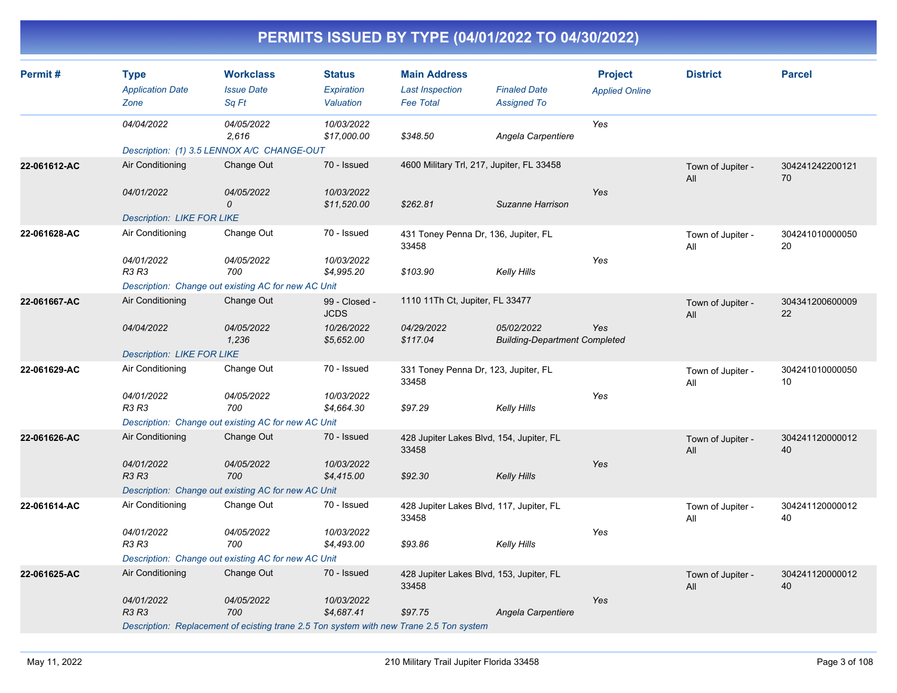# PERMITS ISSUED BY TYPE (04/01/2022 TO 04/30/2022)

| Permit # | Type<br>*Application Date*<br>*Zone* | Workclass<br>*Issue Date*<br>*Sq Ft* | Status<br>*Expiration*<br>*Valuation* | Main Address<br>*Last Inspection*<br>*Fee Total* | *Finaled Date*<br>*Assigned To* | Project<br>*Applied Online* | District | Parcel |
|---|---|---|---|---|---|---|---|---|
| | *04/04/2022* | *04/05/2022*<br>*2,616* | *10/03/2022*<br>*$17,000.00* | *$348.50* | *Angela Carpentiere* | *Yes* | | |
| | *Description: (1) 3.5 LENNOX A/C CHANGE-OUT* | | | | | | | |
| **22-061612-AC** | Air Conditioning<br>*04/01/2022* | Change Out<br>*04/05/2022*<br>*0* | 70 - Issued<br>*10/03/2022*<br>*$11,520.00* | 4600 Military Trl, 217, Jupiter, FL 33458<br>*$262.81* | *Suzanne Harrison* | *Yes* | Town of Jupiter - All | 30424124220012170 |
| | *Description: LIKE FOR LIKE* | | | | | | | |
| **22-061628-AC** | Air Conditioning<br>*04/01/2022*<br>*R3 R3* | Change Out<br>*04/05/2022*<br>*700* | 70 - Issued<br>*10/03/2022*<br>*$4,995.20* | 431 Toney Penna Dr, 136, Jupiter, FL 33458<br>*$103.90* | *Kelly Hills* | *Yes* | Town of Jupiter - All | 30424101000005020 |
| | *Description: Change out existing AC for new AC Unit* | | | | | | | |
| **22-061667-AC** | Air Conditioning<br>*04/04/2022* | Change Out<br>*04/05/2022*<br>*1,236* | 99 - Closed - JCDS<br>*10/26/2022*<br>*$5,652.00* | 1110 11Th Ct, Jupiter, FL 33477<br>*04/29/2022*<br>*$117.04* | *05/02/2022*<br>*Building-Department Completed* | *Yes* | Town of Jupiter - All | 30434120060000922 |
| | *Description: LIKE FOR LIKE* | | | | | | | |
| **22-061629-AC** | Air Conditioning<br>*04/01/2022*<br>*R3 R3* | Change Out<br>*04/05/2022*<br>*700* | 70 - Issued<br>*10/03/2022*<br>*$4,664.30* | 331 Toney Penna Dr, 123, Jupiter, FL 33458<br>*$97.29* | *Kelly Hills* | *Yes* | Town of Jupiter - All | 30424101000005010 |
| | *Description: Change out existing AC for new AC Unit* | | | | | | | |
| **22-061626-AC** | Air Conditioning<br>*04/01/2022*<br>*R3 R3* | Change Out<br>*04/05/2022*<br>*700* | 70 - Issued<br>*10/03/2022*<br>*$4,415.00* | 428 Jupiter Lakes Blvd, 154, Jupiter, FL 33458<br>*$92.30* | *Kelly Hills* | *Yes* | Town of Jupiter - All | 30424112000001240 |
| | *Description: Change out existing AC for new AC Unit* | | | | | | | |
| **22-061614-AC** | Air Conditioning<br>*04/01/2022*<br>*R3 R3* | Change Out<br>*04/05/2022*<br>*700* | 70 - Issued<br>*10/03/2022*<br>*$4,493.00* | 428 Jupiter Lakes Blvd, 117, Jupiter, FL 33458<br>*$93.86* | *Kelly Hills* | *Yes* | Town of Jupiter - All | 30424112000001240 |
| | *Description: Change out existing AC for new AC Unit* | | | | | | | |
| **22-061625-AC** | Air Conditioning<br>*04/01/2022*<br>*R3 R3* | Change Out<br>*04/05/2022*<br>*700* | 70 - Issued<br>*10/03/2022*<br>*$4,687.41* | 428 Jupiter Lakes Blvd, 153, Jupiter, FL 33458<br>*$97.75* | *Angela Carpentiere* | *Yes* | Town of Jupiter - All | 30424112000001240 |
| | *Description: Replacement of eicisting trane 2.5 Ton system with new Trane 2.5 Ton system* | | | | | | | |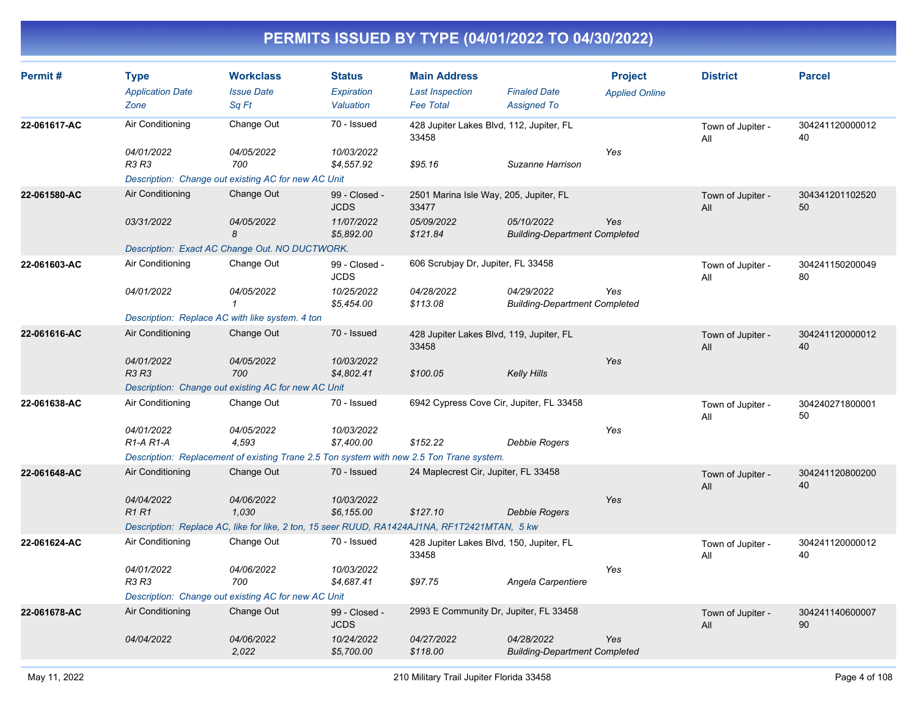# PERMITS ISSUED BY TYPE (04/01/2022 TO 04/30/2022)

| Permit # | Type<br>*Application Date*<br>*Zone* | Workclass<br>*Issue Date*<br>*Sq Ft* | Status<br>*Expiration*<br>*Valuation* | Main Address<br>*Last Inspection*<br>*Fee Total* | *Finaled Date*<br>*Assigned To* | Project<br>*Applied Online* | District | Parcel |
|---|---|---|---|---|---|---|---|---|
| **22-061617-AC** | Air Conditioning<br>*04/01/2022*<br>*R3 R3* | Change Out<br>*04/05/2022*<br>*700* | 70 - Issued<br>*10/03/2022*<br>*$4,557.92* | 428 Jupiter Lakes Blvd, 112, Jupiter, FL 33458<br><br>*$95.16* | <br>*Suzanne Harrison* | <br>*Yes* | Town of Jupiter - All | 30424112000001240 |
| | *Description: Change out existing AC for new AC Unit* | | | | | | | |
| **22-061580-AC** | Air Conditioning<br>*03/31/2022* | Change Out<br>*04/05/2022*<br>*8* | 99 - Closed - JCDS<br>*11/07/2022*<br>*$5,892.00* | 2501 Marina Isle Way, 205, Jupiter, FL 33477<br>*05/09/2022*<br>*$121.84* | *05/10/2022*<br>*Building-Department Completed* | <br>*Yes* | Town of Jupiter - All | 30434120110252050 |
| | *Description: Exact AC Change Out. NO DUCTWORK.* | | | | | | | |
| **22-061603-AC** | Air Conditioning<br>*04/01/2022* | Change Out<br>*04/05/2022*<br>*1* | 99 - Closed - JCDS<br>*10/25/2022*<br>*$5,454.00* | 606 Scrubjay Dr, Jupiter, FL 33458<br>*04/28/2022*<br>*$113.08* | *04/29/2022*<br>*Building-Department Completed* | <br>*Yes* | Town of Jupiter - All | 30424115020004980 |
| | *Description: Replace AC with like system. 4 ton* | | | | | | | |
| **22-061616-AC** | Air Conditioning<br>*04/01/2022*<br>*R3 R3* | Change Out<br>*04/05/2022*<br>*700* | 70 - Issued<br>*10/03/2022*<br>*$4,802.41* | 428 Jupiter Lakes Blvd, 119, Jupiter, FL 33458<br><br>*$100.05* | <br>*Kelly Hills* | <br>*Yes* | Town of Jupiter - All | 30424112000001240 |
| | *Description: Change out existing AC for new AC Unit* | | | | | | | |
| **22-061638-AC** | Air Conditioning<br>*04/01/2022*<br>*R1-A R1-A* | Change Out<br>*04/05/2022*<br>*4,593* | 70 - Issued<br>*10/03/2022*<br>*$7,400.00* | 6942 Cypress Cove Cir, Jupiter, FL 33458<br><br>*$152.22* | <br>*Debbie Rogers* | <br>*Yes* | Town of Jupiter - All | 30424027180000150 |
| | *Description: Replacement of existing Trane 2.5 Ton system with new 2.5 Ton Trane system.* | | | | | | | |
| **22-061648-AC** | Air Conditioning<br>*04/04/2022*<br>*R1 R1* | Change Out<br>*04/06/2022*<br>*1,030* | 70 - Issued<br>*10/03/2022*<br>*$6,155.00* | 24 Maplecrest Cir, Jupiter, FL 33458<br><br>*$127.10* | <br>*Debbie Rogers* | <br>*Yes* | Town of Jupiter - All | 30424112080020040 |
| | *Description: Replace AC, like for like, 2 ton, 15 seer RUUD, RA1424AJ1NA, RF1T2421MTAN, 5 kw* | | | | | | | |
| **22-061624-AC** | Air Conditioning<br>*04/01/2022*<br>*R3 R3* | Change Out<br>*04/06/2022*<br>*700* | 70 - Issued<br>*10/03/2022*<br>*$4,687.41* | 428 Jupiter Lakes Blvd, 150, Jupiter, FL 33458<br><br>*$97.75* | <br>*Angela Carpentiere* | <br>*Yes* | Town of Jupiter - All | 30424112000001240 |
| | *Description: Change out existing AC for new AC Unit* | | | | | | | |
| **22-061678-AC** | Air Conditioning<br>*04/04/2022* | Change Out<br>*04/06/2022*<br>*2,022* | 99 - Closed - JCDS<br>*10/24/2022*<br>*$5,700.00* | 2993 E Community Dr, Jupiter, FL 33458<br>*04/27/2022*<br>*$118.00* | *04/28/2022*<br>*Building-Department Completed* | <br>*Yes* | Town of Jupiter - All | 30424114060000790 |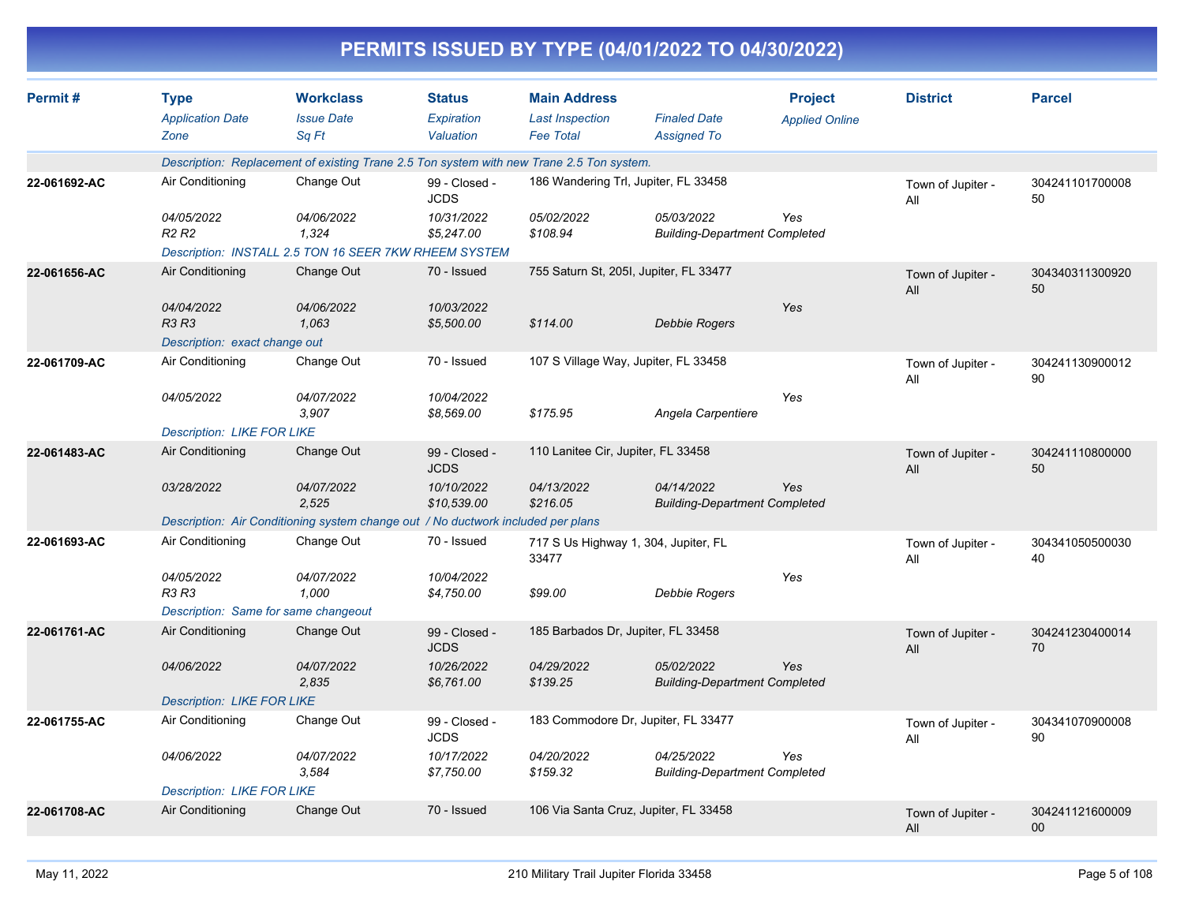# PERMITS ISSUED BY TYPE (04/01/2022 TO 04/30/2022)

| Permit # | Type<br>*Application Date*<br>*Zone* | Workclass<br>*Issue Date*<br>*Sq Ft* | Status<br>*Expiration*<br>*Valuation* | Main Address<br>*Last Inspection*<br>*Fee Total* | *Finaled Date*<br>*Assigned To* | Project<br>*Applied Online* | District | Parcel |
|---|---|---|---|---|---|---|---|---|
| | *Description: Replacement of existing Trane 2.5 Ton system with new Trane 2.5 Ton system.* | | | | | | | |
| **22-061692-AC** | Air Conditioning<br>*04/05/2022*<br>*R2 R2* | Change Out<br>*04/06/2022*<br>*1,324* | 99 - Closed - JCDS<br>*10/31/2022*<br>*$5,247.00* | 186 Wandering Trl, Jupiter, FL 33458<br>*05/02/2022*<br>*$108.94* | *05/03/2022*<br>*Building-Department Completed* | *Yes* | Town of Jupiter - All | 30424110170000850 |
| | *Description: INSTALL 2.5 TON 16 SEER 7KW RHEEM SYSTEM* | | | | | | | |
| **22-061656-AC** | Air Conditioning<br>*04/04/2022*<br>*R3 R3* | Change Out<br>*04/06/2022*<br>*1,063* | 70 - Issued<br>*10/03/2022*<br>*$5,500.00* | 755 Saturn St, 205I, Jupiter, FL 33477<br><br>*$114.00* | <br>*Debbie Rogers* | *Yes* | Town of Jupiter - All | 30434031130092050 |
| | *Description: exact change out* | | | | | | | |
| **22-061709-AC** | Air Conditioning<br>*04/05/2022* | Change Out<br>*04/07/2022*<br>*3,907* | 70 - Issued<br>*10/04/2022*<br>*$8,569.00* | 107 S Village Way, Jupiter, FL 33458<br><br>*$175.95* | <br>*Angela Carpentiere* | *Yes* | Town of Jupiter - All | 30424113090001290 |
| | *Description: LIKE FOR LIKE* | | | | | | | |
| **22-061483-AC** | Air Conditioning<br>*03/28/2022* | Change Out<br>*04/07/2022*<br>*2,525* | 99 - Closed - JCDS<br>*10/10/2022*<br>*$10,539.00* | 110 Lanitee Cir, Jupiter, FL 33458<br>*04/13/2022*<br>*$216.05* | *04/14/2022*<br>*Building-Department Completed* | *Yes* | Town of Jupiter - All | 30424111080000050 |
| | *Description: Air Conditioning system change out / No ductwork included per plans* | | | | | | | |
| **22-061693-AC** | Air Conditioning<br>*04/05/2022*<br>*R3 R3* | Change Out<br>*04/07/2022*<br>*1,000* | 70 - Issued<br>*10/04/2022*<br>*$4,750.00* | 717 S Us Highway 1, 304, Jupiter, FL 33477<br><br>*$99.00* | <br>*Debbie Rogers* | *Yes* | Town of Jupiter - All | 30434105050003040 |
| | *Description: Same for same changeout* | | | | | | | |
| **22-061761-AC** | Air Conditioning<br>*04/06/2022* | Change Out<br>*04/07/2022*<br>*2,835* | 99 - Closed - JCDS<br>*10/26/2022*<br>*$6,761.00* | 185 Barbados Dr, Jupiter, FL 33458<br>*04/29/2022*<br>*$139.25* | *05/02/2022*<br>*Building-Department Completed* | *Yes* | Town of Jupiter - All | 30424123040001470 |
| | *Description: LIKE FOR LIKE* | | | | | | | |
| **22-061755-AC** | Air Conditioning<br>*04/06/2022* | Change Out<br>*04/07/2022*<br>*3,584* | 99 - Closed - JCDS<br>*10/17/2022*<br>*$7,750.00* | 183 Commodore Dr, Jupiter, FL 33477<br>*04/20/2022*<br>*$159.32* | *04/25/2022*<br>*Building-Department Completed* | *Yes* | Town of Jupiter - All | 30434107090000890 |
| | *Description: LIKE FOR LIKE* | | | | | | | |
| **22-061708-AC** | Air Conditioning | Change Out | 70 - Issued | 106 Via Santa Cruz, Jupiter, FL 33458 | | | Town of Jupiter - All | 30424112160000900 |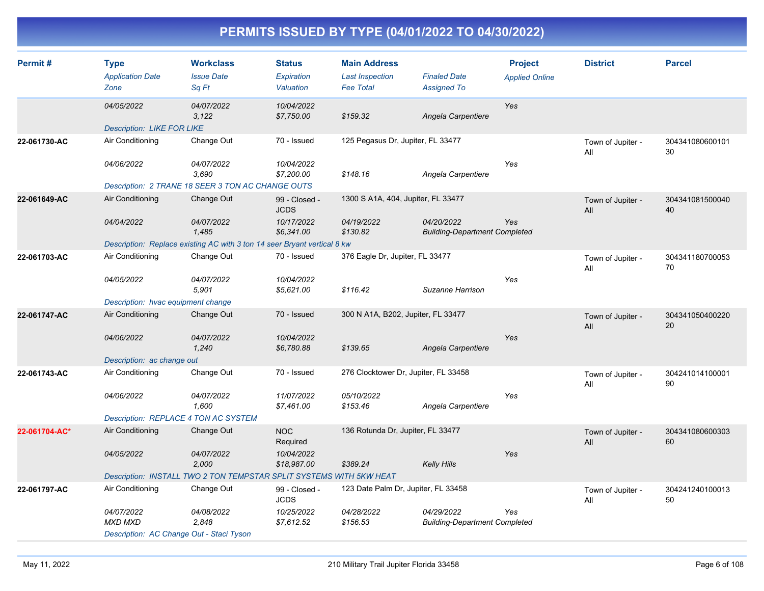# PERMITS ISSUED BY TYPE (04/01/2022 TO 04/30/2022)

| Permit # | Type | Workclass | Status | Main Address | | Project | District | Parcel |
|---|---|---|---|---|---|---|---|---|
| | *Application Date* | *Issue Date* | *Expiration* | *Last Inspection* | *Finaled Date* | *Applied Online* | | |
| | *Zone* | *Sq Ft* | *Valuation* | *Fee Total* | *Assigned To* | | | |
| | *04/05/2022* | *04/07/2022* | *10/04/2022* | | | *Yes* | | |
| | | *3,122* | *$7,750.00* | *$159.32* | *Angela Carpentiere* | | | |
| | *Description: LIKE FOR LIKE* | | | | | | | |
| **22-061730-AC** | Air Conditioning | Change Out | 70 - Issued | 125 Pegasus Dr, Jupiter, FL 33477 | | | Town of Jupiter - All | 30434108060010130 |
| | *04/06/2022* | *04/07/2022* | *10/04/2022* | | | *Yes* | | |
| | | *3,690* | *$7,200.00* | *$148.16* | *Angela Carpentiere* | | | |
| | *Description: 2 TRANE 18 SEER 3 TON AC CHANGE OUTS* | | | | | | | |
| **22-061649-AC** | Air Conditioning | Change Out | 99 - Closed - JCDS | 1300 S A1A, 404, Jupiter, FL 33477 | | | Town of Jupiter - All | 30434108150004040 |
| | *04/04/2022* | *04/07/2022* | *10/17/2022* | *04/19/2022* | *04/20/2022* | *Yes* | | |
| | | *1,485* | *$6,341.00* | *$130.82* | *Building-Department Completed* | | | |
| | *Description: Replace existing AC with 3 ton 14 seer Bryant vertical 8 kw* | | | | | | | |
| **22-061703-AC** | Air Conditioning | Change Out | 70 - Issued | 376 Eagle Dr, Jupiter, FL 33477 | | | Town of Jupiter - All | 30434118070005370 |
| | *04/05/2022* | *04/07/2022* | *10/04/2022* | | | *Yes* | | |
| | | *5,901* | *$5,621.00* | *$116.42* | *Suzanne Harrison* | | | |
| | *Description: hvac equipment change* | | | | | | | |
| **22-061747-AC** | Air Conditioning | Change Out | 70 - Issued | 300 N A1A, B202, Jupiter, FL 33477 | | | Town of Jupiter - All | 30434105040022020 |
| | *04/06/2022* | *04/07/2022* | *10/04/2022* | | | *Yes* | | |
| | | *1,240* | *$6,780.88* | *$139.65* | *Angela Carpentiere* | | | |
| | *Description: ac change out* | | | | | | | |
| **22-061743-AC** | Air Conditioning | Change Out | 70 - Issued | 276 Clocktower Dr, Jupiter, FL 33458 | | | Town of Jupiter - All | 30424101410000190 |
| | *04/06/2022* | *04/07/2022* | *11/07/2022* | *05/10/2022* | | *Yes* | | |
| | | *1,600* | *$7,461.00* | *$153.46* | *Angela Carpentiere* | | | |
| | *Description: REPLACE 4 TON AC SYSTEM* | | | | | | | |
| **22-061704-AC*** | Air Conditioning | Change Out | NOC Required | 136 Rotunda Dr, Jupiter, FL 33477 | | | Town of Jupiter - All | 30434108060030360 |
| | *04/05/2022* | *04/07/2022* | *10/04/2022* | | | *Yes* | | |
| | | *2,000* | *$18,987.00* | *$389.24* | *Kelly Hills* | | | |
| | *Description: INSTALL TWO 2 TON TEMPSTAR SPLIT SYSTEMS WITH 5KW HEAT* | | | | | | | |
| **22-061797-AC** | Air Conditioning | Change Out | 99 - Closed - JCDS | 123 Date Palm Dr, Jupiter, FL 33458 | | | Town of Jupiter - All | 30424124010001350 |
| | *04/07/2022* | *04/08/2022* | *10/25/2022* | *04/28/2022* | *04/29/2022* | *Yes* | | |
| | *MXD MXD* | *2,848* | *$7,612.52* | *$156.53* | *Building-Department Completed* | | | |
| | *Description: AC Change Out - Staci Tyson* | | | | | | | |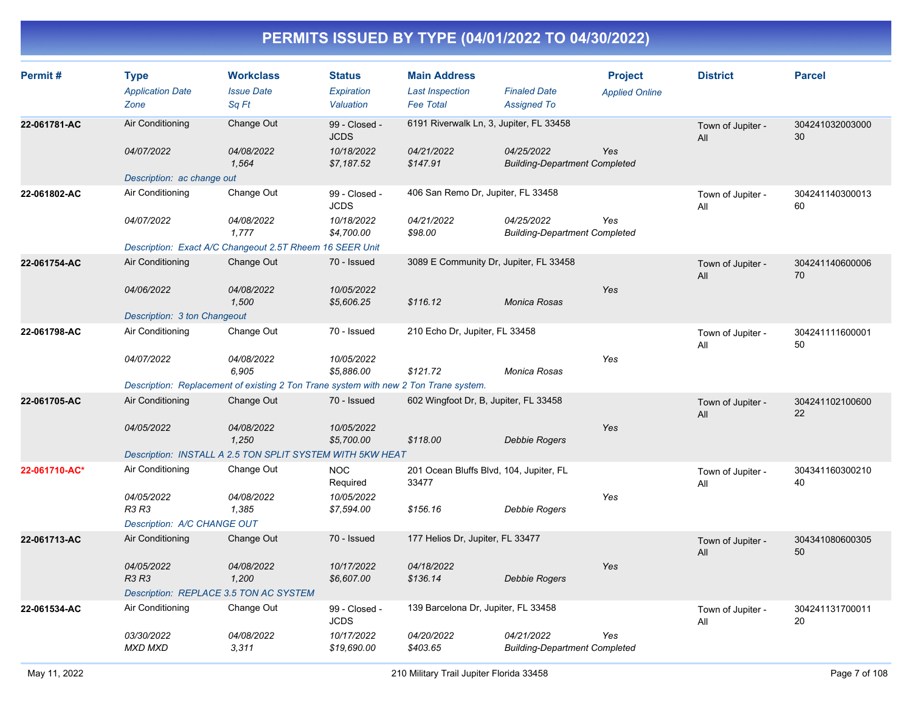# PERMITS ISSUED BY TYPE (04/01/2022 TO 04/30/2022)

| Permit # | Type / *Application Date* / *Zone* | Workclass / *Issue Date* / *Sq Ft* | Status / *Expiration* / *Valuation* | Main Address / *Last Inspection* / *Fee Total* | *Finaled Date* / *Assigned To* | Project / *Applied Online* | District | Parcel |
|---|---|---|---|---|---|---|---|---|
| **22-061781-AC** | Air Conditioning<br>*04/07/2022* | Change Out<br>*04/08/2022*<br>*1,564* | 99 - Closed - JCDS<br>*10/18/2022*<br>*$7,187.52* | 6191 Riverwalk Ln, 3, Jupiter, FL 33458<br>*04/21/2022*<br>*$147.91* | *04/25/2022*<br>*Building-Department Completed* | *Yes* | Town of Jupiter - All | 30424103200300030 |
| | *Description: ac change out* | | | | | | | |
| **22-061802-AC** | Air Conditioning<br>*04/07/2022* | Change Out<br>*04/08/2022*<br>*1,777* | 99 - Closed - JCDS<br>*10/18/2022*<br>*$4,700.00* | 406 San Remo Dr, Jupiter, FL 33458<br>*04/21/2022*<br>*$98.00* | *04/25/2022*<br>*Building-Department Completed* | *Yes* | Town of Jupiter - All | 30424114030001360 |
| | *Description: Exact A/C Changeout 2.5T Rheem 16 SEER Unit* | | | | | | | |
| **22-061754-AC** | Air Conditioning<br>*04/06/2022* | Change Out<br>*04/08/2022*<br>*1,500* | 70 - Issued<br>*10/05/2022*<br>*$5,606.25* | 3089 E Community Dr, Jupiter, FL 33458<br><br>*$116.12* | <br>*Monica Rosas* | *Yes* | Town of Jupiter - All | 30424114060000670 |
| | *Description: 3 ton Changeout* | | | | | | | |
| **22-061798-AC** | Air Conditioning<br>*04/07/2022* | Change Out<br>*04/08/2022*<br>*6,905* | 70 - Issued<br>*10/05/2022*<br>*$5,886.00* | 210 Echo Dr, Jupiter, FL 33458<br><br>*$121.72* | <br>*Monica Rosas* | *Yes* | Town of Jupiter - All | 30424111160000150 |
| | *Description: Replacement of existing 2 Ton Trane system with new 2 Ton Trane system.* | | | | | | | |
| **22-061705-AC** | Air Conditioning<br>*04/05/2022* | Change Out<br>*04/08/2022*<br>*1,250* | 70 - Issued<br>*10/05/2022*<br>*$5,700.00* | 602 Wingfoot Dr, B, Jupiter, FL 33458<br><br>*$118.00* | <br>*Debbie Rogers* | *Yes* | Town of Jupiter - All | 30424110210060022 |
| | *Description: INSTALL A 2.5 TON SPLIT SYSTEM WITH 5KW HEAT* | | | | | | | |
| **22-061710-AC*** | Air Conditioning<br>*04/05/2022*<br>*R3 R3* | Change Out<br>*04/08/2022*<br>*1,385* | NOC Required<br>*10/05/2022*<br>*$7,594.00* | 201 Ocean Bluffs Blvd, 104, Jupiter, FL 33477<br><br>*$156.16* | <br>*Debbie Rogers* | *Yes* | Town of Jupiter - All | 30434116030021040 |
| | *Description: A/C CHANGE OUT* | | | | | | | |
| **22-061713-AC** | Air Conditioning<br>*04/05/2022*<br>*R3 R3* | Change Out<br>*04/08/2022*<br>*1,200* | 70 - Issued<br>*10/17/2022*<br>*$6,607.00* | 177 Helios Dr, Jupiter, FL 33477<br>*04/18/2022*<br>*$136.14* | <br>*Debbie Rogers* | *Yes* | Town of Jupiter - All | 30434108060030550 |
| | *Description: REPLACE 3.5 TON AC SYSTEM* | | | | | | | |
| **22-061534-AC** | Air Conditioning<br>*03/30/2022*<br>*MXD MXD* | Change Out<br>*04/08/2022*<br>*3,311* | 99 - Closed - JCDS<br>*10/17/2022*<br>*$19,690.00* | 139 Barcelona Dr, Jupiter, FL 33458<br>*04/20/2022*<br>*$403.65* | *04/21/2022*<br>*Building-Department Completed* | *Yes* | Town of Jupiter - All | 30424113170001120 |

May 11, 2022 — 210 Military Trail Jupiter Florida 33458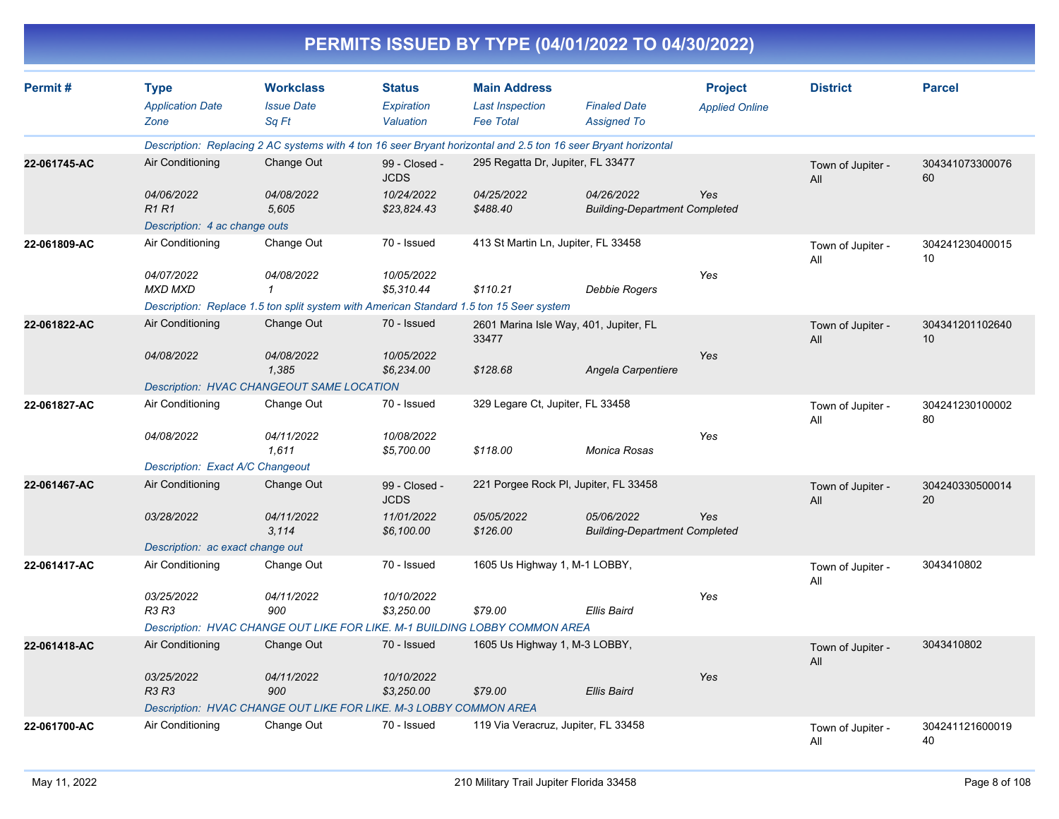# PERMITS ISSUED BY TYPE (04/01/2022 TO 04/30/2022)

| Permit # | Type<br>*Application Date*<br>*Zone* | Workclass<br>*Issue Date*<br>*Sq Ft* | Status<br>*Expiration*<br>*Valuation* | Main Address<br>*Last Inspection*<br>*Fee Total* | *Finaled Date*<br>*Assigned To* | Project<br>*Applied Online* | District | Parcel |
|---|---|---|---|---|---|---|---|---|
| | *Description: Replacing 2 AC systems with 4 ton 16 seer Bryant horizontal and 2.5 ton 16 seer Bryant horizontal* | | | | | | | |
| **22-061745-AC** | Air Conditioning<br>*04/06/2022*<br>*R1 R1* | Change Out<br>*04/08/2022*<br>*5,605* | 99 - Closed - JCDS<br>*10/24/2022*<br>*$23,824.43* | 295 Regatta Dr, Jupiter, FL 33477<br>*04/25/2022*<br>*$488.40* | *04/26/2022*<br>*Building-Department Completed* | *Yes* | Town of Jupiter - All | 30434107330007660 |
| | *Description: 4 ac change outs* | | | | | | | |
| **22-061809-AC** | Air Conditioning<br>*04/07/2022*<br>*MXD MXD* | Change Out<br>*04/08/2022*<br>*1* | 70 - Issued<br>*10/05/2022*<br>*$5,310.44* | 413 St Martin Ln, Jupiter, FL 33458<br><br>*$110.21* | *Debbie Rogers* | *Yes* | Town of Jupiter - All | 30424123040001510 |
| | *Description: Replace 1.5 ton split system with American Standard 1.5 ton 15 Seer system* | | | | | | | |
| **22-061822-AC** | Air Conditioning<br>*04/08/2022* | Change Out<br>*04/08/2022*<br>*1,385* | 70 - Issued<br>*10/05/2022*<br>*$6,234.00* | 2601 Marina Isle Way, 401, Jupiter, FL 33477<br><br>*$128.68* | *Angela Carpentiere* | *Yes* | Town of Jupiter - All | 30434120110264010 |
| | *Description: HVAC CHANGEOUT SAME LOCATION* | | | | | | | |
| **22-061827-AC** | Air Conditioning<br>*04/08/2022* | Change Out<br>*04/11/2022*<br>*1,611* | 70 - Issued<br>*10/08/2022*<br>*$5,700.00* | 329 Legare Ct, Jupiter, FL 33458<br><br>*$118.00* | *Monica Rosas* | *Yes* | Town of Jupiter - All | 30424123010000280 |
| | *Description: Exact A/C Changeout* | | | | | | | |
| **22-061467-AC** | Air Conditioning<br>*03/28/2022* | Change Out<br>*04/11/2022*<br>*3,114* | 99 - Closed - JCDS<br>*11/01/2022*<br>*$6,100.00* | 221 Porgee Rock Pl, Jupiter, FL 33458<br>*05/05/2022*<br>*$126.00* | *05/06/2022*<br>*Building-Department Completed* | *Yes* | Town of Jupiter - All | 30424033050001420 |
| | *Description: ac exact change out* | | | | | | | |
| **22-061417-AC** | Air Conditioning<br>*03/25/2022*<br>*R3 R3* | Change Out<br>*04/11/2022*<br>*900* | 70 - Issued<br>*10/10/2022*<br>*$3,250.00* | 1605 Us Highway 1, M-1 LOBBY,<br><br>*$79.00* | *Ellis Baird* | *Yes* | Town of Jupiter - All | 3043410802 |
| | *Description: HVAC CHANGE OUT LIKE FOR LIKE. M-1 BUILDING LOBBY COMMON AREA* | | | | | | | |
| **22-061418-AC** | Air Conditioning<br>*03/25/2022*<br>*R3 R3* | Change Out<br>*04/11/2022*<br>*900* | 70 - Issued<br>*10/10/2022*<br>*$3,250.00* | 1605 Us Highway 1, M-3 LOBBY,<br><br>*$79.00* | *Ellis Baird* | *Yes* | Town of Jupiter - All | 3043410802 |
| | *Description: HVAC CHANGE OUT LIKE FOR LIKE. M-3 LOBBY COMMON AREA* | | | | | | | |
| **22-061700-AC** | Air Conditioning | Change Out | 70 - Issued | 119 Via Veracruz, Jupiter, FL 33458 | | | Town of Jupiter - All | 30424112160001940 |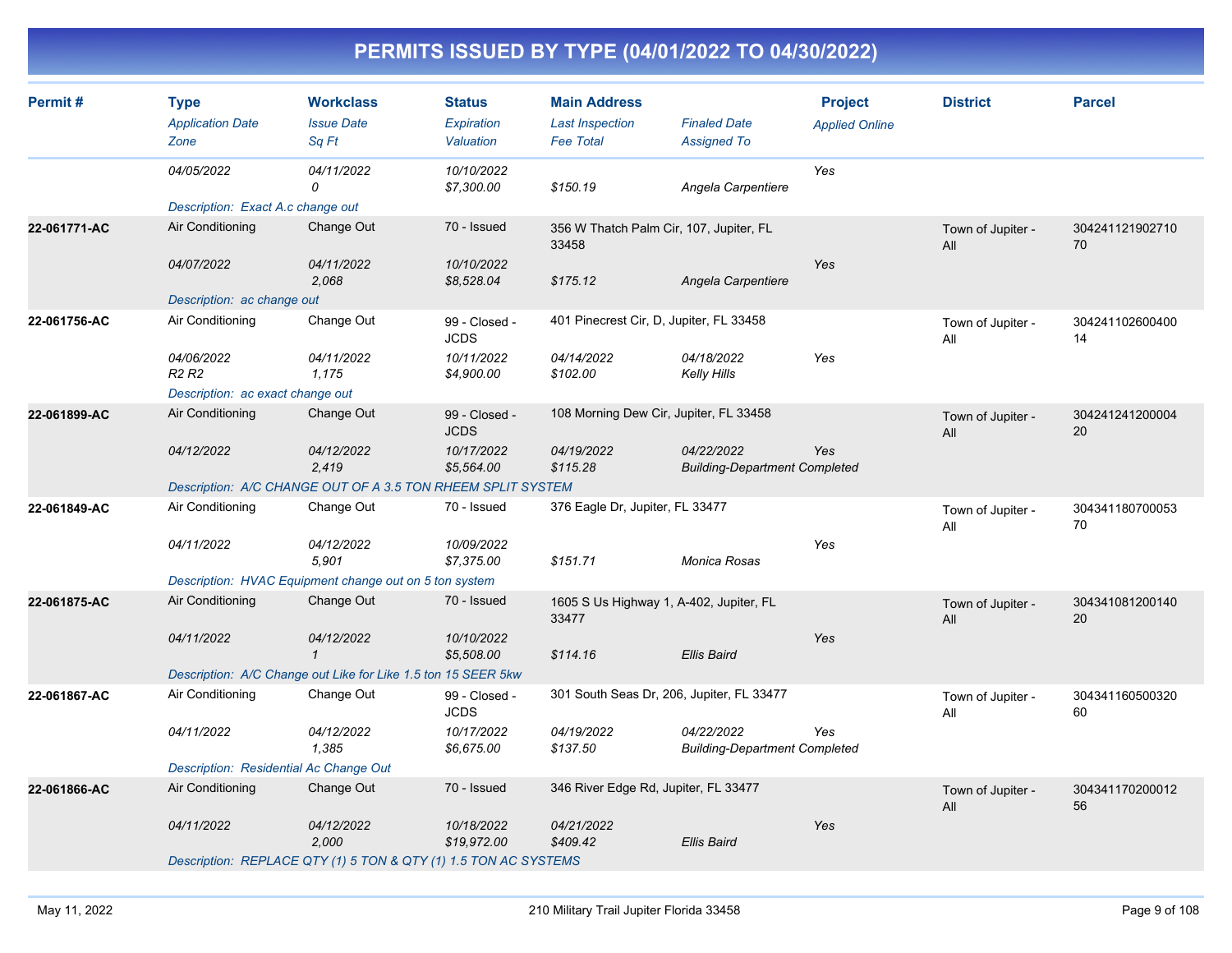# PERMITS ISSUED BY TYPE (04/01/2022 TO 04/30/2022)

| Permit # | Type | Workclass | Status | Main Address | | Project | District | Parcel |
|---|---|---|---|---|---|---|---|---|
| | *Application Date* | *Issue Date* | *Expiration* | *Last Inspection* | *Finaled Date* | *Applied Online* | | |
| | *Zone* | *Sq Ft* | *Valuation* | *Fee Total* | *Assigned To* | | | |
| | *04/05/2022* | *04/11/2022* | *10/10/2022* | | | *Yes* | | |
| | | *0* | *$7,300.00* | *$150.19* | *Angela Carpentiere* | | | |
| | *Description: Exact A.c change out* | | | | | | | |
| **22-061771-AC** | Air Conditioning | Change Out | 70 - Issued | 356 W Thatch Palm Cir, 107, Jupiter, FL 33458 | | | Town of Jupiter - All | 30424112190271070 |
| | *04/07/2022* | *04/11/2022* | *10/10/2022* | | | *Yes* | | |
| | | *2,068* | *$8,528.04* | *$175.12* | *Angela Carpentiere* | | | |
| | *Description: ac change out* | | | | | | | |
| **22-061756-AC** | Air Conditioning | Change Out | 99 - Closed - JCDS | 401 Pinecrest Cir, D, Jupiter, FL 33458 | | | Town of Jupiter - All | 30424110260040014 |
| | *04/06/2022* | *04/11/2022* | *10/11/2022* | *04/14/2022* | *04/18/2022* | *Yes* | | |
| | *R2 R2* | *1,175* | *$4,900.00* | *$102.00* | *Kelly Hills* | | | |
| | *Description: ac exact change out* | | | | | | | |
| **22-061899-AC** | Air Conditioning | Change Out | 99 - Closed - JCDS | 108 Morning Dew Cir, Jupiter, FL 33458 | | | Town of Jupiter - All | 30424124120000420 |
| | *04/12/2022* | *04/12/2022* | *10/17/2022* | *04/19/2022* | *04/22/2022* | *Yes* | | |
| | | *2,419* | *$5,564.00* | *$115.28* | *Building-Department Completed* | | | |
| | *Description: A/C CHANGE OUT OF A 3.5 TON RHEEM SPLIT SYSTEM* | | | | | | | |
| **22-061849-AC** | Air Conditioning | Change Out | 70 - Issued | 376 Eagle Dr, Jupiter, FL 33477 | | | Town of Jupiter - All | 30434118070005370 |
| | *04/11/2022* | *04/12/2022* | *10/09/2022* | | | *Yes* | | |
| | | *5,901* | *$7,375.00* | *$151.71* | *Monica Rosas* | | | |
| | *Description: HVAC Equipment change out on 5 ton system* | | | | | | | |
| **22-061875-AC** | Air Conditioning | Change Out | 70 - Issued | 1605 S Us Highway 1, A-402, Jupiter, FL 33477 | | | Town of Jupiter - All | 30434108120014020 |
| | *04/11/2022* | *04/12/2022* | *10/10/2022* | | | *Yes* | | |
| | | *1* | *$5,508.00* | *$114.16* | *Ellis Baird* | | | |
| | *Description: A/C Change out Like for Like 1.5 ton 15 SEER 5kw* | | | | | | | |
| **22-061867-AC** | Air Conditioning | Change Out | 99 - Closed - JCDS | 301 South Seas Dr, 206, Jupiter, FL 33477 | | | Town of Jupiter - All | 30434116050032060 |
| | *04/11/2022* | *04/12/2022* | *10/17/2022* | *04/19/2022* | *04/22/2022* | *Yes* | | |
| | | *1,385* | *$6,675.00* | *$137.50* | *Building-Department Completed* | | | |
| | *Description: Residential Ac Change Out* | | | | | | | |
| **22-061866-AC** | Air Conditioning | Change Out | 70 - Issued | 346 River Edge Rd, Jupiter, FL 33477 | | | Town of Jupiter - All | 30434117020001256 |
| | *04/11/2022* | *04/12/2022* | *10/18/2022* | *04/21/2022* | | *Yes* | | |
| | | *2,000* | *$19,972.00* | *$409.42* | *Ellis Baird* | | | |
| | *Description: REPLACE QTY (1) 5 TON & QTY (1) 1.5 TON AC SYSTEMS* | | | | | | | |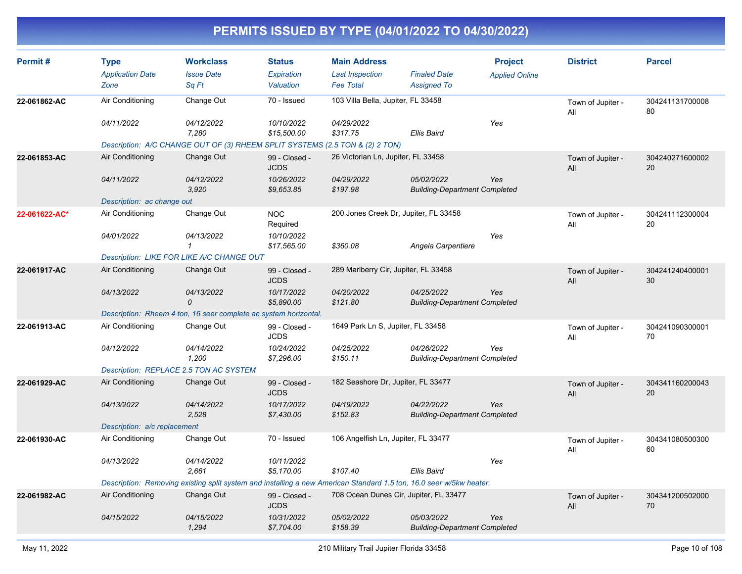# PERMITS ISSUED BY TYPE (04/01/2022 TO 04/30/2022)

| Permit # | Type | Workclass | Status | Main Address | | Project | District | Parcel |
|---|---|---|---|---|---|---|---|---|
| | *Application Date* | *Issue Date* | *Expiration* | *Last Inspection* | *Finaled Date* | *Applied Online* | | |
| | *Zone* | *Sq Ft* | *Valuation* | *Fee Total* | *Assigned To* | | | |
| **22-061862-AC** | Air Conditioning | Change Out | 70 - Issued | 103 Villa Bella, Jupiter, FL 33458 | | | Town of Jupiter - All | 30424113170000880 |
| | *04/11/2022* | *04/12/2022* | *10/10/2022* | *04/29/2022* | | *Yes* | | |
| | | *7,280* | *$15,500.00* | *$317.75* | *Ellis Baird* | | | |
| | *Description: A/C CHANGE OUT OF (3) RHEEM SPLIT SYSTEMS (2.5 TON & (2) 2 TON)* | | | | | | | |
| **22-061853-AC** | Air Conditioning | Change Out | 99 - Closed - JCDS | 26 Victorian Ln, Jupiter, FL 33458 | | | Town of Jupiter - All | 30424027160000220 |
| | *04/11/2022* | *04/12/2022* | *10/26/2022* | *04/29/2022* | *05/02/2022* | *Yes* | | |
| | | *3,920* | *$9,653.85* | *$197.98* | *Building-Department Completed* | | | |
| | *Description: ac change out* | | | | | | | |
| **22-061622-AC*** | Air Conditioning | Change Out | NOC Required | 200 Jones Creek Dr, Jupiter, FL 33458 | | | Town of Jupiter - All | 30424111230000420 |
| | *04/01/2022* | *04/13/2022* | *10/10/2022* | | | *Yes* | | |
| | | *1* | *$17,565.00* | *$360.08* | *Angela Carpentiere* | | | |
| | *Description: LIKE FOR LIKE A/C CHANGE OUT* | | | | | | | |
| **22-061917-AC** | Air Conditioning | Change Out | 99 - Closed - JCDS | 289 Marlberry Cir, Jupiter, FL 33458 | | | Town of Jupiter - All | 30424124040000130 |
| | *04/13/2022* | *04/13/2022* | *10/17/2022* | *04/20/2022* | *04/25/2022* | *Yes* | | |
| | | *0* | *$5,890.00* | *$121.80* | *Building-Department Completed* | | | |
| | *Description: Rheem 4 ton, 16 seer complete ac system horizontal.* | | | | | | | |
| **22-061913-AC** | Air Conditioning | Change Out | 99 - Closed - JCDS | 1649 Park Ln S, Jupiter, FL 33458 | | | Town of Jupiter - All | 30424109030000170 |
| | *04/12/2022* | *04/14/2022* | *10/24/2022* | *04/25/2022* | *04/26/2022* | *Yes* | | |
| | | *1,200* | *$7,296.00* | *$150.11* | *Building-Department Completed* | | | |
| | *Description: REPLACE 2.5 TON AC SYSTEM* | | | | | | | |
| **22-061929-AC** | Air Conditioning | Change Out | 99 - Closed - JCDS | 182 Seashore Dr, Jupiter, FL 33477 | | | Town of Jupiter - All | 30434116020004320 |
| | *04/13/2022* | *04/14/2022* | *10/17/2022* | *04/19/2022* | *04/22/2022* | *Yes* | | |
| | | *2,528* | *$7,430.00* | *$152.83* | *Building-Department Completed* | | | |
| | *Description: a/c replacement* | | | | | | | |
| **22-061930-AC** | Air Conditioning | Change Out | 70 - Issued | 106 Angelfish Ln, Jupiter, FL 33477 | | | Town of Jupiter - All | 30434108050030060 |
| | *04/13/2022* | *04/14/2022* | *10/11/2022* | | | *Yes* | | |
| | | *2,661* | *$5,170.00* | *$107.40* | *Ellis Baird* | | | |
| | *Description: Removing existing split system and installing a new American Standard 1.5 ton, 16.0 seer w/5kw heater.* | | | | | | | |
| **22-061982-AC** | Air Conditioning | Change Out | 99 - Closed - JCDS | 708 Ocean Dunes Cir, Jupiter, FL 33477 | | | Town of Jupiter - All | 30434120050200070 |
| | *04/15/2022* | *04/15/2022* | *10/31/2022* | *05/02/2022* | *05/03/2022* | *Yes* | | |
| | | *1,294* | *$7,704.00* | *$158.39* | *Building-Department Completed* | | | |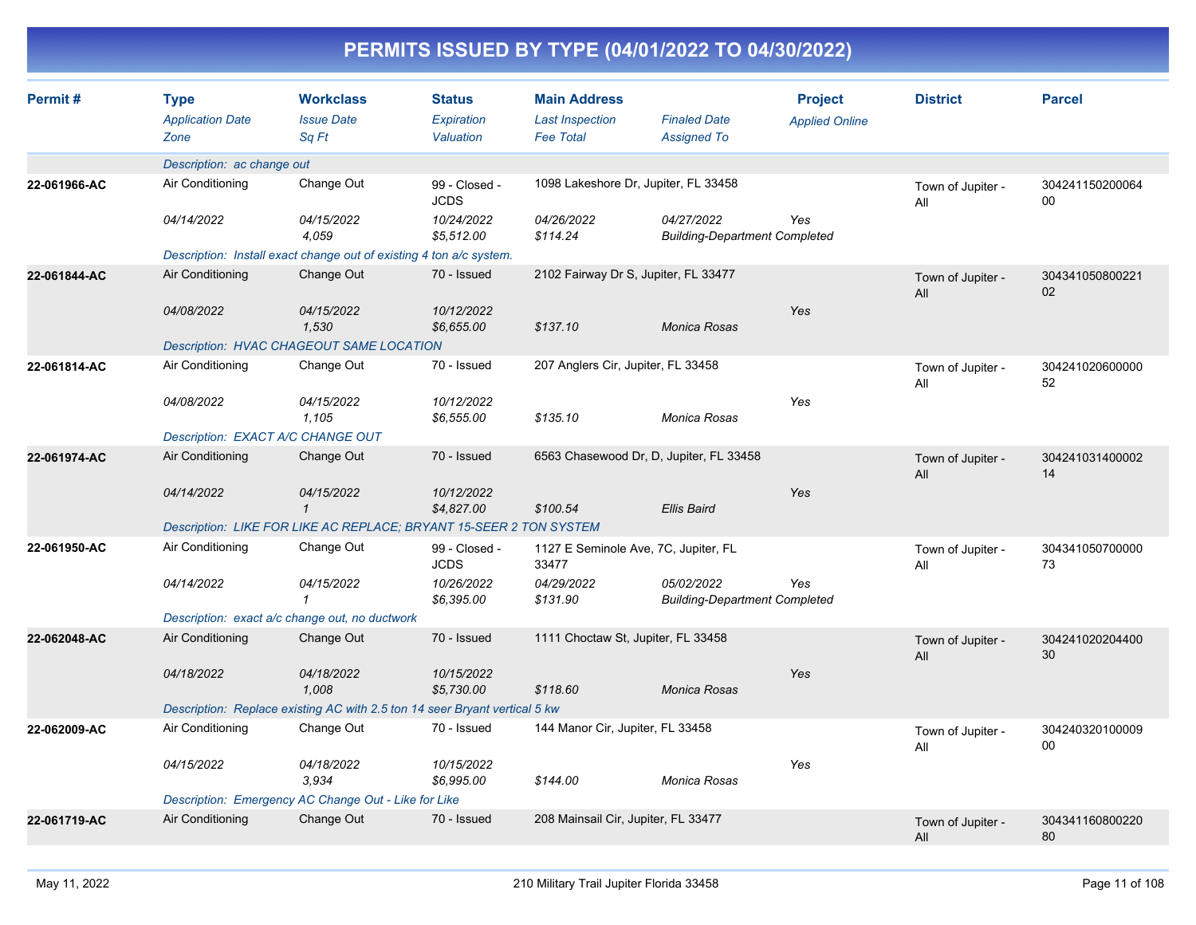# PERMITS ISSUED BY TYPE (04/01/2022 TO 04/30/2022)

| Permit # | Type / *Application Date* / *Zone* | Workclass / *Issue Date* / *Sq Ft* | Status / *Expiration* / *Valuation* | Main Address / *Last Inspection* / *Fee Total* | *Finaled Date* / *Assigned To* | Project / *Applied Online* | District | Parcel |
|---|---|---|---|---|---|---|---|---|
| | *Description: ac change out* | | | | | | | |
| **22-061966-AC** | Air Conditioning | Change Out | 99 - Closed - JCDS | 1098 Lakeshore Dr, Jupiter, FL 33458 | | | Town of Jupiter - All | 30424115020006400 |
| | *04/14/2022* | *04/15/2022* | *10/24/2022* | *04/26/2022* | *04/27/2022* | *Yes* | | |
| | | *4,059* | *$5,512.00* | *$114.24* | *Building-Department Completed* | | | |
| | *Description: Install exact change out of existing 4 ton a/c system.* | | | | | | | |
| **22-061844-AC** | Air Conditioning | Change Out | 70 - Issued | 2102 Fairway Dr S, Jupiter, FL 33477 | | | Town of Jupiter - All | 30434105080022102 |
| | *04/08/2022* | *04/15/2022* | *10/12/2022* | | | *Yes* | | |
| | | *1,530* | *$6,655.00* | *$137.10* | *Monica Rosas* | | | |
| | *Description: HVAC CHAGEOUT SAME LOCATION* | | | | | | | |
| **22-061814-AC** | Air Conditioning | Change Out | 70 - Issued | 207 Anglers Cir, Jupiter, FL 33458 | | | Town of Jupiter - All | 30424102060000052 |
| | *04/08/2022* | *04/15/2022* | *10/12/2022* | | | *Yes* | | |
| | | *1,105* | *$6,555.00* | *$135.10* | *Monica Rosas* | | | |
| | *Description: EXACT A/C CHANGE OUT* | | | | | | | |
| **22-061974-AC** | Air Conditioning | Change Out | 70 - Issued | 6563 Chasewood Dr, D, Jupiter, FL 33458 | | | Town of Jupiter - All | 30424103140000214 |
| | *04/14/2022* | *04/15/2022* | *10/12/2022* | | | *Yes* | | |
| | | *1* | *$4,827.00* | *$100.54* | *Ellis Baird* | | | |
| | *Description: LIKE FOR LIKE AC REPLACE; BRYANT 15-SEER 2 TON SYSTEM* | | | | | | | |
| **22-061950-AC** | Air Conditioning | Change Out | 99 - Closed - JCDS | 1127 E Seminole Ave, 7C, Jupiter, FL 33477 | | | Town of Jupiter - All | 30434105070000073 |
| | *04/14/2022* | *04/15/2022* | *10/26/2022* | *04/29/2022* | *05/02/2022* | *Yes* | | |
| | | *1* | *$6,395.00* | *$131.90* | *Building-Department Completed* | | | |
| | *Description: exact a/c change out, no ductwork* | | | | | | | |
| **22-062048-AC** | Air Conditioning | Change Out | 70 - Issued | 1111 Choctaw St, Jupiter, FL 33458 | | | Town of Jupiter - All | 30424102020440030 |
| | *04/18/2022* | *04/18/2022* | *10/15/2022* | | | *Yes* | | |
| | | *1,008* | *$5,730.00* | *$118.60* | *Monica Rosas* | | | |
| | *Description: Replace existing AC with 2.5 ton 14 seer Bryant vertical 5 kw* | | | | | | | |
| **22-062009-AC** | Air Conditioning | Change Out | 70 - Issued | 144 Manor Cir, Jupiter, FL 33458 | | | Town of Jupiter - All | 30424032010000900 |
| | *04/15/2022* | *04/18/2022* | *10/15/2022* | | | *Yes* | | |
| | | *3,934* | *$6,995.00* | *$144.00* | *Monica Rosas* | | | |
| | *Description: Emergency AC Change Out - Like for Like* | | | | | | | |
| **22-061719-AC** | Air Conditioning | Change Out | 70 - Issued | 208 Mainsail Cir, Jupiter, FL 33477 | | | Town of Jupiter - All | 30434116080022080 |

May 11, 2022 — 210 Military Trail Jupiter Florida 33458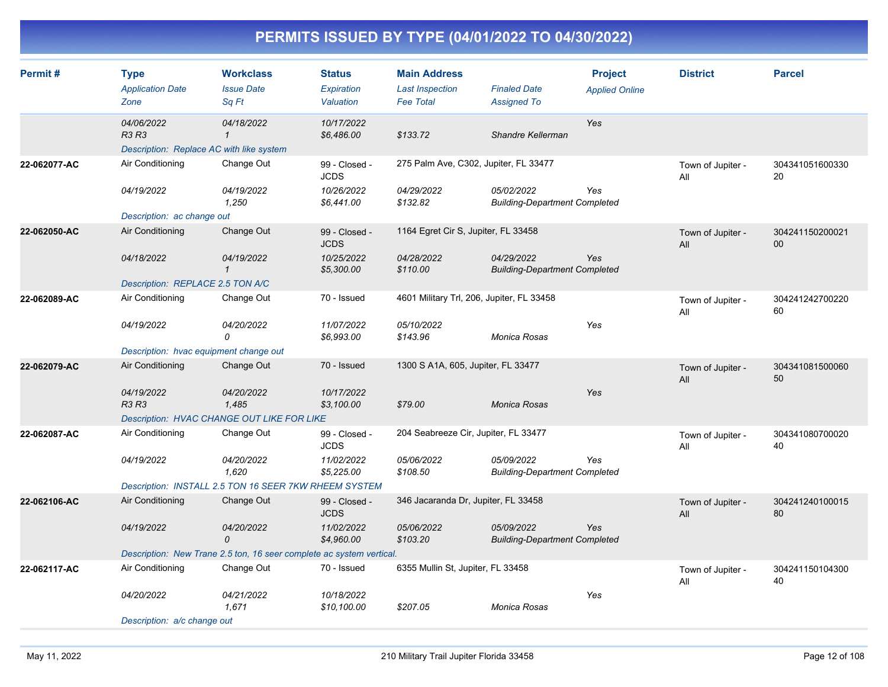# PERMITS ISSUED BY TYPE (04/01/2022 TO 04/30/2022)

| Permit # | Type<br>*Application Date*<br>*Zone* | Workclass<br>*Issue Date*<br>*Sq Ft* | Status<br>*Expiration*<br>*Valuation* | Main Address<br>*Last Inspection*<br>*Fee Total* | *Finaled Date*<br>*Assigned To* | Project<br>*Applied Online* | District | Parcel |
|---|---|---|---|---|---|---|---|---|
| | *04/06/2022*<br>*R3 R3* | *04/18/2022*<br>*1* | *10/17/2022*<br>*$6,486.00* | <br>*$133.72* | <br>*Shandre Kellerman* | *Yes* | | |
| | *Description: Replace AC with like system* | | | | | | | |
| **22-062077-AC** | Air Conditioning<br>*04/19/2022* | Change Out<br>*04/19/2022*<br>*1,250* | 99 - Closed - JCDS<br>*10/26/2022*<br>*$6,441.00* | 275 Palm Ave, C302, Jupiter, FL 33477<br>*04/29/2022*<br>*$132.82* | <br>*05/02/2022*<br>*Building-Department Completed* | <br>*Yes* | Town of Jupiter - All | 30434105160033020 |
| | *Description: ac change out* | | | | | | | |
| **22-062050-AC** | Air Conditioning<br>*04/18/2022* | Change Out<br>*04/19/2022*<br>*1* | 99 - Closed - JCDS<br>*10/25/2022*<br>*$5,300.00* | 1164 Egret Cir S, Jupiter, FL 33458<br>*04/28/2022*<br>*$110.00* | <br>*04/29/2022*<br>*Building-Department Completed* | <br>*Yes* | Town of Jupiter - All | 30424115020002100 |
| | *Description: REPLACE 2.5 TON A/C* | | | | | | | |
| **22-062089-AC** | Air Conditioning<br>*04/19/2022* | Change Out<br>*04/20/2022*<br>*0* | 70 - Issued<br>*11/07/2022*<br>*$6,993.00* | 4601 Military Trl, 206, Jupiter, FL 33458<br>*05/10/2022*<br>*$143.96* | <br>*Monica Rosas* | <br>*Yes* | Town of Jupiter - All | 30424124270022060 |
| | *Description: hvac equipment change out* | | | | | | | |
| **22-062079-AC** | Air Conditioning<br>*04/19/2022*<br>*R3 R3* | Change Out<br>*04/20/2022*<br>*1,485* | 70 - Issued<br>*10/17/2022*<br>*$3,100.00* | 1300 S A1A, 605, Jupiter, FL 33477<br>*$79.00* | <br>*Monica Rosas* | <br>*Yes* | Town of Jupiter - All | 30434108150006050 |
| | *Description: HVAC CHANGE OUT LIKE FOR LIKE* | | | | | | | |
| **22-062087-AC** | Air Conditioning<br>*04/19/2022* | Change Out<br>*04/20/2022*<br>*1,620* | 99 - Closed - JCDS<br>*11/02/2022*<br>*$5,225.00* | 204 Seabreeze Cir, Jupiter, FL 33477<br>*05/06/2022*<br>*$108.50* | <br>*05/09/2022*<br>*Building-Department Completed* | <br>*Yes* | Town of Jupiter - All | 30434108070002040 |
| | *Description: INSTALL 2.5 TON 16 SEER 7KW RHEEM SYSTEM* | | | | | | | |
| **22-062106-AC** | Air Conditioning<br>*04/19/2022* | Change Out<br>*04/20/2022*<br>*0* | 99 - Closed - JCDS<br>*11/02/2022*<br>*$4,960.00* | 346 Jacaranda Dr, Jupiter, FL 33458<br>*05/06/2022*<br>*$103.20* | <br>*05/09/2022*<br>*Building-Department Completed* | <br>*Yes* | Town of Jupiter - All | 30424124010001580 |
| | *Description: New Trane 2.5 ton, 16 seer complete ac system vertical.* | | | | | | | |
| **22-062117-AC** | Air Conditioning<br>*04/20/2022* | Change Out<br>*04/21/2022*<br>*1,671* | 70 - Issued<br>*10/18/2022*<br>*$10,100.00* | 6355 Mullin St, Jupiter, FL 33458<br>*$207.05* | <br>*Monica Rosas* | <br>*Yes* | Town of Jupiter - All | 30424115010430040 |
| | *Description: a/c change out* | | | | | | | |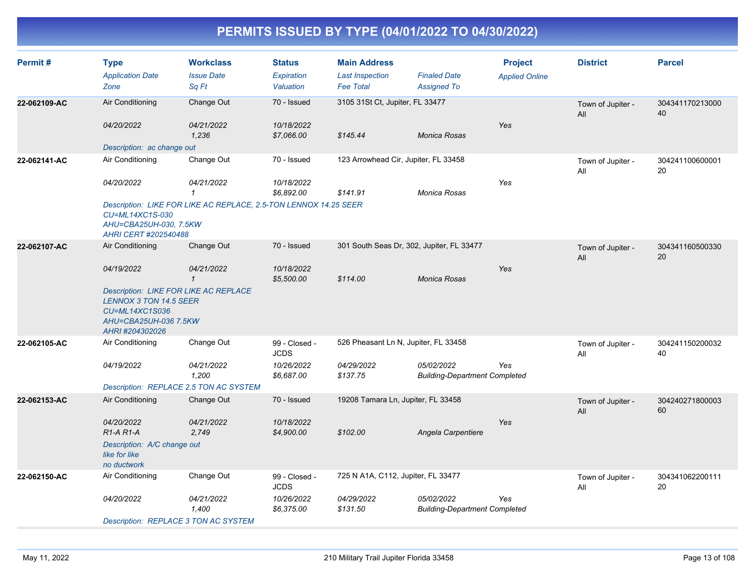# PERMITS ISSUED BY TYPE (04/01/2022 TO 04/30/2022)

| Permit # | Type<br>*Application Date*<br>*Zone* | Workclass<br>*Issue Date*<br>*Sq Ft* | Status<br>*Expiration*<br>*Valuation* | Main Address<br>*Last Inspection*<br>*Fee Total* | *Finaled Date*<br>*Assigned To* | Project<br>*Applied Online* | District | Parcel |
|---|---|---|---|---|---|---|---|---|
| **22-062109-AC** | Air Conditioning<br>*04/20/2022* | Change Out<br>*04/21/2022*<br>*1,236* | 70 - Issued<br>*10/18/2022*<br>*$7,066.00* | 3105 31St Ct, Jupiter, FL 33477<br><br>*$145.44* | <br><br>*Monica Rosas* | <br>*Yes* | Town of Jupiter - All | 30434117021300040 |
| | *Description: ac change out* | | | | | | | |
| **22-062141-AC** | Air Conditioning<br>*04/20/2022* | Change Out<br>*04/21/2022*<br>*1* | 70 - Issued<br>*10/18/2022*<br>*$6,892.00* | 123 Arrowhead Cir, Jupiter, FL 33458<br><br>*$141.91* | <br><br>*Monica Rosas* | <br>*Yes* | Town of Jupiter - All | 30424110060000120 |
| | *Description: LIKE FOR LIKE AC REPLACE, 2.5-TON LENNOX 14.25 SEER CU=ML14XC1S-030 AHU=CBA25UH-030, 7.5KW AHRI CERT #202540488* | | | | | | | |
| **22-062107-AC** | Air Conditioning<br>*04/19/2022* | Change Out<br>*04/21/2022*<br>*1* | 70 - Issued<br>*10/18/2022*<br>*$5,500.00* | 301 South Seas Dr, 302, Jupiter, FL 33477<br><br>*$114.00* | <br><br>*Monica Rosas* | <br>*Yes* | Town of Jupiter - All | 30434116050033020 |
| | *Description: LIKE FOR LIKE AC REPLACE LENNOX 3 TON 14.5 SEER CU=ML14XC1S036 AHU=CBA25UH-036 7.5KW AHRI #204302026* | | | | | | | |
| **22-062105-AC** | Air Conditioning<br>*04/19/2022* | Change Out<br>*04/21/2022*<br>*1,200* | 99 - Closed - JCDS<br>*10/26/2022*<br>*$6,687.00* | 526 Pheasant Ln N, Jupiter, FL 33458<br>*04/29/2022*<br>*$137.75* | <br>*05/02/2022*<br>*Building-Department Completed* | <br>*Yes* | Town of Jupiter - All | 30424115020003240 |
| | *Description: REPLACE 2.5 TON AC SYSTEM* | | | | | | | |
| **22-062153-AC** | Air Conditioning<br>*04/20/2022*<br>*R1-A R1-A* | Change Out<br>*04/21/2022*<br>*2,749* | 70 - Issued<br>*10/18/2022*<br>*$4,900.00* | 19208 Tamara Ln, Jupiter, FL 33458<br><br>*$102.00* | <br><br>*Angela Carpentiere* | <br>*Yes* | Town of Jupiter - All | 30424027180000360 |
| | *Description: A/C change out like for like no ductwork* | | | | | | | |
| **22-062150-AC** | Air Conditioning<br>*04/20/2022* | Change Out<br>*04/21/2022*<br>*1,400* | 99 - Closed - JCDS<br>*10/26/2022*<br>*$6,375.00* | 725 N A1A, C112, Jupiter, FL 33477<br>*04/29/2022*<br>*$131.50* | <br>*05/02/2022*<br>*Building-Department Completed* | <br>*Yes* | Town of Jupiter - All | 30434106220011120 |
| | *Description: REPLACE 3 TON AC SYSTEM* | | | | | | | |

May 11, 2022 210 Military Trail Jupiter Florida 33458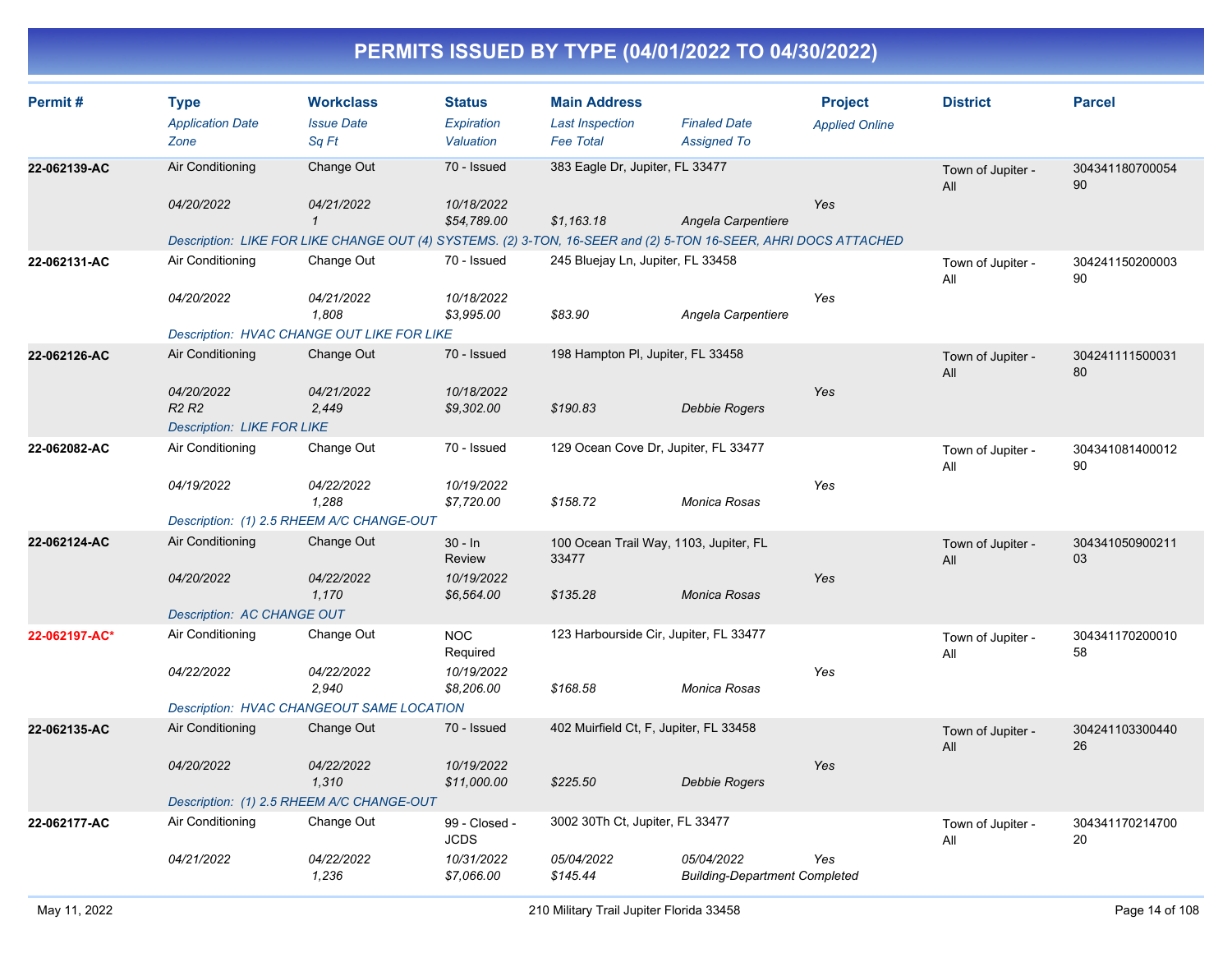# PERMITS ISSUED BY TYPE (04/01/2022 TO 04/30/2022)

| Permit # | Type / Application Date / Zone | Workclass / Issue Date / Sq Ft | Status / Expiration / Valuation | Main Address / Last Inspection / Fee Total | Finaled Date / Assigned To | Project / Applied Online | District | Parcel |
|---|---|---|---|---|---|---|---|---|
| 22-062139-AC | Air Conditioning | Change Out | 70 - Issued | 383 Eagle Dr, Jupiter, FL 33477 | | | Town of Jupiter - All | 30434118070005490 |
| | 04/20/2022 | 04/21/2022 | 10/18/2022 | | | Yes | | |
| | | 1 | $54,789.00 | $1,163.18 | Angela Carpentiere | | | |
| | Description: LIKE FOR LIKE CHANGE OUT (4) SYSTEMS. (2) 3-TON, 16-SEER and (2) 5-TON 16-SEER, AHRI DOCS ATTACHED | | | | | | | |
| 22-062131-AC | Air Conditioning | Change Out | 70 - Issued | 245 Bluejay Ln, Jupiter, FL 33458 | | | Town of Jupiter - All | 30424115020000390 |
| | 04/20/2022 | 04/21/2022 | 10/18/2022 | | | Yes | | |
| | | 1,808 | $3,995.00 | $83.90 | Angela Carpentiere | | | |
| | Description: HVAC CHANGE OUT LIKE FOR LIKE | | | | | | | |
| 22-062126-AC | Air Conditioning | Change Out | 70 - Issued | 198 Hampton Pl, Jupiter, FL 33458 | | | Town of Jupiter - All | 30424111150003180 |
| | 04/20/2022 | 04/21/2022 | 10/18/2022 | | | Yes | | |
| | R2 R2 | 2,449 | $9,302.00 | $190.83 | Debbie Rogers | | | |
| | Description: LIKE FOR LIKE | | | | | | | |
| 22-062082-AC | Air Conditioning | Change Out | 70 - Issued | 129 Ocean Cove Dr, Jupiter, FL 33477 | | | Town of Jupiter - All | 30434108140001290 |
| | 04/19/2022 | 04/22/2022 | 10/19/2022 | | | Yes | | |
| | | 1,288 | $7,720.00 | $158.72 | Monica Rosas | | | |
| | Description: (1) 2.5 RHEEM A/C CHANGE-OUT | | | | | | | |
| 22-062124-AC | Air Conditioning | Change Out | 30 - In Review | 100 Ocean Trail Way, 1103, Jupiter, FL 33477 | | | Town of Jupiter - All | 30434105090021103 |
| | 04/20/2022 | 04/22/2022 | 10/19/2022 | | | Yes | | |
| | | 1,170 | $6,564.00 | $135.28 | Monica Rosas | | | |
| | Description: AC CHANGE OUT | | | | | | | |
| 22-062197-AC* | Air Conditioning | Change Out | NOC Required | 123 Harbourside Cir, Jupiter, FL 33477 | | | Town of Jupiter - All | 30434117020001058 |
| | 04/22/2022 | 04/22/2022 | 10/19/2022 | | | Yes | | |
| | | 2,940 | $8,206.00 | $168.58 | Monica Rosas | | | |
| | Description: HVAC CHANGEOUT SAME LOCATION | | | | | | | |
| 22-062135-AC | Air Conditioning | Change Out | 70 - Issued | 402 Muirfield Ct, F, Jupiter, FL 33458 | | | Town of Jupiter - All | 30424110330044026 |
| | 04/20/2022 | 04/22/2022 | 10/19/2022 | | | Yes | | |
| | | 1,310 | $11,000.00 | $225.50 | Debbie Rogers | | | |
| | Description: (1) 2.5 RHEEM A/C CHANGE-OUT | | | | | | | |
| 22-062177-AC | Air Conditioning | Change Out | 99 - Closed - JCDS | 3002 30Th Ct, Jupiter, FL 33477 | | | Town of Jupiter - All | 30434117021470020 |
| | 04/21/2022 | 04/22/2022 | 10/31/2022 | 05/04/2022 | 05/04/2022 | Yes | | |
| | | 1,236 | $7,066.00 | $145.44 | Building-Department Completed | | | |

May 11, 2022 — 210 Military Trail Jupiter Florida 33458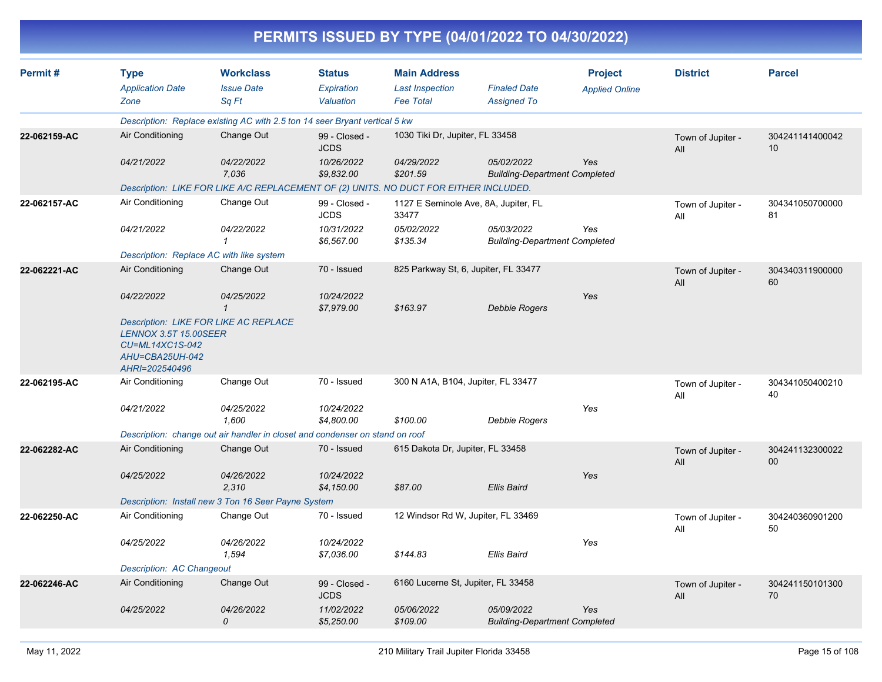# PERMITS ISSUED BY TYPE (04/01/2022 TO 04/30/2022)

| Permit # | Type / Application Date / Zone | Workclass / Issue Date / Sq Ft | Status / Expiration / Valuation | Main Address / Last Inspection / Fee Total | Finaled Date / Assigned To | Project / Applied Online | District | Parcel |
|---|---|---|---|---|---|---|---|---|
| | Description: Replace existing AC with 2.5 ton 14 seer Bryant vertical 5 kw | | | | | | | |
| 22-062159-AC | Air Conditioning | Change Out | 99 - Closed - JCDS | 1030 Tiki Dr, Jupiter, FL 33458 | | | Town of Jupiter - All | 30424114140004210 |
| | 04/21/2022 | 04/22/2022 | 10/26/2022 | 04/29/2022 | 05/02/2022 | Yes | | |
| | | 7,036 | $9,832.00 | $201.59 | Building-Department Completed | | | |
| | Description: LIKE FOR LIKE A/C REPLACEMENT OF (2) UNITS. NO DUCT FOR EITHER INCLUDED. | | | | | | | |
| 22-062157-AC | Air Conditioning | Change Out | 99 - Closed - JCDS | 1127 E Seminole Ave, 8A, Jupiter, FL 33477 | | | Town of Jupiter - All | 30434105070000081 |
| | 04/21/2022 | 04/22/2022 | 10/31/2022 | 05/02/2022 | 05/03/2022 | Yes | | |
| | | 1 | $6,567.00 | $135.34 | Building-Department Completed | | | |
| | Description: Replace AC with like system | | | | | | | |
| 22-062221-AC | Air Conditioning | Change Out | 70 - Issued | 825 Parkway St, 6, Jupiter, FL 33477 | | | Town of Jupiter - All | 30434031190000060 |
| | 04/22/2022 | 04/25/2022 | 10/24/2022 | | | Yes | | |
| | | 1 | $7,979.00 | $163.97 | Debbie Rogers | | | |
| | Description: LIKE FOR LIKE AC REPLACE LENNOX 3.5T 15.00SEER CU=ML14XC1S-042 AHU=CBA25UH-042 AHRI=202540496 | | | | | | | |
| 22-062195-AC | Air Conditioning | Change Out | 70 - Issued | 300 N A1A, B104, Jupiter, FL 33477 | | | Town of Jupiter - All | 30434105040021040 |
| | 04/21/2022 | 04/25/2022 | 10/24/2022 | | | Yes | | |
| | | 1,600 | $4,800.00 | $100.00 | Debbie Rogers | | | |
| | Description: change out air handler in closet and condenser on stand on roof | | | | | | | |
| 22-062282-AC | Air Conditioning | Change Out | 70 - Issued | 615 Dakota Dr, Jupiter, FL 33458 | | | Town of Jupiter - All | 30424113230002200 |
| | 04/25/2022 | 04/26/2022 | 10/24/2022 | | | Yes | | |
| | | 2,310 | $4,150.00 | $87.00 | Ellis Baird | | | |
| | Description: Install new 3 Ton 16 Seer Payne System | | | | | | | |
| 22-062250-AC | Air Conditioning | Change Out | 70 - Issued | 12 Windsor Rd W, Jupiter, FL 33469 | | | Town of Jupiter - All | 30424036090120050 |
| | 04/25/2022 | 04/26/2022 | 10/24/2022 | | | Yes | | |
| | | 1,594 | $7,036.00 | $144.83 | Ellis Baird | | | |
| | Description: AC Changeout | | | | | | | |
| 22-062246-AC | Air Conditioning | Change Out | 99 - Closed - JCDS | 6160 Lucerne St, Jupiter, FL 33458 | | | Town of Jupiter - All | 30424115010130070 |
| | 04/25/2022 | 04/26/2022 | 11/02/2022 | 05/06/2022 | 05/09/2022 | Yes | | |
| | | 0 | $5,250.00 | $109.00 | Building-Department Completed | | | |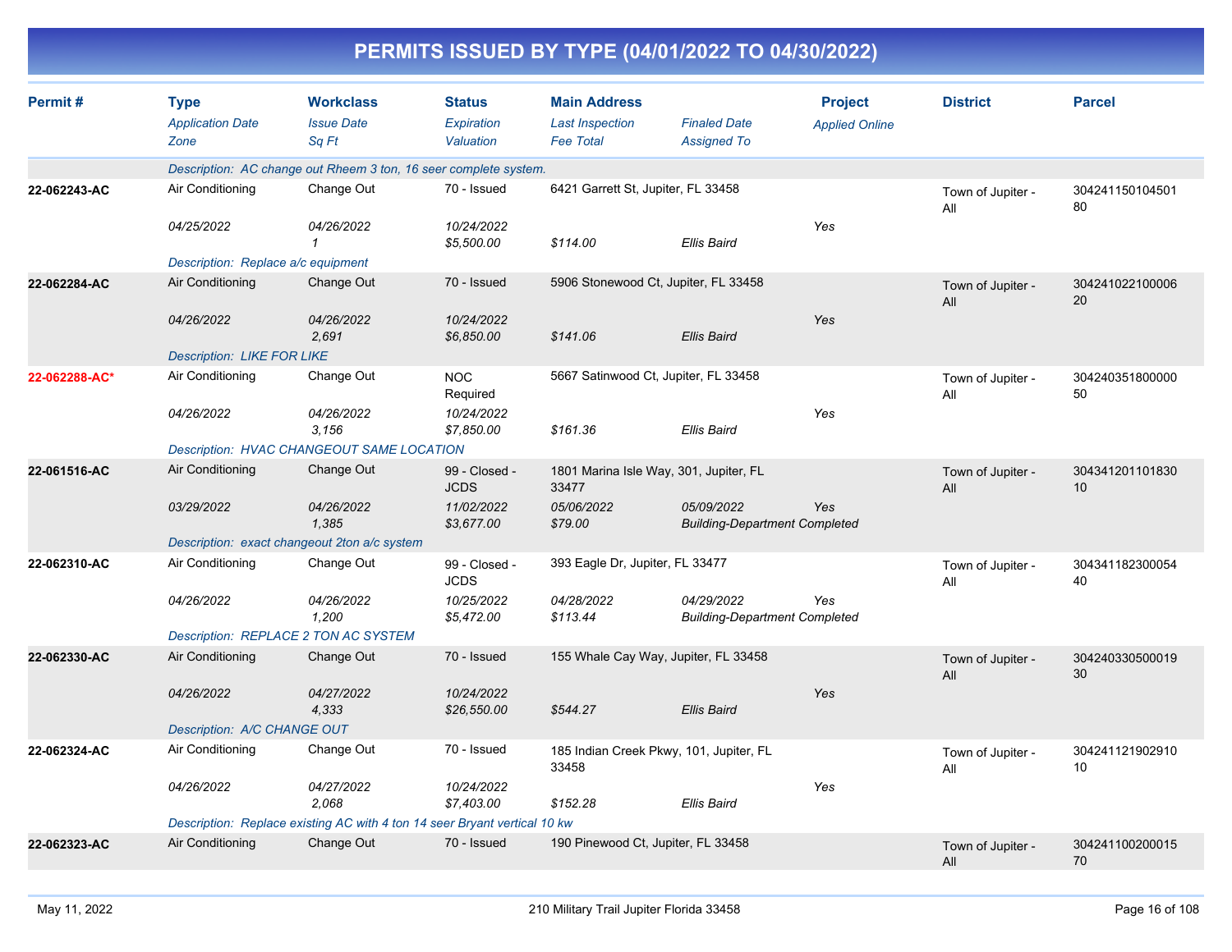# PERMITS ISSUED BY TYPE (04/01/2022 TO 04/30/2022)

| Permit # | Type / Application Date / Zone | Workclass / Issue Date / Sq Ft | Status / Expiration / Valuation | Main Address / Last Inspection / Fee Total | Finaled Date / Assigned To | Project / Applied Online | District | Parcel |
|---|---|---|---|---|---|---|---|---|
| | *Description: AC change out Rheem 3 ton, 16 seer complete system.* | | | | | | | |
| **22-062243-AC** | Air Conditioning | Change Out | 70 - Issued | 6421 Garrett St, Jupiter, FL 33458 | | | Town of Jupiter - All | 30424115010450180 |
| | *04/25/2022* | *04/26/2022* | *10/24/2022* | | | *Yes* | | |
| | | *1* | *$5,500.00* | *$114.00* | *Ellis Baird* | | | |
| | *Description: Replace a/c equipment* | | | | | | | |
| **22-062284-AC** | Air Conditioning | Change Out | 70 - Issued | 5906 Stonewood Ct, Jupiter, FL 33458 | | | Town of Jupiter - All | 30424102210000620 |
| | *04/26/2022* | *04/26/2022* | *10/24/2022* | | | *Yes* | | |
| | | *2,691* | *$6,850.00* | *$141.06* | *Ellis Baird* | | | |
| | *Description: LIKE FOR LIKE* | | | | | | | |
| **22-062288-AC*** | Air Conditioning | Change Out | NOC Required | 5667 Satinwood Ct, Jupiter, FL 33458 | | | Town of Jupiter - All | 30424035180000050 |
| | *04/26/2022* | *04/26/2022* | *10/24/2022* | | | *Yes* | | |
| | | *3,156* | *$7,850.00* | *$161.36* | *Ellis Baird* | | | |
| | *Description: HVAC CHANGEOUT SAME LOCATION* | | | | | | | |
| **22-061516-AC** | Air Conditioning | Change Out | 99 - Closed - JCDS | 1801 Marina Isle Way, 301, Jupiter, FL 33477 | | | Town of Jupiter - All | 30434120110183010 |
| | *03/29/2022* | *04/26/2022* | *11/02/2022* | *05/06/2022* | *05/09/2022* | *Yes* | | |
| | | *1,385* | *$3,677.00* | *$79.00* | *Building-Department Completed* | | | |
| | *Description: exact changeout 2ton a/c system* | | | | | | | |
| **22-062310-AC** | Air Conditioning | Change Out | 99 - Closed - JCDS | 393 Eagle Dr, Jupiter, FL 33477 | | | Town of Jupiter - All | 30434118230005440 |
| | *04/26/2022* | *04/26/2022* | *10/25/2022* | *04/28/2022* | *04/29/2022* | *Yes* | | |
| | | *1,200* | *$5,472.00* | *$113.44* | *Building-Department Completed* | | | |
| | *Description: REPLACE 2 TON AC SYSTEM* | | | | | | | |
| **22-062330-AC** | Air Conditioning | Change Out | 70 - Issued | 155 Whale Cay Way, Jupiter, FL 33458 | | | Town of Jupiter - All | 30424033050001930 |
| | *04/26/2022* | *04/27/2022* | *10/24/2022* | | | *Yes* | | |
| | | *4,333* | *$26,550.00* | *$544.27* | *Ellis Baird* | | | |
| | *Description: A/C CHANGE OUT* | | | | | | | |
| **22-062324-AC** | Air Conditioning | Change Out | 70 - Issued | 185 Indian Creek Pkwy, 101, Jupiter, FL 33458 | | | Town of Jupiter - All | 30424112190291010 |
| | *04/26/2022* | *04/27/2022* | *10/24/2022* | | | *Yes* | | |
| | | *2,068* | *$7,403.00* | *$152.28* | *Ellis Baird* | | | |
| | *Description: Replace existing AC with 4 ton 14 seer Bryant vertical 10 kw* | | | | | | | |
| **22-062323-AC** | Air Conditioning | Change Out | 70 - Issued | 190 Pinewood Ct, Jupiter, FL 33458 | | | Town of Jupiter - All | 30424110020001570 |

May 11, 2022 — 210 Military Trail Jupiter Florida 33458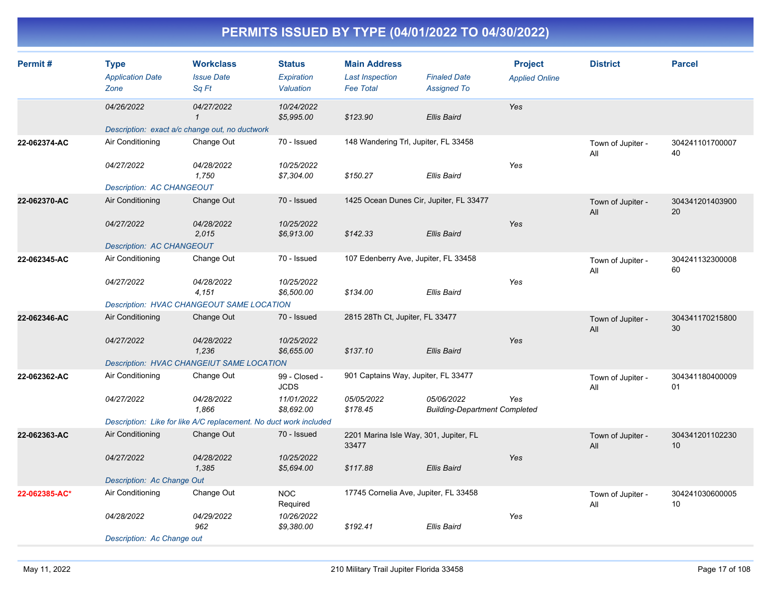# PERMITS ISSUED BY TYPE (04/01/2022 TO 04/30/2022)

| Permit # | Type / Application Date / Zone | Workclass / Issue Date / Sq Ft | Status / Expiration / Valuation | Main Address / Last Inspection / Fee Total | Finaled Date / Assigned To | Project / Applied Online | District | Parcel |
|---|---|---|---|---|---|---|---|---|
| | 04/26/2022 | 04/27/2022<br>1 | 10/24/2022<br>$5,995.00 | $123.90 | Ellis Baird | Yes | | |
| | Description: exact a/c change out, no ductwork | | | | | | | |
| 22-062374-AC | Air Conditioning<br>04/27/2022 | Change Out<br>04/28/2022<br>1,750 | 70 - Issued<br>10/25/2022<br>$7,304.00 | 148 Wandering Trl, Jupiter, FL 33458<br>$150.27 | Ellis Baird | Yes | Town of Jupiter - All | 30424110170000740 |
| | Description: AC CHANGEOUT | | | | | | | |
| 22-062370-AC | Air Conditioning<br>04/27/2022 | Change Out<br>04/28/2022<br>2,015 | 70 - Issued<br>10/25/2022<br>$6,913.00 | 1425 Ocean Dunes Cir, Jupiter, FL 33477<br>$142.33 | Ellis Baird | Yes | Town of Jupiter - All | 30434120140390020 |
| | Description: AC CHANGEOUT | | | | | | | |
| 22-062345-AC | Air Conditioning<br>04/27/2022 | Change Out<br>04/28/2022<br>4,151 | 70 - Issued<br>10/25/2022<br>$6,500.00 | 107 Edenberry Ave, Jupiter, FL 33458<br>$134.00 | Ellis Baird | Yes | Town of Jupiter - All | 30424113230000860 |
| | Description: HVAC CHANGEOUT SAME LOCATION | | | | | | | |
| 22-062346-AC | Air Conditioning<br>04/27/2022 | Change Out<br>04/28/2022<br>1,236 | 70 - Issued<br>10/25/2022<br>$6,655.00 | 2815 28Th Ct, Jupiter, FL 33477<br>$137.10 | Ellis Baird | Yes | Town of Jupiter - All | 30434117021580030 |
| | Description: HVAC CHANGEIUT SAME LOCATION | | | | | | | |
| 22-062362-AC | Air Conditioning<br>04/27/2022 | Change Out<br>04/28/2022<br>1,866 | 99 - Closed - JCDS<br>11/01/2022<br>$8,692.00 | 901 Captains Way, Jupiter, FL 33477<br>05/05/2022<br>$178.45 | 05/06/2022<br>Building-Department Completed | Yes | Town of Jupiter - All | 30434118040000901 |
| | Description: Like for like A/C replacement. No duct work included | | | | | | | |
| 22-062363-AC | Air Conditioning<br>04/27/2022 | Change Out<br>04/28/2022<br>1,385 | 70 - Issued<br>10/25/2022<br>$5,694.00 | 2201 Marina Isle Way, 301, Jupiter, FL 33477<br>$117.88 | Ellis Baird | Yes | Town of Jupiter - All | 30434120110223010 |
| | Description: Ac Change Out | | | | | | | |
| 22-062385-AC* | Air Conditioning<br>04/28/2022 | Change Out<br>04/29/2022<br>962 | NOC Required<br>10/26/2022<br>$9,380.00 | 17745 Cornelia Ave, Jupiter, FL 33458<br>$192.41 | Ellis Baird | Yes | Town of Jupiter - All | 30424103060000510 |
| | Description: Ac Change out | | | | | | | |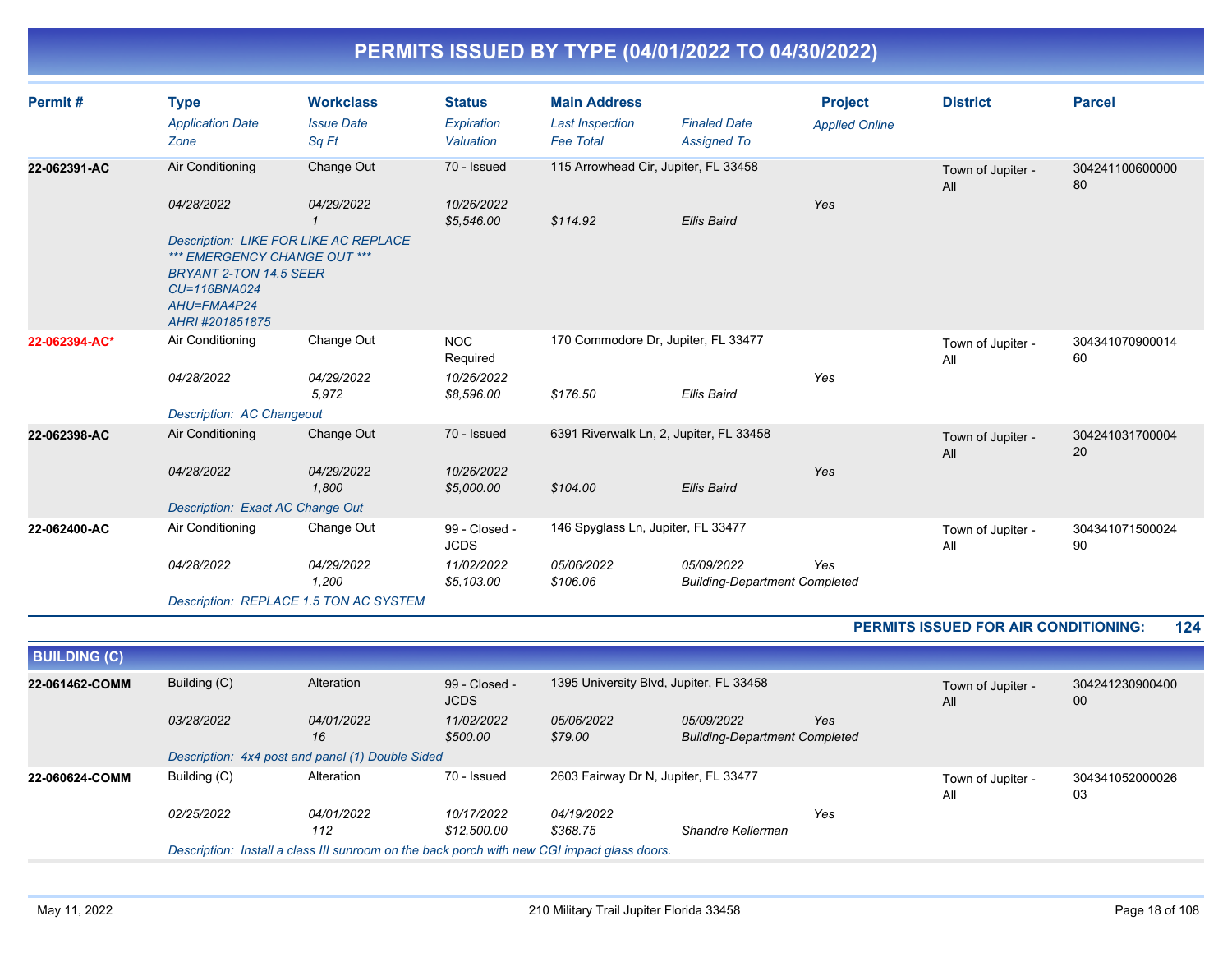# PERMITS ISSUED BY TYPE (04/01/2022 TO 04/30/2022)

| Permit # | Type / *Application Date* / *Zone* | Workclass / *Issue Date* / *Sq Ft* | Status / *Expiration* / *Valuation* | Main Address / *Last Inspection* / *Fee Total* | *Finaled Date* / *Assigned To* | Project / *Applied Online* | District | Parcel |
|---|---|---|---|---|---|---|---|---|
| **22-062391-AC** | Air Conditioning | Change Out | 70 - Issued | 115 Arrowhead Cir, Jupiter, FL 33458 | | | Town of Jupiter - All | 30424110060000080 |
| | *04/28/2022* | *04/29/2022* | *10/26/2022* | | | *Yes* | | |
| | | *1* | *$5,546.00* | *$114.92* | *Ellis Baird* | | | |
| | *Description: LIKE FOR LIKE AC REPLACE *** EMERGENCY CHANGE OUT *** BRYANT 2-TON 14.5 SEER CU=116BNA024 AHU=FMA4P24 AHRI #201851875* | | | | | | | |
| **22-062394-AC*** | Air Conditioning | Change Out | NOC Required | 170 Commodore Dr, Jupiter, FL 33477 | | | Town of Jupiter - All | 30434107090001460 |
| | *04/28/2022* | *04/29/2022* | *10/26/2022* | | | *Yes* | | |
| | | *5,972* | *$8,596.00* | *$176.50* | *Ellis Baird* | | | |
| | *Description: AC Changeout* | | | | | | | |
| **22-062398-AC** | Air Conditioning | Change Out | 70 - Issued | 6391 Riverwalk Ln, 2, Jupiter, FL 33458 | | | Town of Jupiter - All | 30424103170000420 |
| | *04/28/2022* | *04/29/2022* | *10/26/2022* | | | *Yes* | | |
| | | *1,800* | *$5,000.00* | *$104.00* | *Ellis Baird* | | | |
| | *Description: Exact AC Change Out* | | | | | | | |
| **22-062400-AC** | Air Conditioning | Change Out | 99 - Closed - JCDS | 146 Spyglass Ln, Jupiter, FL 33477 | | | Town of Jupiter - All | 30434107150002490 |
| | *04/28/2022* | *04/29/2022* | *11/02/2022* | *05/06/2022* | *05/09/2022* | *Yes* | | |
| | | *1,200* | *$5,103.00* | *$106.06* | *Building-Department Completed* | | | |
| | *Description: REPLACE 1.5 TON AC SYSTEM* | | | | | | | |

**PERMITS ISSUED FOR AIR CONDITIONING: 124**

## BUILDING (C)

| Permit # | Type / *Application Date* / *Zone* | Workclass / *Issue Date* / *Sq Ft* | Status / *Expiration* / *Valuation* | Main Address / *Last Inspection* / *Fee Total* | *Finaled Date* / *Assigned To* | Project / *Applied Online* | District | Parcel |
|---|---|---|---|---|---|---|---|---|
| **22-061462-COMM** | Building (C) | Alteration | 99 - Closed - JCDS | 1395 University Blvd, Jupiter, FL 33458 | | | Town of Jupiter - All | 30424123090040000 |
| | *03/28/2022* | *04/01/2022* | *11/02/2022* | *05/06/2022* | *05/09/2022* | *Yes* | | |
| | | *16* | *$500.00* | *$79.00* | *Building-Department Completed* | | | |
| | *Description: 4x4 post and panel (1) Double Sided* | | | | | | | |
| **22-060624-COMM** | Building (C) | Alteration | 70 - Issued | 2603 Fairway Dr N, Jupiter, FL 33477 | | | Town of Jupiter - All | 30434105200002603 |
| | *02/25/2022* | *04/01/2022* | *10/17/2022* | *04/19/2022* | | *Yes* | | |
| | | *112* | *$12,500.00* | *$368.75* | *Shandre Kellerman* | | | |
| | *Description: Install a class III sunroom on the back porch with new CGI impact glass doors.* | | | | | | | |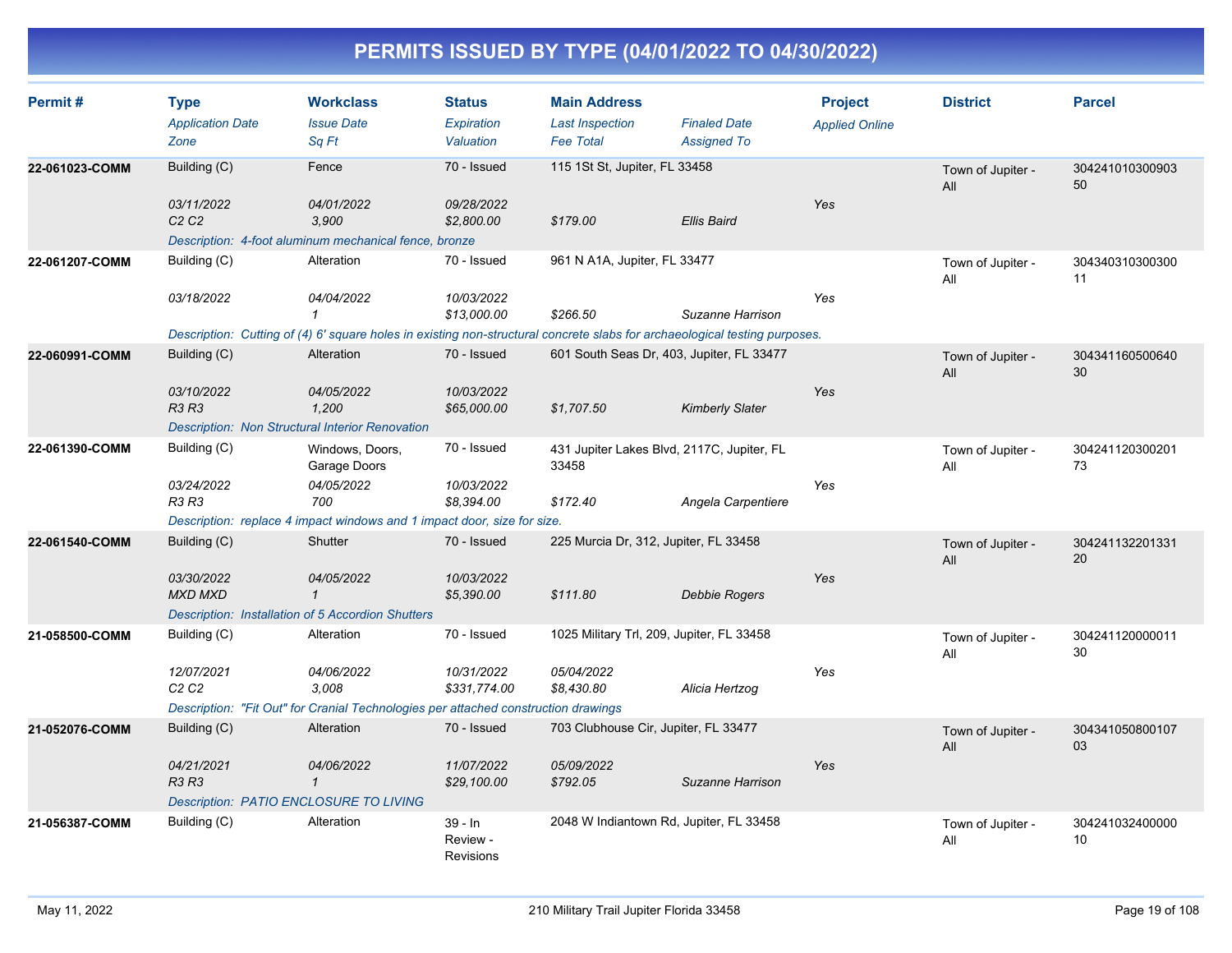# PERMITS ISSUED BY TYPE (04/01/2022 TO 04/30/2022)

| Permit # | Type<br>*Application Date*<br>*Zone* | Workclass<br>*Issue Date*<br>*Sq Ft* | Status<br>*Expiration*<br>*Valuation* | Main Address<br>*Last Inspection*<br>*Fee Total* | *Finaled Date*<br>*Assigned To* | Project<br>*Applied Online* | District | Parcel |
|---|---|---|---|---|---|---|---|---|
| **22-061023-COMM** | Building (C)<br>*03/11/2022*<br>*C2 C2* | Fence<br>*04/01/2022*<br>*3,900* | 70 - Issued<br>*09/28/2022*<br>*$2,800.00* | 115 1St St, Jupiter, FL 33458<br><br>*$179.00* | <br><br>*Ellis Baird* | <br>*Yes* | Town of Jupiter - All | 30424101030090350 |
| | *Description: 4-foot aluminum mechanical fence, bronze* | | | | | | | |
| **22-061207-COMM** | Building (C)<br>*03/18/2022* | Alteration<br>*04/04/2022*<br>*1* | 70 - Issued<br>*10/03/2022*<br>*$13,000.00* | 961 N A1A, Jupiter, FL 33477<br><br>*$266.50* | <br><br>*Suzanne Harrison* | <br>*Yes* | Town of Jupiter - All | 30434031030030011 |
| | *Description: Cutting of (4) 6' square holes in existing non-structural concrete slabs for archaeological testing purposes.* | | | | | | | |
| **22-060991-COMM** | Building (C)<br>*03/10/2022*<br>*R3 R3* | Alteration<br>*04/05/2022*<br>*1,200* | 70 - Issued<br>*10/03/2022*<br>*$65,000.00* | 601 South Seas Dr, 403, Jupiter, FL 33477<br><br>*$1,707.50* | <br><br>*Kimberly Slater* | <br>*Yes* | Town of Jupiter - All | 30434116050064030 |
| | *Description: Non Structural Interior Renovation* | | | | | | | |
| **22-061390-COMM** | Building (C)<br>*03/24/2022*<br>*R3 R3* | Windows, Doors, Garage Doors<br>*04/05/2022*<br>*700* | 70 - Issued<br>*10/03/2022*<br>*$8,394.00* | 431 Jupiter Lakes Blvd, 2117C, Jupiter, FL 33458<br><br>*$172.40* | <br><br>*Angela Carpentiere* | <br>*Yes* | Town of Jupiter - All | 30424112030020173 |
| | *Description: replace 4 impact windows and 1 impact door, size for size.* | | | | | | | |
| **22-061540-COMM** | Building (C)<br>*03/30/2022*<br>*MXD MXD* | Shutter<br>*04/05/2022*<br>*1* | 70 - Issued<br>*10/03/2022*<br>*$5,390.00* | 225 Murcia Dr, 312, Jupiter, FL 33458<br><br>*$111.80* | <br><br>*Debbie Rogers* | <br>*Yes* | Town of Jupiter - All | 30424113220133120 |
| | *Description: Installation of 5 Accordion Shutters* | | | | | | | |
| **21-058500-COMM** | Building (C)<br>*12/07/2021*<br>*C2 C2* | Alteration<br>*04/06/2022*<br>*3,008* | 70 - Issued<br>*10/31/2022*<br>*$331,774.00* | 1025 Military Trl, 209, Jupiter, FL 33458<br>*05/04/2022*<br>*$8,430.80* | <br><br>*Alicia Hertzog* | <br>*Yes* | Town of Jupiter - All | 30424112000001130 |
| | *Description: "Fit Out" for Cranial Technologies per attached construction drawings* | | | | | | | |
| **21-052076-COMM** | Building (C)<br>*04/21/2021*<br>*R3 R3* | Alteration<br>*04/06/2022*<br>*1* | 70 - Issued<br>*11/07/2022*<br>*$29,100.00* | 703 Clubhouse Cir, Jupiter, FL 33477<br>*05/09/2022*<br>*$792.05* | <br><br>*Suzanne Harrison* | <br>*Yes* | Town of Jupiter - All | 30434105080010703 |
| | *Description: PATIO ENCLOSURE TO LIVING* | | | | | | | |
| **21-056387-COMM** | Building (C) | Alteration | 39 - In Review - Revisions | 2048 W Indiantown Rd, Jupiter, FL 33458 | | | Town of Jupiter - All | 30424103240000010 |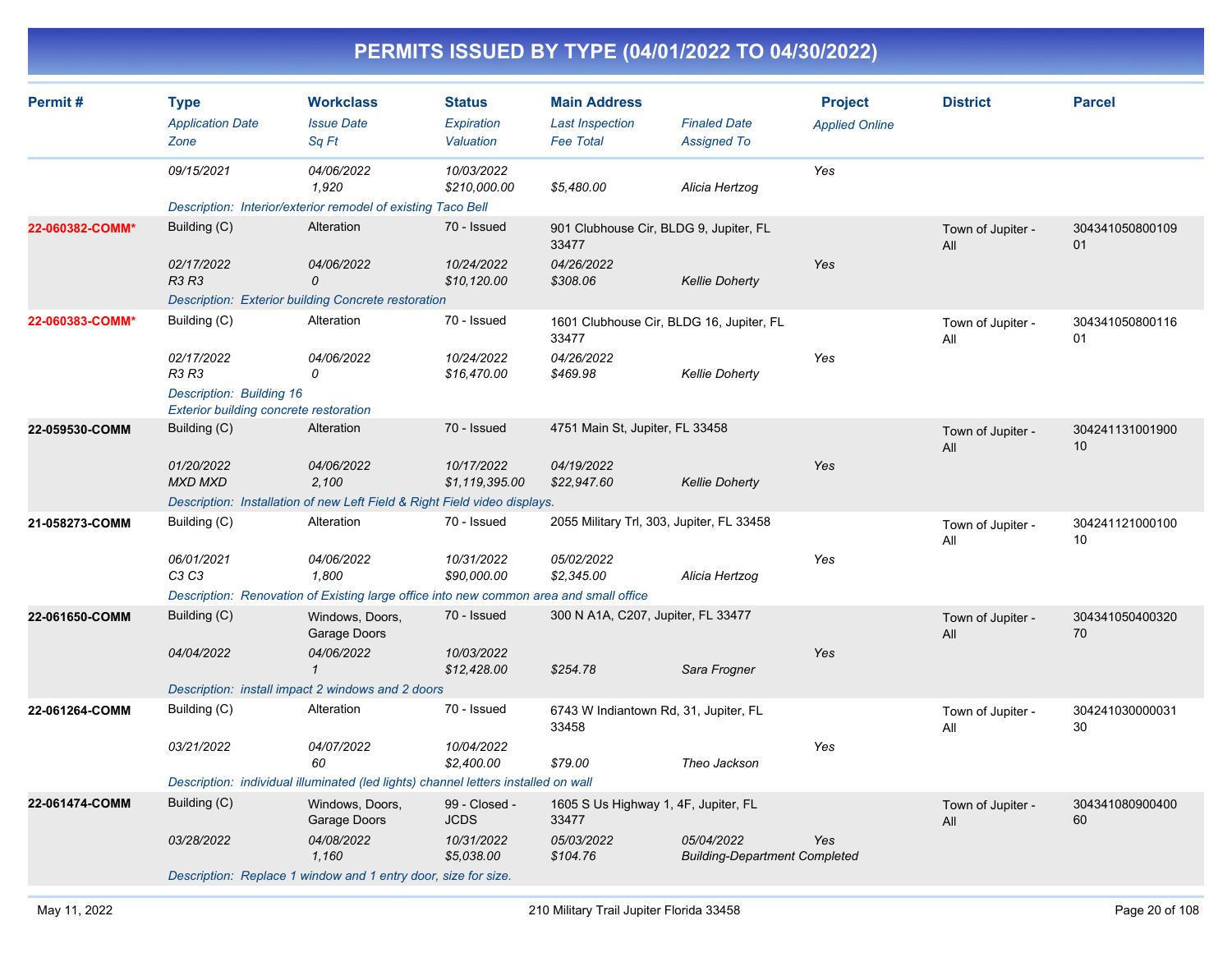# PERMITS ISSUED BY TYPE (04/01/2022 TO 04/30/2022)

| Permit # | Type | Workclass | Status | Main Address | | Project | District | Parcel |
|---|---|---|---|---|---|---|---|---|
| | *Application Date* | *Issue Date* | *Expiration* | *Last Inspection* | *Finaled Date* | *Applied Online* | | |
| | *Zone* | *Sq Ft* | *Valuation* | *Fee Total* | *Assigned To* | | | |
| | *09/15/2021* | *04/06/2022* | *10/03/2022* | | | *Yes* | | |
| | | *1,920* | *$210,000.00* | *$5,480.00* | *Alicia Hertzog* | | | |
| | *Description: Interior/exterior remodel of existing Taco Bell* | | | | | | | |
| **22-060382-COMM*** | Building (C) | Alteration | 70 - Issued | 901 Clubhouse Cir, BLDG 9, Jupiter, FL 33477 | | | Town of Jupiter - All | 30434105080010901 |
| | *02/17/2022* | *04/06/2022* | *10/24/2022* | *04/26/2022* | | *Yes* | | |
| | *R3 R3* | *0* | *$10,120.00* | *$308.06* | *Kellie Doherty* | | | |
| | *Description: Exterior building Concrete restoration* | | | | | | | |
| **22-060383-COMM*** | Building (C) | Alteration | 70 - Issued | 1601 Clubhouse Cir, BLDG 16, Jupiter, FL 33477 | | | Town of Jupiter - All | 30434105080011601 |
| | *02/17/2022* | *04/06/2022* | *10/24/2022* | *04/26/2022* | | *Yes* | | |
| | *R3 R3* | *0* | *$16,470.00* | *$469.98* | *Kellie Doherty* | | | |
| | *Description: Building 16 Exterior building concrete restoration* | | | | | | | |
| **22-059530-COMM** | Building (C) | Alteration | 70 - Issued | 4751 Main St, Jupiter, FL 33458 | | | Town of Jupiter - All | 30424113100190010 |
| | *01/20/2022* | *04/06/2022* | *10/17/2022* | *04/19/2022* | | *Yes* | | |
| | *MXD MXD* | *2,100* | *$1,119,395.00* | *$22,947.60* | *Kellie Doherty* | | | |
| | *Description: Installation of new Left Field & Right Field video displays.* | | | | | | | |
| **21-058273-COMM** | Building (C) | Alteration | 70 - Issued | 2055 Military Trl, 303, Jupiter, FL 33458 | | | Town of Jupiter - All | 30424112100010010 |
| | *06/01/2021* | *04/06/2022* | *10/31/2022* | *05/02/2022* | | *Yes* | | |
| | *C3 C3* | *1,800* | *$90,000.00* | *$2,345.00* | *Alicia Hertzog* | | | |
| | *Description: Renovation of Existing large office into new common area and small office* | | | | | | | |
| **22-061650-COMM** | Building (C) | Windows, Doors, Garage Doors | 70 - Issued | 300 N A1A, C207, Jupiter, FL 33477 | | | Town of Jupiter - All | 30434105040032070 |
| | *04/04/2022* | *04/06/2022* | *10/03/2022* | | | *Yes* | | |
| | | *1* | *$12,428.00* | *$254.78* | *Sara Frogner* | | | |
| | *Description: install impact 2 windows and 2 doors* | | | | | | | |
| **22-061264-COMM** | Building (C) | Alteration | 70 - Issued | 6743 W Indiantown Rd, 31, Jupiter, FL 33458 | | | Town of Jupiter - All | 30424103000003130 |
| | *03/21/2022* | *04/07/2022* | *10/04/2022* | | | *Yes* | | |
| | | *60* | *$2,400.00* | *$79.00* | *Theo Jackson* | | | |
| | *Description: individual illuminated (led lights) channel letters installed on wall* | | | | | | | |
| **22-061474-COMM** | Building (C) | Windows, Doors, Garage Doors | 99 - Closed - JCDS | 1605 S Us Highway 1, 4F, Jupiter, FL 33477 | | | Town of Jupiter - All | 30434108090040060 |
| | *03/28/2022* | *04/08/2022* | *10/31/2022* | *05/03/2022* | *05/04/2022* | *Yes* | | |
| | | *1,160* | *$5,038.00* | *$104.76* | *Building-Department Completed* | | | |
| | *Description: Replace 1 window and 1 entry door, size for size.* | | | | | | | |

May 11, 2022 — 210 Military Trail Jupiter Florida 33458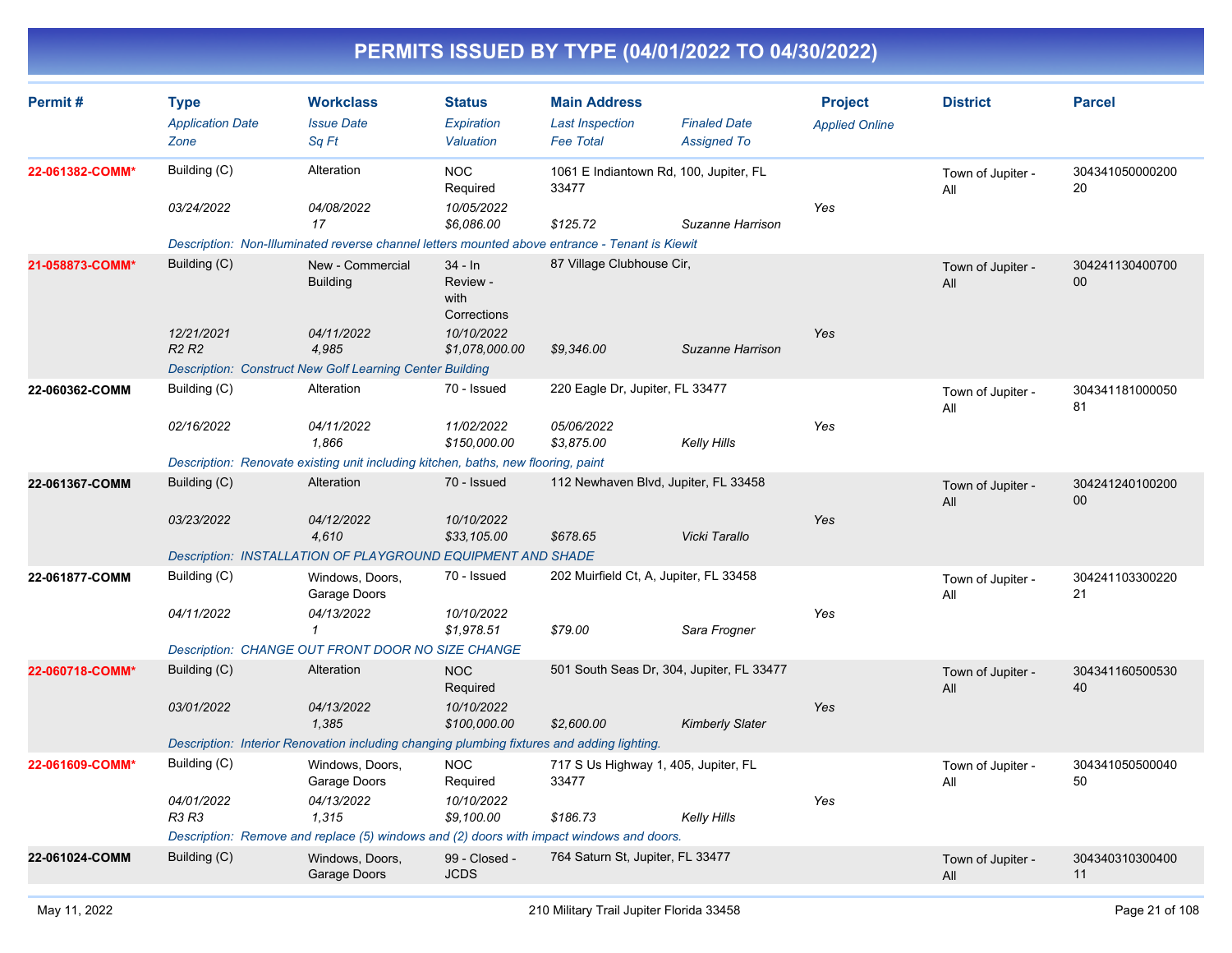# PERMITS ISSUED BY TYPE (04/01/2022 TO 04/30/2022)

| Permit # | Type / Application Date / Zone | Workclass / Issue Date / Sq Ft | Status / Expiration / Valuation | Main Address / Last Inspection / Fee Total | Finaled Date / Assigned To | Project / Applied Online | District | Parcel |
|---|---|---|---|---|---|---|---|---|
| 22-061382-COMM* | Building (C) | Alteration | NOC Required | 1061 E Indiantown Rd, 100, Jupiter, FL 33477 | | | Town of Jupiter - All | 30434105000020020 |
| | 03/24/2022 | 04/08/2022 | 10/05/2022 | | | Yes | | |
| | | 17 | $6,086.00 | $125.72 | Suzanne Harrison | | | |
| | Description: Non-Illuminated reverse channel letters mounted above entrance - Tenant is Kiewit | | | | | | | |
| 21-058873-COMM* | Building (C) | New - Commercial Building | 34 - In Review - with Corrections | 87 Village Clubhouse Cir, | | | Town of Jupiter - All | 30424113040070000 |
| | 12/21/2021 | 04/11/2022 | 10/10/2022 | | | Yes | | |
| | R2 R2 | 4,985 | $1,078,000.00 | $9,346.00 | Suzanne Harrison | | | |
| | Description: Construct New Golf Learning Center Building | | | | | | | |
| 22-060362-COMM | Building (C) | Alteration | 70 - Issued | 220 Eagle Dr, Jupiter, FL 33477 | | | Town of Jupiter - All | 30434118100005081 |
| | 02/16/2022 | 04/11/2022 | 11/02/2022 | 05/06/2022 | | Yes | | |
| | | 1,866 | $150,000.00 | $3,875.00 | Kelly Hills | | | |
| | Description: Renovate existing unit including kitchen, baths, new flooring, paint | | | | | | | |
| 22-061367-COMM | Building (C) | Alteration | 70 - Issued | 112 Newhaven Blvd, Jupiter, FL 33458 | | | Town of Jupiter - All | 30424124010020000 |
| | 03/23/2022 | 04/12/2022 | 10/10/2022 | | | Yes | | |
| | | 4,610 | $33,105.00 | $678.65 | Vicki Tarallo | | | |
| | Description: INSTALLATION OF PLAYGROUND EQUIPMENT AND SHADE | | | | | | | |
| 22-061877-COMM | Building (C) | Windows, Doors, Garage Doors | 70 - Issued | 202 Muirfield Ct, A, Jupiter, FL 33458 | | | Town of Jupiter - All | 30424110330022021 |
| | 04/11/2022 | 04/13/2022 | 10/10/2022 | | | Yes | | |
| | | 1 | $1,978.51 | $79.00 | Sara Frogner | | | |
| | Description: CHANGE OUT FRONT DOOR NO SIZE CHANGE | | | | | | | |
| 22-060718-COMM* | Building (C) | Alteration | NOC Required | 501 South Seas Dr, 304, Jupiter, FL 33477 | | | Town of Jupiter - All | 30434116050053040 |
| | 03/01/2022 | 04/13/2022 | 10/10/2022 | | | Yes | | |
| | | 1,385 | $100,000.00 | $2,600.00 | Kimberly Slater | | | |
| | Description: Interior Renovation including changing plumbing fixtures and adding lighting. | | | | | | | |
| 22-061609-COMM* | Building (C) | Windows, Doors, Garage Doors | NOC Required | 717 S Us Highway 1, 405, Jupiter, FL 33477 | | | Town of Jupiter - All | 30434105050004050 |
| | 04/01/2022 | 04/13/2022 | 10/10/2022 | | | Yes | | |
| | R3 R3 | 1,315 | $9,100.00 | $186.73 | Kelly Hills | | | |
| | Description: Remove and replace (5) windows and (2) doors with impact windows and doors. | | | | | | | |
| 22-061024-COMM | Building (C) | Windows, Doors, Garage Doors | 99 - Closed - JCDS | 764 Saturn St, Jupiter, FL 33477 | | | Town of Jupiter - All | 30434031030040011 |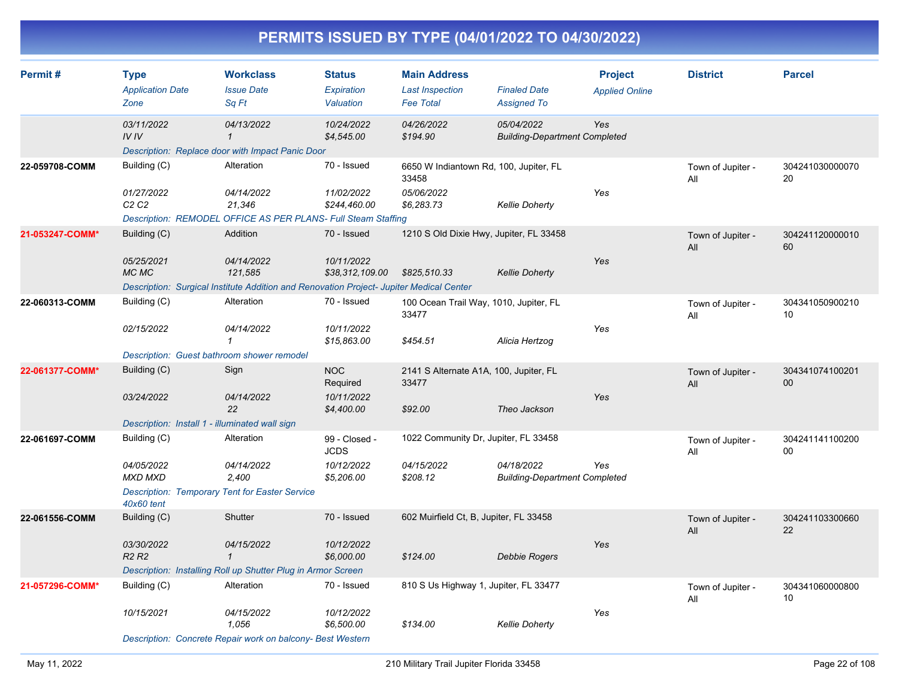# PERMITS ISSUED BY TYPE (04/01/2022 TO 04/30/2022)

| Permit # | Type / Application Date / Zone | Workclass / Issue Date / Sq Ft | Status / Expiration / Valuation | Main Address / Last Inspection / Fee Total | Finaled Date / Assigned To | Project / Applied Online | District | Parcel |
|---|---|---|---|---|---|---|---|---|
| | 03/11/2022<br>IV IV | 04/13/2022<br>1 | 10/24/2022<br>$4,545.00 | 04/26/2022<br>$194.90 | 05/04/2022<br>Building-Department Completed | Yes | | |
| | *Description: Replace door with Impact Panic Door* | | | | | | | |
| 22-059708-COMM | Building (C)<br>01/27/2022<br>C2 C2 | Alteration<br>04/14/2022<br>21,346 | 70 - Issued<br>11/02/2022<br>$244,460.00 | 6650 W Indiantown Rd, 100, Jupiter, FL 33458<br>05/06/2022<br>$6,283.73 | Kellie Doherty | Yes | Town of Jupiter - All | 30424103000007020 |
| | *Description: REMODEL OFFICE AS PER PLANS- Full Steam Staffing* | | | | | | | |
| 21-053247-COMM* | Building (C)<br>05/25/2021<br>MC MC | Addition<br>04/14/2022<br>121,585 | 70 - Issued<br>10/11/2022<br>$38,312,109.00 | 1210 S Old Dixie Hwy, Jupiter, FL 33458<br><br>$825,510.33 | Kellie Doherty | Yes | Town of Jupiter - All | 30424112000001060 |
| | *Description: Surgical Institute Addition and Renovation Project- Jupiter Medical Center* | | | | | | | |
| 22-060313-COMM | Building (C)<br>02/15/2022 | Alteration<br>04/14/2022<br>1 | 70 - Issued<br>10/11/2022<br>$15,863.00 | 100 Ocean Trail Way, 1010, Jupiter, FL 33477<br><br>$454.51 | Alicia Hertzog | Yes | Town of Jupiter - All | 30434105090021010 |
| | *Description: Guest bathroom shower remodel* | | | | | | | |
| 22-061377-COMM* | Building (C)<br>03/24/2022 | Sign<br>04/14/2022<br>22 | NOC Required<br>10/11/2022<br>$4,400.00 | 2141 S Alternate A1A, 100, Jupiter, FL 33477<br><br>$92.00 | Theo Jackson | Yes | Town of Jupiter - All | 30434107410020100 |
| | *Description: Install 1 - illuminated wall sign* | | | | | | | |
| 22-061697-COMM | Building (C)<br>04/05/2022<br>MXD MXD | Alteration<br>04/14/2022<br>2,400 | 99 - Closed - JCDS<br>10/12/2022<br>$5,206.00 | 1022 Community Dr, Jupiter, FL 33458<br>04/15/2022<br>$208.12 | 04/18/2022<br>Building-Department Completed | Yes | Town of Jupiter - All | 30424114110020000 |
| | *Description: Temporary Tent for Easter Service 40x60 tent* | | | | | | | |
| 22-061556-COMM | Building (C)<br>03/30/2022<br>R2 R2 | Shutter<br>04/15/2022<br>1 | 70 - Issued<br>10/12/2022<br>$6,000.00 | 602 Muirfield Ct, B, Jupiter, FL 33458<br><br>$124.00 | Debbie Rogers | Yes | Town of Jupiter - All | 30424110330066022 |
| | *Description: Installing Roll up Shutter Plug in Armor Screen* | | | | | | | |
| 21-057296-COMM* | Building (C)<br>10/15/2021 | Alteration<br>04/15/2022<br>1,056 | 70 - Issued<br>10/12/2022<br>$6,500.00 | 810 S Us Highway 1, Jupiter, FL 33477<br><br>$134.00 | Kellie Doherty | Yes | Town of Jupiter - All | 30434106000080010 |
| | *Description: Concrete Repair work on balcony- Best Western* | | | | | | | |

May 11, 2022 — 210 Military Trail Jupiter Florida 33458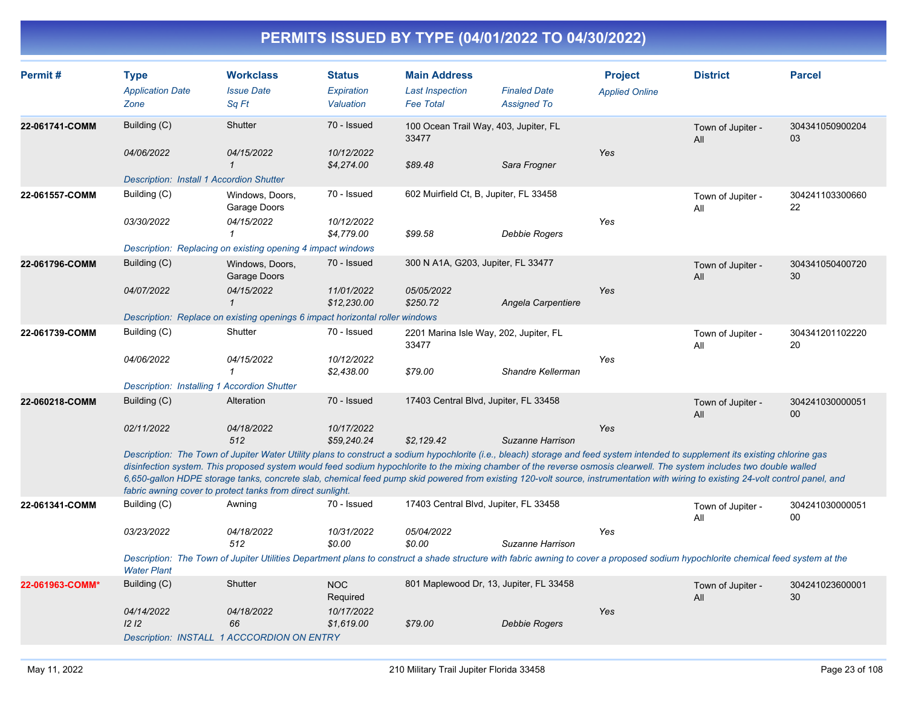# PERMITS ISSUED BY TYPE (04/01/2022 TO 04/30/2022)

| Permit # | Type<br>*Application Date*<br>*Zone* | Workclass<br>*Issue Date*<br>*Sq Ft* | Status<br>*Expiration*<br>*Valuation* | Main Address<br>*Last Inspection*<br>*Fee Total* | *Finaled Date*<br>*Assigned To* | Project<br>*Applied Online* | District | Parcel |
|---|---|---|---|---|---|---|---|---|
| **22-061741-COMM** | Building (C)<br>*04/06/2022* | Shutter<br>*04/15/2022*<br>*1* | 70 - Issued<br>*10/12/2022*<br>*$4,274.00* | 100 Ocean Trail Way, 403, Jupiter, FL 33477<br><br>*$89.48* | <br><br>*Sara Frogner* | <br>*Yes* | Town of Jupiter - All | 30434105090020403 |
| | *Description: Install 1 Accordion Shutter* | | | | | | | |
| **22-061557-COMM** | Building (C)<br>*03/30/2022* | Windows, Doors, Garage Doors<br>*04/15/2022*<br>*1* | 70 - Issued<br>*10/12/2022*<br>*$4,779.00* | 602 Muirfield Ct, B, Jupiter, FL 33458<br><br>*$99.58* | <br><br>*Debbie Rogers* | <br>*Yes* | Town of Jupiter - All | 30424110330066022 |
| | *Description: Replacing on existing opening 4 impact windows* | | | | | | | |
| **22-061796-COMM** | Building (C)<br>*04/07/2022* | Windows, Doors, Garage Doors<br>*04/15/2022*<br>*1* | 70 - Issued<br>*11/01/2022*<br>*$12,230.00* | 300 N A1A, G203, Jupiter, FL 33477<br>*05/05/2022*<br>*$250.72* | <br><br>*Angela Carpentiere* | <br>*Yes* | Town of Jupiter - All | 30434105040072030 |
| | *Description: Replace on existing openings 6 impact horizontal roller windows* | | | | | | | |
| **22-061739-COMM** | Building (C)<br>*04/06/2022* | Shutter<br>*04/15/2022*<br>*1* | 70 - Issued<br>*10/12/2022*<br>*$2,438.00* | 2201 Marina Isle Way, 202, Jupiter, FL 33477<br><br>*$79.00* | <br><br>*Shandre Kellerman* | <br>*Yes* | Town of Jupiter - All | 30434120110222020 |
| | *Description: Installing 1 Accordion Shutter* | | | | | | | |
| **22-060218-COMM** | Building (C)<br>*02/11/2022* | Alteration<br>*04/18/2022*<br>*512* | 70 - Issued<br>*10/17/2022*<br>*$59,240.24* | 17403 Central Blvd, Jupiter, FL 33458<br><br>*$2,129.42* | <br><br>*Suzanne Harrison* | <br>*Yes* | Town of Jupiter - All | 30424103000005100 |
| | *Description: The Town of Jupiter Water Utility plans to construct a sodium hypochlorite (i.e., bleach) storage and feed system intended to supplement its existing chlorine gas disinfection system. This proposed system would feed sodium hypochlorite to the mixing chamber of the reverse osmosis clearwell. The system includes two double walled 6,650-gallon HDPE storage tanks, concrete slab, chemical feed pump skid powered from existing 120-volt source, instrumentation with wiring to existing 24-volt control panel, and fabric awning cover to protect tanks from direct sunlight.* | | | | | | | |
| **22-061341-COMM** | Building (C)<br>*03/23/2022* | Awning<br>*04/18/2022*<br>*512* | 70 - Issued<br>*10/31/2022*<br>*$0.00* | 17403 Central Blvd, Jupiter, FL 33458<br>*05/04/2022*<br>*$0.00* | <br><br>*Suzanne Harrison* | <br>*Yes* | Town of Jupiter - All | 30424103000005100 |
| | *Description: The Town of Jupiter Utilities Department plans to construct a shade structure with fabric awning to cover a proposed sodium hypochlorite chemical feed system at the Water Plant* | | | | | | | |
| **22-061963-COMM*** | Building (C)<br>*04/14/2022*<br>*I2 I2* | Shutter<br>*04/18/2022*<br>*66* | NOC Required<br>*10/17/2022*<br>*$1,619.00* | 801 Maplewood Dr, 13, Jupiter, FL 33458<br><br>*$79.00* | <br><br>*Debbie Rogers* | <br>*Yes* | Town of Jupiter - All | 30424102360000130 |
| | *Description: INSTALL 1 ACCCORDION ON ENTRY* | | | | | | | |

May 11, 2022 — 210 Military Trail Jupiter Florida 33458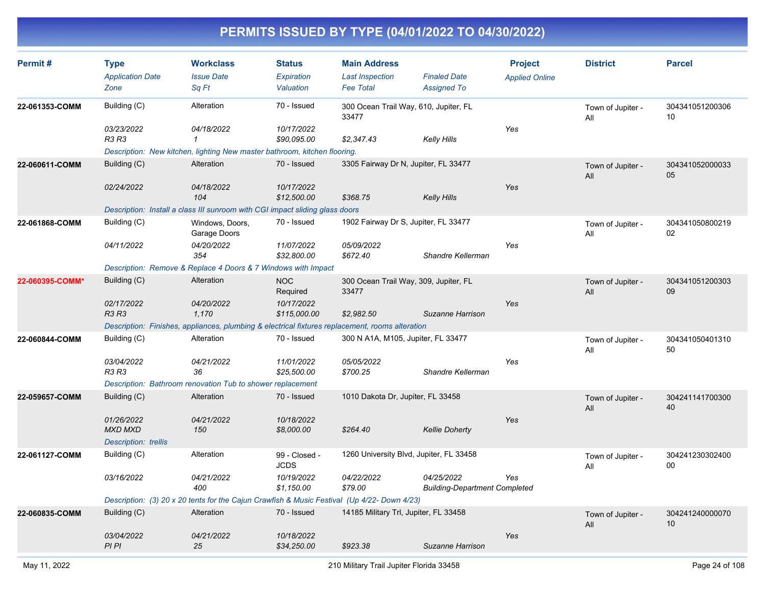# PERMITS ISSUED BY TYPE (04/01/2022 TO 04/30/2022)

| Permit # | Type | Workclass | Status | Main Address | | Project | District | Parcel |
|---|---|---|---|---|---|---|---|---|
| | *Application Date* | *Issue Date* | *Expiration* | *Last Inspection* | *Finaled Date* | *Applied Online* | | |
| | *Zone* | *Sq Ft* | *Valuation* | *Fee Total* | *Assigned To* | | | |
| **22-061353-COMM** | Building (C) | Alteration | 70 - Issued | 300 Ocean Trail Way, 610, Jupiter, FL 33477 | | | Town of Jupiter - All | 30434105120030610 |
| | *03/23/2022* | *04/18/2022* | *10/17/2022* | | | *Yes* | | |
| | *R3 R3* | *1* | *$90,095.00* | *$2,347.43* | *Kelly Hills* | | | |
| | *Description: New kitchen, lighting New master bathroom, kitchen flooring.* | | | | | | | |
| **22-060611-COMM** | Building (C) | Alteration | 70 - Issued | 3305 Fairway Dr N, Jupiter, FL 33477 | | | Town of Jupiter - All | 30434105200003305 |
| | *02/24/2022* | *04/18/2022* | *10/17/2022* | | | *Yes* | | |
| | | *104* | *$12,500.00* | *$368.75* | *Kelly Hills* | | | |
| | *Description: Install a class III sunroom with CGI impact sliding glass doors* | | | | | | | |
| **22-061868-COMM** | Building (C) | Windows, Doors, Garage Doors | 70 - Issued | 1902 Fairway Dr S, Jupiter, FL 33477 | | | Town of Jupiter - All | 30434105080021902 |
| | *04/11/2022* | *04/20/2022* | *11/07/2022* | *05/09/2022* | | *Yes* | | |
| | | *354* | *$32,800.00* | *$672.40* | *Shandre Kellerman* | | | |
| | *Description: Remove & Replace 4 Doors & 7 Windows with Impact* | | | | | | | |
| **22-060395-COMM*** | Building (C) | Alteration | NOC Required | 300 Ocean Trail Way, 309, Jupiter, FL 33477 | | | Town of Jupiter - All | 30434105120030309 |
| | *02/17/2022* | *04/20/2022* | *10/17/2022* | | | *Yes* | | |
| | *R3 R3* | *1,170* | *$115,000.00* | *$2,982.50* | *Suzanne Harrison* | | | |
| | *Description: Finishes, appliances, plumbing & electrical fixtures replacement, rooms alteration* | | | | | | | |
| **22-060844-COMM** | Building (C) | Alteration | 70 - Issued | 300 N A1A, M105, Jupiter, FL 33477 | | | Town of Jupiter - All | 30434105040131050 |
| | *03/04/2022* | *04/21/2022* | *11/01/2022* | *05/05/2022* | | *Yes* | | |
| | *R3 R3* | *36* | *$25,500.00* | *$700.25* | *Shandre Kellerman* | | | |
| | *Description: Bathroom renovation Tub to shower replacement* | | | | | | | |
| **22-059657-COMM** | Building (C) | Alteration | 70 - Issued | 1010 Dakota Dr, Jupiter, FL 33458 | | | Town of Jupiter - All | 30424114170030040 |
| | *01/26/2022* | *04/21/2022* | *10/18/2022* | | | *Yes* | | |
| | *MXD MXD* | *150* | *$8,000.00* | *$264.40* | *Kellie Doherty* | | | |
| | *Description: trellis* | | | | | | | |
| **22-061127-COMM** | Building (C) | Alteration | 99 - Closed - JCDS | 1260 University Blvd, Jupiter, FL 33458 | | | Town of Jupiter - All | 30424123030240000 |
| | *03/16/2022* | *04/21/2022* | *10/19/2022* | *04/22/2022* | *04/25/2022* | *Yes* | | |
| | | *400* | *$1,150.00* | *$79.00* | *Building-Department Completed* | | | |
| | *Description: (3) 20 x 20 tents for the Cajun Crawfish & Music Festival (Up 4/22- Down 4/23)* | | | | | | | |
| **22-060835-COMM** | Building (C) | Alteration | 70 - Issued | 14185 Military Trl, Jupiter, FL 33458 | | | Town of Jupiter - All | 30424124000007010 |
| | *03/04/2022* | *04/21/2022* | *10/18/2022* | | | *Yes* | | |
| | *PI PI* | *25* | *$34,250.00* | *$923.38* | *Suzanne Harrison* | | | |

May 11, 2022 — 210 Military Trail Jupiter Florida 33458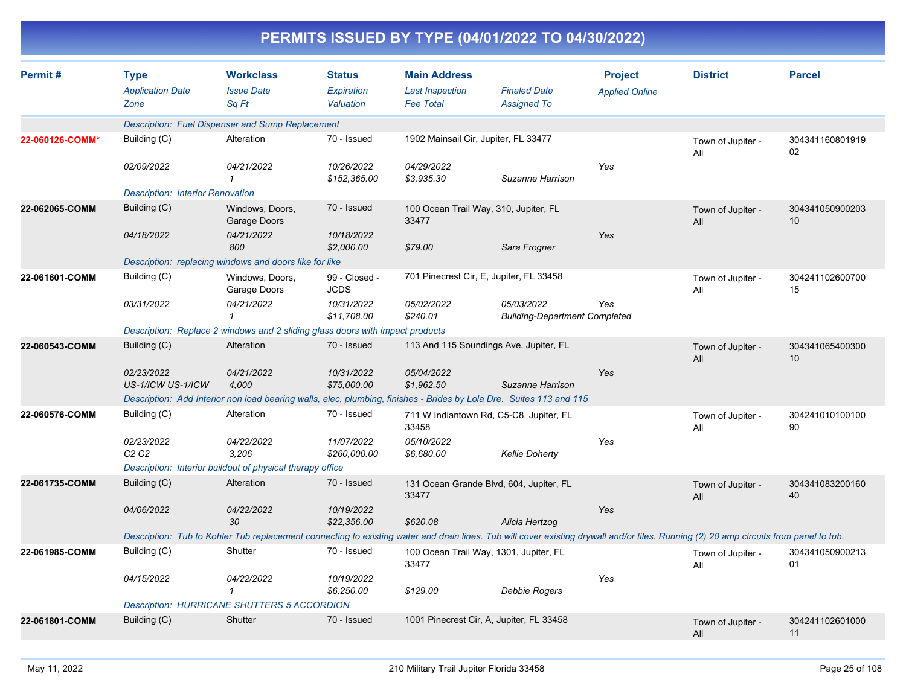# PERMITS ISSUED BY TYPE (04/01/2022 TO 04/30/2022)

| Permit # | Type<br>*Application Date*<br>*Zone* | Workclass<br>*Issue Date*<br>*Sq Ft* | Status<br>*Expiration*<br>*Valuation* | Main Address<br>*Last Inspection*<br>*Fee Total* | *Finaled Date*<br>*Assigned To* | Project<br>*Applied Online* | District | Parcel |
|---|---|---|---|---|---|---|---|---|
| | *Description: Fuel Dispenser and Sump Replacement* | | | | | | | |
| 22-060126-COMM* | Building (C) | Alteration | 70 - Issued | 1902 Mainsail Cir, Jupiter, FL 33477 | | | Town of Jupiter - All | 30434116080191902 |
| | *02/09/2022* | *04/21/2022*<br>*1* | *10/26/2022*<br>*$152,365.00* | *04/29/2022*<br>*$3,935.30* | *Suzanne Harrison* | Yes | | |
| | *Description: Interior Renovation* | | | | | | | |
| 22-062065-COMM | Building (C) | Windows, Doors, Garage Doors | 70 - Issued | 100 Ocean Trail Way, 310, Jupiter, FL 33477 | | | Town of Jupiter - All | 30434105090020310 |
| | *04/18/2022* | *04/21/2022*<br>*800* | *10/18/2022*<br>*$2,000.00* | *$79.00* | *Sara Frogner* | Yes | | |
| | *Description: replacing windows and doors like for like* | | | | | | | |
| 22-061601-COMM | Building (C) | Windows, Doors, Garage Doors | 99 - Closed - JCDS | 701 Pinecrest Cir, E, Jupiter, FL 33458 | | | Town of Jupiter - All | 30424110260070015 |
| | *03/31/2022* | *04/21/2022*<br>*1* | *10/31/2022*<br>*$11,708.00* | *05/02/2022*<br>*$240.01* | *05/03/2022*<br>*Building-Department Completed* | Yes | | |
| | *Description: Replace 2 windows and 2 sliding glass doors with impact products* | | | | | | | |
| 22-060543-COMM | Building (C) | Alteration | 70 - Issued | 113 And 115 Soundings Ave, Jupiter, FL | | | Town of Jupiter - All | 30434106540030010 |
| | *02/23/2022*<br>*US-1/ICW US-1/ICW* | *04/21/2022*<br>*4,000* | *10/31/2022*<br>*$75,000.00* | *05/04/2022*<br>*$1,962.50* | *Suzanne Harrison* | Yes | | |
| | *Description: Add Interior non load bearing walls, elec, plumbing, finishes - Brides by Lola Dre. Suites 113 and 115* | | | | | | | |
| 22-060576-COMM | Building (C) | Alteration | 70 - Issued | 711 W Indiantown Rd, C5-C8, Jupiter, FL 33458 | | | Town of Jupiter - All | 30424101010010090 |
| | *02/23/2022*<br>*C2 C2* | *04/22/2022*<br>*3,206* | *11/07/2022*<br>*$260,000.00* | *05/10/2022*<br>*$6,680.00* | *Kellie Doherty* | Yes | | |
| | *Description: Interior buildout of physical therapy office* | | | | | | | |
| 22-061735-COMM | Building (C) | Alteration | 70 - Issued | 131 Ocean Grande Blvd, 604, Jupiter, FL 33477 | | | Town of Jupiter - All | 30434108320016040 |
| | *04/06/2022* | *04/22/2022*<br>*30* | *10/19/2022*<br>*$22,356.00* | *$620.08* | *Alicia Hertzog* | Yes | | |
| | *Description: Tub to Kohler Tub replacement connecting to existing water and drain lines. Tub will cover existing drywall and/or tiles. Running (2) 20 amp circuits from panel to tub.* | | | | | | | |
| 22-061985-COMM | Building (C) | Shutter | 70 - Issued | 100 Ocean Trail Way, 1301, Jupiter, FL 33477 | | | Town of Jupiter - All | 30434105090021301 |
| | *04/15/2022* | *04/22/2022*<br>*1* | *10/19/2022*<br>*$6,250.00* | *$129.00* | *Debbie Rogers* | Yes | | |
| | *Description: HURRICANE SHUTTERS 5 ACCORDION* | | | | | | | |
| 22-061801-COMM | Building (C) | Shutter | 70 - Issued | 1001 Pinecrest Cir, A, Jupiter, FL 33458 | | | Town of Jupiter - All | 30424110260100011 |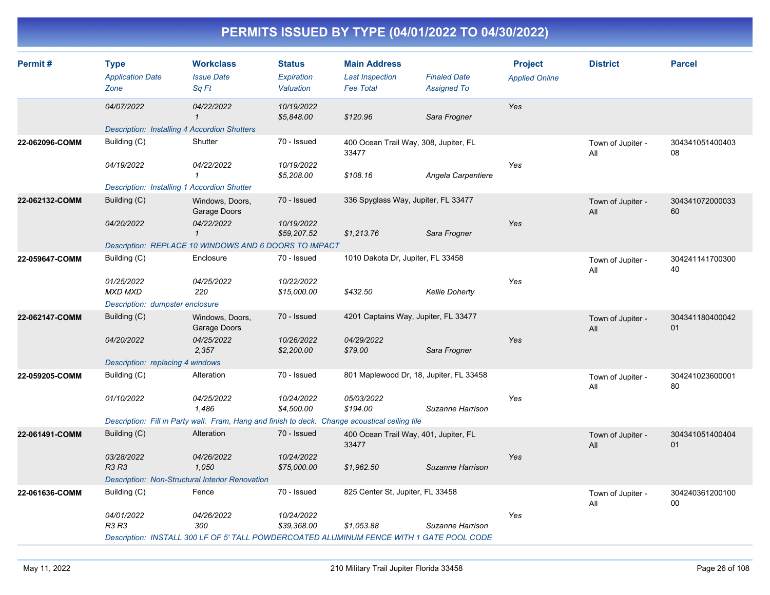# PERMITS ISSUED BY TYPE (04/01/2022 TO 04/30/2022)

| Permit # | Type<br>*Application Date*<br>*Zone* | Workclass<br>*Issue Date*<br>*Sq Ft* | Status<br>*Expiration*<br>*Valuation* | Main Address<br>*Last Inspection*<br>*Fee Total* | *Finaled Date*<br>*Assigned To* | Project<br>*Applied Online* | District | Parcel |
|---|---|---|---|---|---|---|---|---|
| | *04/07/2022* | *04/22/2022*<br>*1* | *10/19/2022*<br>*$5,848.00* | *$120.96* | *Sara Frogner* | Yes | | |
| | *Description: Installing 4 Accordion Shutters* | | | | | | | |
| **22-062096-COMM** | Building (C)<br>*04/19/2022* | Shutter<br>*04/22/2022*<br>*1* | 70 - Issued<br>*10/19/2022*<br>*$5,208.00* | 400 Ocean Trail Way, 308, Jupiter, FL 33477<br>*$108.16* | *Angela Carpentiere* | Yes | Town of Jupiter - All | 30434105140040308 |
| | *Description: Installing 1 Accordion Shutter* | | | | | | | |
| **22-062132-COMM** | Building (C)<br>*04/20/2022* | Windows, Doors, Garage Doors<br>*04/22/2022*<br>*1* | 70 - Issued<br>*10/19/2022*<br>*$59,207.52* | 336 Spyglass Way, Jupiter, FL 33477<br>*$1,213.76* | *Sara Frogner* | Yes | Town of Jupiter - All | 30434107200003360 |
| | *Description: REPLACE 10 WINDOWS AND 6 DOORS TO IMPACT* | | | | | | | |
| **22-059647-COMM** | Building (C)<br>*01/25/2022*<br>*MXD MXD* | Enclosure<br>*04/25/2022*<br>*220* | 70 - Issued<br>*10/22/2022*<br>*$15,000.00* | 1010 Dakota Dr, Jupiter, FL 33458<br>*$432.50* | *Kellie Doherty* | Yes | Town of Jupiter - All | 30424114170030040 |
| | *Description: dumpster enclosure* | | | | | | | |
| **22-062147-COMM** | Building (C)<br>*04/20/2022* | Windows, Doors, Garage Doors<br>*04/25/2022*<br>*2,357* | 70 - Issued<br>*10/26/2022*<br>*$2,200.00* | 4201 Captains Way, Jupiter, FL 33477<br>*04/29/2022*<br>*$79.00* | *Sara Frogner* | Yes | Town of Jupiter - All | 30434118040004201 |
| | *Description: replacing 4 windows* | | | | | | | |
| **22-059205-COMM** | Building (C)<br>*01/10/2022* | Alteration<br>*04/25/2022*<br>*1,486* | 70 - Issued<br>*10/24/2022*<br>*$4,500.00* | 801 Maplewood Dr, 18, Jupiter, FL 33458<br>*05/03/2022*<br>*$194.00* | *Suzanne Harrison* | Yes | Town of Jupiter - All | 30424102360000180 |
| | *Description: Fill in Party wall. Fram, Hang and finish to deck. Change acoustical ceiling tile* | | | | | | | |
| **22-061491-COMM** | Building (C)<br>*03/28/2022*<br>*R3 R3* | Alteration<br>*04/26/2022*<br>*1,050* | 70 - Issued<br>*10/24/2022*<br>*$75,000.00* | 400 Ocean Trail Way, 401, Jupiter, FL 33477<br>*$1,962.50* | *Suzanne Harrison* | Yes | Town of Jupiter - All | 30434105140040401 |
| | *Description: Non-Structural Interior Renovation* | | | | | | | |
| **22-061636-COMM** | Building (C)<br>*04/01/2022*<br>*R3 R3* | Fence<br>*04/26/2022*<br>*300* | 70 - Issued<br>*10/24/2022*<br>*$39,368.00* | 825 Center St, Jupiter, FL 33458<br>*$1,053.88* | *Suzanne Harrison* | Yes | Town of Jupiter - All | 30424036120010000 |
| | *Description: INSTALL 300 LF OF 5' TALL POWDERCOATED ALUMINUM FENCE WITH 1 GATE POOL CODE* | | | | | | | |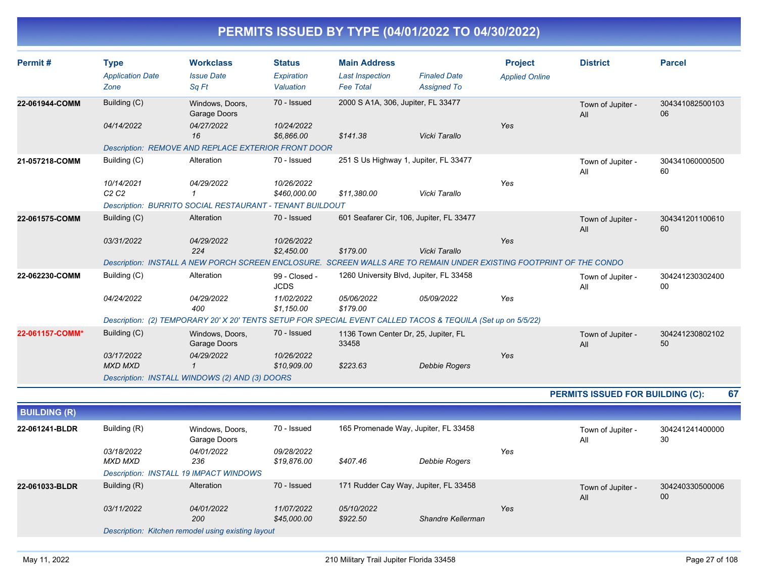# PERMITS ISSUED BY TYPE (04/01/2022 TO 04/30/2022)

| Permit # | Type / Application Date / Zone | Workclass / Issue Date / Sq Ft | Status / Expiration / Valuation | Main Address / Last Inspection / Fee Total | Finaled Date / Assigned To | Project / Applied Online | District | Parcel |
|---|---|---|---|---|---|---|---|---|
| 22-061944-COMM | Building (C) | Windows, Doors, Garage Doors | 70 - Issued | 2000 S A1A, 306, Jupiter, FL 33477 | | | Town of Jupiter - All | 30434108250010306 |
| | 04/14/2022 | 04/27/2022 | 10/24/2022 | | | Yes | | |
| | | 16 | $6,866.00 | $141.38 | Vicki Tarallo | | | |
| | Description: REMOVE AND REPLACE EXTERIOR FRONT DOOR | | | | | | | |
| 21-057218-COMM | Building (C) | Alteration | 70 - Issued | 251 S Us Highway 1, Jupiter, FL 33477 | | | Town of Jupiter - All | 30434106000050060 |
| | 10/14/2021 | 04/29/2022 | 10/26/2022 | | | Yes | | |
| | C2 C2 | 1 | $460,000.00 | $11,380.00 | Vicki Tarallo | | | |
| | Description: BURRITO SOCIAL RESTAURANT - TENANT BUILDOUT | | | | | | | |
| 22-061575-COMM | Building (C) | Alteration | 70 - Issued | 601 Seafarer Cir, 106, Jupiter, FL 33477 | | | Town of Jupiter - All | 30434120110061060 |
| | 03/31/2022 | 04/29/2022 | 10/26/2022 | | | Yes | | |
| | | 224 | $2,450.00 | $179.00 | Vicki Tarallo | | | |
| | Description: INSTALL A NEW PORCH SCREEN ENCLOSURE. SCREEN WALLS ARE TO REMAIN UNDER EXISTING FOOTPRINT OF THE CONDO | | | | | | | |
| 22-062230-COMM | Building (C) | Alteration | 99 - Closed - JCDS | 1260 University Blvd, Jupiter, FL 33458 | | | Town of Jupiter - All | 30424123030240000 |
| | 04/24/2022 | 04/29/2022 | 11/02/2022 | 05/06/2022 | 05/09/2022 | Yes | | |
| | | 400 | $1,150.00 | $179.00 | | | | |
| | Description: (2) TEMPORARY 20' X 20' TENTS SETUP FOR SPECIAL EVENT CALLED TACOS & TEQUILA (Set up on 5/5/22) | | | | | | | |
| 22-061157-COMM* | Building (C) | Windows, Doors, Garage Doors | 70 - Issued | 1136 Town Center Dr, 25, Jupiter, FL 33458 | | | Town of Jupiter - All | 30424123080210250 |
| | 03/17/2022 | 04/29/2022 | 10/26/2022 | | | Yes | | |
| | MXD MXD | 1 | $10,909.00 | $223.63 | Debbie Rogers | | | |
| | Description: INSTALL WINDOWS (2) AND (3) DOORS | | | | | | | |

**PERMITS ISSUED FOR BUILDING (C): 67**

## BUILDING (R)

| Permit # | Type / Application Date / Zone | Workclass / Issue Date / Sq Ft | Status / Expiration / Valuation | Main Address / Last Inspection / Fee Total | Finaled Date / Assigned To | Project / Applied Online | District | Parcel |
|---|---|---|---|---|---|---|---|---|
| 22-061241-BLDR | Building (R) | Windows, Doors, Garage Doors | 70 - Issued | 165 Promenade Way, Jupiter, FL 33458 | | | Town of Jupiter - All | 30424124140000030 |
| | 03/18/2022 | 04/01/2022 | 09/28/2022 | | | Yes | | |
| | MXD MXD | 236 | $19,876.00 | $407.46 | Debbie Rogers | | | |
| | Description: INSTALL 19 IMPACT WINDOWS | | | | | | | |
| 22-061033-BLDR | Building (R) | Alteration | 70 - Issued | 171 Rudder Cay Way, Jupiter, FL 33458 | | | Town of Jupiter - All | 30424033050000600 |
| | 03/11/2022 | 04/01/2022 | 11/07/2022 | 05/10/2022 | | Yes | | |
| | | 200 | $45,000.00 | $922.50 | Shandre Kellerman | | | |
| | Description: Kitchen remodel using existing layout | | | | | | | |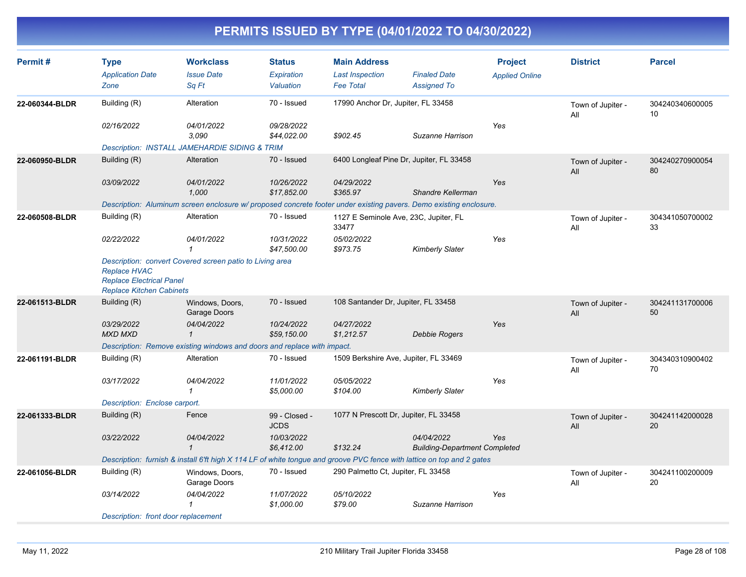# PERMITS ISSUED BY TYPE (04/01/2022 TO 04/30/2022)

| Permit # | Type / Application Date / Zone | Workclass / Issue Date / Sq Ft | Status / Expiration / Valuation | Main Address / Last Inspection / Fee Total | Finaled Date / Assigned To | Project / Applied Online | District | Parcel |
|---|---|---|---|---|---|---|---|---|
| 22-060344-BLDR | Building (R) | Alteration | 70 - Issued | 17990 Anchor Dr, Jupiter, FL 33458 | | | Town of Jupiter - All | 30424034060000510 |
| | 02/16/2022 | 04/01/2022 | 09/28/2022 | | | Yes | | |
| | | 3,090 | $44,022.00 | $902.45 | Suzanne Harrison | | | |
| | Description: INSTALL JAMEHARDIE SIDING & TRIM | | | | | | | |
| 22-060950-BLDR | Building (R) | Alteration | 70 - Issued | 6400 Longleaf Pine Dr, Jupiter, FL 33458 | | | Town of Jupiter - All | 30424027090005480 |
| | 03/09/2022 | 04/01/2022 | 10/26/2022 | 04/29/2022 | | Yes | | |
| | | 1,000 | $17,852.00 | $365.97 | Shandre Kellerman | | | |
| | Description: Aluminum screen enclosure w/ proposed concrete footer under existing pavers. Demo existing enclosure. | | | | | | | |
| 22-060508-BLDR | Building (R) | Alteration | 70 - Issued | 1127 E Seminole Ave, 23C, Jupiter, FL 33477 | | | Town of Jupiter - All | 30434105070000233 |
| | 02/22/2022 | 04/01/2022 | 10/31/2022 | 05/02/2022 | | Yes | | |
| | | 1 | $47,500.00 | $973.75 | Kimberly Slater | | | |
| | Description: convert Covered screen patio to Living area<br>Replace HVAC<br>Replace Electrical Panel<br>Replace Kitchen Cabinets | | | | | | | |
| 22-061513-BLDR | Building (R) | Windows, Doors, Garage Doors | 70 - Issued | 108 Santander Dr, Jupiter, FL 33458 | | | Town of Jupiter - All | 30424113170000650 |
| | 03/29/2022 | 04/04/2022 | 10/24/2022 | 04/27/2022 | | Yes | | |
| | MXD MXD | 1 | $59,150.00 | $1,212.57 | Debbie Rogers | | | |
| | Description: Remove existing windows and doors and replace with impact. | | | | | | | |
| 22-061191-BLDR | Building (R) | Alteration | 70 - Issued | 1509 Berkshire Ave, Jupiter, FL 33469 | | | Town of Jupiter - All | 30434031090040270 |
| | 03/17/2022 | 04/04/2022 | 11/01/2022 | 05/05/2022 | | Yes | | |
| | | 1 | $5,000.00 | $104.00 | Kimberly Slater | | | |
| | Description: Enclose carport. | | | | | | | |
| 22-061333-BLDR | Building (R) | Fence | 99 - Closed - JCDS | 1077 N Prescott Dr, Jupiter, FL 33458 | | | Town of Jupiter - All | 30424114200002820 |
| | 03/22/2022 | 04/04/2022 | 10/03/2022 | | 04/04/2022 | Yes | | |
| | | 1 | $6,412.00 | $132.24 | Building-Department Completed | | | |
| | Description: furnish & install 6'ft high X 114 LF of white tongue and groove PVC fence with lattice on top and 2 gates | | | | | | | |
| 22-061056-BLDR | Building (R) | Windows, Doors, Garage Doors | 70 - Issued | 290 Palmetto Ct, Jupiter, FL 33458 | | | Town of Jupiter - All | 30424110020000920 |
| | 03/14/2022 | 04/04/2022 | 11/07/2022 | 05/10/2022 | | Yes | | |
| | | 1 | $1,000.00 | $79.00 | Suzanne Harrison | | | |
| | Description: front door replacement | | | | | | | |

May 11, 2022 — 210 Military Trail Jupiter Florida 33458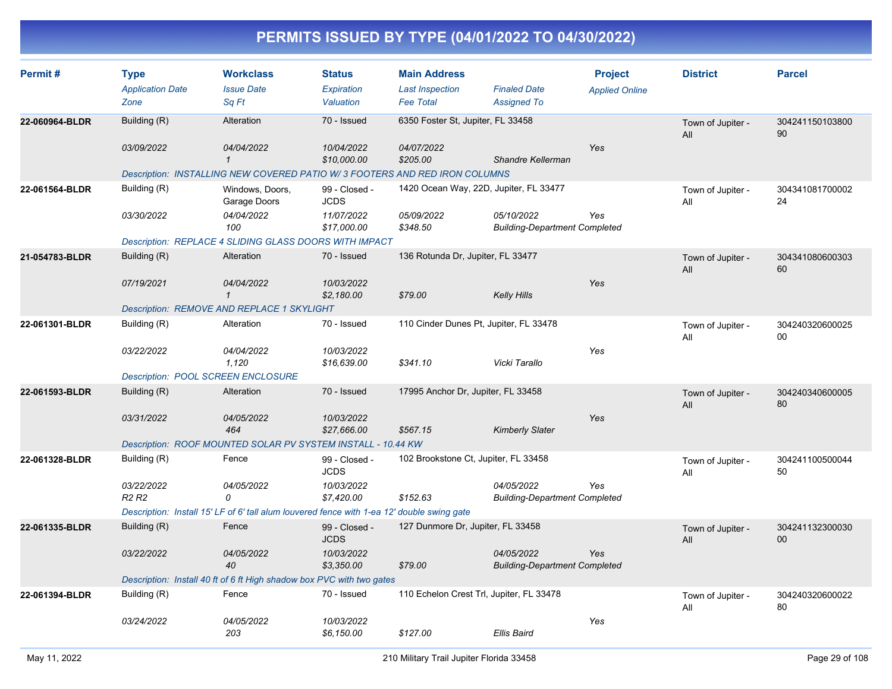# PERMITS ISSUED BY TYPE (04/01/2022 TO 04/30/2022)

| Permit # | Type | Workclass | Status | Main Address | | Project | District | Parcel |
|---|---|---|---|---|---|---|---|---|
| | *Application Date* | *Issue Date* | *Expiration* | *Last Inspection* | *Finaled Date* | *Applied Online* | | |
| | *Zone* | *Sq Ft* | *Valuation* | *Fee Total* | *Assigned To* | | | |
| **22-060964-BLDR** | Building (R) | Alteration | 70 - Issued | 6350 Foster St, Jupiter, FL 33458 | | | Town of Jupiter - All | 30424115010380090 |
| | *03/09/2022* | *04/04/2022* | *10/04/2022* | *04/07/2022* | | *Yes* | | |
| | | *1* | *$10,000.00* | *$205.00* | *Shandre Kellerman* | | | |
| | *Description: INSTALLING NEW COVERED PATIO W/ 3 FOOTERS AND RED IRON COLUMNS* | | | | | | | |
| **22-061564-BLDR** | Building (R) | Windows, Doors, Garage Doors | 99 - Closed - JCDS | 1420 Ocean Way, 22D, Jupiter, FL 33477 | | | Town of Jupiter - All | 30434108170000224 |
| | *03/30/2022* | *04/04/2022* | *11/07/2022* | *05/09/2022* | *05/10/2022* | *Yes* | | |
| | | *100* | *$17,000.00* | *$348.50* | *Building-Department Completed* | | | |
| | *Description: REPLACE 4 SLIDING GLASS DOORS WITH IMPACT* | | | | | | | |
| **21-054783-BLDR** | Building (R) | Alteration | 70 - Issued | 136 Rotunda Dr, Jupiter, FL 33477 | | | Town of Jupiter - All | 30434108060030360 |
| | *07/19/2021* | *04/04/2022* | *10/03/2022* | | | *Yes* | | |
| | | *1* | *$2,180.00* | *$79.00* | *Kelly Hills* | | | |
| | *Description: REMOVE AND REPLACE 1 SKYLIGHT* | | | | | | | |
| **22-061301-BLDR** | Building (R) | Alteration | 70 - Issued | 110 Cinder Dunes Pt, Jupiter, FL 33478 | | | Town of Jupiter - All | 30424032060002500 |
| | *03/22/2022* | *04/04/2022* | *10/03/2022* | | | *Yes* | | |
| | | *1,120* | *$16,639.00* | *$341.10* | *Vicki Tarallo* | | | |
| | *Description: POOL SCREEN ENCLOSURE* | | | | | | | |
| **22-061593-BLDR** | Building (R) | Alteration | 70 - Issued | 17995 Anchor Dr, Jupiter, FL 33458 | | | Town of Jupiter - All | 30424034060000580 |
| | *03/31/2022* | *04/05/2022* | *10/03/2022* | | | *Yes* | | |
| | | *464* | *$27,666.00* | *$567.15* | *Kimberly Slater* | | | |
| | *Description: ROOF MOUNTED SOLAR PV SYSTEM INSTALL - 10.44 KW* | | | | | | | |
| **22-061328-BLDR** | Building (R) | Fence | 99 - Closed - JCDS | 102 Brookstone Ct, Jupiter, FL 33458 | | | Town of Jupiter - All | 30424110050004450 |
| | *03/22/2022* | *04/05/2022* | *10/03/2022* | | *04/05/2022* | *Yes* | | |
| | *R2 R2* | *0* | *$7,420.00* | *$152.63* | *Building-Department Completed* | | | |
| | *Description: Install 15' LF of 6' tall alum louvered fence with 1-ea 12' double swing gate* | | | | | | | |
| **22-061335-BLDR** | Building (R) | Fence | 99 - Closed - JCDS | 127 Dunmore Dr, Jupiter, FL 33458 | | | Town of Jupiter - All | 30424113230003000 |
| | *03/22/2022* | *04/05/2022* | *10/03/2022* | | *04/05/2022* | *Yes* | | |
| | | *40* | *$3,350.00* | *$79.00* | *Building-Department Completed* | | | |
| | *Description: Install 40 ft of 6 ft High shadow box PVC with two gates* | | | | | | | |
| **22-061394-BLDR** | Building (R) | Fence | 70 - Issued | 110 Echelon Crest Trl, Jupiter, FL 33478 | | | Town of Jupiter - All | 30424032060002280 |
| | *03/24/2022* | *04/05/2022* | *10/03/2022* | | | *Yes* | | |
| | | *203* | *$6,150.00* | *$127.00* | *Ellis Baird* | | | |

May 11, 2022 — 210 Military Trail Jupiter Florida 33458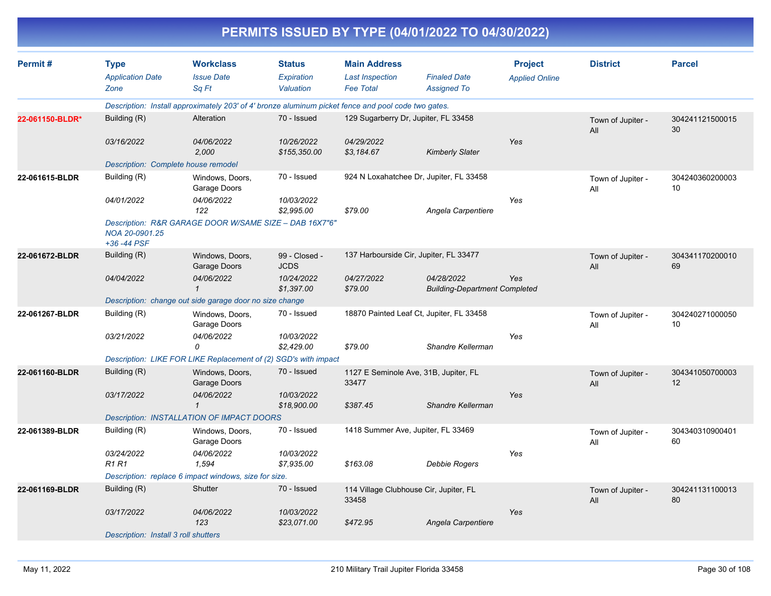# PERMITS ISSUED BY TYPE (04/01/2022 TO 04/30/2022)

| Permit # | Type<br>*Application Date*<br>*Zone* | Workclass<br>*Issue Date*<br>*Sq Ft* | Status<br>*Expiration*<br>*Valuation* | Main Address<br>*Last Inspection*<br>*Fee Total* | *Finaled Date*<br>*Assigned To* | Project<br>*Applied Online* | District | Parcel |
|---|---|---|---|---|---|---|---|---|
| | *Description: Install approximately 203' of 4' bronze aluminum picket fence and pool code two gates.* | | | | | | | |
| 22-061150-BLDR* | Building (R)<br>*03/16/2022* | Alteration<br>*04/06/2022*<br>*2,000* | 70 - Issued<br>*10/26/2022*<br>*$155,350.00* | 129 Sugarberry Dr, Jupiter, FL 33458<br>*04/29/2022*<br>*$3,184.67* | *Kimberly Slater* | *Yes* | Town of Jupiter - All | 30424112150001530 |
| | *Description: Complete house remodel* | | | | | | | |
| 22-061615-BLDR | Building (R)<br>*04/01/2022* | Windows, Doors, Garage Doors<br>*04/06/2022*<br>*122* | 70 - Issued<br>*10/03/2022*<br>*$2,995.00* | 924 N Loxahatchee Dr, Jupiter, FL 33458<br>*$79.00* | *Angela Carpentiere* | *Yes* | Town of Jupiter - All | 30424036020000310 |
| | *Description: R&R GARAGE DOOR W/SAME SIZE – DAB 16X7"6" NOA 20-0901.25 +36 -44 PSF* | | | | | | | |
| 22-061672-BLDR | Building (R)<br>*04/04/2022* | Windows, Doors, Garage Doors<br>*04/06/2022*<br>*1* | 99 - Closed - JCDS<br>*10/24/2022*<br>*$1,397.00* | 137 Harbourside Cir, Jupiter, FL 33477<br>*04/27/2022*<br>*$79.00* | *04/28/2022*<br>*Building-Department Completed* | *Yes* | Town of Jupiter - All | 30434117020001069 |
| | *Description: change out side garage door no size change* | | | | | | | |
| 22-061267-BLDR | Building (R)<br>*03/21/2022* | Windows, Doors, Garage Doors<br>*04/06/2022*<br>*0* | 70 - Issued<br>*10/03/2022*<br>*$2,429.00* | 18870 Painted Leaf Ct, Jupiter, FL 33458<br>*$79.00* | *Shandre Kellerman* | *Yes* | Town of Jupiter - All | 30424027100005010 |
| | *Description: LIKE FOR LIKE Replacement of (2) SGD's with impact* | | | | | | | |
| 22-061160-BLDR | Building (R)<br>*03/17/2022* | Windows, Doors, Garage Doors<br>*04/06/2022*<br>*1* | 70 - Issued<br>*10/03/2022*<br>*$18,900.00* | 1127 E Seminole Ave, 31B, Jupiter, FL 33477<br>*$387.45* | *Shandre Kellerman* | *Yes* | Town of Jupiter - All | 30434105070000312 |
| | *Description: INSTALLATION OF IMPACT DOORS* | | | | | | | |
| 22-061389-BLDR | Building (R)<br>*03/24/2022*<br>*R1 R1* | Windows, Doors, Garage Doors<br>*04/06/2022*<br>*1,594* | 70 - Issued<br>*10/03/2022*<br>*$7,935.00* | 1418 Summer Ave, Jupiter, FL 33469<br>*$163.08* | *Debbie Rogers* | *Yes* | Town of Jupiter - All | 30434031090040160 |
| | *Description: replace 6 impact windows, size for size.* | | | | | | | |
| 22-061169-BLDR | Building (R)<br>*03/17/2022* | Shutter<br>*04/06/2022*<br>*123* | 70 - Issued<br>*10/03/2022*<br>*$23,071.00* | 114 Village Clubhouse Cir, Jupiter, FL 33458<br>*$472.95* | *Angela Carpentiere* | *Yes* | Town of Jupiter - All | 30424113110001380 |
| | *Description: Install 3 roll shutters* | | | | | | | |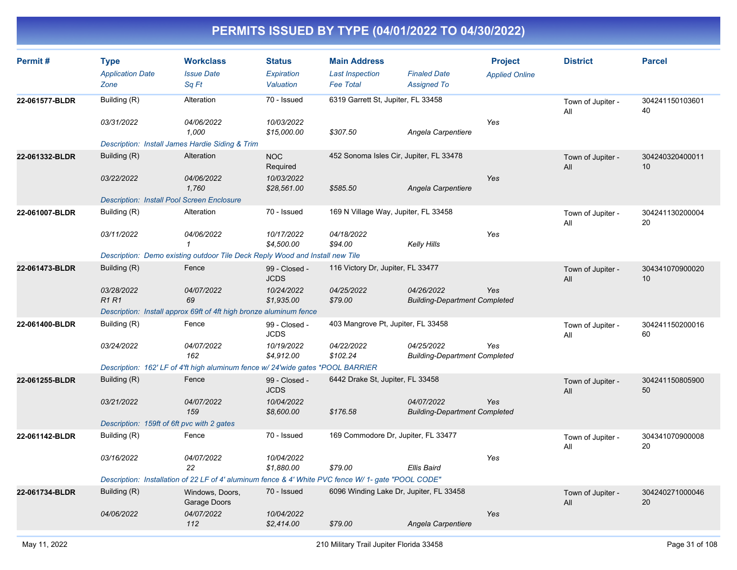# PERMITS ISSUED BY TYPE (04/01/2022 TO 04/30/2022)

| Permit # | Type<br>*Application Date*<br>*Zone* | Workclass<br>*Issue Date*<br>*Sq Ft* | Status<br>*Expiration*<br>*Valuation* | Main Address<br>*Last Inspection*<br>*Fee Total* | *Finaled Date*<br>*Assigned To* | Project<br>*Applied Online* | District | Parcel |
|---|---|---|---|---|---|---|---|---|
| **22-061577-BLDR** | Building (R)<br>*03/31/2022* | Alteration<br>*04/06/2022*<br>*1,000* | 70 - Issued<br>*10/03/2022*<br>*$15,000.00* | 6319 Garrett St, Jupiter, FL 33458<br><br>*$307.50* | <br>*Angela Carpentiere* | *Yes* | Town of Jupiter - All | 30424115010360140 |
| | *Description: Install James Hardie Siding & Trim* | | | | | | | |
| **22-061332-BLDR** | Building (R)<br>*03/22/2022* | Alteration<br>*04/06/2022*<br>*1,760* | NOC Required<br>*10/03/2022*<br>*$28,561.00* | 452 Sonoma Isles Cir, Jupiter, FL 33478<br><br>*$585.50* | <br>*Angela Carpentiere* | *Yes* | Town of Jupiter - All | 30424032040001110 |
| | *Description: Install Pool Screen Enclosure* | | | | | | | |
| **22-061007-BLDR** | Building (R)<br>*03/11/2022* | Alteration<br>*04/06/2022*<br>*1* | 70 - Issued<br>*10/17/2022*<br>*$4,500.00* | 169 N Village Way, Jupiter, FL 33458<br>*04/18/2022*<br>*$94.00* | <br>*Kelly Hills* | *Yes* | Town of Jupiter - All | 30424113020000420 |
| | *Description: Demo existing outdoor Tile Deck Reply Wood and Install new Tile* | | | | | | | |
| **22-061473-BLDR** | Building (R)<br>*03/28/2022*<br>*R1 R1* | Fence<br>*04/07/2022*<br>*69* | 99 - Closed - JCDS<br>*10/24/2022*<br>*$1,935.00* | 116 Victory Dr, Jupiter, FL 33477<br>*04/25/2022*<br>*$79.00* | *04/26/2022*<br>*Building-Department Completed* | *Yes* | Town of Jupiter - All | 30434107090002010 |
| | *Description: Install approx 69ft of 4ft high bronze aluminum fence* | | | | | | | |
| **22-061400-BLDR** | Building (R)<br>*03/24/2022* | Fence<br>*04/07/2022*<br>*162* | 99 - Closed - JCDS<br>*10/19/2022*<br>*$4,912.00* | 403 Mangrove Pt, Jupiter, FL 33458<br>*04/22/2022*<br>*$102.24* | *04/25/2022*<br>*Building-Department Completed* | *Yes* | Town of Jupiter - All | 30424115020001660 |
| | *Description: 162' LF of 4'ft high aluminum fence w/ 24'wide gates *POOL BARRIER* | | | | | | | |
| **22-061255-BLDR** | Building (R)<br>*03/21/2022* | Fence<br>*04/07/2022*<br>*159* | 99 - Closed - JCDS<br>*10/04/2022*<br>*$8,600.00* | 6442 Drake St, Jupiter, FL 33458<br><br>*$176.58* | *04/07/2022*<br>*Building-Department Completed* | *Yes* | Town of Jupiter - All | 30424115080590050 |
| | *Description: 159ft of 6ft pvc with 2 gates* | | | | | | | |
| **22-061142-BLDR** | Building (R)<br>*03/16/2022* | Fence<br>*04/07/2022*<br>*22* | 70 - Issued<br>*10/04/2022*<br>*$1,880.00* | 169 Commodore Dr, Jupiter, FL 33477<br><br>*$79.00* | <br>*Ellis Baird* | *Yes* | Town of Jupiter - All | 30434107090000820 |
| | *Description: Installation of 22 LF of 4' aluminum fence & 4' White PVC fence W/ 1- gate "POOL CODE"* | | | | | | | |
| **22-061734-BLDR** | Building (R)<br>*04/06/2022* | Windows, Doors, Garage Doors<br>*04/07/2022*<br>*112* | 70 - Issued<br>*10/04/2022*<br>*$2,414.00* | 6096 Winding Lake Dr, Jupiter, FL 33458<br><br>*$79.00* | <br>*Angela Carpentiere* | *Yes* | Town of Jupiter - All | 30424027100004620 |

May 11, 2022 — 210 Military Trail Jupiter Florida 33458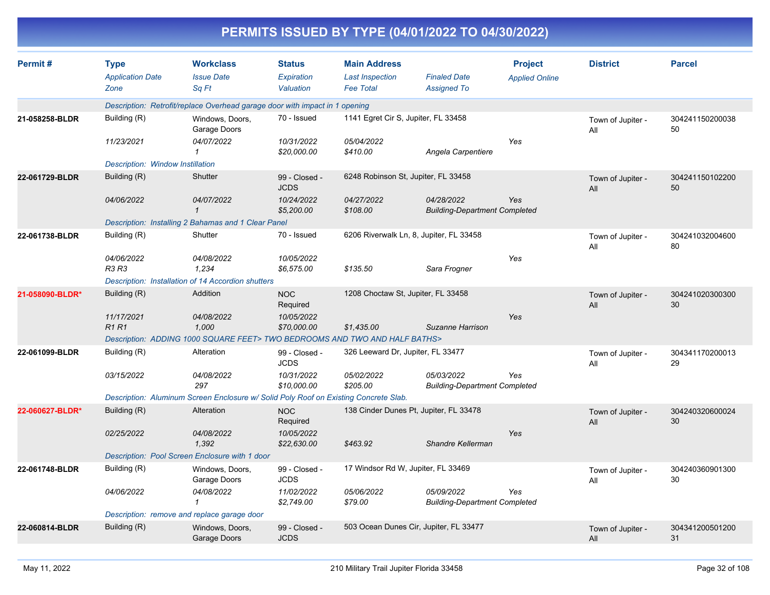# PERMITS ISSUED BY TYPE (04/01/2022 TO 04/30/2022)

| Permit # | Type / Application Date / Zone | Workclass / Issue Date / Sq Ft | Status / Expiration / Valuation | Main Address / Last Inspection / Fee Total | Finaled Date / Assigned To | Project / Applied Online | District | Parcel |
|---|---|---|---|---|---|---|---|---|
| | Description: Retrofit/replace Overhead garage door with impact in 1 opening | | | | | | | |
| 21-058258-BLDR | Building (R) | Windows, Doors, Garage Doors | 70 - Issued | 1141 Egret Cir S, Jupiter, FL 33458 | | | Town of Jupiter - All | 30424115020003850 |
| | 11/23/2021 | 04/07/2022 | 10/31/2022 | 05/04/2022 | | Yes | | |
| | | 1 | $20,000.00 | $410.00 | Angela Carpentiere | | | |
| | Description: Window Instillation | | | | | | | |
| 22-061729-BLDR | Building (R) | Shutter | 99 - Closed - JCDS | 6248 Robinson St, Jupiter, FL 33458 | | | Town of Jupiter - All | 30424115010220050 |
| | 04/06/2022 | 04/07/2022 | 10/24/2022 | 04/27/2022 | 04/28/2022 | Yes | | |
| | | 1 | $5,200.00 | $108.00 | Building-Department Completed | | | |
| | Description: Installing 2 Bahamas and 1 Clear Panel | | | | | | | |
| 22-061738-BLDR | Building (R) | Shutter | 70 - Issued | 6206 Riverwalk Ln, 8, Jupiter, FL 33458 | | | Town of Jupiter - All | 30424103200460080 |
| | 04/06/2022 | 04/08/2022 | 10/05/2022 | | | Yes | | |
| | R3 R3 | 1,234 | $6,575.00 | $135.50 | Sara Frogner | | | |
| | Description: Installation of 14 Accordion shutters | | | | | | | |
| 21-058090-BLDR* | Building (R) | Addition | NOC Required | 1208 Choctaw St, Jupiter, FL 33458 | | | Town of Jupiter - All | 30424102030030030 |
| | 11/17/2021 | 04/08/2022 | 10/05/2022 | | | Yes | | |
| | R1 R1 | 1,000 | $70,000.00 | $1,435.00 | Suzanne Harrison | | | |
| | Description: ADDING 1000 SQUARE FEET> TWO BEDROOMS AND TWO AND HALF BATHS> | | | | | | | |
| 22-061099-BLDR | Building (R) | Alteration | 99 - Closed - JCDS | 326 Leeward Dr, Jupiter, FL 33477 | | | Town of Jupiter - All | 30434117020001329 |
| | 03/15/2022 | 04/08/2022 | 10/31/2022 | 05/02/2022 | 05/03/2022 | Yes | | |
| | | 297 | $10,000.00 | $205.00 | Building-Department Completed | | | |
| | Description: Aluminum Screen Enclosure w/ Solid Poly Roof on Existing Concrete Slab. | | | | | | | |
| 22-060627-BLDR* | Building (R) | Alteration | NOC Required | 138 Cinder Dunes Pt, Jupiter, FL 33478 | | | Town of Jupiter - All | 30424032060002430 |
| | 02/25/2022 | 04/08/2022 | 10/05/2022 | | | Yes | | |
| | | 1,392 | $22,630.00 | $463.92 | Shandre Kellerman | | | |
| | Description: Pool Screen Enclosure with 1 door | | | | | | | |
| 22-061748-BLDR | Building (R) | Windows, Doors, Garage Doors | 99 - Closed - JCDS | 17 Windsor Rd W, Jupiter, FL 33469 | | | Town of Jupiter - All | 30424036090130030 |
| | 04/06/2022 | 04/08/2022 | 11/02/2022 | 05/06/2022 | 05/09/2022 | Yes | | |
| | | 1 | $2,749.00 | $79.00 | Building-Department Completed | | | |
| | Description: remove and replace garage door | | | | | | | |
| 22-060814-BLDR | Building (R) | Windows, Doors, Garage Doors | 99 - Closed - JCDS | 503 Ocean Dunes Cir, Jupiter, FL 33477 | | | Town of Jupiter - All | 30434120050120031 |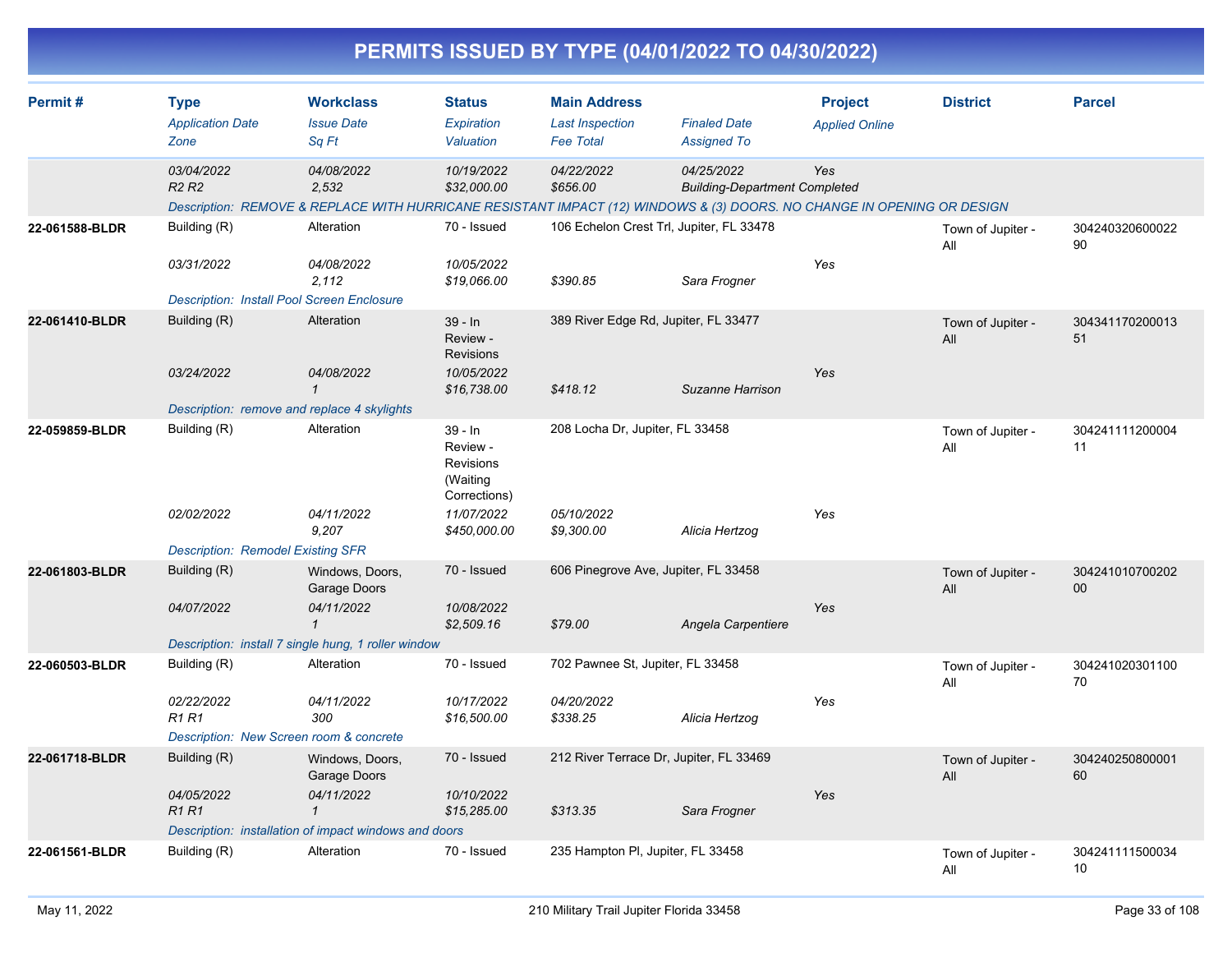# PERMITS ISSUED BY TYPE (04/01/2022 TO 04/30/2022)

| Permit # | Type<br>*Application Date*<br>*Zone* | Workclass<br>*Issue Date*<br>*Sq Ft* | Status<br>*Expiration*<br>*Valuation* | Main Address<br>*Last Inspection*<br>*Fee Total* | *Finaled Date*<br>*Assigned To* | Project<br>*Applied Online* | District | Parcel |
|---|---|---|---|---|---|---|---|---|
| | *03/04/2022*<br>*R2 R2* | *04/08/2022*<br>*2,532* | *10/19/2022*<br>*$32,000.00* | *04/22/2022*<br>*$656.00* | *04/25/2022*<br>*Building-Department Completed* | *Yes* | | |
| | *Description: REMOVE & REPLACE WITH HURRICANE RESISTANT IMPACT (12) WINDOWS & (3) DOORS. NO CHANGE IN OPENING OR DESIGN* | | | | | | | |
| **22-061588-BLDR** | Building (R) | Alteration | 70 - Issued | 106 Echelon Crest Trl, Jupiter, FL 33478 | | | Town of Jupiter - All | 30424032060002290 |
| | *03/31/2022* | *04/08/2022*<br>*2,112* | *10/05/2022*<br>*$19,066.00* | *$390.85* | *Sara Frogner* | *Yes* | | |
| | *Description: Install Pool Screen Enclosure* | | | | | | | |
| **22-061410-BLDR** | Building (R) | Alteration | 39 - In Review - Revisions | 389 River Edge Rd, Jupiter, FL 33477 | | | Town of Jupiter - All | 30434117020001351 |
| | *03/24/2022* | *04/08/2022*<br>*1* | *10/05/2022*<br>*$16,738.00* | *$418.12* | *Suzanne Harrison* | *Yes* | | |
| | *Description: remove and replace 4 skylights* | | | | | | | |
| **22-059859-BLDR** | Building (R) | Alteration | 39 - In Review - Revisions (Waiting Corrections) | 208 Locha Dr, Jupiter, FL 33458 | | | Town of Jupiter - All | 30424111120000411 |
| | *02/02/2022* | *04/11/2022*<br>*9,207* | *11/07/2022*<br>*$450,000.00* | *05/10/2022*<br>*$9,300.00* | *Alicia Hertzog* | *Yes* | | |
| | *Description: Remodel Existing SFR* | | | | | | | |
| **22-061803-BLDR** | Building (R) | Windows, Doors, Garage Doors | 70 - Issued | 606 Pinegrove Ave, Jupiter, FL 33458 | | | Town of Jupiter - All | 30424101070020200 |
| | *04/07/2022* | *04/11/2022*<br>*1* | *10/08/2022*<br>*$2,509.16* | *$79.00* | *Angela Carpentiere* | *Yes* | | |
| | *Description: install 7 single hung, 1 roller window* | | | | | | | |
| **22-060503-BLDR** | Building (R) | Alteration | 70 - Issued | 702 Pawnee St, Jupiter, FL 33458 | | | Town of Jupiter - All | 30424102030110070 |
| | *02/22/2022*<br>*R1 R1* | *04/11/2022*<br>*300* | *10/17/2022*<br>*$16,500.00* | *04/20/2022*<br>*$338.25* | *Alicia Hertzog* | *Yes* | | |
| | *Description: New Screen room & concrete* | | | | | | | |
| **22-061718-BLDR** | Building (R) | Windows, Doors, Garage Doors | 70 - Issued | 212 River Terrace Dr, Jupiter, FL 33469 | | | Town of Jupiter - All | 30424025080000160 |
| | *04/05/2022*<br>*R1 R1* | *04/11/2022*<br>*1* | *10/10/2022*<br>*$15,285.00* | *$313.35* | *Sara Frogner* | *Yes* | | |
| | *Description: installation of impact windows and doors* | | | | | | | |
| **22-061561-BLDR** | Building (R) | Alteration | 70 - Issued | 235 Hampton Pl, Jupiter, FL 33458 | | | Town of Jupiter - All | 30424111150003410 |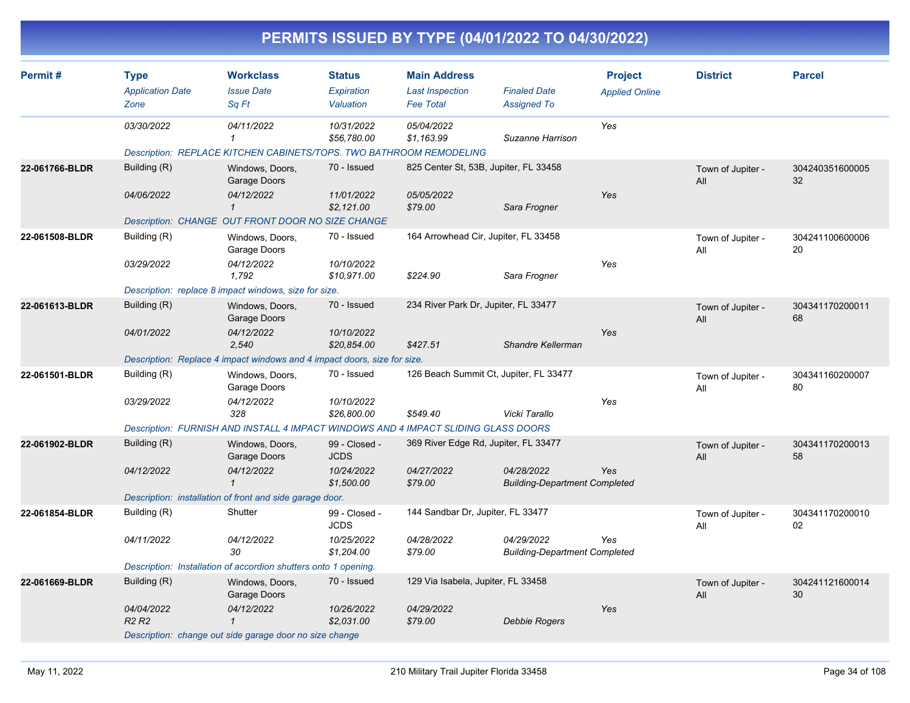# PERMITS ISSUED BY TYPE (04/01/2022 TO 04/30/2022)

| Permit # | Type | Workclass | Status | Main Address | | Project | District | Parcel |
|---|---|---|---|---|---|---|---|---|
| | *Application Date* | *Issue Date* | *Expiration* | *Last Inspection* | *Finaled Date* | *Applied Online* | | |
| | *Zone* | *Sq Ft* | *Valuation* | *Fee Total* | *Assigned To* | | | |
| | *03/30/2022* | *04/11/2022* | *10/31/2022* | *05/04/2022* | | *Yes* | | |
| | | *1* | *$56,780.00* | *$1,163.99* | *Suzanne Harrison* | | | |
| | *Description: REPLACE KITCHEN CABINETS/TOPS. TWO BATHROOM REMODELING* | | | | | | | |
| **22-061766-BLDR** | Building (R) | Windows, Doors, Garage Doors | 70 - Issued | 825 Center St, 53B, Jupiter, FL 33458 | | | Town of Jupiter - All | 30424035160000532 |
| | *04/06/2022* | *04/12/2022* | *11/01/2022* | *05/05/2022* | | *Yes* | | |
| | | *1* | *$2,121.00* | *$79.00* | *Sara Frogner* | | | |
| | *Description: CHANGE OUT FRONT DOOR NO SIZE CHANGE* | | | | | | | |
| **22-061508-BLDR** | Building (R) | Windows, Doors, Garage Doors | 70 - Issued | 164 Arrowhead Cir, Jupiter, FL 33458 | | | Town of Jupiter - All | 30424110060000620 |
| | *03/29/2022* | *04/12/2022* | *10/10/2022* | | | *Yes* | | |
| | | *1,792* | *$10,971.00* | *$224.90* | *Sara Frogner* | | | |
| | *Description: replace 8 impact windows, size for size.* | | | | | | | |
| **22-061613-BLDR** | Building (R) | Windows, Doors, Garage Doors | 70 - Issued | 234 River Park Dr, Jupiter, FL 33477 | | | Town of Jupiter - All | 30434117020001168 |
| | *04/01/2022* | *04/12/2022* | *10/10/2022* | | | *Yes* | | |
| | | *2,540* | *$20,854.00* | *$427.51* | *Shandre Kellerman* | | | |
| | *Description: Replace 4 impact windows and 4 impact doors, size for size.* | | | | | | | |
| **22-061501-BLDR** | Building (R) | Windows, Doors, Garage Doors | 70 - Issued | 126 Beach Summit Ct, Jupiter, FL 33477 | | | Town of Jupiter - All | 30434116020000780 |
| | *03/29/2022* | *04/12/2022* | *10/10/2022* | | | *Yes* | | |
| | | *328* | *$26,800.00* | *$549.40* | *Vicki Tarallo* | | | |
| | *Description: FURNISH AND INSTALL 4 IMPACT WINDOWS AND 4 IMPACT SLIDING GLASS DOORS* | | | | | | | |
| **22-061902-BLDR** | Building (R) | Windows, Doors, Garage Doors | 99 - Closed - JCDS | 369 River Edge Rd, Jupiter, FL 33477 | | | Town of Jupiter - All | 30434117020001358 |
| | *04/12/2022* | *04/12/2022* | *10/24/2022* | *04/27/2022* | *04/28/2022* | *Yes* | | |
| | | *1* | *$1,500.00* | *$79.00* | *Building-Department Completed* | | | |
| | *Description: installation of front and side garage door.* | | | | | | | |
| **22-061854-BLDR** | Building (R) | Shutter | 99 - Closed - JCDS | 144 Sandbar Dr, Jupiter, FL 33477 | | | Town of Jupiter - All | 30434117020001002 |
| | *04/11/2022* | *04/12/2022* | *10/25/2022* | *04/28/2022* | *04/29/2022* | *Yes* | | |
| | | *30* | *$1,204.00* | *$79.00* | *Building-Department Completed* | | | |
| | *Description: Installation of accordion shutters onto 1 opening.* | | | | | | | |
| **22-061669-BLDR** | Building (R) | Windows, Doors, Garage Doors | 70 - Issued | 129 Via Isabela, Jupiter, FL 33458 | | | Town of Jupiter - All | 30424112160001430 |
| | *04/04/2022* | *04/12/2022* | *10/26/2022* | *04/29/2022* | | *Yes* | | |
| | *R2 R2* | *1* | *$2,031.00* | *$79.00* | *Debbie Rogers* | | | |
| | *Description: change out side garage door no size change* | | | | | | | |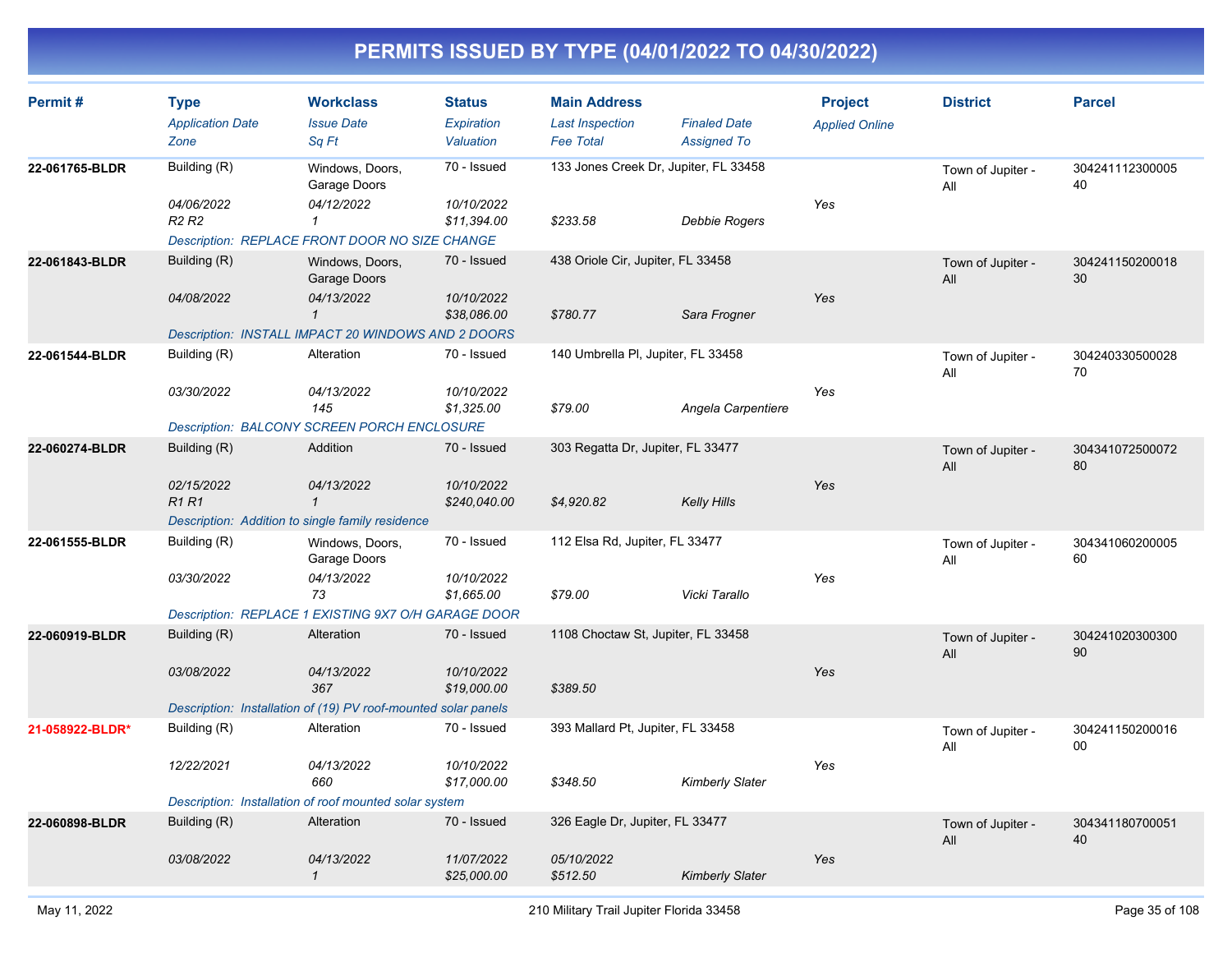# PERMITS ISSUED BY TYPE (04/01/2022 TO 04/30/2022)

| Permit # | Type | Workclass | Status | Main Address | | Project | District | Parcel |
|---|---|---|---|---|---|---|---|---|
| | *Application Date* | *Issue Date* | *Expiration* | *Last Inspection* | *Finaled Date* | *Applied Online* | | |
| | *Zone* | *Sq Ft* | *Valuation* | *Fee Total* | *Assigned To* | | | |
| **22-061765-BLDR** | Building (R) | Windows, Doors, Garage Doors | 70 - Issued | 133 Jones Creek Dr, Jupiter, FL 33458 | | | Town of Jupiter - All | 30424111230000540 |
| | *04/06/2022* | *04/12/2022* | *10/10/2022* | | | Yes | | |
| | *R2 R2* | *1* | *$11,394.00* | *$233.58* | *Debbie Rogers* | | | |
| | *Description: REPLACE FRONT DOOR NO SIZE CHANGE* | | | | | | | |
| **22-061843-BLDR** | Building (R) | Windows, Doors, Garage Doors | 70 - Issued | 438 Oriole Cir, Jupiter, FL 33458 | | | Town of Jupiter - All | 30424115020001830 |
| | *04/08/2022* | *04/13/2022* | *10/10/2022* | | | Yes | | |
| | | *1* | *$38,086.00* | *$780.77* | *Sara Frogner* | | | |
| | *Description: INSTALL IMPACT 20 WINDOWS AND 2 DOORS* | | | | | | | |
| **22-061544-BLDR** | Building (R) | Alteration | 70 - Issued | 140 Umbrella Pl, Jupiter, FL 33458 | | | Town of Jupiter - All | 30424033050002870 |
| | *03/30/2022* | *04/13/2022* | *10/10/2022* | | | Yes | | |
| | | *145* | *$1,325.00* | *$79.00* | *Angela Carpentiere* | | | |
| | *Description: BALCONY SCREEN PORCH ENCLOSURE* | | | | | | | |
| **22-060274-BLDR** | Building (R) | Addition | 70 - Issued | 303 Regatta Dr, Jupiter, FL 33477 | | | Town of Jupiter - All | 30434107250007280 |
| | *02/15/2022* | *04/13/2022* | *10/10/2022* | | | Yes | | |
| | *R1 R1* | *1* | *$240,040.00* | *$4,920.82* | *Kelly Hills* | | | |
| | *Description: Addition to single family residence* | | | | | | | |
| **22-061555-BLDR** | Building (R) | Windows, Doors, Garage Doors | 70 - Issued | 112 Elsa Rd, Jupiter, FL 33477 | | | Town of Jupiter - All | 30434106020000560 |
| | *03/30/2022* | *04/13/2022* | *10/10/2022* | | | Yes | | |
| | | *73* | *$1,665.00* | *$79.00* | *Vicki Tarallo* | | | |
| | *Description: REPLACE 1 EXISTING 9X7 O/H GARAGE DOOR* | | | | | | | |
| **22-060919-BLDR** | Building (R) | Alteration | 70 - Issued | 1108 Choctaw St, Jupiter, FL 33458 | | | Town of Jupiter - All | 30424102030030090 |
| | *03/08/2022* | *04/13/2022* | *10/10/2022* | | | Yes | | |
| | | *367* | *$19,000.00* | *$389.50* | | | | |
| | *Description: Installation of (19) PV roof-mounted solar panels* | | | | | | | |
| **21-058922-BLDR*** | Building (R) | Alteration | 70 - Issued | 393 Mallard Pt, Jupiter, FL 33458 | | | Town of Jupiter - All | 30424115020001600 |
| | *12/22/2021* | *04/13/2022* | *10/10/2022* | | | Yes | | |
| | | *660* | *$17,000.00* | *$348.50* | *Kimberly Slater* | | | |
| | *Description: Installation of roof mounted solar system* | | | | | | | |
| **22-060898-BLDR** | Building (R) | Alteration | 70 - Issued | 326 Eagle Dr, Jupiter, FL 33477 | | | Town of Jupiter - All | 30434118070005140 |
| | *03/08/2022* | *04/13/2022* | *11/07/2022* | *05/10/2022* | | Yes | | |
| | | *1* | *$25,000.00* | *$512.50* | *Kimberly Slater* | | | |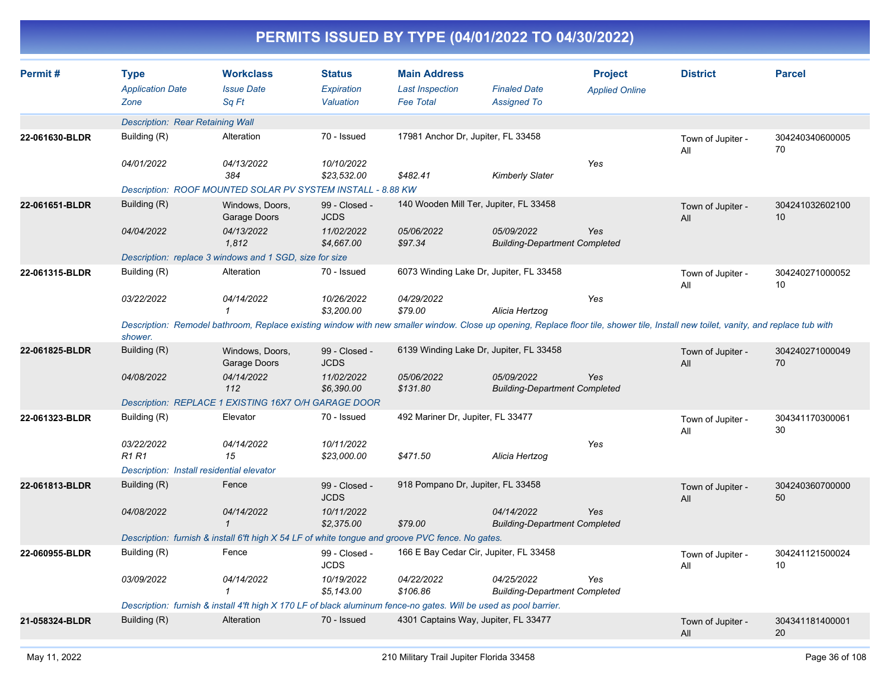# PERMITS ISSUED BY TYPE (04/01/2022 TO 04/30/2022)

| Permit # | Type | Workclass | Status | Main Address | | Project | District | Parcel |
|---|---|---|---|---|---|---|---|---|
| | *Application Date* | *Issue Date* | *Expiration* | *Last Inspection* | *Finaled Date* | *Applied Online* | | |
| | *Zone* | *Sq Ft* | *Valuation* | *Fee Total* | *Assigned To* | | | |
| | *Description: Rear Retaining Wall* | | | | | | | |
| **22-061630-BLDR** | Building (R) | Alteration | 70 - Issued | 17981 Anchor Dr, Jupiter, FL 33458 | | | Town of Jupiter - All | 30424034060000570 |
| | *04/01/2022* | *04/13/2022* | *10/10/2022* | | | Yes | | |
| | | *384* | *$23,532.00* | *$482.41* | *Kimberly Slater* | | | |
| | *Description: ROOF MOUNTED SOLAR PV SYSTEM INSTALL - 8.88 KW* | | | | | | | |
| **22-061651-BLDR** | Building (R) | Windows, Doors, Garage Doors | 99 - Closed - JCDS | 140 Wooden Mill Ter, Jupiter, FL 33458 | | | Town of Jupiter - All | 30424103260210010 |
| | *04/04/2022* | *04/13/2022* | *11/02/2022* | *05/06/2022* | *05/09/2022* | Yes | | |
| | | *1,812* | *$4,667.00* | *$97.34* | *Building-Department Completed* | | | |
| | *Description: replace 3 windows and 1 SGD, size for size* | | | | | | | |
| **22-061315-BLDR** | Building (R) | Alteration | 70 - Issued | 6073 Winding Lake Dr, Jupiter, FL 33458 | | | Town of Jupiter - All | 30424027100005210 |
| | *03/22/2022* | *04/14/2022* | *10/26/2022* | *04/29/2022* | | Yes | | |
| | | *1* | *$3,200.00* | *$79.00* | *Alicia Hertzog* | | | |
| | *Description: Remodel bathroom, Replace existing window with new smaller window. Close up opening, Replace floor tile, shower tile, Install new toilet, vanity, and replace tub with shower.* | | | | | | | |
| **22-061825-BLDR** | Building (R) | Windows, Doors, Garage Doors | 99 - Closed - JCDS | 6139 Winding Lake Dr, Jupiter, FL 33458 | | | Town of Jupiter - All | 30424027100004970 |
| | *04/08/2022* | *04/14/2022* | *11/02/2022* | *05/06/2022* | *05/09/2022* | Yes | | |
| | | *112* | *$6,390.00* | *$131.80* | *Building-Department Completed* | | | |
| | *Description: REPLACE 1 EXISTING 16X7 O/H GARAGE DOOR* | | | | | | | |
| **22-061323-BLDR** | Building (R) | Elevator | 70 - Issued | 492 Mariner Dr, Jupiter, FL 33477 | | | Town of Jupiter - All | 30434117030006130 |
| | *03/22/2022* | *04/14/2022* | *10/11/2022* | | | Yes | | |
| | *R1 R1* | *15* | *$23,000.00* | *$471.50* | *Alicia Hertzog* | | | |
| | *Description: Install residential elevator* | | | | | | | |
| **22-061813-BLDR** | Building (R) | Fence | 99 - Closed - JCDS | 918 Pompano Dr, Jupiter, FL 33458 | | | Town of Jupiter - All | 30424036070000050 |
| | *04/08/2022* | *04/14/2022* | *10/11/2022* | | *04/14/2022* | Yes | | |
| | | *1* | *$2,375.00* | *$79.00* | *Building-Department Completed* | | | |
| | *Description: furnish & install 6'ft high X 54 LF of white tongue and groove PVC fence. No gates.* | | | | | | | |
| **22-060955-BLDR** | Building (R) | Fence | 99 - Closed - JCDS | 166 E Bay Cedar Cir, Jupiter, FL 33458 | | | Town of Jupiter - All | 30424112150002410 |
| | *03/09/2022* | *04/14/2022* | *10/19/2022* | *04/22/2022* | *04/25/2022* | Yes | | |
| | | *1* | *$5,143.00* | *$106.86* | *Building-Department Completed* | | | |
| | *Description: furnish & install 4'ft high X 170 LF of black aluminum fence-no gates. Will be used as pool barrier.* | | | | | | | |
| **21-058324-BLDR** | Building (R) | Alteration | 70 - Issued | 4301 Captains Way, Jupiter, FL 33477 | | | Town of Jupiter - All | 30434118140000120 |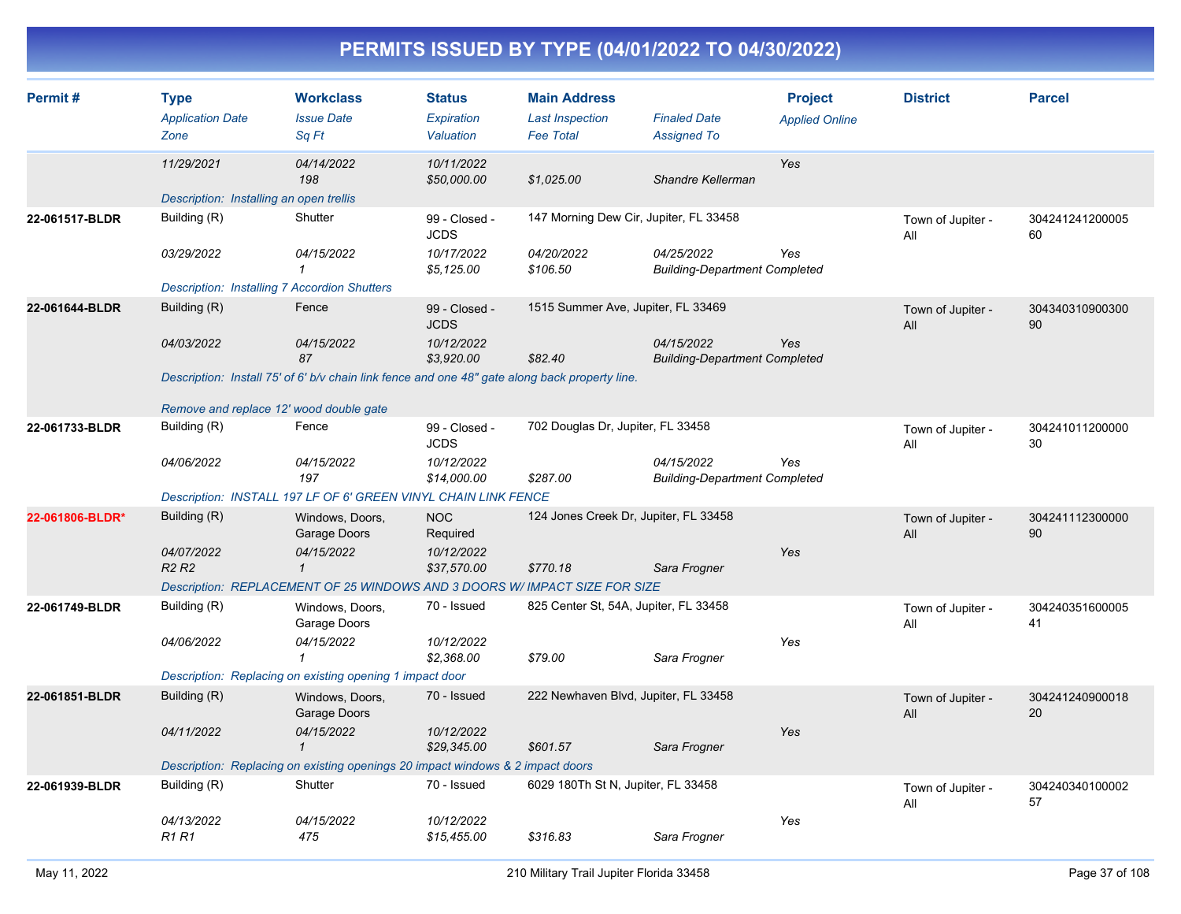# PERMITS ISSUED BY TYPE (04/01/2022 TO 04/30/2022)

| Permit # | Type<br>*Application Date*<br>*Zone* | Workclass<br>*Issue Date*<br>*Sq Ft* | Status<br>*Expiration*<br>*Valuation* | Main Address<br>*Last Inspection*<br>*Fee Total* | *Finaled Date*<br>*Assigned To* | Project<br>*Applied Online* | District | Parcel |
|---|---|---|---|---|---|---|---|---|
| | *11/29/2021* | *04/14/2022*<br>*198* | *10/11/2022*<br>*$50,000.00* | *$1,025.00* | *Shandre Kellerman* | *Yes* | | |
| | *Description: Installing an open trellis* | | | | | | | |
| **22-061517-BLDR** | Building (R)<br>*03/29/2022* | Shutter<br>*04/15/2022*<br>*1* | 99 - Closed - JCDS<br>*10/17/2022*<br>*$5,125.00* | 147 Morning Dew Cir, Jupiter, FL 33458<br>*04/20/2022*<br>*$106.50* | *04/25/2022*<br>*Building-Department Completed* | *Yes* | Town of Jupiter - All | 30424124120000560 |
| | *Description: Installing 7 Accordion Shutters* | | | | | | | |
| **22-061644-BLDR** | Building (R)<br>*04/03/2022* | Fence<br>*04/15/2022*<br>*87* | 99 - Closed - JCDS<br>*10/12/2022*<br>*$3,920.00* | 1515 Summer Ave, Jupiter, FL 33469<br><br>*$82.40* | *04/15/2022*<br>*Building-Department Completed* | *Yes* | Town of Jupiter - All | 30434031090030090 |
| | *Description: Install 75' of 6' b/v chain link fence and one 48" gate along back property line.*<br><br>*Remove and replace 12' wood double gate* | | | | | | | |
| **22-061733-BLDR** | Building (R)<br>*04/06/2022* | Fence<br>*04/15/2022*<br>*197* | 99 - Closed - JCDS<br>*10/12/2022*<br>*$14,000.00* | 702 Douglas Dr, Jupiter, FL 33458<br><br>*$287.00* | *04/15/2022*<br>*Building-Department Completed* | *Yes* | Town of Jupiter - All | 30424101120000030 |
| | *Description: INSTALL 197 LF OF 6' GREEN VINYL CHAIN LINK FENCE* | | | | | | | |
| **22-061806-BLDR*** | Building (R)<br>*04/07/2022*<br>*R2 R2* | Windows, Doors, Garage Doors<br>*04/15/2022*<br>*1* | NOC Required<br>*10/12/2022*<br>*$37,570.00* | 124 Jones Creek Dr, Jupiter, FL 33458<br><br>*$770.18* | *Sara Frogner* | *Yes* | Town of Jupiter - All | 30424111230000090 |
| | *Description: REPLACEMENT OF 25 WINDOWS AND 3 DOORS W/ IMPACT SIZE FOR SIZE* | | | | | | | |
| **22-061749-BLDR** | Building (R)<br>*04/06/2022* | Windows, Doors, Garage Doors<br>*04/15/2022*<br>*1* | 70 - Issued<br>*10/12/2022*<br>*$2,368.00* | 825 Center St, 54A, Jupiter, FL 33458<br><br>*$79.00* | *Sara Frogner* | *Yes* | Town of Jupiter - All | 30424035160000541 |
| | *Description: Replacing on existing opening 1 impact door* | | | | | | | |
| **22-061851-BLDR** | Building (R)<br>*04/11/2022* | Windows, Doors, Garage Doors<br>*04/15/2022*<br>*1* | 70 - Issued<br>*10/12/2022*<br>*$29,345.00* | 222 Newhaven Blvd, Jupiter, FL 33458<br><br>*$601.57* | *Sara Frogner* | *Yes* | Town of Jupiter - All | 30424124090001820 |
| | *Description: Replacing on existing openings 20 impact windows & 2 impact doors* | | | | | | | |
| **22-061939-BLDR** | Building (R)<br>*04/13/2022*<br>*R1 R1* | Shutter<br>*04/15/2022*<br>*475* | 70 - Issued<br>*10/12/2022*<br>*$15,455.00* | 6029 180Th St N, Jupiter, FL 33458<br><br>*$316.83* | *Sara Frogner* | *Yes* | Town of Jupiter - All | 30424034010000257 |

May 11, 2022 — 210 Military Trail Jupiter Florida 33458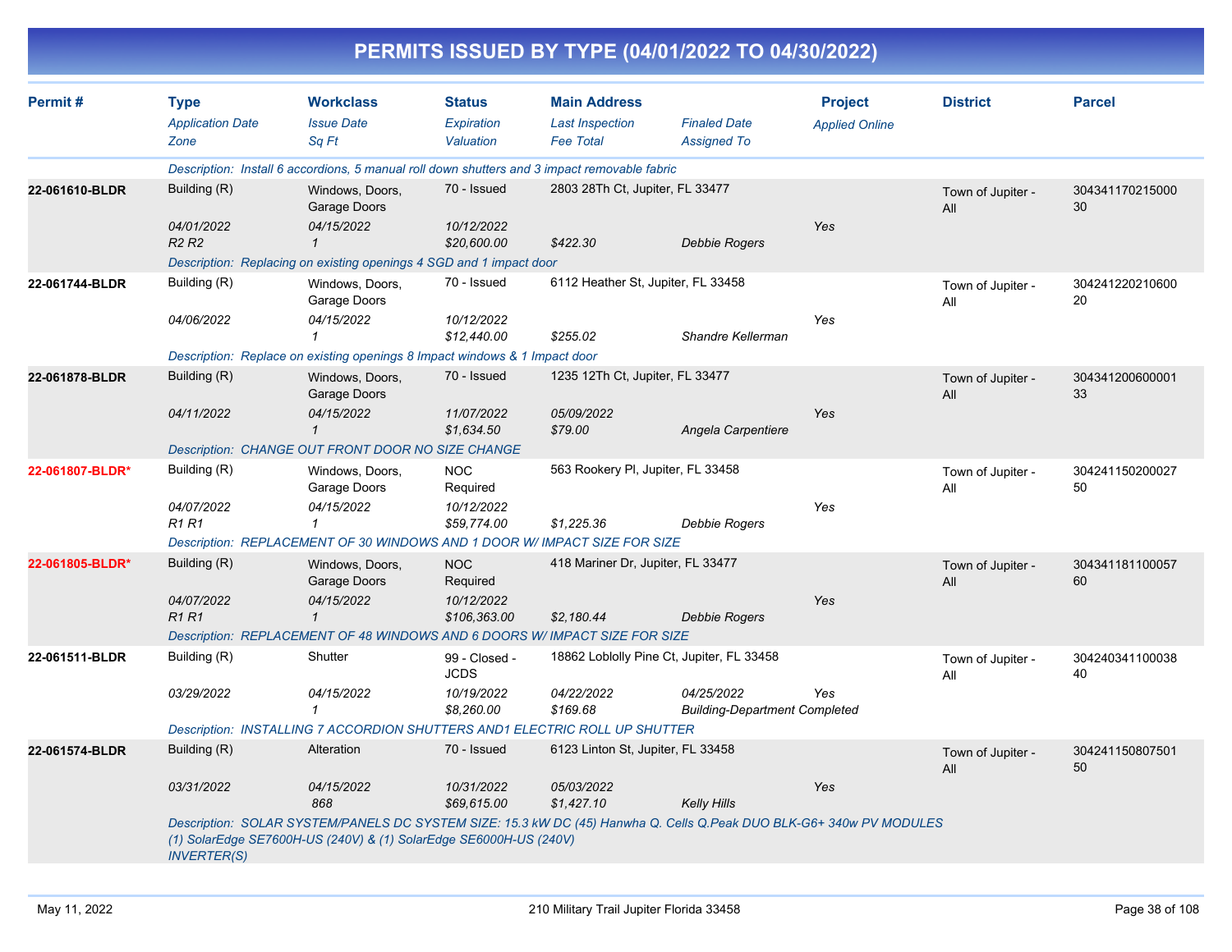# PERMITS ISSUED BY TYPE (04/01/2022 TO 04/30/2022)

| Permit # | Type / Application Date / Zone | Workclass / Issue Date / Sq Ft | Status / Expiration / Valuation | Main Address / Last Inspection / Fee Total | Finaled Date / Assigned To | Project / Applied Online | District | Parcel |
|---|---|---|---|---|---|---|---|---|
| | *Description: Install 6 accordions, 5 manual roll down shutters and 3 impact removable fabric* | | | | | | | |
| **22-061610-BLDR** | Building (R) | Windows, Doors, Garage Doors | 70 - Issued | 2803 28Th Ct, Jupiter, FL 33477 | | | Town of Jupiter - All | 30434117021500030 |
| | *04/01/2022* | *04/15/2022* | *10/12/2022* | | | *Yes* | | |
| | *R2 R2* | *1* | *$20,600.00* | *$422.30* | *Debbie Rogers* | | | |
| | *Description: Replacing on existing openings 4 SGD and 1 impact door* | | | | | | | |
| **22-061744-BLDR** | Building (R) | Windows, Doors, Garage Doors | 70 - Issued | 6112 Heather St, Jupiter, FL 33458 | | | Town of Jupiter - All | 30424122021060020 |
| | *04/06/2022* | *04/15/2022* | *10/12/2022* | | | *Yes* | | |
| | | *1* | *$12,440.00* | *$255.02* | *Shandre Kellerman* | | | |
| | *Description: Replace on existing openings 8 Impact windows & 1 Impact door* | | | | | | | |
| **22-061878-BLDR** | Building (R) | Windows, Doors, Garage Doors | 70 - Issued | 1235 12Th Ct, Jupiter, FL 33477 | | | Town of Jupiter - All | 30434120060000133 |
| | *04/11/2022* | *04/15/2022* | *11/07/2022* | *05/09/2022* | | *Yes* | | |
| | | *1* | *$1,634.50* | *$79.00* | *Angela Carpentiere* | | | |
| | *Description: CHANGE OUT FRONT DOOR NO SIZE CHANGE* | | | | | | | |
| **22-061807-BLDR*** | Building (R) | Windows, Doors, Garage Doors | NOC Required | 563 Rookery Pl, Jupiter, FL 33458 | | | Town of Jupiter - All | 30424115020002750 |
| | *04/07/2022* | *04/15/2022* | *10/12/2022* | | | *Yes* | | |
| | *R1 R1* | *1* | *$59,774.00* | *$1,225.36* | *Debbie Rogers* | | | |
| | *Description: REPLACEMENT OF 30 WINDOWS AND 1 DOOR W/ IMPACT SIZE FOR SIZE* | | | | | | | |
| **22-061805-BLDR*** | Building (R) | Windows, Doors, Garage Doors | NOC Required | 418 Mariner Dr, Jupiter, FL 33477 | | | Town of Jupiter - All | 30434118110005760 |
| | *04/07/2022* | *04/15/2022* | *10/12/2022* | | | *Yes* | | |
| | *R1 R1* | *1* | *$106,363.00* | *$2,180.44* | *Debbie Rogers* | | | |
| | *Description: REPLACEMENT OF 48 WINDOWS AND 6 DOORS W/ IMPACT SIZE FOR SIZE* | | | | | | | |
| **22-061511-BLDR** | Building (R) | Shutter | 99 - Closed - JCDS | 18862 Loblolly Pine Ct, Jupiter, FL 33458 | | | Town of Jupiter - All | 30424034110003840 |
| | *03/29/2022* | *04/15/2022* | *10/19/2022* | *04/22/2022* | *04/25/2022* | *Yes* | | |
| | | *1* | *$8,260.00* | *$169.68* | *Building-Department Completed* | | | |
| | *Description: INSTALLING 7 ACCORDION SHUTTERS AND1 ELECTRIC ROLL UP SHUTTER* | | | | | | | |
| **22-061574-BLDR** | Building (R) | Alteration | 70 - Issued | 6123 Linton St, Jupiter, FL 33458 | | | Town of Jupiter - All | 30424115080750150 |
| | *03/31/2022* | *04/15/2022* | *10/31/2022* | *05/03/2022* | | *Yes* | | |
| | | *868* | *$69,615.00* | *$1,427.10* | *Kelly Hills* | | | |
| | *Description: SOLAR SYSTEM/PANELS DC SYSTEM SIZE: 15.3 kW DC (45) Hanwha Q. Cells Q.Peak DUO BLK-G6+ 340w PV MODULES (1) SolarEdge SE7600H-US (240V) & (1) SolarEdge SE6000H-US (240V) INVERTER(S)* | | | | | | | |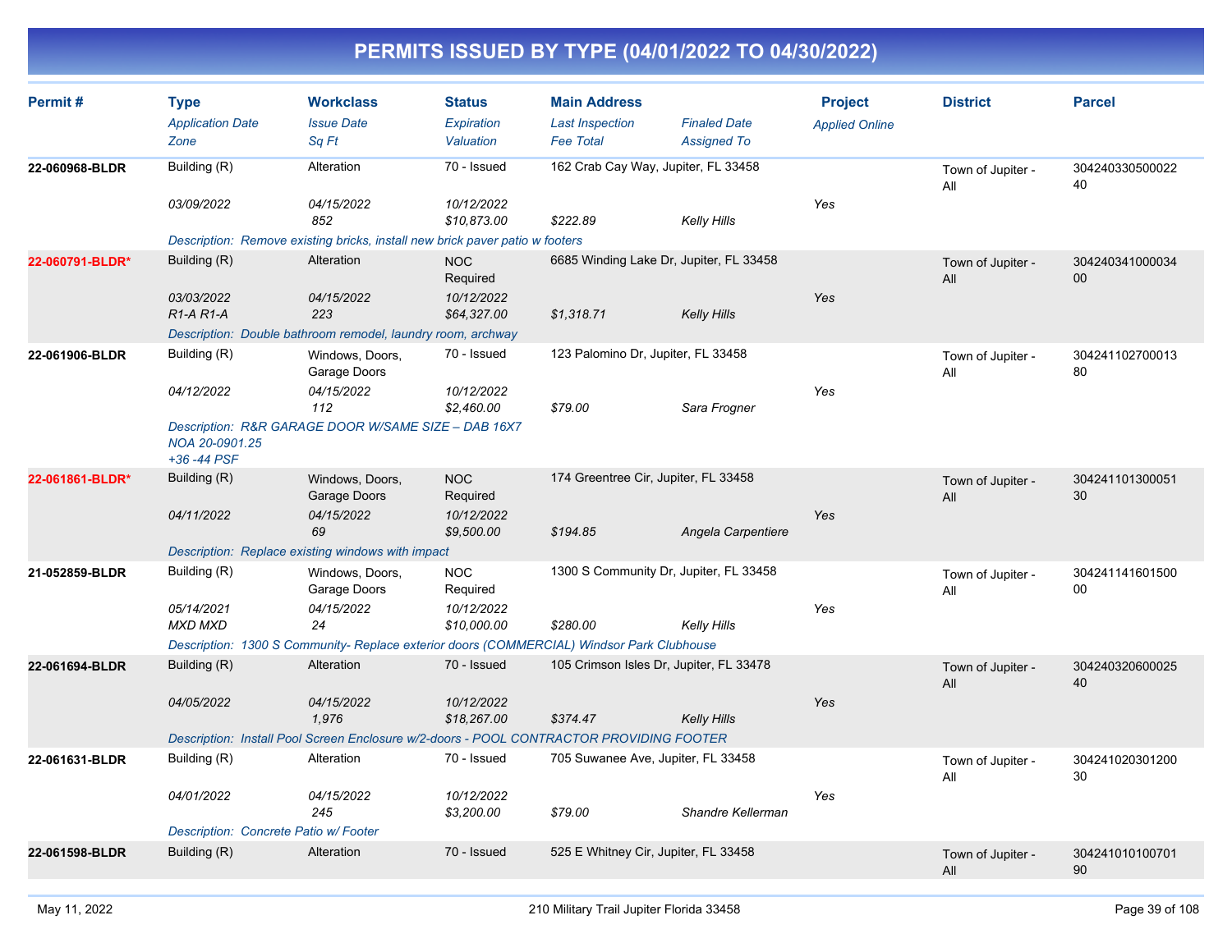# PERMITS ISSUED BY TYPE (04/01/2022 TO 04/30/2022)

| Permit # | Type / Application Date / Zone | Workclass / Issue Date / Sq Ft | Status / Expiration / Valuation | Main Address / Last Inspection / Fee Total | Finaled Date / Assigned To | Project / Applied Online | District | Parcel |
|---|---|---|---|---|---|---|---|---|
| 22-060968-BLDR | Building (R) | Alteration | 70 - Issued | 162 Crab Cay Way, Jupiter, FL 33458 | | | Town of Jupiter - All | 30424033050002240 |
| | 03/09/2022 | 04/15/2022 | 10/12/2022 | | | Yes | | |
| | | 852 | $10,873.00 | $222.89 | Kelly Hills | | | |
| | Description: Remove existing bricks, install new brick paver patio w footers | | | | | | | |
| 22-060791-BLDR* | Building (R) | Alteration | NOC Required | 6685 Winding Lake Dr, Jupiter, FL 33458 | | | Town of Jupiter - All | 30424034100003400 |
| | 03/03/2022 | 04/15/2022 | 10/12/2022 | | | Yes | | |
| | R1-A R1-A | 223 | $64,327.00 | $1,318.71 | Kelly Hills | | | |
| | Description: Double bathroom remodel, laundry room, archway | | | | | | | |
| 22-061906-BLDR | Building (R) | Windows, Doors, Garage Doors | 70 - Issued | 123 Palomino Dr, Jupiter, FL 33458 | | | Town of Jupiter - All | 30424110270001380 |
| | 04/12/2022 | 04/15/2022 | 10/12/2022 | | | Yes | | |
| | | 112 | $2,460.00 | $79.00 | Sara Frogner | | | |
| | Description: R&R GARAGE DOOR W/SAME SIZE – DAB 16X7 NOA 20-0901.25 +36 -44 PSF | | | | | | | |
| 22-061861-BLDR* | Building (R) | Windows, Doors, Garage Doors | NOC Required | 174 Greentree Cir, Jupiter, FL 33458 | | | Town of Jupiter - All | 30424110130005130 |
| | 04/11/2022 | 04/15/2022 | 10/12/2022 | | | Yes | | |
| | | 69 | $9,500.00 | $194.85 | Angela Carpentiere | | | |
| | Description: Replace existing windows with impact | | | | | | | |
| 21-052859-BLDR | Building (R) | Windows, Doors, Garage Doors | NOC Required | 1300 S Community Dr, Jupiter, FL 33458 | | | Town of Jupiter - All | 30424114160150000 |
| | 05/14/2021 | 04/15/2022 | 10/12/2022 | | | Yes | | |
| | MXD MXD | 24 | $10,000.00 | $280.00 | Kelly Hills | | | |
| | Description: 1300 S Community- Replace exterior doors (COMMERCIAL) Windsor Park Clubhouse | | | | | | | |
| 22-061694-BLDR | Building (R) | Alteration | 70 - Issued | 105 Crimson Isles Dr, Jupiter, FL 33478 | | | Town of Jupiter - All | 30424032060002540 |
| | 04/05/2022 | 04/15/2022 | 10/12/2022 | | | Yes | | |
| | | 1,976 | $18,267.00 | $374.47 | Kelly Hills | | | |
| | Description: Install Pool Screen Enclosure w/2-doors - POOL CONTRACTOR PROVIDING FOOTER | | | | | | | |
| 22-061631-BLDR | Building (R) | Alteration | 70 - Issued | 705 Suwanee Ave, Jupiter, FL 33458 | | | Town of Jupiter - All | 30424102030120030 |
| | 04/01/2022 | 04/15/2022 | 10/12/2022 | | | Yes | | |
| | | 245 | $3,200.00 | $79.00 | Shandre Kellerman | | | |
| | Description: Concrete Patio w/ Footer | | | | | | | |
| 22-061598-BLDR | Building (R) | Alteration | 70 - Issued | 525 E Whitney Cir, Jupiter, FL 33458 | | | Town of Jupiter - All | 30424101010070190 |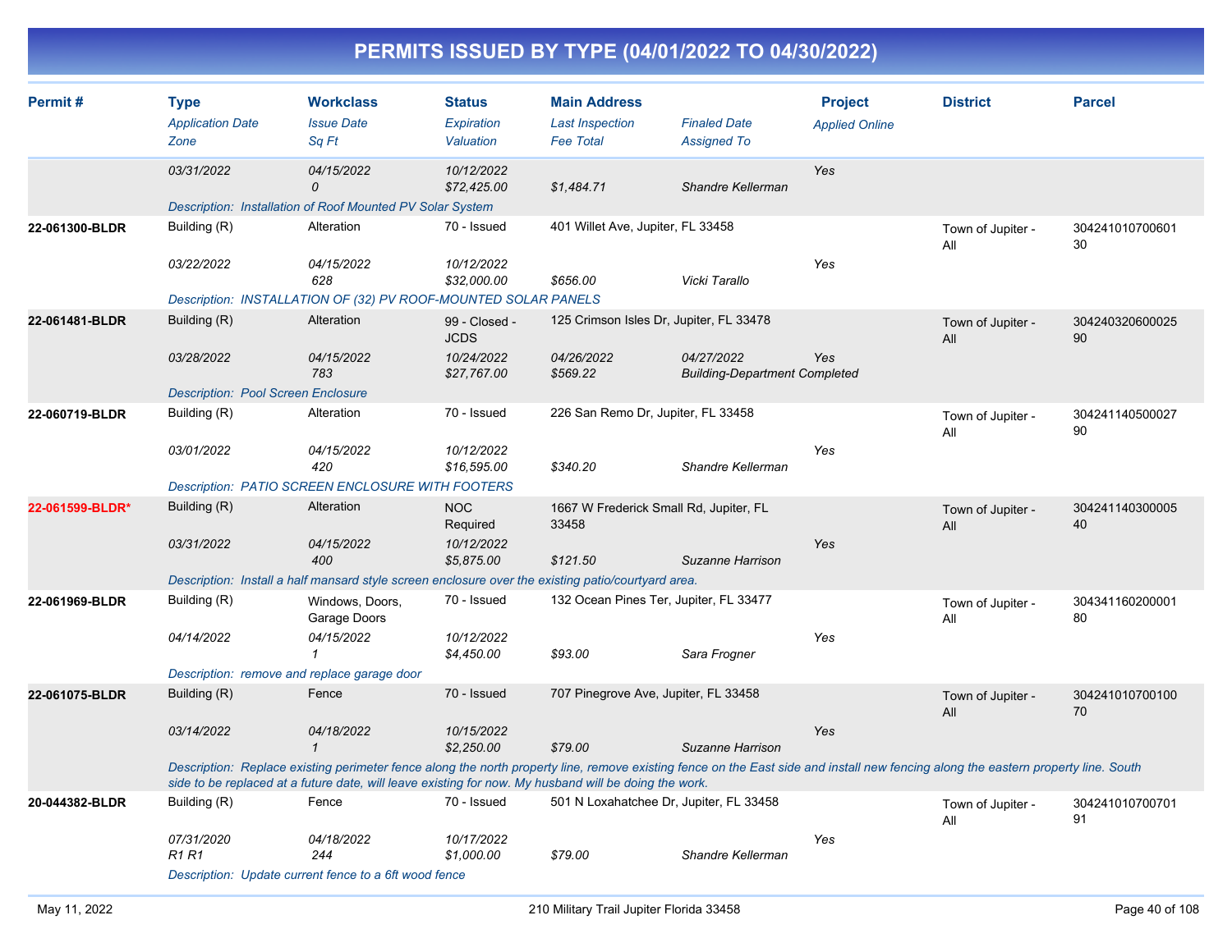# PERMITS ISSUED BY TYPE (04/01/2022 TO 04/30/2022)

| Permit # | Type / Application Date / Zone | Workclass / Issue Date / Sq Ft | Status / Expiration / Valuation | Main Address / Last Inspection / Fee Total | Finaled Date / Assigned To | Project / Applied Online | District | Parcel |
|---|---|---|---|---|---|---|---|---|
| | 03/31/2022 | 04/15/2022<br>0 | 10/12/2022<br>$72,425.00 | $1,484.71 | Shandre Kellerman | Yes | | |
| | Description: Installation of Roof Mounted PV Solar System | | | | | | | |
| 22-061300-BLDR | Building (R)<br>03/22/2022 | Alteration<br>04/15/2022<br>628 | 70 - Issued<br>10/12/2022<br>$32,000.00 | 401 Willet Ave, Jupiter, FL 33458<br>$656.00 | Vicki Tarallo | Yes | Town of Jupiter - All | 30424101070060130 |
| | Description: INSTALLATION OF (32) PV ROOF-MOUNTED SOLAR PANELS | | | | | | | |
| 22-061481-BLDR | Building (R)<br>03/28/2022 | Alteration<br>04/15/2022<br>783 | 99 - Closed - JCDS<br>10/24/2022<br>$27,767.00 | 125 Crimson Isles Dr, Jupiter, FL 33478<br>04/26/2022<br>$569.22 | 04/27/2022<br>Building-Department Completed | Yes | Town of Jupiter - All | 30424032060002590 |
| | Description: Pool Screen Enclosure | | | | | | | |
| 22-060719-BLDR | Building (R)<br>03/01/2022 | Alteration<br>04/15/2022<br>420 | 70 - Issued<br>10/12/2022<br>$16,595.00 | 226 San Remo Dr, Jupiter, FL 33458<br>$340.20 | Shandre Kellerman | Yes | Town of Jupiter - All | 30424114050002790 |
| | Description: PATIO SCREEN ENCLOSURE WITH FOOTERS | | | | | | | |
| 22-061599-BLDR* | Building (R)<br>03/31/2022 | Alteration<br>04/15/2022<br>400 | NOC Required<br>10/12/2022<br>$5,875.00 | 1667 W Frederick Small Rd, Jupiter, FL 33458<br>$121.50 | Suzanne Harrison | Yes | Town of Jupiter - All | 30424114030000540 |
| | Description: Install a half mansard style screen enclosure over the existing patio/courtyard area. | | | | | | | |
| 22-061969-BLDR | Building (R)<br>04/14/2022 | Windows, Doors, Garage Doors<br>04/15/2022<br>1 | 70 - Issued<br>10/12/2022<br>$4,450.00 | 132 Ocean Pines Ter, Jupiter, FL 33477<br>$93.00 | Sara Frogner | Yes | Town of Jupiter - All | 30434116020000180 |
| | Description: remove and replace garage door | | | | | | | |
| 22-061075-BLDR | Building (R)<br>03/14/2022 | Fence<br>04/18/2022<br>1 | 70 - Issued<br>10/15/2022<br>$2,250.00 | 707 Pinegrove Ave, Jupiter, FL 33458<br>$79.00 | Suzanne Harrison | Yes | Town of Jupiter - All | 30424101070010070 |
| | Description: Replace existing perimeter fence along the north property line, remove existing fence on the East side and install new fencing along the eastern property line. South side to be replaced at a future date, will leave existing for now. My husband will be doing the work. | | | | | | | |
| 20-044382-BLDR | Building (R)<br>07/31/2020<br>R1 R1 | Fence<br>04/18/2022<br>244 | 70 - Issued<br>10/17/2022<br>$1,000.00 | 501 N Loxahatchee Dr, Jupiter, FL 33458<br>$79.00 | Shandre Kellerman | Yes | Town of Jupiter - All | 30424101070070191 |
| | Description: Update current fence to a 6ft wood fence | | | | | | | |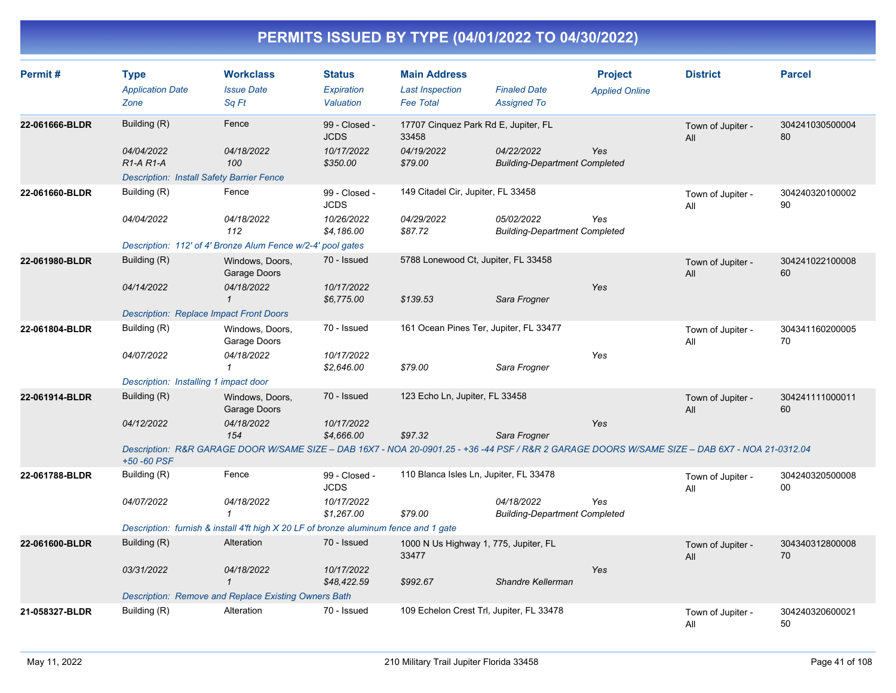# PERMITS ISSUED BY TYPE (04/01/2022 TO 04/30/2022)

| Permit # | Type<br>*Application Date*<br>*Zone* | Workclass<br>*Issue Date*<br>*Sq Ft* | Status<br>*Expiration*<br>*Valuation* | Main Address<br>*Last Inspection*<br>*Fee Total* | *Finaled Date*<br>*Assigned To* | Project<br>*Applied Online* | District | Parcel |
|---|---|---|---|---|---|---|---|---|
| **22-061666-BLDR** | Building (R)<br>*04/04/2022*<br>*R1-A R1-A* | Fence<br>*04/18/2022*<br>*100* | 99 - Closed - JCDS<br>*10/17/2022*<br>*$350.00* | 17707 Cinquez Park Rd E, Jupiter, FL 33458<br>*04/19/2022*<br>*$79.00* | *04/22/2022*<br>*Building-Department Completed* | *Yes* | Town of Jupiter - All | 30424103050000480 |
| | *Description: Install Safety Barrier Fence* | | | | | | | |
| **22-061660-BLDR** | Building (R)<br>*04/04/2022* | Fence<br>*04/18/2022*<br>*112* | 99 - Closed - JCDS<br>*10/26/2022*<br>*$4,186.00* | 149 Citadel Cir, Jupiter, FL 33458<br>*04/29/2022*<br>*$87.72* | *05/02/2022*<br>*Building-Department Completed* | *Yes* | Town of Jupiter - All | 30424032010000290 |
| | *Description: 112' of 4' Bronze Alum Fence w/2-4' pool gates* | | | | | | | |
| **22-061980-BLDR** | Building (R)<br>*04/14/2022* | Windows, Doors, Garage Doors<br>*04/18/2022*<br>*1* | 70 - Issued<br>*10/17/2022*<br>*$6,775.00* | 5788 Lonewood Ct, Jupiter, FL 33458<br>*$139.53* | *Sara Frogner* | *Yes* | Town of Jupiter - All | 30424102210000860 |
| | *Description: Replace Impact Front Doors* | | | | | | | |
| **22-061804-BLDR** | Building (R)<br>*04/07/2022* | Windows, Doors, Garage Doors<br>*04/18/2022*<br>*1* | 70 - Issued<br>*10/17/2022*<br>*$2,646.00* | 161 Ocean Pines Ter, Jupiter, FL 33477<br>*$79.00* | *Sara Frogner* | *Yes* | Town of Jupiter - All | 30434116020000570 |
| | *Description: Installing 1 impact door* | | | | | | | |
| **22-061914-BLDR** | Building (R)<br>*04/12/2022* | Windows, Doors, Garage Doors<br>*04/18/2022*<br>*154* | 70 - Issued<br>*10/17/2022*<br>*$4,666.00* | 123 Echo Ln, Jupiter, FL 33458<br>*$97.32* | *Sara Frogner* | *Yes* | Town of Jupiter - All | 30424111100001160 |
| | *Description: R&R GARAGE DOOR W/SAME SIZE – DAB 16X7 - NOA 20-0901.25 - +36 -44 PSF / R&R 2 GARAGE DOORS W/SAME SIZE – DAB 6X7 - NOA 21-0312.04 +50 -60 PSF* | | | | | | | |
| **22-061788-BLDR** | Building (R)<br>*04/07/2022* | Fence<br>*04/18/2022*<br>*1* | 99 - Closed - JCDS<br>*10/17/2022*<br>*$1,267.00* | 110 Blanca Isles Ln, Jupiter, FL 33478<br>*$79.00* | *04/18/2022*<br>*Building-Department Completed* | *Yes* | Town of Jupiter - All | 30424032050000800 |
| | *Description: furnish & install 4'ft high X 20 LF of bronze aluminum fence and 1 gate* | | | | | | | |
| **22-061600-BLDR** | Building (R)<br>*03/31/2022* | Alteration<br>*04/18/2022*<br>*1* | 70 - Issued<br>*10/17/2022*<br>*$48,422.59* | 1000 N Us Highway 1, 775, Jupiter, FL 33477<br>*$992.67* | *Shandre Kellerman* | *Yes* | Town of Jupiter - All | 30434031280000870 |
| | *Description: Remove and Replace Existing Owners Bath* | | | | | | | |
| **21-058327-BLDR** | Building (R) | Alteration | 70 - Issued | 109 Echelon Crest Trl, Jupiter, FL 33478 | | | Town of Jupiter - All | 30424032060002150 |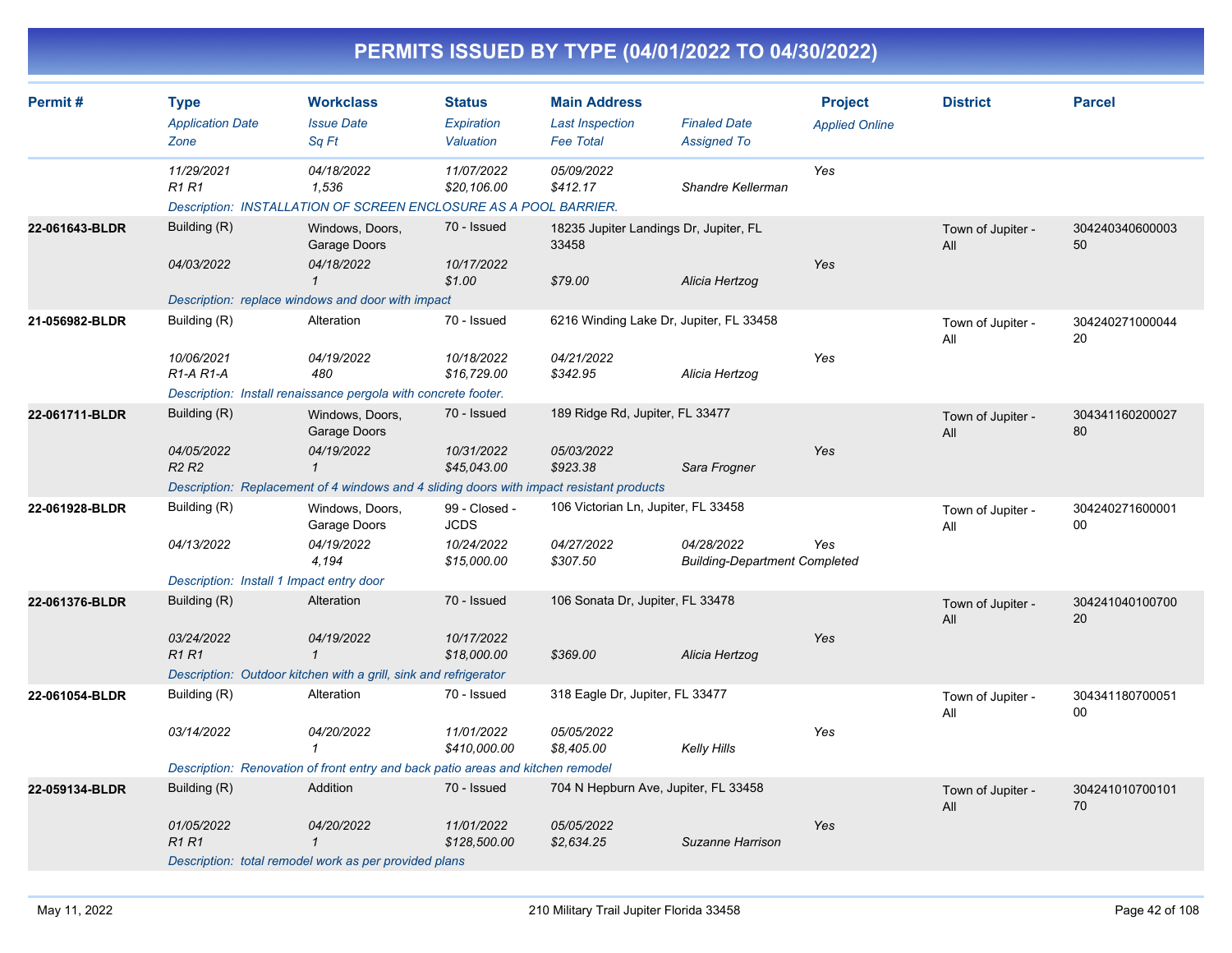# PERMITS ISSUED BY TYPE (04/01/2022 TO 04/30/2022)

| Permit # | Type / Application Date / Zone | Workclass / Issue Date / Sq Ft | Status / Expiration / Valuation | Main Address / Last Inspection / Fee Total | Finaled Date / Assigned To | Project / Applied Online | District | Parcel |
|---|---|---|---|---|---|---|---|---|
| | 11/29/2021<br>R1 R1 | 04/18/2022<br>1,536 | 11/07/2022<br>$20,106.00 | 05/09/2022<br>$412.17 | Shandre Kellerman | Yes | | |
| | Description: INSTALLATION OF SCREEN ENCLOSURE AS A POOL BARRIER. | | | | | | | |
| 22-061643-BLDR | Building (R)<br>04/03/2022 | Windows, Doors, Garage Doors<br>04/18/2022<br>1 | 70 - Issued<br>10/17/2022<br>$1.00 | 18235 Jupiter Landings Dr, Jupiter, FL 33458<br><br>$79.00 | Alicia Hertzog | Yes | Town of Jupiter - All | 30424034060000350 |
| | Description: replace windows and door with impact | | | | | | | |
| 21-056982-BLDR | Building (R)<br>10/06/2021<br>R1-A R1-A | Alteration<br>04/19/2022<br>480 | 70 - Issued<br>10/18/2022<br>$16,729.00 | 6216 Winding Lake Dr, Jupiter, FL 33458<br>04/21/2022<br>$342.95 | Alicia Hertzog | Yes | Town of Jupiter - All | 30424027100004420 |
| | Description: Install renaissance pergola with concrete footer. | | | | | | | |
| 22-061711-BLDR | Building (R)<br>04/05/2022<br>R2 R2 | Windows, Doors, Garage Doors<br>04/19/2022<br>1 | 70 - Issued<br>10/31/2022<br>$45,043.00 | 189 Ridge Rd, Jupiter, FL 33477<br>05/03/2022<br>$923.38 | Sara Frogner | Yes | Town of Jupiter - All | 30434116020002780 |
| | Description: Replacement of 4 windows and 4 sliding doors with impact resistant products | | | | | | | |
| 22-061928-BLDR | Building (R)<br>04/13/2022 | Windows, Doors, Garage Doors<br>04/19/2022<br>4,194 | 99 - Closed - JCDS<br>10/24/2022<br>$15,000.00 | 106 Victorian Ln, Jupiter, FL 33458<br>04/27/2022<br>$307.50 | 04/28/2022<br>Building-Department Completed | Yes | Town of Jupiter - All | 30424027160000100 |
| | Description: Install 1 Impact entry door | | | | | | | |
| 22-061376-BLDR | Building (R)<br>03/24/2022<br>R1 R1 | Alteration<br>04/19/2022<br>1 | 70 - Issued<br>10/17/2022<br>$18,000.00 | 106 Sonata Dr, Jupiter, FL 33478<br><br>$369.00 | Alicia Hertzog | Yes | Town of Jupiter - All | 30424104010070020 |
| | Description: Outdoor kitchen with a grill, sink and refrigerator | | | | | | | |
| 22-061054-BLDR | Building (R)<br>03/14/2022 | Alteration<br>04/20/2022<br>1 | 70 - Issued<br>11/01/2022<br>$410,000.00 | 318 Eagle Dr, Jupiter, FL 33477<br>05/05/2022<br>$8,405.00 | Kelly Hills | Yes | Town of Jupiter - All | 30434118070005100 |
| | Description: Renovation of front entry and back patio areas and kitchen remodel | | | | | | | |
| 22-059134-BLDR | Building (R)<br>01/05/2022<br>R1 R1 | Addition<br>04/20/2022<br>1 | 70 - Issued<br>11/01/2022<br>$128,500.00 | 704 N Hepburn Ave, Jupiter, FL 33458<br>05/05/2022<br>$2,634.25 | Suzanne Harrison | Yes | Town of Jupiter - All | 30424101070010170 |
| | Description: total remodel work as per provided plans | | | | | | | |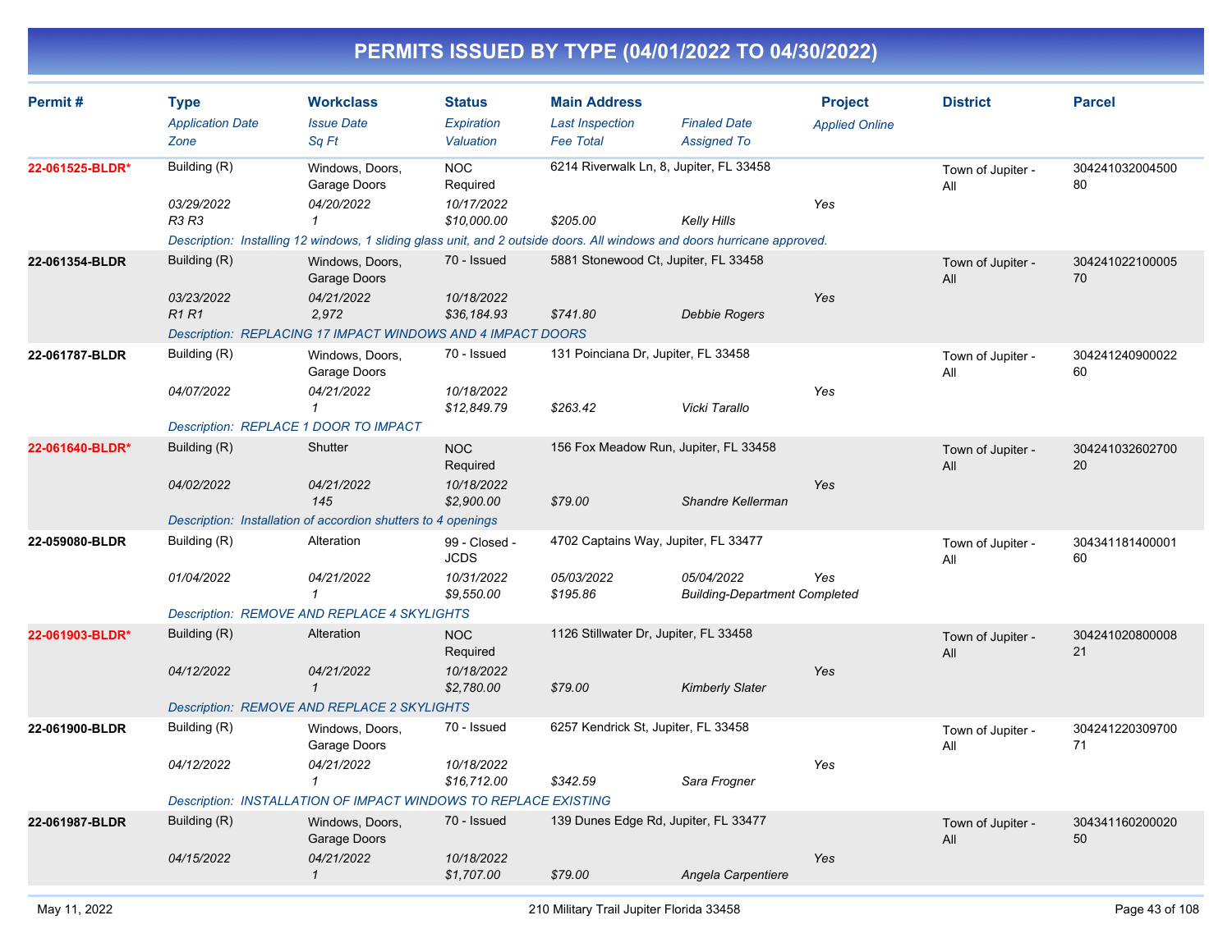# PERMITS ISSUED BY TYPE (04/01/2022 TO 04/30/2022)

| Permit # | Type | Workclass | Status | Main Address | | Project | District | Parcel |
|---|---|---|---|---|---|---|---|---|
| | *Application Date* | *Issue Date* | *Expiration* | *Last Inspection* | *Finaled Date* | *Applied Online* | | |
| | *Zone* | *Sq Ft* | *Valuation* | *Fee Total* | *Assigned To* | | | |
| **22-061525-BLDR*** | Building (R) | Windows, Doors, Garage Doors | NOC Required | 6214 Riverwalk Ln, 8, Jupiter, FL 33458 | | | Town of Jupiter - All | 30424103200450080 |
| | *03/29/2022* | *04/20/2022* | *10/17/2022* | | | *Yes* | | |
| | *R3 R3* | *1* | *$10,000.00* | *$205.00* | *Kelly Hills* | | | |
| | *Description: Installing 12 windows, 1 sliding glass unit, and 2 outside doors. All windows and doors hurricane approved.* | | | | | | | |
| **22-061354-BLDR** | Building (R) | Windows, Doors, Garage Doors | 70 - Issued | 5881 Stonewood Ct, Jupiter, FL 33458 | | | Town of Jupiter - All | 30424102210000570 |
| | *03/23/2022* | *04/21/2022* | *10/18/2022* | | | *Yes* | | |
| | *R1 R1* | *2,972* | *$36,184.93* | *$741.80* | *Debbie Rogers* | | | |
| | *Description: REPLACING 17 IMPACT WINDOWS AND 4 IMPACT DOORS* | | | | | | | |
| **22-061787-BLDR** | Building (R) | Windows, Doors, Garage Doors | 70 - Issued | 131 Poinciana Dr, Jupiter, FL 33458 | | | Town of Jupiter - All | 30424124090002260 |
| | *04/07/2022* | *04/21/2022* | *10/18/2022* | | | *Yes* | | |
| | | *1* | *$12,849.79* | *$263.42* | *Vicki Tarallo* | | | |
| | *Description: REPLACE 1 DOOR TO IMPACT* | | | | | | | |
| **22-061640-BLDR*** | Building (R) | Shutter | NOC Required | 156 Fox Meadow Run, Jupiter, FL 33458 | | | Town of Jupiter - All | 30424103260270020 |
| | *04/02/2022* | *04/21/2022* | *10/18/2022* | | | *Yes* | | |
| | | *145* | *$2,900.00* | *$79.00* | *Shandre Kellerman* | | | |
| | *Description: Installation of accordion shutters to 4 openings* | | | | | | | |
| **22-059080-BLDR** | Building (R) | Alteration | 99 - Closed - JCDS | 4702 Captains Way, Jupiter, FL 33477 | | | Town of Jupiter - All | 30434118140000160 |
| | *01/04/2022* | *04/21/2022* | *10/31/2022* | *05/03/2022* | *05/04/2022* | *Yes* | | |
| | | *1* | *$9,550.00* | *$195.86* | *Building-Department Completed* | | | |
| | *Description: REMOVE AND REPLACE 4 SKYLIGHTS* | | | | | | | |
| **22-061903-BLDR*** | Building (R) | Alteration | NOC Required | 1126 Stillwater Dr, Jupiter, FL 33458 | | | Town of Jupiter - All | 30424102080000821 |
| | *04/12/2022* | *04/21/2022* | *10/18/2022* | | | *Yes* | | |
| | | *1* | *$2,780.00* | *$79.00* | *Kimberly Slater* | | | |
| | *Description: REMOVE AND REPLACE 2 SKYLIGHTS* | | | | | | | |
| **22-061900-BLDR** | Building (R) | Windows, Doors, Garage Doors | 70 - Issued | 6257 Kendrick St, Jupiter, FL 33458 | | | Town of Jupiter - All | 30424122030970071 |
| | *04/12/2022* | *04/21/2022* | *10/18/2022* | | | *Yes* | | |
| | | *1* | *$16,712.00* | *$342.59* | *Sara Frogner* | | | |
| | *Description: INSTALLATION OF IMPACT WINDOWS TO REPLACE EXISTING* | | | | | | | |
| **22-061987-BLDR** | Building (R) | Windows, Doors, Garage Doors | 70 - Issued | 139 Dunes Edge Rd, Jupiter, FL 33477 | | | Town of Jupiter - All | 30434116020002050 |
| | *04/15/2022* | *04/21/2022* | *10/18/2022* | | | *Yes* | | |
| | | *1* | *$1,707.00* | *$79.00* | *Angela Carpentiere* | | | |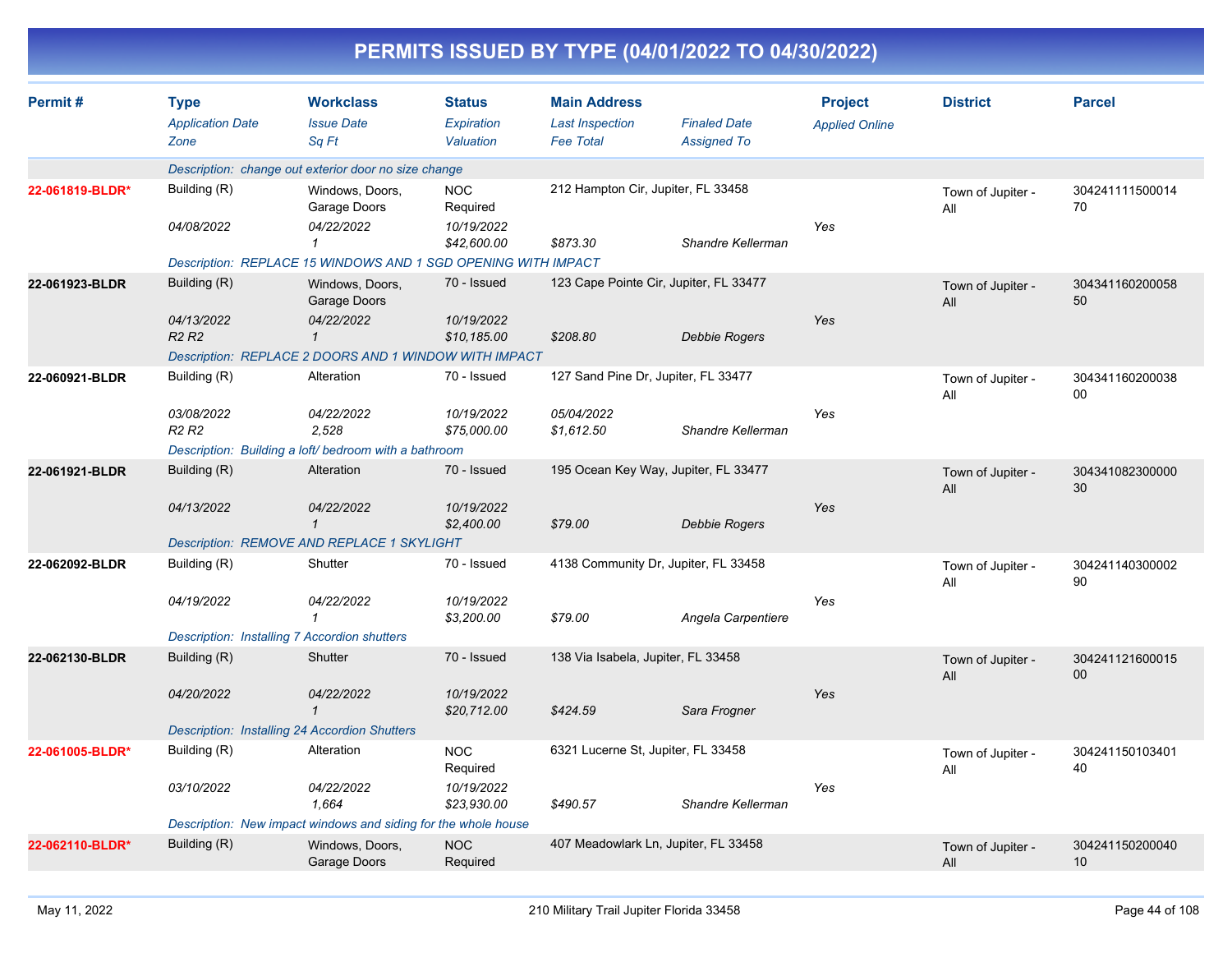# PERMITS ISSUED BY TYPE (04/01/2022 TO 04/30/2022)

| Permit # | Type<br>*Application Date*<br>*Zone* | Workclass<br>*Issue Date*<br>*Sq Ft* | Status<br>*Expiration*<br>*Valuation* | Main Address<br>*Last Inspection*<br>*Fee Total* | *Finaled Date*<br>*Assigned To* | Project<br>*Applied Online* | District | Parcel |
|---|---|---|---|---|---|---|---|---|
| | *Description: change out exterior door no size change* | | | | | | | |
| **22-061819-BLDR*** | Building (R)<br>*04/08/2022* | Windows, Doors, Garage Doors<br>*04/22/2022*<br>*1* | NOC Required<br>*10/19/2022*<br>*$42,600.00* | 212 Hampton Cir, Jupiter, FL 33458<br><br>*$873.30* | <br>*Shandre Kellerman* | <br>*Yes* | Town of Jupiter - All | 30424111150001470 |
| | *Description: REPLACE 15 WINDOWS AND 1 SGD OPENING WITH IMPACT* | | | | | | | |
| **22-061923-BLDR** | Building (R)<br>*04/13/2022*<br>*R2 R2* | Windows, Doors, Garage Doors<br>*04/22/2022*<br>*1* | 70 - Issued<br>*10/19/2022*<br>*$10,185.00* | 123 Cape Pointe Cir, Jupiter, FL 33477<br><br>*$208.80* | <br>*Debbie Rogers* | <br>*Yes* | Town of Jupiter - All | 30434116020005850 |
| | *Description: REPLACE 2 DOORS AND 1 WINDOW WITH IMPACT* | | | | | | | |
| **22-060921-BLDR** | Building (R)<br>*03/08/2022*<br>*R2 R2* | Alteration<br>*04/22/2022*<br>*2,528* | 70 - Issued<br>*10/19/2022*<br>*$75,000.00* | 127 Sand Pine Dr, Jupiter, FL 33477<br>*05/04/2022*<br>*$1,612.50* | <br>*Shandre Kellerman* | <br>*Yes* | Town of Jupiter - All | 30434116020003800 |
| | *Description: Building a loft/ bedroom with a bathroom* | | | | | | | |
| **22-061921-BLDR** | Building (R)<br>*04/13/2022* | Alteration<br>*04/22/2022*<br>*1* | 70 - Issued<br>*10/19/2022*<br>*$2,400.00* | 195 Ocean Key Way, Jupiter, FL 33477<br><br>*$79.00* | <br>*Debbie Rogers* | <br>*Yes* | Town of Jupiter - All | 30434108230000030 |
| | *Description: REMOVE AND REPLACE 1 SKYLIGHT* | | | | | | | |
| **22-062092-BLDR** | Building (R)<br>*04/19/2022* | Shutter<br>*04/22/2022*<br>*1* | 70 - Issued<br>*10/19/2022*<br>*$3,200.00* | 4138 Community Dr, Jupiter, FL 33458<br><br>*$79.00* | <br>*Angela Carpentiere* | <br>*Yes* | Town of Jupiter - All | 30424114030000290 |
| | *Description: Installing 7 Accordion shutters* | | | | | | | |
| **22-062130-BLDR** | Building (R)<br>*04/20/2022* | Shutter<br>*04/22/2022*<br>*1* | 70 - Issued<br>*10/19/2022*<br>*$20,712.00* | 138 Via Isabela, Jupiter, FL 33458<br><br>*$424.59* | <br>*Sara Frogner* | <br>*Yes* | Town of Jupiter - All | 30424112160001500 |
| | *Description: Installing 24 Accordion Shutters* | | | | | | | |
| **22-061005-BLDR*** | Building (R)<br>*03/10/2022* | Alteration<br>*04/22/2022*<br>*1,664* | NOC Required<br>*10/19/2022*<br>*$23,930.00* | 6321 Lucerne St, Jupiter, FL 33458<br><br>*$490.57* | <br>*Shandre Kellerman* | <br>*Yes* | Town of Jupiter - All | 30424115010340140 |
| | *Description: New impact windows and siding for the whole house* | | | | | | | |
| **22-062110-BLDR*** | Building (R) | Windows, Doors, Garage Doors | NOC Required | 407 Meadowlark Ln, Jupiter, FL 33458 | | | Town of Jupiter - All | 30424115020004010 |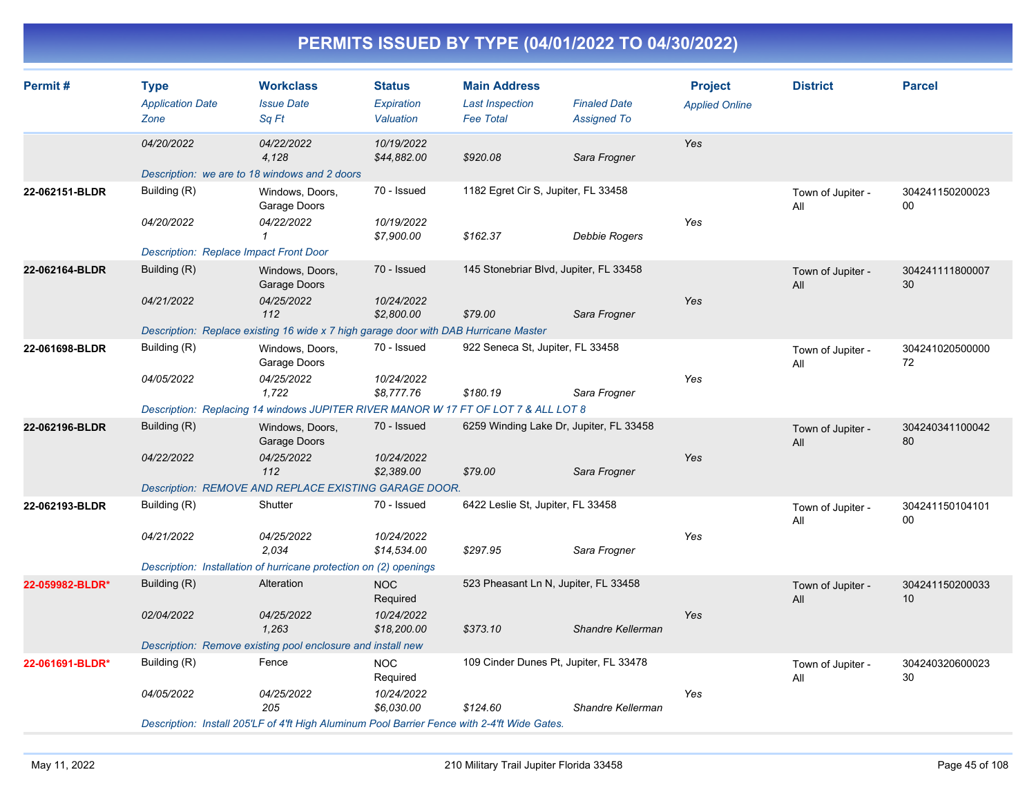# PERMITS ISSUED BY TYPE (04/01/2022 TO 04/30/2022)

| Permit # | Type | Workclass | Status | Main Address | | Project | District | Parcel |
|---|---|---|---|---|---|---|---|---|
| | *Application Date* | *Issue Date* | *Expiration* | *Last Inspection* | *Finaled Date* | *Applied Online* | | |
| | *Zone* | *Sq Ft* | *Valuation* | *Fee Total* | *Assigned To* | | | |
| | *04/20/2022* | *04/22/2022* | *10/19/2022* | | | Yes | | |
| | | *4,128* | *$44,882.00* | *$920.08* | *Sara Frogner* | | | |
| | *Description: we are to 18 windows and 2 doors* | | | | | | | |
| **22-062151-BLDR** | Building (R) | Windows, Doors, Garage Doors | 70 - Issued | 1182 Egret Cir S, Jupiter, FL 33458 | | | Town of Jupiter - All | 30424115020002300 |
| | *04/20/2022* | *04/22/2022* | *10/19/2022* | | | Yes | | |
| | | *1* | *$7,900.00* | *$162.37* | *Debbie Rogers* | | | |
| | *Description: Replace Impact Front Door* | | | | | | | |
| **22-062164-BLDR** | Building (R) | Windows, Doors, Garage Doors | 70 - Issued | 145 Stonebriar Blvd, Jupiter, FL 33458 | | | Town of Jupiter - All | 30424111180000730 |
| | *04/21/2022* | *04/25/2022* | *10/24/2022* | | | Yes | | |
| | | *112* | *$2,800.00* | *$79.00* | *Sara Frogner* | | | |
| | *Description: Replace existing 16 wide x 7 high garage door with DAB Hurricane Master* | | | | | | | |
| **22-061698-BLDR** | Building (R) | Windows, Doors, Garage Doors | 70 - Issued | 922 Seneca St, Jupiter, FL 33458 | | | Town of Jupiter - All | 30424102050000072 |
| | *04/05/2022* | *04/25/2022* | *10/24/2022* | | | Yes | | |
| | | *1,722* | *$8,777.76* | *$180.19* | *Sara Frogner* | | | |
| | *Description: Replacing 14 windows JUPITER RIVER MANOR W 17 FT OF LOT 7 & ALL LOT 8* | | | | | | | |
| **22-062196-BLDR** | Building (R) | Windows, Doors, Garage Doors | 70 - Issued | 6259 Winding Lake Dr, Jupiter, FL 33458 | | | Town of Jupiter - All | 30424034110004280 |
| | *04/22/2022* | *04/25/2022* | *10/24/2022* | | | Yes | | |
| | | *112* | *$2,389.00* | *$79.00* | *Sara Frogner* | | | |
| | *Description: REMOVE AND REPLACE EXISTING GARAGE DOOR.* | | | | | | | |
| **22-062193-BLDR** | Building (R) | Shutter | 70 - Issued | 6422 Leslie St, Jupiter, FL 33458 | | | Town of Jupiter - All | 30424115010410100 |
| | *04/21/2022* | *04/25/2022* | *10/24/2022* | | | Yes | | |
| | | *2,034* | *$14,534.00* | *$297.95* | *Sara Frogner* | | | |
| | *Description: Installation of hurricane protection on (2) openings* | | | | | | | |
| **22-059982-BLDR*** | Building (R) | Alteration | NOC Required | 523 Pheasant Ln N, Jupiter, FL 33458 | | | Town of Jupiter - All | 30424115020003310 |
| | *02/04/2022* | *04/25/2022* | *10/24/2022* | | | Yes | | |
| | | *1,263* | *$18,200.00* | *$373.10* | *Shandre Kellerman* | | | |
| | *Description: Remove existing pool enclosure and install new* | | | | | | | |
| **22-061691-BLDR*** | Building (R) | Fence | NOC Required | 109 Cinder Dunes Pt, Jupiter, FL 33478 | | | Town of Jupiter - All | 30424032060002330 |
| | *04/05/2022* | *04/25/2022* | *10/24/2022* | | | Yes | | |
| | | *205* | *$6,030.00* | *$124.60* | *Shandre Kellerman* | | | |
| | *Description: Install 205'LF of 4'ft High Aluminum Pool Barrier Fence with 2-4'ft Wide Gates.* | | | | | | | |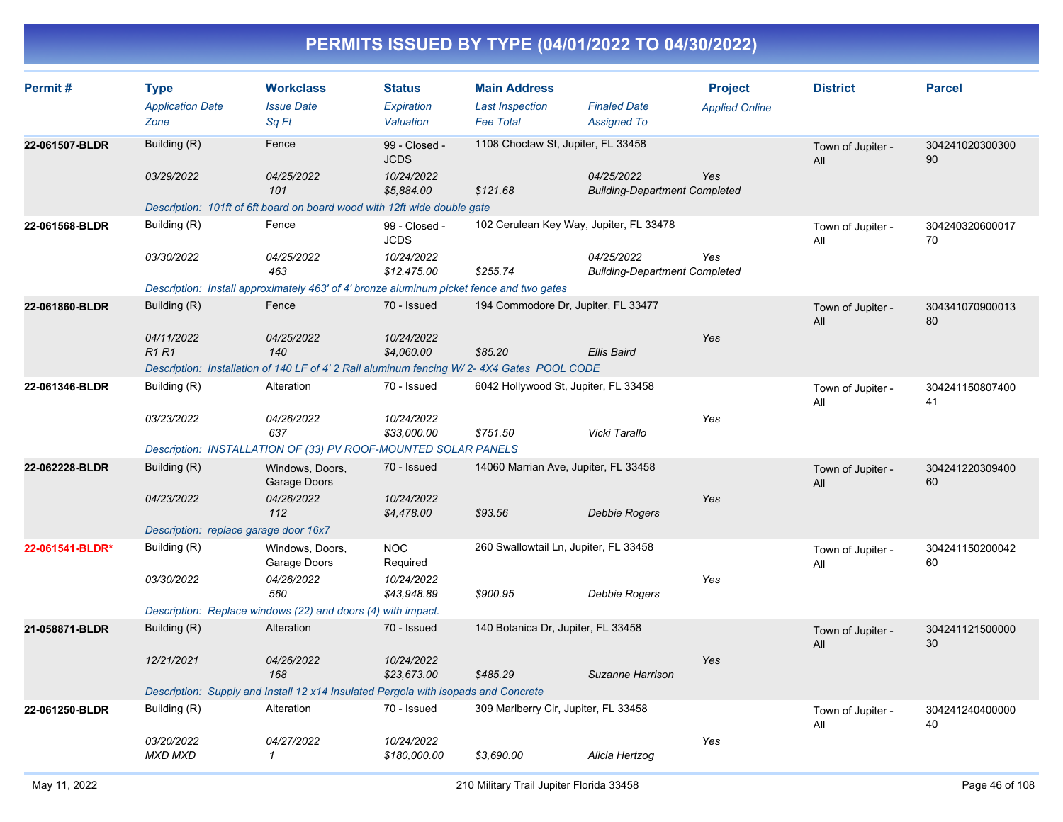# PERMITS ISSUED BY TYPE (04/01/2022 TO 04/30/2022)

| Permit # | Type | Workclass | Status | Main Address | | Project | District | Parcel |
|---|---|---|---|---|---|---|---|---|
| | *Application Date* | *Issue Date* | *Expiration* | *Last Inspection* | *Finaled Date* | *Applied Online* | | |
| | *Zone* | *Sq Ft* | *Valuation* | *Fee Total* | *Assigned To* | | | |
| **22-061507-BLDR** | Building (R) | Fence | 99 - Closed - JCDS | 1108 Choctaw St, Jupiter, FL 33458 | | | Town of Jupiter - All | 30424102030030090 |
| | *03/29/2022* | *04/25/2022* | *10/24/2022* | | *04/25/2022* | *Yes* | | |
| | | *101* | *$5,884.00* | *$121.68* | *Building-Department Completed* | | | |
| | *Description: 101ft of 6ft board on board wood with 12ft wide double gate* | | | | | | | |
| **22-061568-BLDR** | Building (R) | Fence | 99 - Closed - JCDS | 102 Cerulean Key Way, Jupiter, FL 33478 | | | Town of Jupiter - All | 30424032060001770 |
| | *03/30/2022* | *04/25/2022* | *10/24/2022* | | *04/25/2022* | *Yes* | | |
| | | *463* | *$12,475.00* | *$255.74* | *Building-Department Completed* | | | |
| | *Description: Install approximately 463' of 4' bronze aluminum picket fence and two gates* | | | | | | | |
| **22-061860-BLDR** | Building (R) | Fence | 70 - Issued | 194 Commodore Dr, Jupiter, FL 33477 | | | Town of Jupiter - All | 30434107090001380 |
| | *04/11/2022* | *04/25/2022* | *10/24/2022* | | | *Yes* | | |
| | *R1 R1* | *140* | *$4,060.00* | *$85.20* | *Ellis Baird* | | | |
| | *Description: Installation of 140 LF of 4' 2 Rail aluminum fencing W/ 2- 4X4 Gates POOL CODE* | | | | | | | |
| **22-061346-BLDR** | Building (R) | Alteration | 70 - Issued | 6042 Hollywood St, Jupiter, FL 33458 | | | Town of Jupiter - All | 30424115080740041 |
| | *03/23/2022* | *04/26/2022* | *10/24/2022* | | | *Yes* | | |
| | | *637* | *$33,000.00* | *$751.50* | *Vicki Tarallo* | | | |
| | *Description: INSTALLATION OF (33) PV ROOF-MOUNTED SOLAR PANELS* | | | | | | | |
| **22-062228-BLDR** | Building (R) | Windows, Doors, Garage Doors | 70 - Issued | 14060 Marrian Ave, Jupiter, FL 33458 | | | Town of Jupiter - All | 30424122030940060 |
| | *04/23/2022* | *04/26/2022* | *10/24/2022* | | | *Yes* | | |
| | | *112* | *$4,478.00* | *$93.56* | *Debbie Rogers* | | | |
| | *Description: replace garage door 16x7* | | | | | | | |
| **22-061541-BLDR*** | Building (R) | Windows, Doors, Garage Doors | NOC Required | 260 Swallowtail Ln, Jupiter, FL 33458 | | | Town of Jupiter - All | 30424115020004260 |
| | *03/30/2022* | *04/26/2022* | *10/24/2022* | | | *Yes* | | |
| | | *560* | *$43,948.89* | *$900.95* | *Debbie Rogers* | | | |
| | *Description: Replace windows (22) and doors (4) with impact.* | | | | | | | |
| **21-058871-BLDR** | Building (R) | Alteration | 70 - Issued | 140 Botanica Dr, Jupiter, FL 33458 | | | Town of Jupiter - All | 30424112150000030 |
| | *12/21/2021* | *04/26/2022* | *10/24/2022* | | | *Yes* | | |
| | | *168* | *$23,673.00* | *$485.29* | *Suzanne Harrison* | | | |
| | *Description: Supply and Install 12 x14 Insulated Pergola with isopads and Concrete* | | | | | | | |
| **22-061250-BLDR** | Building (R) | Alteration | 70 - Issued | 309 Marlberry Cir, Jupiter, FL 33458 | | | Town of Jupiter - All | 30424124040000040 |
| | *03/20/2022* | *04/27/2022* | *10/24/2022* | | | *Yes* | | |
| | *MXD MXD* | *1* | *$180,000.00* | *$3,690.00* | *Alicia Hertzog* | | | |

May 11, 2022 — 210 Military Trail Jupiter Florida 33458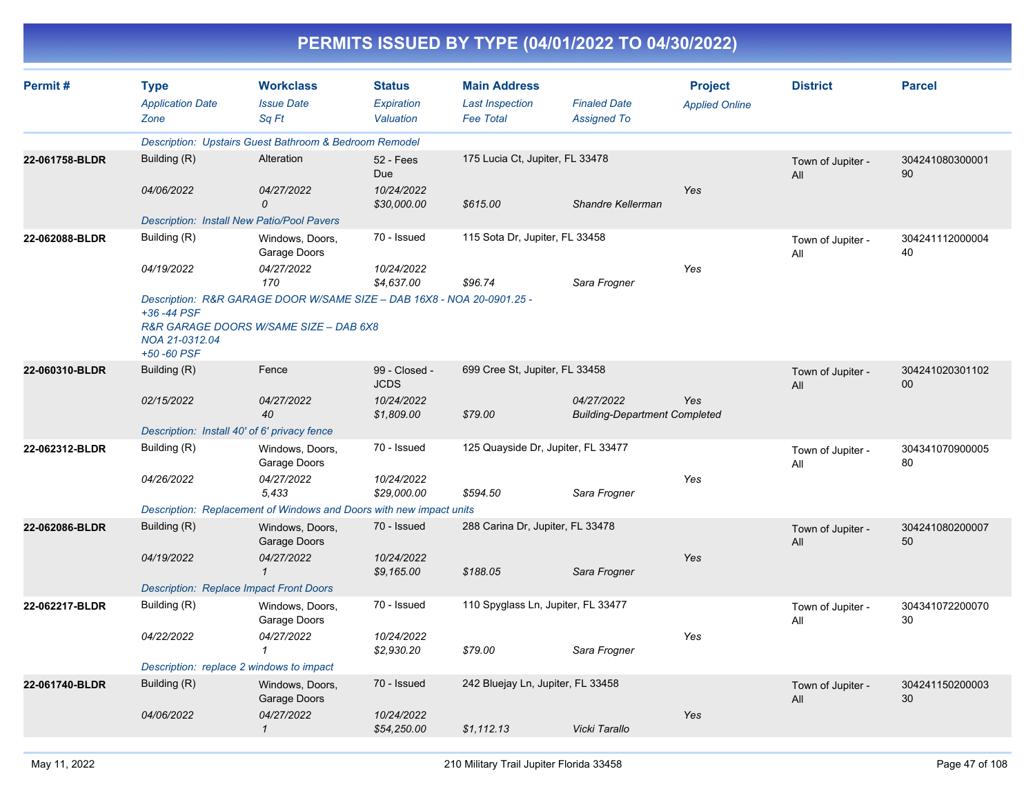# PERMITS ISSUED BY TYPE (04/01/2022 TO 04/30/2022)

| Permit # | Type<br>*Application Date*<br>*Zone* | Workclass<br>*Issue Date*<br>*Sq Ft* | Status<br>*Expiration*<br>*Valuation* | Main Address<br>*Last Inspection*<br>*Fee Total* | *Finaled Date*<br>*Assigned To* | Project<br>*Applied Online* | District | Parcel |
|---|---|---|---|---|---|---|---|---|
| | *Description: Upstairs Guest Bathroom & Bedroom Remodel* | | | | | | | |
| **22-061758-BLDR** | Building (R)<br>*04/06/2022* | Alteration<br>*04/27/2022*<br>*0* | 52 - Fees Due<br>*10/24/2022*<br>*$30,000.00* | 175 Lucia Ct, Jupiter, FL 33478<br><br>*$615.00* | *Shandre Kellerman* | *Yes* | Town of Jupiter - All | 30424108030000190 |
| | *Description: Install New Patio/Pool Pavers* | | | | | | | |
| **22-062088-BLDR** | Building (R)<br>*04/19/2022* | Windows, Doors, Garage Doors<br>*04/27/2022*<br>*170* | 70 - Issued<br>*10/24/2022*<br>*$4,637.00* | 115 Sota Dr, Jupiter, FL 33458<br><br>*$96.74* | *Sara Frogner* | *Yes* | Town of Jupiter - All | 30424111200000440 |
| | *Description: R&R GARAGE DOOR W/SAME SIZE – DAB 16X8 - NOA 20-0901.25 - +36 -44 PSF R&R GARAGE DOORS W/SAME SIZE – DAB 6X8 NOA 21-0312.04 +50 -60 PSF* | | | | | | | |
| **22-060310-BLDR** | Building (R)<br>*02/15/2022* | Fence<br>*04/27/2022*<br>*40* | 99 - Closed - JCDS<br>*10/24/2022*<br>*$1,809.00* | 699 Cree St, Jupiter, FL 33458<br><br>*$79.00* | *04/27/2022*<br>*Building-Department Completed* | *Yes* | Town of Jupiter - All | 30424102030110200 |
| | *Description: Install 40' of 6' privacy fence* | | | | | | | |
| **22-062312-BLDR** | Building (R)<br>*04/26/2022* | Windows, Doors, Garage Doors<br>*04/27/2022*<br>*5,433* | 70 - Issued<br>*10/24/2022*<br>*$29,000.00* | 125 Quayside Dr, Jupiter, FL 33477<br><br>*$594.50* | *Sara Frogner* | *Yes* | Town of Jupiter - All | 30434107090000580 |
| | *Description: Replacement of Windows and Doors with new impact units* | | | | | | | |
| **22-062086-BLDR** | Building (R)<br>*04/19/2022* | Windows, Doors, Garage Doors<br>*04/27/2022*<br>*1* | 70 - Issued<br>*10/24/2022*<br>*$9,165.00* | 288 Carina Dr, Jupiter, FL 33478<br><br>*$188.05* | *Sara Frogner* | *Yes* | Town of Jupiter - All | 30424108020000750 |
| | *Description: Replace Impact Front Doors* | | | | | | | |
| **22-062217-BLDR** | Building (R)<br>*04/22/2022* | Windows, Doors, Garage Doors<br>*04/27/2022*<br>*1* | 70 - Issued<br>*10/24/2022*<br>*$2,930.20* | 110 Spyglass Ln, Jupiter, FL 33477<br><br>*$79.00* | *Sara Frogner* | *Yes* | Town of Jupiter - All | 30434107220007030 |
| | *Description: replace 2 windows to impact* | | | | | | | |
| **22-061740-BLDR** | Building (R)<br>*04/06/2022* | Windows, Doors, Garage Doors<br>*04/27/2022*<br>*1* | 70 - Issued<br>*10/24/2022*<br>*$54,250.00* | 242 Bluejay Ln, Jupiter, FL 33458<br><br>*$1,112.13* | *Vicki Tarallo* | *Yes* | Town of Jupiter - All | 30424115020000330 |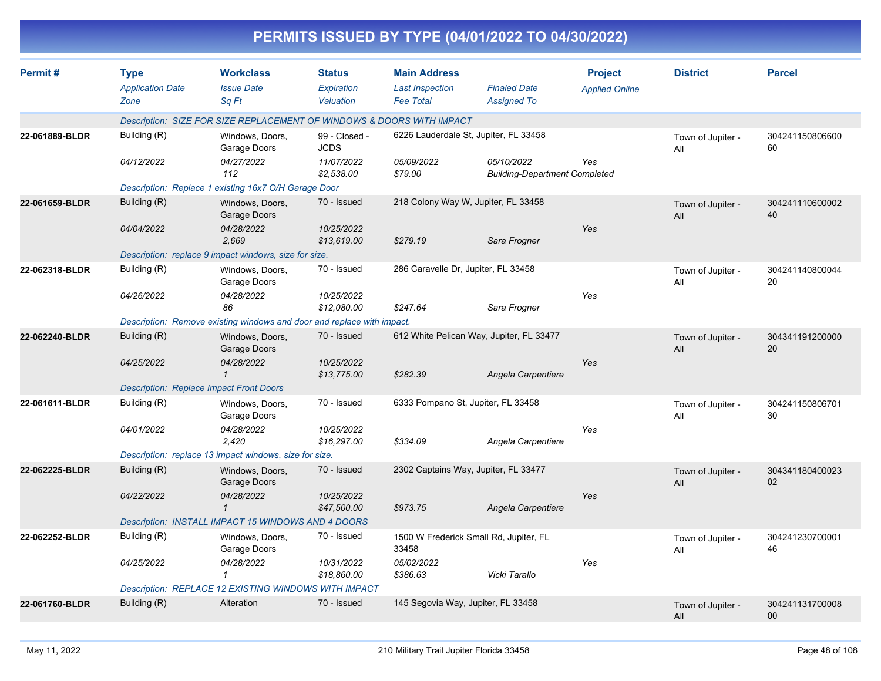# PERMITS ISSUED BY TYPE (04/01/2022 TO 04/30/2022)

| Permit # | Type / Application Date / Zone | Workclass / Issue Date / Sq Ft | Status / Expiration / Valuation | Main Address / Last Inspection / Fee Total | Finaled Date / Assigned To | Project / Applied Online | District | Parcel |
|---|---|---|---|---|---|---|---|---|
| | Description: SIZE FOR SIZE REPLACEMENT OF WINDOWS & DOORS WITH IMPACT | | | | | | | |
| 22-061889-BLDR | Building (R) | Windows, Doors, Garage Doors | 99 - Closed - JCDS | 6226 Lauderdale St, Jupiter, FL 33458 | | | Town of Jupiter - All | 30424115080660060 |
| | 04/12/2022 | 04/27/2022 | 11/07/2022 | 05/09/2022 | 05/10/2022 | Yes | | |
| | | 112 | $2,538.00 | $79.00 | Building-Department Completed | | | |
| | Description: Replace 1 existing 16x7 O/H Garage Door | | | | | | | |
| 22-061659-BLDR | Building (R) | Windows, Doors, Garage Doors | 70 - Issued | 218 Colony Way W, Jupiter, FL 33458 | | | Town of Jupiter - All | 30424111060000240 |
| | 04/04/2022 | 04/28/2022 | 10/25/2022 | | | Yes | | |
| | | 2,669 | $13,619.00 | $279.19 | Sara Frogner | | | |
| | Description: replace 9 impact windows, size for size. | | | | | | | |
| 22-062318-BLDR | Building (R) | Windows, Doors, Garage Doors | 70 - Issued | 286 Caravelle Dr, Jupiter, FL 33458 | | | Town of Jupiter - All | 30424114080004420 |
| | 04/26/2022 | 04/28/2022 | 10/25/2022 | | | Yes | | |
| | | 86 | $12,080.00 | $247.64 | Sara Frogner | | | |
| | Description: Remove existing windows and door and replace with impact. | | | | | | | |
| 22-062240-BLDR | Building (R) | Windows, Doors, Garage Doors | 70 - Issued | 612 White Pelican Way, Jupiter, FL 33477 | | | Town of Jupiter - All | 30434119120000020 |
| | 04/25/2022 | 04/28/2022 | 10/25/2022 | | | Yes | | |
| | | 1 | $13,775.00 | $282.39 | Angela Carpentiere | | | |
| | Description: Replace Impact Front Doors | | | | | | | |
| 22-061611-BLDR | Building (R) | Windows, Doors, Garage Doors | 70 - Issued | 6333 Pompano St, Jupiter, FL 33458 | | | Town of Jupiter - All | 30424115080670130 |
| | 04/01/2022 | 04/28/2022 | 10/25/2022 | | | Yes | | |
| | | 2,420 | $16,297.00 | $334.09 | Angela Carpentiere | | | |
| | Description: replace 13 impact windows, size for size. | | | | | | | |
| 22-062225-BLDR | Building (R) | Windows, Doors, Garage Doors | 70 - Issued | 2302 Captains Way, Jupiter, FL 33477 | | | Town of Jupiter - All | 30434118040002302 |
| | 04/22/2022 | 04/28/2022 | 10/25/2022 | | | Yes | | |
| | | 1 | $47,500.00 | $973.75 | Angela Carpentiere | | | |
| | Description: INSTALL IMPACT 15 WINDOWS AND 4 DOORS | | | | | | | |
| 22-062252-BLDR | Building (R) | Windows, Doors, Garage Doors | 70 - Issued | 1500 W Frederick Small Rd, Jupiter, FL 33458 | | | Town of Jupiter - All | 30424123070000146 |
| | 04/25/2022 | 04/28/2022 | 10/31/2022 | 05/02/2022 | | Yes | | |
| | | 1 | $18,860.00 | $386.63 | Vicki Tarallo | | | |
| | Description: REPLACE 12 EXISTING WINDOWS WITH IMPACT | | | | | | | |
| 22-061760-BLDR | Building (R) | Alteration | 70 - Issued | 145 Segovia Way, Jupiter, FL 33458 | | | Town of Jupiter - All | 30424113170000800 |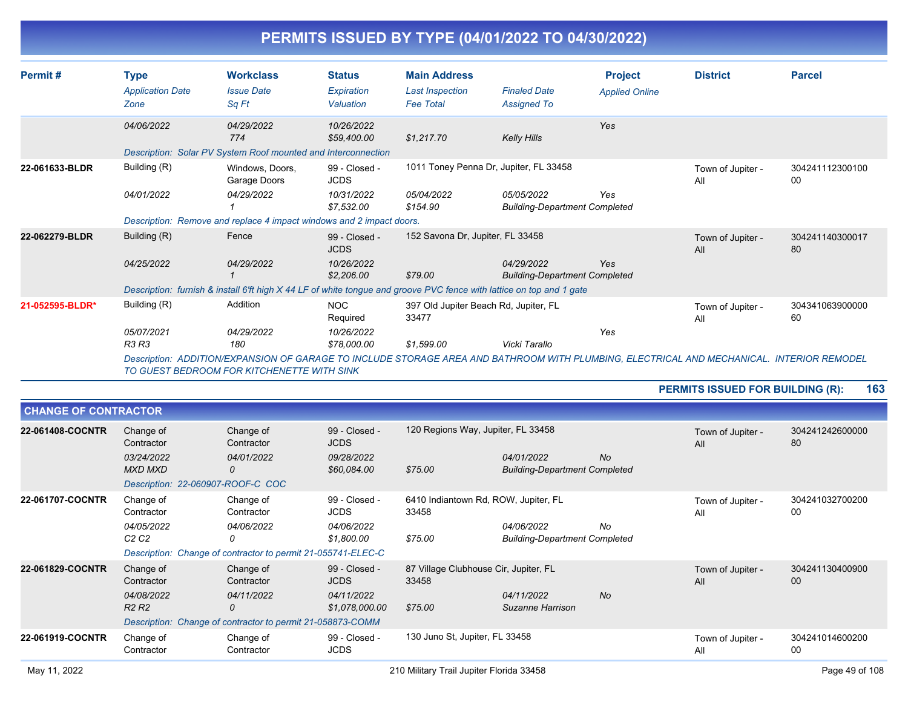# PERMITS ISSUED BY TYPE (04/01/2022 TO 04/30/2022)

| Permit # | Type / Application Date / Zone | Workclass / Issue Date / Sq Ft | Status / Expiration / Valuation | Main Address / Last Inspection / Fee Total | Finaled Date / Assigned To | Project / Applied Online | District | Parcel |
|---|---|---|---|---|---|---|---|---|
| | 04/06/2022 | 04/29/2022<br>774 | 10/26/2022<br>$59,400.00 | $1,217.70 | Kelly Hills | Yes | | |
| | Description: Solar PV System Roof mounted and Interconnection | | | | | | | |
| 22-061633-BLDR | Building (R)<br>04/01/2022 | Windows, Doors, Garage Doors<br>04/29/2022<br>1 | 99 - Closed - JCDS<br>10/31/2022<br>$7,532.00 | 1011 Toney Penna Dr, Jupiter, FL 33458<br>05/04/2022<br>$154.90 | 05/05/2022<br>Building-Department Completed | Yes | Town of Jupiter - All | 30424111230010000 |
| | Description: Remove and replace 4 impact windows and 2 impact doors. | | | | | | | |
| 22-062279-BLDR | Building (R)<br>04/25/2022 | Fence<br>04/29/2022<br>1 | 99 - Closed - JCDS<br>10/26/2022<br>$2,206.00 | 152 Savona Dr, Jupiter, FL 33458<br>$79.00 | 04/29/2022<br>Building-Department Completed | Yes | Town of Jupiter - All | 30424114030001780 |
| | Description: furnish & install 6'ft high X 44 LF of white tongue and groove PVC fence with lattice on top and 1 gate | | | | | | | |
| 21-052595-BLDR* | Building (R)<br>05/07/2021<br>R3 R3 | Addition<br>04/29/2022<br>180 | NOC Required<br>10/26/2022<br>$78,000.00 | 397 Old Jupiter Beach Rd, Jupiter, FL 33477<br>$1,599.00 | Vicki Tarallo | Yes | Town of Jupiter - All | 30434106390000060 |
| | Description: ADDITION/EXPANSION OF GARAGE TO INCLUDE STORAGE AREA AND BATHROOM WITH PLUMBING, ELECTRICAL AND MECHANICAL. INTERIOR REMODEL TO GUEST BEDROOM FOR KITCHENETTE WITH SINK | | | | | | | |

**PERMITS ISSUED FOR BUILDING (R): 163**

## CHANGE OF CONTRACTOR

| Permit # | Type / Application Date / Zone | Workclass / Issue Date / Sq Ft | Status / Expiration / Valuation | Main Address / Last Inspection / Fee Total | Finaled Date / Assigned To | Project / Applied Online | District | Parcel |
|---|---|---|---|---|---|---|---|---|
| 22-061408-COCNTR | Change of Contractor<br>03/24/2022<br>MXD MXD | Change of Contractor<br>04/01/2022<br>0 | 99 - Closed - JCDS<br>09/28/2022<br>$60,084.00 | 120 Regions Way, Jupiter, FL 33458<br>$75.00 | 04/01/2022<br>Building-Department Completed | No | Town of Jupiter - All | 30424124260000080 |
| | Description: 22-060907-ROOF-C COC | | | | | | | |
| 22-061707-COCNTR | Change of Contractor<br>04/05/2022<br>C2 C2 | Change of Contractor<br>04/06/2022<br>0 | 99 - Closed - JCDS<br>04/06/2022<br>$1,800.00 | 6410 Indiantown Rd, ROW, Jupiter, FL 33458<br>$75.00 | 04/06/2022<br>Building-Department Completed | No | Town of Jupiter - All | 30424103270020000 |
| | Description: Change of contractor to permit 21-055741-ELEC-C | | | | | | | |
| 22-061829-COCNTR | Change of Contractor<br>04/08/2022<br>R2 R2 | Change of Contractor<br>04/11/2022<br>0 | 99 - Closed - JCDS<br>04/11/2022<br>$1,078,000.00 | 87 Village Clubhouse Cir, Jupiter, FL 33458<br>$75.00 | 04/11/2022<br>Suzanne Harrison | No | Town of Jupiter - All | 30424113040090000 |
| | Description: Change of contractor to permit 21-058873-COMM | | | | | | | |
| 22-061919-COCNTR | Change of Contractor | Change of Contractor | 99 - Closed - JCDS | 130 Juno St, Jupiter, FL 33458 | | | Town of Jupiter - All | 30424101460020000 |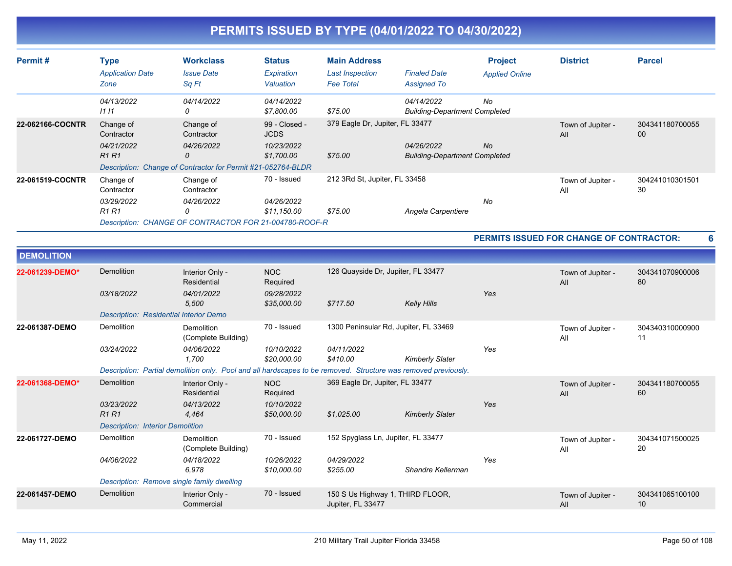# PERMITS ISSUED BY TYPE (04/01/2022 TO 04/30/2022)

| Permit # | Type<br>*Application Date*<br>*Zone* | Workclass<br>*Issue Date*<br>*Sq Ft* | Status<br>*Expiration*<br>*Valuation* | Main Address<br>*Last Inspection*<br>*Fee Total* | *Finaled Date*<br>*Assigned To* | Project<br>*Applied Online* | District | Parcel |
|---|---|---|---|---|---|---|---|---|
| | *04/13/2022*<br>*I1 I1* | *04/14/2022*<br>*0* | *04/14/2022*<br>*$7,800.00* | <br>*$75.00* | *04/14/2022*<br>*Building-Department Completed* | *No* | | |
| **22-062166-COCNTR** | Change of Contractor<br>*04/21/2022*<br>*R1 R1* | Change of Contractor<br>*04/26/2022*<br>*0* | 99 - Closed - JCDS<br>*10/23/2022*<br>*$1,700.00* | 379 Eagle Dr, Jupiter, FL 33477<br><br>*$75.00* | *04/26/2022*<br>*Building-Department Completed* | *No* | Town of Jupiter - All | 30434118070005500 |
| | *Description: Change of Contractor for Permit #21-052764-BLDR* | | | | | | | |
| **22-061519-COCNTR** | Change of Contractor<br>*03/29/2022*<br>*R1 R1* | Change of Contractor<br>*04/26/2022*<br>*0* | 70 - Issued<br>*04/26/2022*<br>*$11,150.00* | 212 3Rd St, Jupiter, FL 33458<br><br>*$75.00* | <br>*Angela Carpentiere* | *No* | Town of Jupiter - All | 30424101030150130 |
| | *Description: CHANGE OF CONTRACTOR FOR 21-004780-ROOF-R* | | | | | | | |

**PERMITS ISSUED FOR CHANGE OF CONTRACTOR: 6**

## DEMOLITION

| Permit # | Type<br>*Application Date*<br>*Zone* | Workclass<br>*Issue Date*<br>*Sq Ft* | Status<br>*Expiration*<br>*Valuation* | Main Address<br>*Last Inspection*<br>*Fee Total* | *Finaled Date*<br>*Assigned To* | Project<br>*Applied Online* | District | Parcel |
|---|---|---|---|---|---|---|---|---|
| **22-061239-DEMO*** | Demolition<br>*03/18/2022* | Interior Only - Residential<br>*04/01/2022*<br>*5,500* | NOC Required<br>*09/28/2022*<br>*$35,000.00* | 126 Quayside Dr, Jupiter, FL 33477<br><br>*$717.50* | <br>*Kelly Hills* | *Yes* | Town of Jupiter - All | 30434107090000680 |
| | *Description: Residential Interior Demo* | | | | | | | |
| **22-061387-DEMO** | Demolition<br>*03/24/2022* | Demolition (Complete Building)<br>*04/06/2022*<br>*1,700* | 70 - Issued<br>*10/10/2022*<br>*$20,000.00* | 1300 Peninsular Rd, Jupiter, FL 33469<br>*04/11/2022*<br>*$410.00* | <br>*Kimberly Slater* | *Yes* | Town of Jupiter - All | 30434031000090011 |
| | *Description: Partial demolition only. Pool and all hardscapes to be removed. Structure was removed previously.* | | | | | | | |
| **22-061368-DEMO*** | Demolition<br>*03/23/2022*<br>*R1 R1* | Interior Only - Residential<br>*04/13/2022*<br>*4,464* | NOC Required<br>*10/10/2022*<br>*$50,000.00* | 369 Eagle Dr, Jupiter, FL 33477<br><br>*$1,025.00* | <br>*Kimberly Slater* | *Yes* | Town of Jupiter - All | 30434118070005560 |
| | *Description: Interior Demolition* | | | | | | | |
| **22-061727-DEMO** | Demolition<br>*04/06/2022* | Demolition (Complete Building)<br>*04/18/2022*<br>*6,978* | 70 - Issued<br>*10/26/2022*<br>*$10,000.00* | 152 Spyglass Ln, Jupiter, FL 33477<br>*04/29/2022*<br>*$255.00* | <br>*Shandre Kellerman* | *Yes* | Town of Jupiter - All | 30434107150002520 |
| | *Description: Remove single family dwelling* | | | | | | | |
| **22-061457-DEMO** | Demolition | Interior Only - Commercial | 70 - Issued | 150 S Us Highway 1, THIRD FLOOR, Jupiter, FL 33477 | | | Town of Jupiter - All | 30434106510010010 |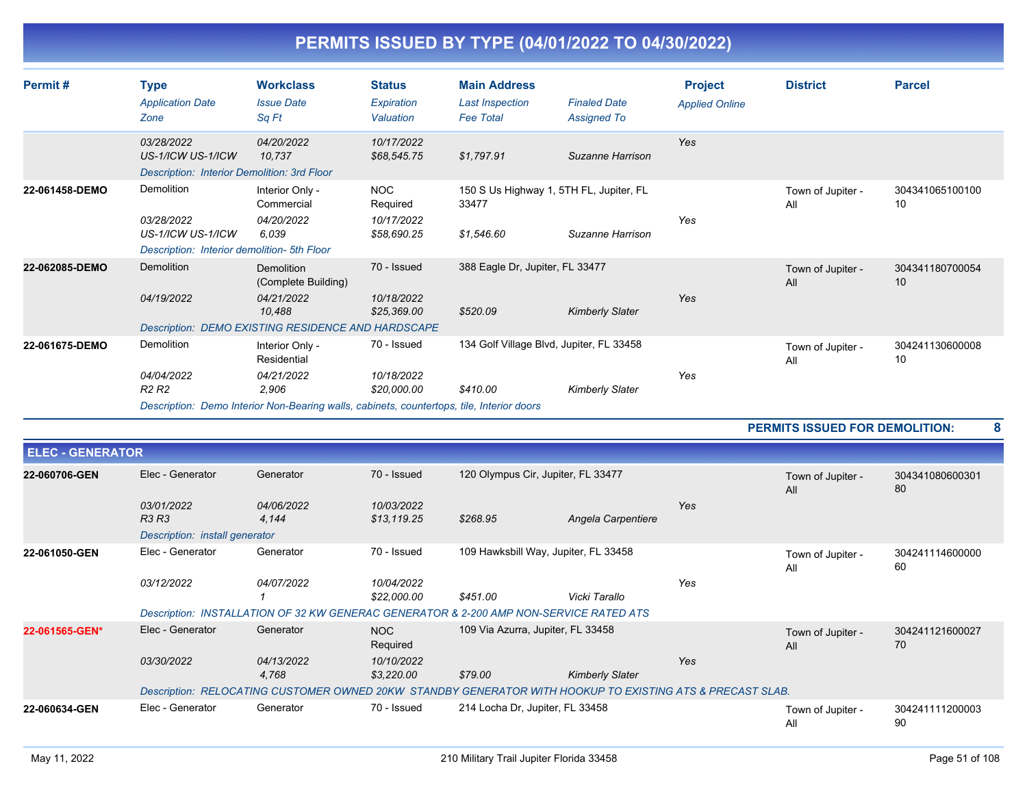# PERMITS ISSUED BY TYPE (04/01/2022 TO 04/30/2022)

| Permit # | Type | Workclass | Status | Main Address | | Project | District | Parcel |
|---|---|---|---|---|---|---|---|---|
| | *Application Date* | *Issue Date* | *Expiration* | *Last Inspection* | *Finaled Date* | *Applied Online* | | |
| | *Zone* | *Sq Ft* | *Valuation* | *Fee Total* | *Assigned To* | | | |
| | *03/28/2022* | *04/20/2022* | *10/17/2022* | | | *Yes* | | |
| | *US-1/ICW US-1/ICW* | *10,737* | *$68,545.75* | *$1,797.91* | *Suzanne Harrison* | | | |
| | *Description: Interior Demolition: 3rd Floor* | | | | | | | |
| **22-061458-DEMO** | Demolition | Interior Only - Commercial | NOC Required | 150 S Us Highway 1, 5TH FL, Jupiter, FL 33477 | | | Town of Jupiter - All | 30434106510010010 |
| | *03/28/2022* | *04/20/2022* | *10/17/2022* | | | *Yes* | | |
| | *US-1/ICW US-1/ICW* | *6,039* | *$58,690.25* | *$1,546.60* | *Suzanne Harrison* | | | |
| | *Description: Interior demolition- 5th Floor* | | | | | | | |
| **22-062085-DEMO** | Demolition | Demolition (Complete Building) | 70 - Issued | 388 Eagle Dr, Jupiter, FL 33477 | | | Town of Jupiter - All | 30434118070005410 |
| | *04/19/2022* | *04/21/2022* | *10/18/2022* | | | *Yes* | | |
| | | *10,488* | *$25,369.00* | *$520.09* | *Kimberly Slater* | | | |
| | *Description: DEMO EXISTING RESIDENCE AND HARDSCAPE* | | | | | | | |
| **22-061675-DEMO** | Demolition | Interior Only - Residential | 70 - Issued | 134 Golf Village Blvd, Jupiter, FL 33458 | | | Town of Jupiter - All | 30424113060000810 |
| | *04/04/2022* | *04/21/2022* | *10/18/2022* | | | *Yes* | | |
| | *R2 R2* | *2,906* | *$20,000.00* | *$410.00* | *Kimberly Slater* | | | |
| | *Description: Demo Interior Non-Bearing walls, cabinets, countertops, tile, Interior doors* | | | | | | | |

**PERMITS ISSUED FOR DEMOLITION: 8**

## ELEC - GENERATOR

| Permit # | Type | Workclass | Status | Main Address | | Project | District | Parcel |
|---|---|---|---|---|---|---|---|---|
| **22-060706-GEN** | Elec - Generator | Generator | 70 - Issued | 120 Olympus Cir, Jupiter, FL 33477 | | | Town of Jupiter - All | 30434108060030180 |
| | *03/01/2022* | *04/06/2022* | *10/03/2022* | | | *Yes* | | |
| | *R3 R3* | *4,144* | *$13,119.25* | *$268.95* | *Angela Carpentiere* | | | |
| | *Description: install generator* | | | | | | | |
| **22-061050-GEN** | Elec - Generator | Generator | 70 - Issued | 109 Hawksbill Way, Jupiter, FL 33458 | | | Town of Jupiter - All | 30424111460000060 |
| | *03/12/2022* | *04/07/2022* | *10/04/2022* | | | *Yes* | | |
| | | *1* | *$22,000.00* | *$451.00* | *Vicki Tarallo* | | | |
| | *Description: INSTALLATION OF 32 KW GENERAC GENERATOR & 2-200 AMP NON-SERVICE RATED ATS* | | | | | | | |
| **22-061565-GEN*** | Elec - Generator | Generator | NOC Required | 109 Via Azurra, Jupiter, FL 33458 | | | Town of Jupiter - All | 30424112160002770 |
| | *03/30/2022* | *04/13/2022* | *10/10/2022* | | | *Yes* | | |
| | | *4,768* | *$3,220.00* | *$79.00* | *Kimberly Slater* | | | |
| | *Description: RELOCATING CUSTOMER OWNED 20KW STANDBY GENERATOR WITH HOOKUP TO EXISTING ATS & PRECAST SLAB.* | | | | | | | |
| **22-060634-GEN** | Elec - Generator | Generator | 70 - Issued | 214 Locha Dr, Jupiter, FL 33458 | | | Town of Jupiter - All | 30424111120000390 |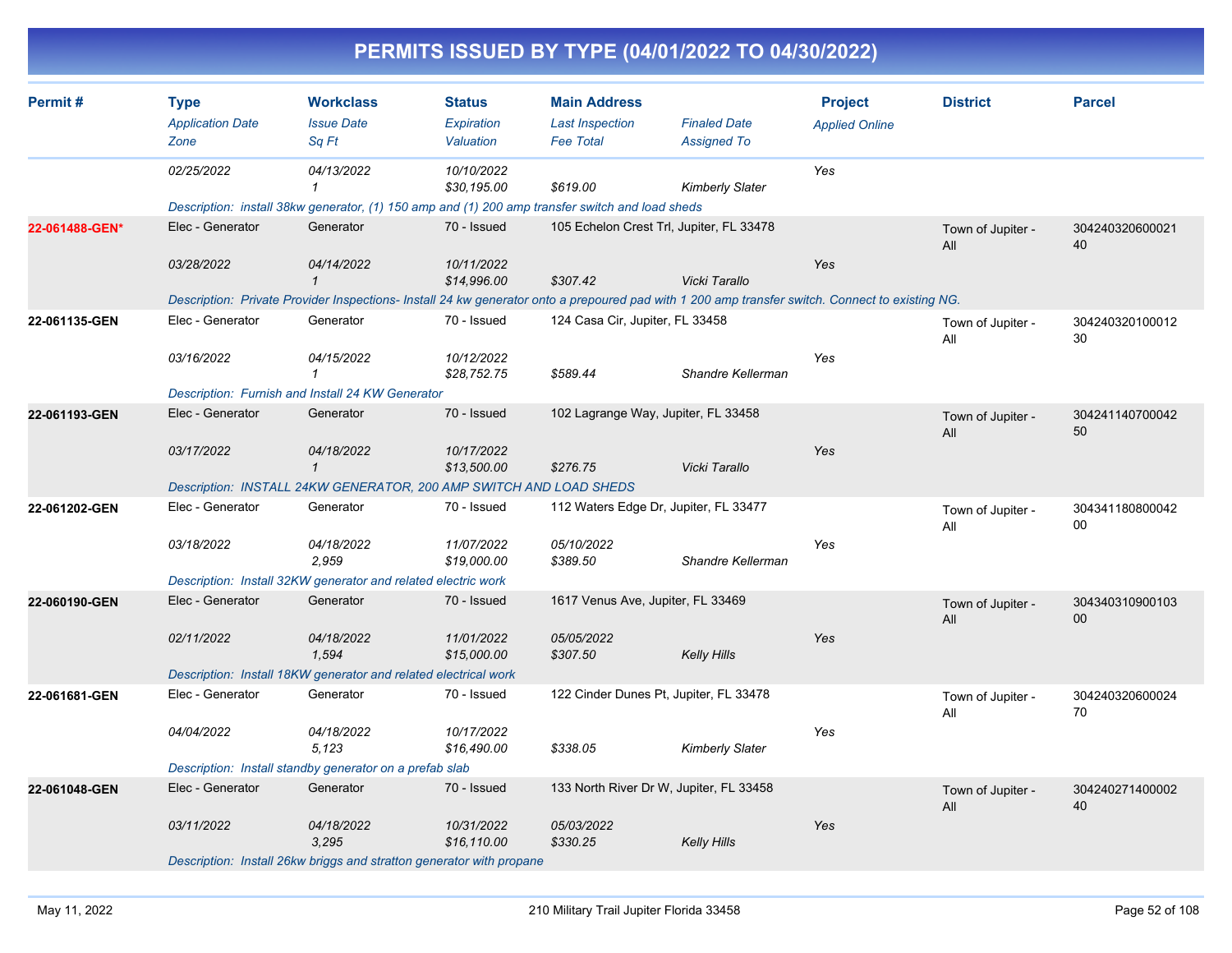# PERMITS ISSUED BY TYPE (04/01/2022 TO 04/30/2022)

| Permit # | Type / Application Date / Zone | Workclass / Issue Date / Sq Ft | Status / Expiration / Valuation | Main Address / Last Inspection / Fee Total | Finaled Date / Assigned To | Project / Applied Online | District | Parcel |
|---|---|---|---|---|---|---|---|---|
| | 02/25/2022 | 04/13/2022 / 1 | 10/10/2022 / $30,195.00 | $619.00 | Kimberly Slater | Yes | | |
| | Description: install 38kw generator, (1) 150 amp and (1) 200 amp transfer switch and load sheds | | | | | | | |
| 22-061488-GEN* | Elec - Generator / 03/28/2022 | Generator / 04/14/2022 / 1 | 70 - Issued / 10/11/2022 / $14,996.00 | 105 Echelon Crest Trl, Jupiter, FL 33478 / $307.42 | Vicki Tarallo | Yes | Town of Jupiter - All | 30424032060002140 |
| | Description: Private Provider Inspections- Install 24 kw generator onto a prepoured pad with 1 200 amp transfer switch. Connect to existing NG. | | | | | | | |
| 22-061135-GEN | Elec - Generator / 03/16/2022 | Generator / 04/15/2022 / 1 | 70 - Issued / 10/12/2022 / $28,752.75 | 124 Casa Cir, Jupiter, FL 33458 / $589.44 | Shandre Kellerman | Yes | Town of Jupiter - All | 30424032010001230 |
| | Description: Furnish and Install 24 KW Generator | | | | | | | |
| 22-061193-GEN | Elec - Generator / 03/17/2022 | Generator / 04/18/2022 / 1 | 70 - Issued / 10/17/2022 / $13,500.00 | 102 Lagrange Way, Jupiter, FL 33458 / $276.75 | Vicki Tarallo | Yes | Town of Jupiter - All | 30424114070004250 |
| | Description: INSTALL 24KW GENERATOR, 200 AMP SWITCH AND LOAD SHEDS | | | | | | | |
| 22-061202-GEN | Elec - Generator / 03/18/2022 | Generator / 04/18/2022 / 2,959 | 70 - Issued / 11/07/2022 / $19,000.00 | 112 Waters Edge Dr, Jupiter, FL 33477 / 05/10/2022 / $389.50 | Shandre Kellerman | Yes | Town of Jupiter - All | 30434118080004200 |
| | Description: Install 32KW generator and related electric work | | | | | | | |
| 22-060190-GEN | Elec - Generator / 02/11/2022 | Generator / 04/18/2022 / 1,594 | 70 - Issued / 11/01/2022 / $15,000.00 | 1617 Venus Ave, Jupiter, FL 33469 / 05/05/2022 / $307.50 | Kelly Hills | Yes | Town of Jupiter - All | 30434031090010300 |
| | Description: Install 18KW generator and related electrical work | | | | | | | |
| 22-061681-GEN | Elec - Generator / 04/04/2022 | Generator / 04/18/2022 / 5,123 | 70 - Issued / 10/17/2022 / $16,490.00 | 122 Cinder Dunes Pt, Jupiter, FL 33478 / $338.05 | Kimberly Slater | Yes | Town of Jupiter - All | 30424032060002470 |
| | Description: Install standby generator on a prefab slab | | | | | | | |
| 22-061048-GEN | Elec - Generator / 03/11/2022 | Generator / 04/18/2022 / 3,295 | 70 - Issued / 10/31/2022 / $16,110.00 | 133 North River Dr W, Jupiter, FL 33458 / 05/03/2022 / $330.25 | Kelly Hills | Yes | Town of Jupiter - All | 30424027140000240 |
| | Description: Install 26kw briggs and stratton generator with propane | | | | | | | |

May 11, 2022 — 210 Military Trail Jupiter Florida 33458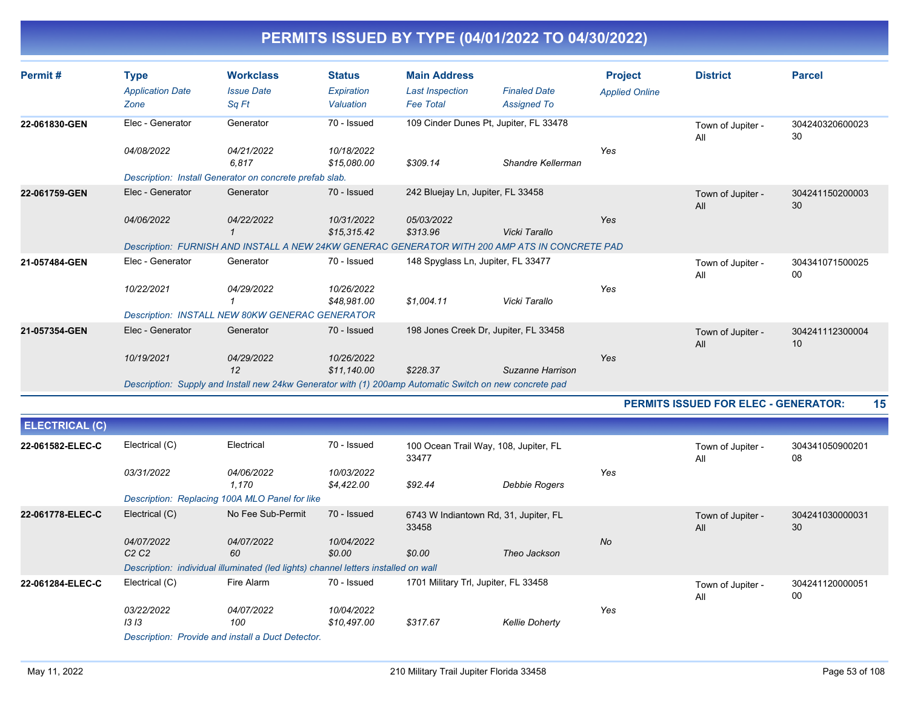# PERMITS ISSUED BY TYPE (04/01/2022 TO 04/30/2022)

| Permit # | Type / Application Date / Zone | Workclass / Issue Date / Sq Ft | Status / Expiration / Valuation | Main Address / Last Inspection / Fee Total | Finaled Date / Assigned To | Project / Applied Online | District | Parcel |
|---|---|---|---|---|---|---|---|---|
| 22-061830-GEN | Elec - Generator<br>04/08/2022 | Generator<br>04/21/2022<br>6,817 | 70 - Issued<br>10/18/2022<br>$15,080.00 | 109 Cinder Dunes Pt, Jupiter, FL 33478<br><br>$309.14 | <br><br>Shandre Kellerman | <br>Yes | Town of Jupiter - All | 30424032060002330 |
| | Description: Install Generator on concrete prefab slab. | | | | | | | |
| 22-061759-GEN | Elec - Generator<br>04/06/2022 | Generator<br>04/22/2022<br>1 | 70 - Issued<br>10/31/2022<br>$15,315.42 | 242 Bluejay Ln, Jupiter, FL 33458<br>05/03/2022<br>$313.96 | <br><br>Vicki Tarallo | <br>Yes | Town of Jupiter - All | 30424115020000330 |
| | Description: FURNISH AND INSTALL A NEW 24KW GENERAC GENERATOR WITH 200 AMP ATS IN CONCRETE PAD | | | | | | | |
| 21-057484-GEN | Elec - Generator<br>10/22/2021 | Generator<br>04/29/2022<br>1 | 70 - Issued<br>10/26/2022<br>$48,981.00 | 148 Spyglass Ln, Jupiter, FL 33477<br><br>$1,004.11 | <br><br>Vicki Tarallo | <br>Yes | Town of Jupiter - All | 30434107150002500 |
| | Description: INSTALL NEW 80KW GENERAC GENERATOR | | | | | | | |
| 21-057354-GEN | Elec - Generator<br>10/19/2021 | Generator<br>04/29/2022<br>12 | 70 - Issued<br>10/26/2022<br>$11,140.00 | 198 Jones Creek Dr, Jupiter, FL 33458<br><br>$228.37 | <br><br>Suzanne Harrison | <br>Yes | Town of Jupiter - All | 30424111230000410 |
| | Description: Supply and Install new 24kw Generator with (1) 200amp Automatic Switch on new concrete pad | | | | | | | |

**PERMITS ISSUED FOR ELEC - GENERATOR: 15**

## ELECTRICAL (C)

| Permit # | Type / Application Date / Zone | Workclass / Issue Date / Sq Ft | Status / Expiration / Valuation | Main Address / Last Inspection / Fee Total | Finaled Date / Assigned To | Project / Applied Online | District | Parcel |
|---|---|---|---|---|---|---|---|---|
| 22-061582-ELEC-C | Electrical (C)<br>03/31/2022 | Electrical<br>04/06/2022<br>1,170 | 70 - Issued<br>10/03/2022<br>$4,422.00 | 100 Ocean Trail Way, 108, Jupiter, FL 33477<br><br>$92.44 | <br><br>Debbie Rogers | <br>Yes | Town of Jupiter - All | 30434105090020108 |
| | Description: Replacing 100A MLO Panel for like | | | | | | | |
| 22-061778-ELEC-C | Electrical (C)<br>04/07/2022<br>C2 C2 | No Fee Sub-Permit<br>04/07/2022<br>60 | 70 - Issued<br>10/04/2022<br>$0.00 | 6743 W Indiantown Rd, 31, Jupiter, FL 33458<br><br>$0.00 | <br><br>Theo Jackson | <br>No | Town of Jupiter - All | 30424103000003130 |
| | Description: individual illuminated (led lights) channel letters installed on wall | | | | | | | |
| 22-061284-ELEC-C | Electrical (C)<br>03/22/2022<br>I3 I3 | Fire Alarm<br>04/07/2022<br>100 | 70 - Issued<br>10/04/2022<br>$10,497.00 | 1701 Military Trl, Jupiter, FL 33458<br><br>$317.67 | <br><br>Kellie Doherty | <br>Yes | Town of Jupiter - All | 30424112000005100 |
| | Description: Provide and install a Duct Detector. | | | | | | | |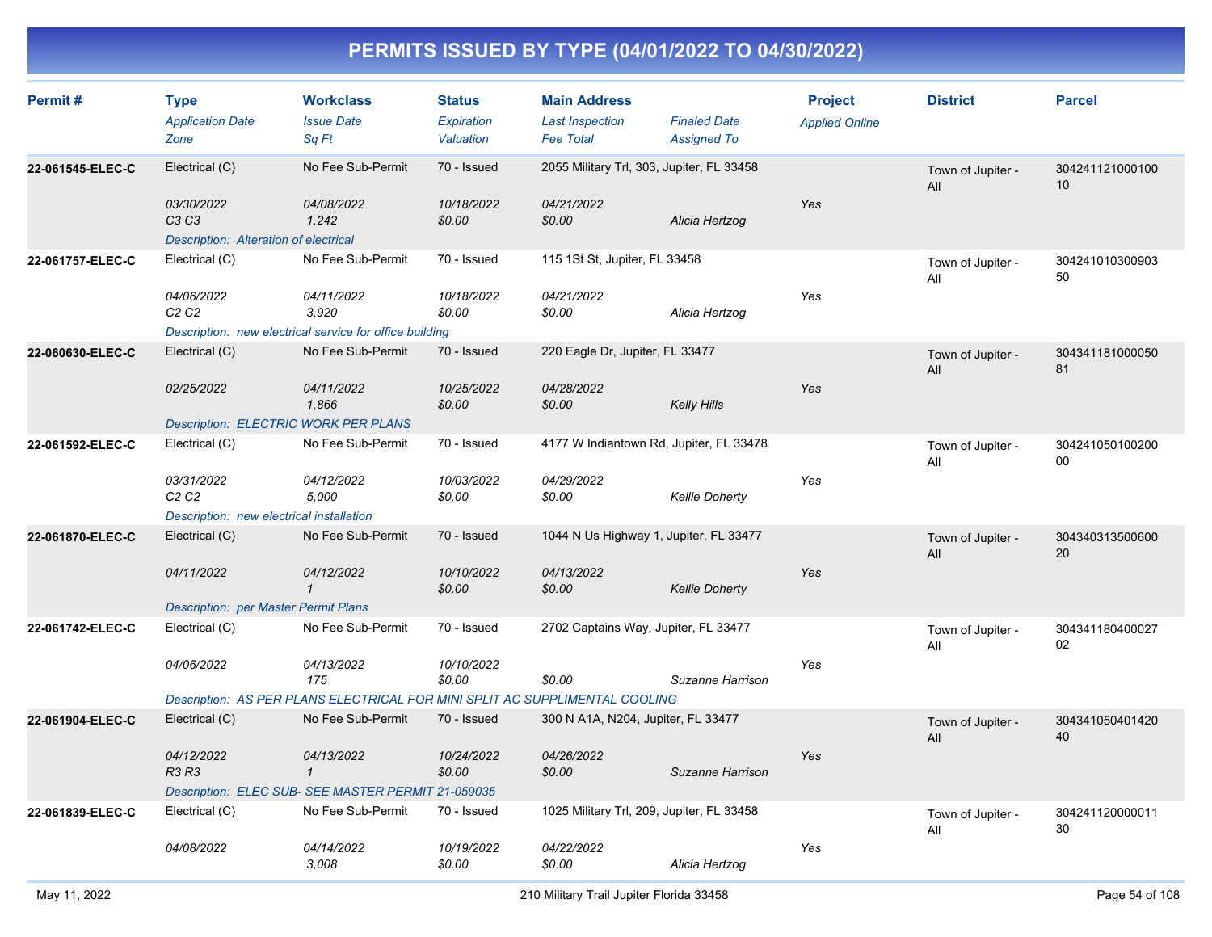# PERMITS ISSUED BY TYPE (04/01/2022 TO 04/30/2022)

| Permit # | Type<br>*Application Date*<br>*Zone* | Workclass<br>*Issue Date*<br>*Sq Ft* | Status<br>*Expiration*<br>*Valuation* | Main Address<br>*Last Inspection*<br>*Fee Total* | *Finaled Date*<br>*Assigned To* | Project<br>*Applied Online* | District | Parcel |
|---|---|---|---|---|---|---|---|---|
| **22-061545-ELEC-C** | Electrical (C)<br>*03/30/2022*<br>*C3 C3* | No Fee Sub-Permit<br>*04/08/2022*<br>*1,242* | 70 - Issued<br>*10/18/2022*<br>*$0.00* | 2055 Military Trl, 303, Jupiter, FL 33458<br>*04/21/2022*<br>*$0.00* | *Alicia Hertzog* | *Yes* | Town of Jupiter - All | 30424112100010010 |
| | *Description: Alteration of electrical* | | | | | | | |
| **22-061757-ELEC-C** | Electrical (C)<br>*04/06/2022*<br>*C2 C2* | No Fee Sub-Permit<br>*04/11/2022*<br>*3,920* | 70 - Issued<br>*10/18/2022*<br>*$0.00* | 115 1St St, Jupiter, FL 33458<br>*04/21/2022*<br>*$0.00* | *Alicia Hertzog* | *Yes* | Town of Jupiter - All | 30424101030090350 |
| | *Description: new electrical service for office building* | | | | | | | |
| **22-060630-ELEC-C** | Electrical (C)<br>*02/25/2022* | No Fee Sub-Permit<br>*04/11/2022*<br>*1,866* | 70 - Issued<br>*10/25/2022*<br>*$0.00* | 220 Eagle Dr, Jupiter, FL 33477<br>*04/28/2022*<br>*$0.00* | *Kelly Hills* | *Yes* | Town of Jupiter - All | 30434118100005081 |
| | *Description: ELECTRIC WORK PER PLANS* | | | | | | | |
| **22-061592-ELEC-C** | Electrical (C)<br>*03/31/2022*<br>*C2 C2* | No Fee Sub-Permit<br>*04/12/2022*<br>*5,000* | 70 - Issued<br>*10/03/2022*<br>*$0.00* | 4177 W Indiantown Rd, Jupiter, FL 33478<br>*04/29/2022*<br>*$0.00* | *Kellie Doherty* | *Yes* | Town of Jupiter - All | 30424105010020000 |
| | *Description: new electrical installation* | | | | | | | |
| **22-061870-ELEC-C** | Electrical (C)<br>*04/11/2022* | No Fee Sub-Permit<br>*04/12/2022*<br>*1* | 70 - Issued<br>*10/10/2022*<br>*$0.00* | 1044 N Us Highway 1, Jupiter, FL 33477<br>*04/13/2022*<br>*$0.00* | *Kellie Doherty* | *Yes* | Town of Jupiter - All | 30434031350060020 |
| | *Description: per Master Permit Plans* | | | | | | | |
| **22-061742-ELEC-C** | Electrical (C)<br>*04/06/2022* | No Fee Sub-Permit<br>*04/13/2022*<br>*175* | 70 - Issued<br>*10/10/2022*<br>*$0.00* | 2702 Captains Way, Jupiter, FL 33477<br><br>*$0.00* | *Suzanne Harrison* | *Yes* | Town of Jupiter - All | 30434118040002702 |
| | *Description: AS PER PLANS ELECTRICAL FOR MINI SPLIT AC SUPPLIMENTAL COOLING* | | | | | | | |
| **22-061904-ELEC-C** | Electrical (C)<br>*04/12/2022*<br>*R3 R3* | No Fee Sub-Permit<br>*04/13/2022*<br>*1* | 70 - Issued<br>*10/24/2022*<br>*$0.00* | 300 N A1A, N204, Jupiter, FL 33477<br>*04/26/2022*<br>*$0.00* | *Suzanne Harrison* | *Yes* | Town of Jupiter - All | 30434105040142040 |
| | *Description: ELEC SUB- SEE MASTER PERMIT 21-059035* | | | | | | | |
| **22-061839-ELEC-C** | Electrical (C)<br>*04/08/2022* | No Fee Sub-Permit<br>*04/14/2022*<br>*3,008* | 70 - Issued<br>*10/19/2022*<br>*$0.00* | 1025 Military Trl, 209, Jupiter, FL 33458<br>*04/22/2022*<br>*$0.00* | *Alicia Hertzog* | *Yes* | Town of Jupiter - All | 30424112000001130 |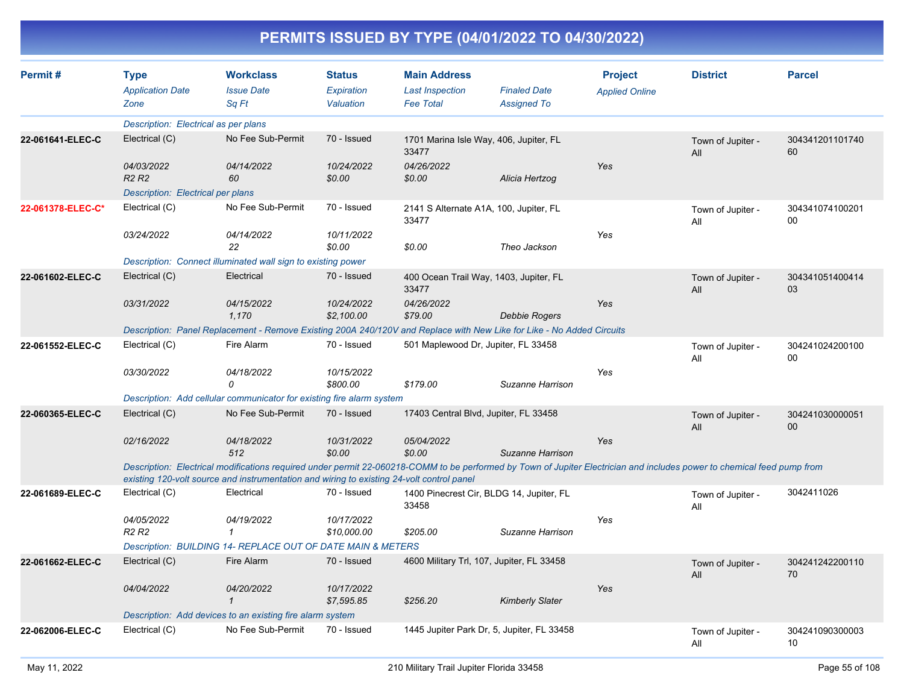# PERMITS ISSUED BY TYPE (04/01/2022 TO 04/30/2022)

| Permit # | Type / Application Date / Zone | Workclass / Issue Date / Sq Ft | Status / Expiration / Valuation | Main Address / Last Inspection / Fee Total | Finaled Date / Assigned To | Project / Applied Online | District | Parcel |
|---|---|---|---|---|---|---|---|---|
| | Description: Electrical as per plans | | | | | | | |
| 22-061641-ELEC-C | Electrical (C) | No Fee Sub-Permit | 70 - Issued | 1701 Marina Isle Way, 406, Jupiter, FL 33477 | | | Town of Jupiter - All | 30434120110174060 |
| | 04/03/2022 | 04/14/2022 | 10/24/2022 | 04/26/2022 | | Yes | | |
| | R2 R2 | 60 | $0.00 | $0.00 | Alicia Hertzog | | | |
| | Description: Electrical per plans | | | | | | | |
| 22-061378-ELEC-C* | Electrical (C) | No Fee Sub-Permit | 70 - Issued | 2141 S Alternate A1A, 100, Jupiter, FL 33477 | | | Town of Jupiter - All | 30434107410020100 |
| | 03/24/2022 | 04/14/2022 | 10/11/2022 | | | Yes | | |
| | | 22 | $0.00 | $0.00 | Theo Jackson | | | |
| | Description: Connect illuminated wall sign to existing power | | | | | | | |
| 22-061602-ELEC-C | Electrical (C) | Electrical | 70 - Issued | 400 Ocean Trail Way, 1403, Jupiter, FL 33477 | | | Town of Jupiter - All | 30434105140041403 |
| | 03/31/2022 | 04/15/2022 | 10/24/2022 | 04/26/2022 | | Yes | | |
| | | 1,170 | $2,100.00 | $79.00 | Debbie Rogers | | | |
| | Description: Panel Replacement - Remove Existing 200A 240/120V and Replace with New Like for Like - No Added Circuits | | | | | | | |
| 22-061552-ELEC-C | Electrical (C) | Fire Alarm | 70 - Issued | 501 Maplewood Dr, Jupiter, FL 33458 | | | Town of Jupiter - All | 30424102420010000 |
| | 03/30/2022 | 04/18/2022 | 10/15/2022 | | | Yes | | |
| | | 0 | $800.00 | $179.00 | Suzanne Harrison | | | |
| | Description: Add cellular communicator for existing fire alarm system | | | | | | | |
| 22-060365-ELEC-C | Electrical (C) | No Fee Sub-Permit | 70 - Issued | 17403 Central Blvd, Jupiter, FL 33458 | | | Town of Jupiter - All | 30424103000005100 |
| | 02/16/2022 | 04/18/2022 | 10/31/2022 | 05/04/2022 | | Yes | | |
| | | 512 | $0.00 | $0.00 | Suzanne Harrison | | | |
| | Description: Electrical modifications required under permit 22-060218-COMM to be performed by Town of Jupiter Electrician and includes power to chemical feed pump from existing 120-volt source and instrumentation and wiring to existing 24-volt control panel | | | | | | | |
| 22-061689-ELEC-C | Electrical (C) | Electrical | 70 - Issued | 1400 Pinecrest Cir, BLDG 14, Jupiter, FL 33458 | | | Town of Jupiter - All | 3042411026 |
| | 04/05/2022 | 04/19/2022 | 10/17/2022 | | | Yes | | |
| | R2 R2 | 1 | $10,000.00 | $205.00 | Suzanne Harrison | | | |
| | Description: BUILDING 14- REPLACE OUT OF DATE MAIN & METERS | | | | | | | |
| 22-061662-ELEC-C | Electrical (C) | Fire Alarm | 70 - Issued | 4600 Military Trl, 107, Jupiter, FL 33458 | | | Town of Jupiter - All | 30424124220011070 |
| | 04/04/2022 | 04/20/2022 | 10/17/2022 | | | Yes | | |
| | | 1 | $7,595.85 | $256.20 | Kimberly Slater | | | |
| | Description: Add devices to an existing fire alarm system | | | | | | | |
| 22-062006-ELEC-C | Electrical (C) | No Fee Sub-Permit | 70 - Issued | 1445 Jupiter Park Dr, 5, Jupiter, FL 33458 | | | Town of Jupiter - All | 30424109030000310 |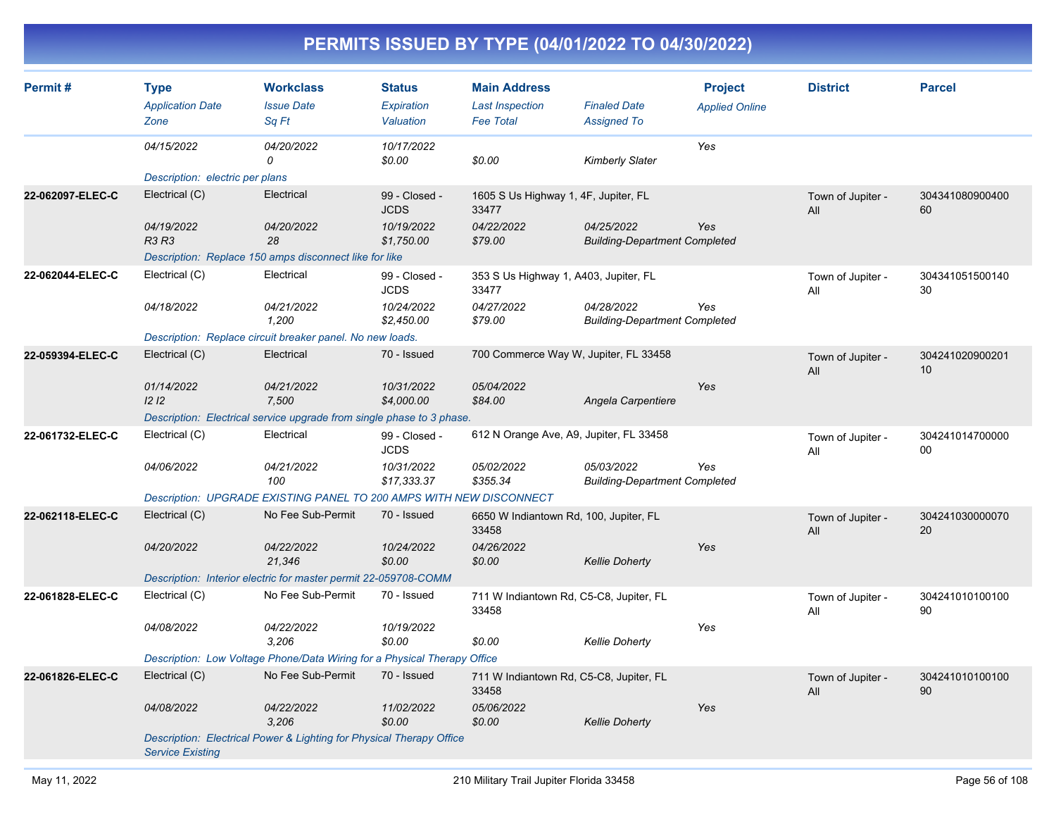# PERMITS ISSUED BY TYPE (04/01/2022 TO 04/30/2022)

| Permit # | Type / Application Date / Zone | Workclass / Issue Date / Sq Ft | Status / Expiration / Valuation | Main Address / Last Inspection / Fee Total | Finaled Date / Assigned To | Project / Applied Online | District | Parcel |
|---|---|---|---|---|---|---|---|---|
| | 04/15/2022 | 04/20/2022<br>0 | 10/17/2022<br>$0.00 | $0.00 | Kimberly Slater | Yes | | |
| | Description: electric per plans | | | | | | | |
| 22-062097-ELEC-C | Electrical (C)<br>04/19/2022<br>R3 R3 | Electrical<br>04/20/2022<br>28 | 99 - Closed - JCDS<br>10/19/2022<br>$1,750.00 | 1605 S Us Highway 1, 4F, Jupiter, FL 33477<br>04/22/2022<br>$79.00 | 04/25/2022<br>Building-Department Completed | Yes | Town of Jupiter - All | 30434108090040060 |
| | Description: Replace 150 amps disconnect like for like | | | | | | | |
| 22-062044-ELEC-C | Electrical (C)<br>04/18/2022 | Electrical<br>04/21/2022<br>1,200 | 99 - Closed - JCDS<br>10/24/2022<br>$2,450.00 | 353 S Us Highway 1, A403, Jupiter, FL 33477<br>04/27/2022<br>$79.00 | 04/28/2022<br>Building-Department Completed | Yes | Town of Jupiter - All | 30434105150014030 |
| | Description: Replace circuit breaker panel. No new loads. | | | | | | | |
| 22-059394-ELEC-C | Electrical (C)<br>01/14/2022<br>I2 I2 | Electrical<br>04/21/2022<br>7,500 | 70 - Issued<br>10/31/2022<br>$4,000.00 | 700 Commerce Way W, Jupiter, FL 33458<br>05/04/2022<br>$84.00 | Angela Carpentiere | Yes | Town of Jupiter - All | 30424102090020110 |
| | Description: Electrical service upgrade from single phase to 3 phase. | | | | | | | |
| 22-061732-ELEC-C | Electrical (C)<br>04/06/2022 | Electrical<br>04/21/2022<br>100 | 99 - Closed - JCDS<br>10/31/2022<br>$17,333.37 | 612 N Orange Ave, A9, Jupiter, FL 33458<br>05/02/2022<br>$355.34 | 05/03/2022<br>Building-Department Completed | Yes | Town of Jupiter - All | 30424101470000000 |
| | Description: UPGRADE EXISTING PANEL TO 200 AMPS WITH NEW DISCONNECT | | | | | | | |
| 22-062118-ELEC-C | Electrical (C)<br>04/20/2022 | No Fee Sub-Permit<br>04/22/2022<br>21,346 | 70 - Issued<br>10/24/2022<br>$0.00 | 6650 W Indiantown Rd, 100, Jupiter, FL 33458<br>04/26/2022<br>$0.00 | Kellie Doherty | Yes | Town of Jupiter - All | 30424103000007020 |
| | Description: Interior electric for master permit 22-059708-COMM | | | | | | | |
| 22-061828-ELEC-C | Electrical (C)<br>04/08/2022 | No Fee Sub-Permit<br>04/22/2022<br>3,206 | 70 - Issued<br>10/19/2022<br>$0.00 | 711 W Indiantown Rd, C5-C8, Jupiter, FL 33458<br>$0.00 | Kellie Doherty | Yes | Town of Jupiter - All | 30424101010010090 |
| | Description: Low Voltage Phone/Data Wiring for a Physical Therapy Office | | | | | | | |
| 22-061826-ELEC-C | Electrical (C)<br>04/08/2022 | No Fee Sub-Permit<br>04/22/2022<br>3,206 | 70 - Issued<br>11/02/2022<br>$0.00 | 711 W Indiantown Rd, C5-C8, Jupiter, FL 33458<br>05/06/2022<br>$0.00 | Kellie Doherty | Yes | Town of Jupiter - All | 30424101010010090 |
| | Description: Electrical Power & Lighting for Physical Therapy Office Service Existing | | | | | | | |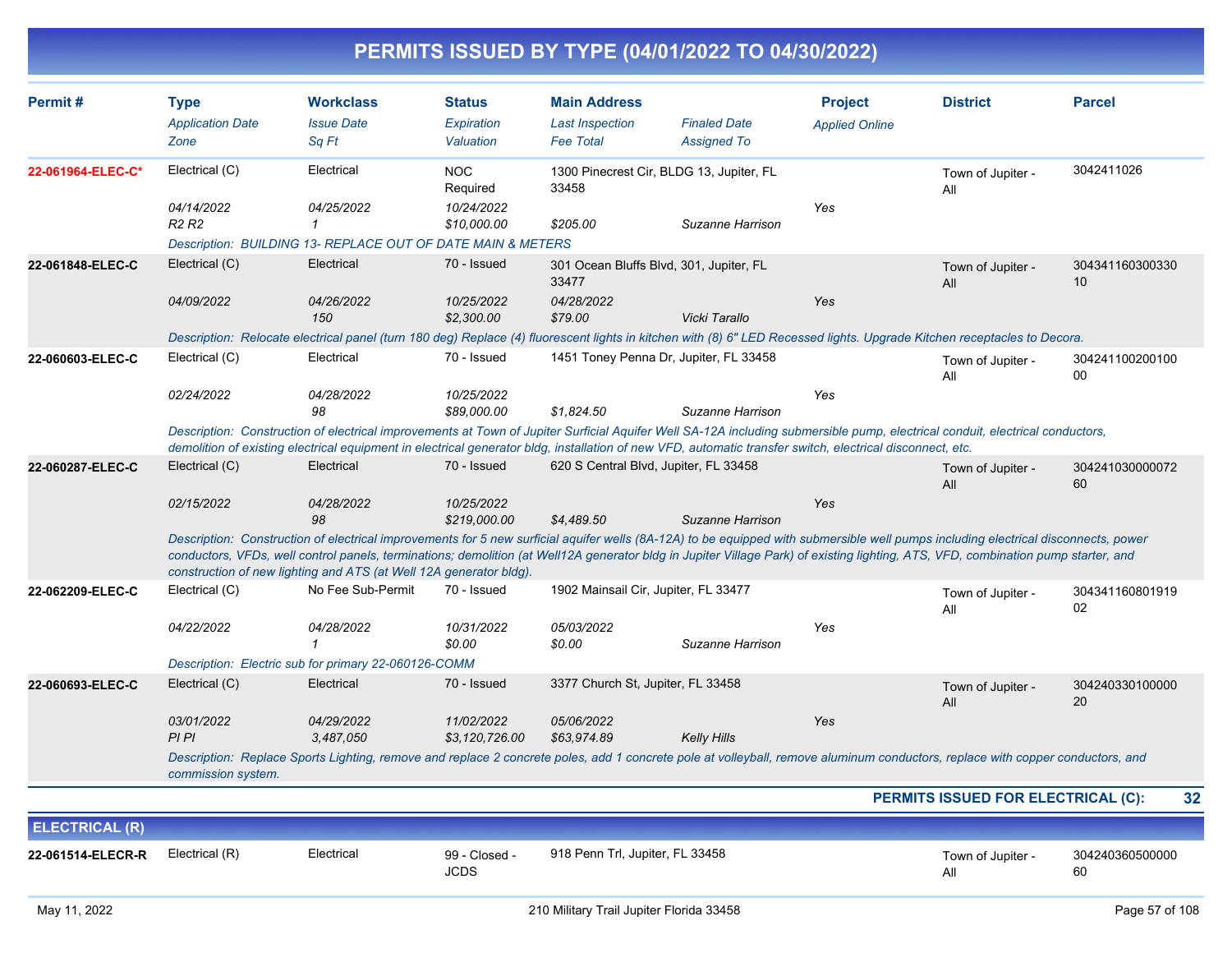# PERMITS ISSUED BY TYPE (04/01/2022 TO 04/30/2022)

| Permit # | Type / Application Date / Zone | Workclass / Issue Date / Sq Ft | Status / Expiration / Valuation | Main Address / Last Inspection / Fee Total | Finaled Date / Assigned To | Project / Applied Online | District | Parcel |
|---|---|---|---|---|---|---|---|---|
| 22-061964-ELEC-C* | Electrical (C) | Electrical | NOC Required | 1300 Pinecrest Cir, BLDG 13, Jupiter, FL 33458 | | | Town of Jupiter - All | 3042411026 |
| | 04/14/2022 | 04/25/2022 | 10/24/2022 | | | Yes | | |
| | R2 R2 | 1 | $10,000.00 | $205.00 | Suzanne Harrison | | | |
| | Description: BUILDING 13- REPLACE OUT OF DATE MAIN & METERS | | | | | | | |
| 22-061848-ELEC-C | Electrical (C) | Electrical | 70 - Issued | 301 Ocean Bluffs Blvd, 301, Jupiter, FL 33477 | | | Town of Jupiter - All | 30434116030033010 |
| | 04/09/2022 | 04/26/2022 | 10/25/2022 | 04/28/2022 | | Yes | | |
| | | 150 | $2,300.00 | $79.00 | Vicki Tarallo | | | |
| | Description: Relocate electrical panel (turn 180 deg) Replace (4) fluorescent lights in kitchen with (8) 6" LED Recessed lights. Upgrade Kitchen receptacles to Decora. | | | | | | | |
| 22-060603-ELEC-C | Electrical (C) | Electrical | 70 - Issued | 1451 Toney Penna Dr, Jupiter, FL 33458 | | | Town of Jupiter - All | 30424110020010000 |
| | 02/24/2022 | 04/28/2022 | 10/25/2022 | | | Yes | | |
| | | 98 | $89,000.00 | $1,824.50 | Suzanne Harrison | | | |
| | Description: Construction of electrical improvements at Town of Jupiter Surficial Aquifer Well SA-12A including submersible pump, electrical conduit, electrical conductors, demolition of existing electrical equipment in electrical generator bldg, installation of new VFD, automatic transfer switch, electrical disconnect, etc. | | | | | | | |
| 22-060287-ELEC-C | Electrical (C) | Electrical | 70 - Issued | 620 S Central Blvd, Jupiter, FL 33458 | | | Town of Jupiter - All | 30424103000007260 |
| | 02/15/2022 | 04/28/2022 | 10/25/2022 | | | Yes | | |
| | | 98 | $219,000.00 | $4,489.50 | Suzanne Harrison | | | |
| | Description: Construction of electrical improvements for 5 new surficial aquifer wells (8A-12A) to be equipped with submersible well pumps including electrical disconnects, power conductors, VFDs, well control panels, terminations; demolition (at Well12A generator bldg in Jupiter Village Park) of existing lighting, ATS, VFD, combination pump starter, and construction of new lighting and ATS (at Well 12A generator bldg). | | | | | | | |
| 22-062209-ELEC-C | Electrical (C) | No Fee Sub-Permit | 70 - Issued | 1902 Mainsail Cir, Jupiter, FL 33477 | | | Town of Jupiter - All | 30434116080191902 |
| | 04/22/2022 | 04/28/2022 | 10/31/2022 | 05/03/2022 | | Yes | | |
| | | 1 | $0.00 | $0.00 | Suzanne Harrison | | | |
| | Description: Electric sub for primary 22-060126-COMM | | | | | | | |
| 22-060693-ELEC-C | Electrical (C) | Electrical | 70 - Issued | 3377 Church St, Jupiter, FL 33458 | | | Town of Jupiter - All | 30424033010000020 |
| | 03/01/2022 | 04/29/2022 | 11/02/2022 | 05/06/2022 | | Yes | | |
| | PI PI | 3,487,050 | $3,120,726.00 | $63,974.89 | Kelly Hills | | | |
| | Description: Replace Sports Lighting, remove and replace 2 concrete poles, add 1 concrete pole at volleyball, remove aluminum conductors, replace with copper conductors, and commission system. | | | | | | | |

**PERMITS ISSUED FOR ELECTRICAL (C): 32**

## ELECTRICAL (R)

| Permit # | Type | Workclass | Status | Main Address | | | District | Parcel |
|---|---|---|---|---|---|---|---|---|
| 22-061514-ELECR-R | Electrical (R) | Electrical | 99 - Closed - JCDS | 918 Penn Trl, Jupiter, FL 33458 | | | Town of Jupiter - All | 30424036050000060 |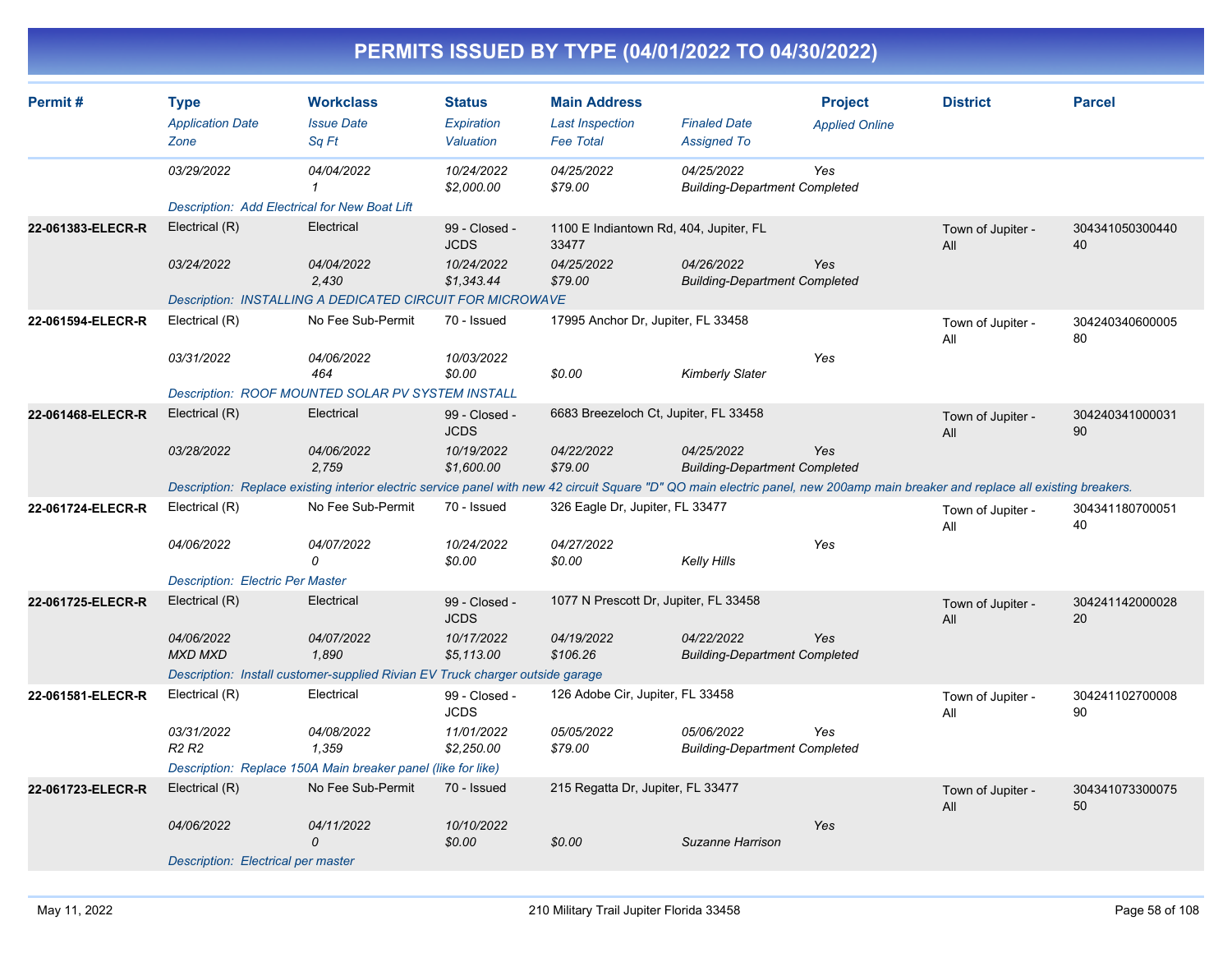# PERMITS ISSUED BY TYPE (04/01/2022 TO 04/30/2022)

| Permit # | Type<br>*Application Date*<br>*Zone* | Workclass<br>*Issue Date*<br>*Sq Ft* | Status<br>*Expiration*<br>*Valuation* | Main Address<br>*Last Inspection*<br>*Fee Total* | *Finaled Date*<br>*Assigned To* | Project<br>*Applied Online* | District | Parcel |
|---|---|---|---|---|---|---|---|---|
| | *03/29/2022* | *04/04/2022*<br>*1* | *10/24/2022*<br>*$2,000.00* | *04/25/2022*<br>*$79.00* | *04/25/2022*<br>*Building-Department Completed* | *Yes* | | |
| | *Description: Add Electrical for New Boat Lift* | | | | | | | |
| **22-061383-ELECR-R** | Electrical (R)<br>*03/24/2022* | Electrical<br>*04/04/2022*<br>*2,430* | 99 - Closed - JCDS<br>*10/24/2022*<br>*$1,343.44* | 1100 E Indiantown Rd, 404, Jupiter, FL 33477<br>*04/25/2022*<br>*$79.00* | *04/26/2022*<br>*Building-Department Completed* | *Yes* | Town of Jupiter - All | 30434105030044040 |
| | *Description: INSTALLING A DEDICATED CIRCUIT FOR MICROWAVE* | | | | | | | |
| **22-061594-ELECR-R** | Electrical (R)<br>*03/31/2022* | No Fee Sub-Permit<br>*04/06/2022*<br>*464* | 70 - Issued<br>*10/03/2022*<br>*$0.00* | 17995 Anchor Dr, Jupiter, FL 33458<br><br>*$0.00* | <br>*Kimberly Slater* | *Yes* | Town of Jupiter - All | 30424034060000580 |
| | *Description: ROOF MOUNTED SOLAR PV SYSTEM INSTALL* | | | | | | | |
| **22-061468-ELECR-R** | Electrical (R)<br>*03/28/2022* | Electrical<br>*04/06/2022*<br>*2,759* | 99 - Closed - JCDS<br>*10/19/2022*<br>*$1,600.00* | 6683 Breezeloch Ct, Jupiter, FL 33458<br>*04/22/2022*<br>*$79.00* | *04/25/2022*<br>*Building-Department Completed* | *Yes* | Town of Jupiter - All | 30424034100003190 |
| | *Description: Replace existing interior electric service panel with new 42 circuit Square "D" QO main electric panel, new 200amp main breaker and replace all existing breakers.* | | | | | | | |
| **22-061724-ELECR-R** | Electrical (R)<br>*04/06/2022* | No Fee Sub-Permit<br>*04/07/2022*<br>*0* | 70 - Issued<br>*10/24/2022*<br>*$0.00* | 326 Eagle Dr, Jupiter, FL 33477<br>*04/27/2022*<br>*$0.00* | <br>*Kelly Hills* | *Yes* | Town of Jupiter - All | 30434118070005140 |
| | *Description: Electric Per Master* | | | | | | | |
| **22-061725-ELECR-R** | Electrical (R)<br>*04/06/2022*<br>*MXD MXD* | Electrical<br>*04/07/2022*<br>*1,890* | 99 - Closed - JCDS<br>*10/17/2022*<br>*$5,113.00* | 1077 N Prescott Dr, Jupiter, FL 33458<br>*04/19/2022*<br>*$106.26* | *04/22/2022*<br>*Building-Department Completed* | *Yes* | Town of Jupiter - All | 30424114200002820 |
| | *Description: Install customer-supplied Rivian EV Truck charger outside garage* | | | | | | | |
| **22-061581-ELECR-R** | Electrical (R)<br>*03/31/2022*<br>*R2 R2* | Electrical<br>*04/08/2022*<br>*1,359* | 99 - Closed - JCDS<br>*11/01/2022*<br>*$2,250.00* | 126 Adobe Cir, Jupiter, FL 33458<br>*05/05/2022*<br>*$79.00* | *05/06/2022*<br>*Building-Department Completed* | *Yes* | Town of Jupiter - All | 30424110270000890 |
| | *Description: Replace 150A Main breaker panel (like for like)* | | | | | | | |
| **22-061723-ELECR-R** | Electrical (R)<br>*04/06/2022* | No Fee Sub-Permit<br>*04/11/2022*<br>*0* | 70 - Issued<br>*10/10/2022*<br>*$0.00* | 215 Regatta Dr, Jupiter, FL 33477<br><br>*$0.00* | <br>*Suzanne Harrison* | *Yes* | Town of Jupiter - All | 30434107330007550 |
| | *Description: Electrical per master* | | | | | | | |

May 11, 2022 — 210 Military Trail Jupiter Florida 33458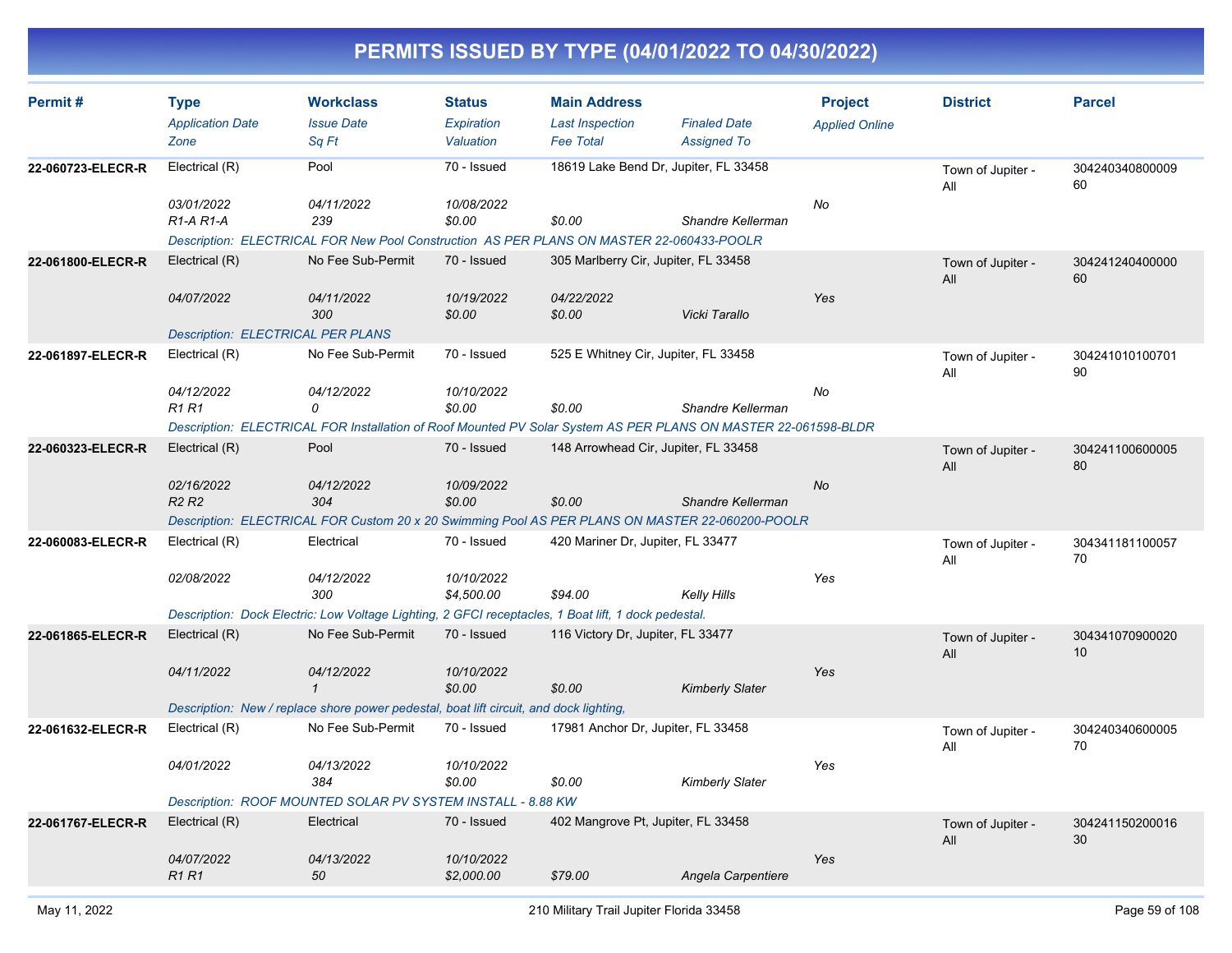# PERMITS ISSUED BY TYPE (04/01/2022 TO 04/30/2022)

| Permit # | Type<br>*Application Date*<br>*Zone* | Workclass<br>*Issue Date*<br>*Sq Ft* | Status<br>*Expiration*<br>*Valuation* | Main Address<br>*Last Inspection*<br>*Fee Total* | *Finaled Date*<br>*Assigned To* | Project<br>*Applied Online* | District | Parcel |
|---|---|---|---|---|---|---|---|---|
| 22-060723-ELECR-R | Electrical (R)<br>*03/01/2022*<br>*R1-A R1-A* | Pool<br>*04/11/2022*<br>*239* | 70 - Issued<br>*10/08/2022*<br>*$0.00* | 18619 Lake Bend Dr, Jupiter, FL 33458<br><br>*$0.00* | <br><br>*Shandre Kellerman* | <br>*No* | Town of Jupiter - All | 30424034080000960 |
| | *Description: ELECTRICAL FOR New Pool Construction AS PER PLANS ON MASTER 22-060433-POOLR* | | | | | | | |
| 22-061800-ELECR-R | Electrical (R)<br>*04/07/2022* | No Fee Sub-Permit<br>*04/11/2022*<br>*300* | 70 - Issued<br>*10/19/2022*<br>*$0.00* | 305 Marlberry Cir, Jupiter, FL 33458<br>*04/22/2022*<br>*$0.00* | <br><br>*Vicki Tarallo* | <br>*Yes* | Town of Jupiter - All | 30424124040000060 |
| | *Description: ELECTRICAL PER PLANS* | | | | | | | |
| 22-061897-ELECR-R | Electrical (R)<br>*04/12/2022*<br>*R1 R1* | No Fee Sub-Permit<br>*04/12/2022*<br>*0* | 70 - Issued<br>*10/10/2022*<br>*$0.00* | 525 E Whitney Cir, Jupiter, FL 33458<br><br>*$0.00* | <br><br>*Shandre Kellerman* | <br>*No* | Town of Jupiter - All | 30424101010070190 |
| | *Description: ELECTRICAL FOR Installation of Roof Mounted PV Solar System AS PER PLANS ON MASTER 22-061598-BLDR* | | | | | | | |
| 22-060323-ELECR-R | Electrical (R)<br>*02/16/2022*<br>*R2 R2* | Pool<br>*04/12/2022*<br>*304* | 70 - Issued<br>*10/09/2022*<br>*$0.00* | 148 Arrowhead Cir, Jupiter, FL 33458<br><br>*$0.00* | <br><br>*Shandre Kellerman* | <br>*No* | Town of Jupiter - All | 30424110060000580 |
| | *Description: ELECTRICAL FOR Custom 20 x 20 Swimming Pool AS PER PLANS ON MASTER 22-060200-POOLR* | | | | | | | |
| 22-060083-ELECR-R | Electrical (R)<br>*02/08/2022* | Electrical<br>*04/12/2022*<br>*300* | 70 - Issued<br>*10/10/2022*<br>*$4,500.00* | 420 Mariner Dr, Jupiter, FL 33477<br><br>*$94.00* | <br><br>*Kelly Hills* | <br>*Yes* | Town of Jupiter - All | 30434118110005770 |
| | *Description: Dock Electric: Low Voltage Lighting, 2 GFCI receptacles, 1 Boat lift, 1 dock pedestal.* | | | | | | | |
| 22-061865-ELECR-R | Electrical (R)<br>*04/11/2022* | No Fee Sub-Permit<br>*04/12/2022*<br>*1* | 70 - Issued<br>*10/10/2022*<br>*$0.00* | 116 Victory Dr, Jupiter, FL 33477<br><br>*$0.00* | <br><br>*Kimberly Slater* | <br>*Yes* | Town of Jupiter - All | 30434107090002010 |
| | *Description: New / replace shore power pedestal, boat lift circuit, and dock lighting,* | | | | | | | |
| 22-061632-ELECR-R | Electrical (R)<br>*04/01/2022* | No Fee Sub-Permit<br>*04/13/2022*<br>*384* | 70 - Issued<br>*10/10/2022*<br>*$0.00* | 17981 Anchor Dr, Jupiter, FL 33458<br><br>*$0.00* | <br><br>*Kimberly Slater* | <br>*Yes* | Town of Jupiter - All | 30424034060000570 |
| | *Description: ROOF MOUNTED SOLAR PV SYSTEM INSTALL - 8.88 KW* | | | | | | | |
| 22-061767-ELECR-R | Electrical (R)<br>*04/07/2022*<br>*R1 R1* | Electrical<br>*04/13/2022*<br>*50* | 70 - Issued<br>*10/10/2022*<br>*$2,000.00* | 402 Mangrove Pt, Jupiter, FL 33458<br><br>*$79.00* | <br><br>*Angela Carpentiere* | <br>*Yes* | Town of Jupiter - All | 30424115020001630 |

May 11, 2022 — 210 Military Trail Jupiter Florida 33458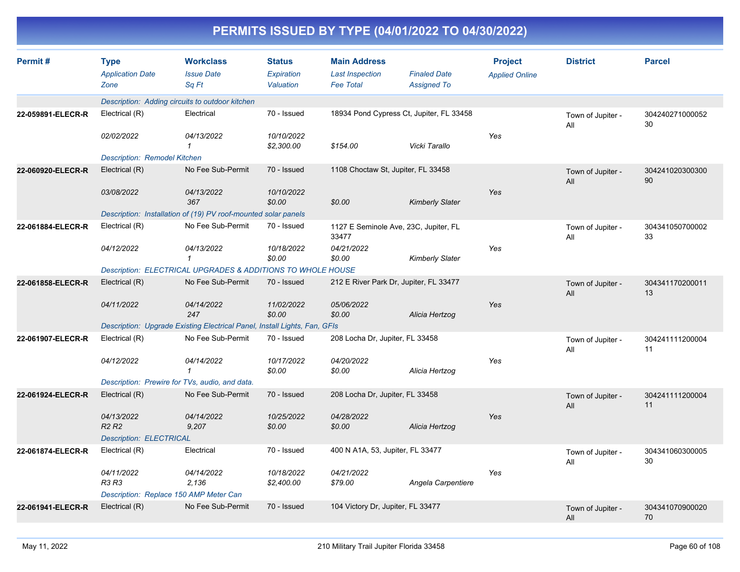# PERMITS ISSUED BY TYPE (04/01/2022 TO 04/30/2022)

| Permit # | Type / Application Date / Zone | Workclass / Issue Date / Sq Ft | Status / Expiration / Valuation | Main Address / Last Inspection / Fee Total | Finaled Date / Assigned To | Project / Applied Online | District | Parcel |
|---|---|---|---|---|---|---|---|---|
| | Description: Adding circuits to outdoor kitchen | | | | | | | |
| 22-059891-ELECR-R | Electrical (R) | Electrical | 70 - Issued | 18934 Pond Cypress Ct, Jupiter, FL 33458 | | | Town of Jupiter - All | 30424027100005230 |
| | 02/02/2022 | 04/13/2022 | 10/10/2022 | | | Yes | | |
| | | 1 | $2,300.00 | $154.00 | Vicki Tarallo | | | |
| | Description: Remodel Kitchen | | | | | | | |
| 22-060920-ELECR-R | Electrical (R) | No Fee Sub-Permit | 70 - Issued | 1108 Choctaw St, Jupiter, FL 33458 | | | Town of Jupiter - All | 30424102030030090 |
| | 03/08/2022 | 04/13/2022 | 10/10/2022 | | | Yes | | |
| | | 367 | $0.00 | $0.00 | Kimberly Slater | | | |
| | Description: Installation of (19) PV roof-mounted solar panels | | | | | | | |
| 22-061884-ELECR-R | Electrical (R) | No Fee Sub-Permit | 70 - Issued | 1127 E Seminole Ave, 23C, Jupiter, FL 33477 | | | Town of Jupiter - All | 30434105070000233 |
| | 04/12/2022 | 04/13/2022 | 10/18/2022 | 04/21/2022 | | Yes | | |
| | | 1 | $0.00 | $0.00 | Kimberly Slater | | | |
| | Description: ELECTRICAL UPGRADES & ADDITIONS TO WHOLE HOUSE | | | | | | | |
| 22-061858-ELECR-R | Electrical (R) | No Fee Sub-Permit | 70 - Issued | 212 E River Park Dr, Jupiter, FL 33477 | | | Town of Jupiter - All | 30434117020001113 |
| | 04/11/2022 | 04/14/2022 | 11/02/2022 | 05/06/2022 | | Yes | | |
| | | 247 | $0.00 | $0.00 | Alicia Hertzog | | | |
| | Description: Upgrade Existing Electrical Panel, Install Lights, Fan, GFIs | | | | | | | |
| 22-061907-ELECR-R | Electrical (R) | No Fee Sub-Permit | 70 - Issued | 208 Locha Dr, Jupiter, FL 33458 | | | Town of Jupiter - All | 30424111120000411 |
| | 04/12/2022 | 04/14/2022 | 10/17/2022 | 04/20/2022 | | Yes | | |
| | | 1 | $0.00 | $0.00 | Alicia Hertzog | | | |
| | Description: Prewire for TVs, audio, and data. | | | | | | | |
| 22-061924-ELECR-R | Electrical (R) | No Fee Sub-Permit | 70 - Issued | 208 Locha Dr, Jupiter, FL 33458 | | | Town of Jupiter - All | 30424111120000411 |
| | 04/13/2022 | 04/14/2022 | 10/25/2022 | 04/28/2022 | | Yes | | |
| | R2 R2 | 9,207 | $0.00 | $0.00 | Alicia Hertzog | | | |
| | Description: ELECTRICAL | | | | | | | |
| 22-061874-ELECR-R | Electrical (R) | Electrical | 70 - Issued | 400 N A1A, 53, Jupiter, FL 33477 | | | Town of Jupiter - All | 30434106030000530 |
| | 04/11/2022 | 04/14/2022 | 10/18/2022 | 04/21/2022 | | Yes | | |
| | R3 R3 | 2,136 | $2,400.00 | $79.00 | Angela Carpentiere | | | |
| | Description: Replace 150 AMP Meter Can | | | | | | | |
| 22-061941-ELECR-R | Electrical (R) | No Fee Sub-Permit | 70 - Issued | 104 Victory Dr, Jupiter, FL 33477 | | | Town of Jupiter - All | 30434107090002070 |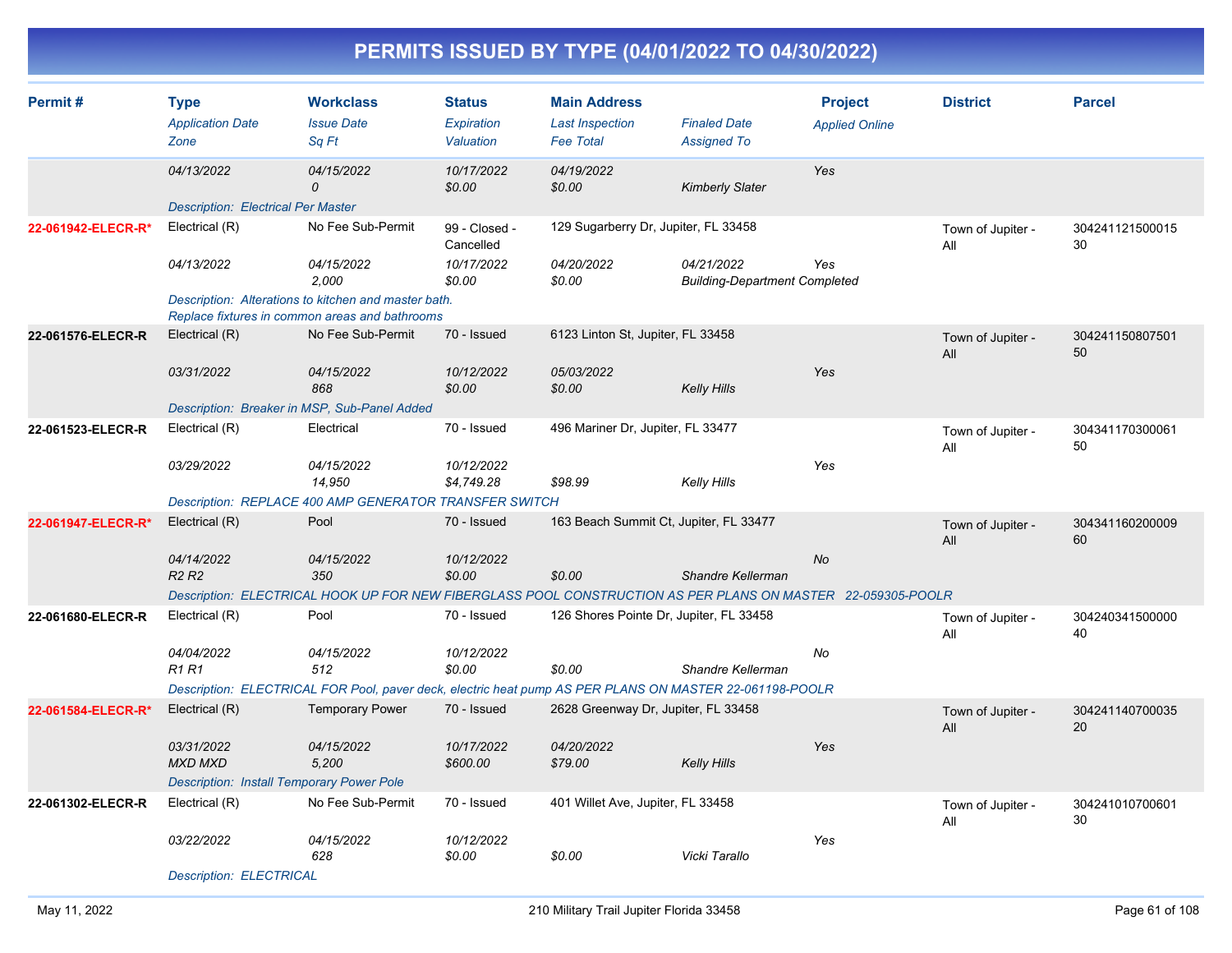# PERMITS ISSUED BY TYPE (04/01/2022 TO 04/30/2022)

| Permit # | Type<br>*Application Date*<br>*Zone* | Workclass<br>*Issue Date*<br>*Sq Ft* | Status<br>*Expiration*<br>*Valuation* | Main Address<br>*Last Inspection*<br>*Fee Total* | *Finaled Date*<br>*Assigned To* | Project<br>*Applied Online* | District | Parcel |
|---|---|---|---|---|---|---|---|---|
| | *04/13/2022* | *04/15/2022*<br>*0* | *10/17/2022*<br>*$0.00* | *04/19/2022*<br>*$0.00* | *Kimberly Slater* | *Yes* | | |
| | *Description: Electrical Per Master* | | | | | | | |
| 22-061942-ELECR-R* | Electrical (R) | No Fee Sub-Permit | 99 - Closed - Cancelled | 129 Sugarberry Dr, Jupiter, FL 33458 | | | Town of Jupiter - All | 30424112150001530 |
| | *04/13/2022* | *04/15/2022*<br>*2,000* | *10/17/2022*<br>*$0.00* | *04/20/2022*<br>*$0.00* | *04/21/2022*<br>*Building-Department Completed* | *Yes* | | |
| | *Description: Alterations to kitchen and master bath. Replace fixtures in common areas and bathrooms* | | | | | | | |
| 22-061576-ELECR-R | Electrical (R) | No Fee Sub-Permit | 70 - Issued | 6123 Linton St, Jupiter, FL 33458 | | | Town of Jupiter - All | 30424115080750150 |
| | *03/31/2022* | *04/15/2022*<br>*868* | *10/12/2022*<br>*$0.00* | *05/03/2022*<br>*$0.00* | *Kelly Hills* | *Yes* | | |
| | *Description: Breaker in MSP, Sub-Panel Added* | | | | | | | |
| 22-061523-ELECR-R | Electrical (R) | Electrical | 70 - Issued | 496 Mariner Dr, Jupiter, FL 33477 | | | Town of Jupiter - All | 30434117030006150 |
| | *03/29/2022* | *04/15/2022*<br>*14,950* | *10/12/2022*<br>*$4,749.28* | *$98.99* | *Kelly Hills* | *Yes* | | |
| | *Description: REPLACE 400 AMP GENERATOR TRANSFER SWITCH* | | | | | | | |
| 22-061947-ELECR-R* | Electrical (R) | Pool | 70 - Issued | 163 Beach Summit Ct, Jupiter, FL 33477 | | | Town of Jupiter - All | 30434116020000960 |
| | *04/14/2022*<br>*R2 R2* | *04/15/2022*<br>*350* | *10/12/2022*<br>*$0.00* | *$0.00* | *Shandre Kellerman* | *No* | | |
| | *Description: ELECTRICAL HOOK UP FOR NEW FIBERGLASS POOL CONSTRUCTION AS PER PLANS ON MASTER 22-059305-POOLR* | | | | | | | |
| 22-061680-ELECR-R | Electrical (R) | Pool | 70 - Issued | 126 Shores Pointe Dr, Jupiter, FL 33458 | | | Town of Jupiter - All | 30424034150000040 |
| | *04/04/2022*<br>*R1 R1* | *04/15/2022*<br>*512* | *10/12/2022*<br>*$0.00* | *$0.00* | *Shandre Kellerman* | *No* | | |
| | *Description: ELECTRICAL FOR Pool, paver deck, electric heat pump AS PER PLANS ON MASTER 22-061198-POOLR* | | | | | | | |
| 22-061584-ELECR-R* | Electrical (R) | Temporary Power | 70 - Issued | 2628 Greenway Dr, Jupiter, FL 33458 | | | Town of Jupiter - All | 30424114070003520 |
| | *03/31/2022*<br>*MXD MXD* | *04/15/2022*<br>*5,200* | *10/17/2022*<br>*$600.00* | *04/20/2022*<br>*$79.00* | *Kelly Hills* | *Yes* | | |
| | *Description: Install Temporary Power Pole* | | | | | | | |
| 22-061302-ELECR-R | Electrical (R) | No Fee Sub-Permit | 70 - Issued | 401 Willet Ave, Jupiter, FL 33458 | | | Town of Jupiter - All | 30424101070060130 |
| | *03/22/2022* | *04/15/2022*<br>*628* | *10/12/2022*<br>*$0.00* | *$0.00* | *Vicki Tarallo* | *Yes* | | |
| | *Description: ELECTRICAL* | | | | | | | |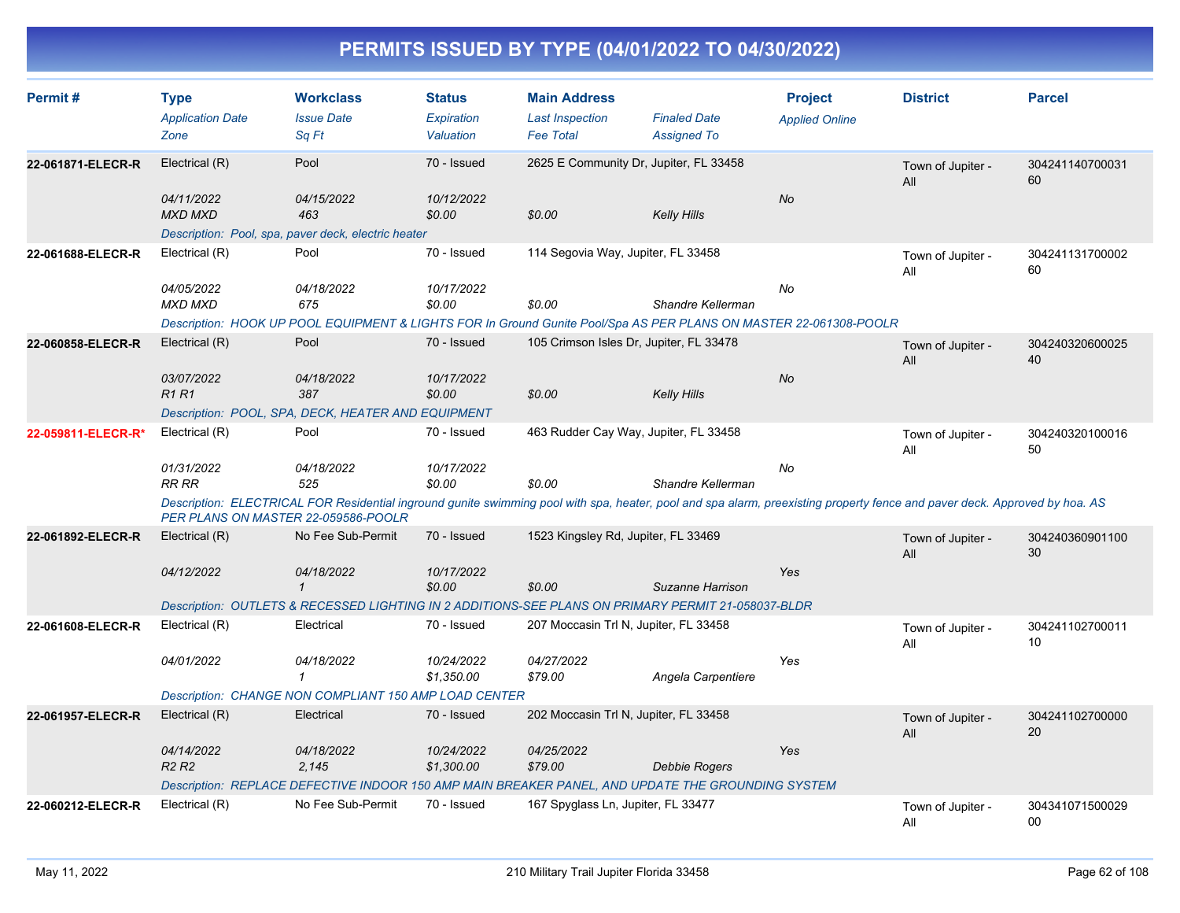# PERMITS ISSUED BY TYPE (04/01/2022 TO 04/30/2022)

| Permit # | Type<br>*Application Date*<br>*Zone* | Workclass<br>*Issue Date*<br>*Sq Ft* | Status<br>*Expiration*<br>*Valuation* | Main Address<br>*Last Inspection*<br>*Fee Total* | *Finaled Date*<br>*Assigned To* | Project<br>*Applied Online* | District | Parcel |
|---|---|---|---|---|---|---|---|---|
| **22-061871-ELECR-R** | Electrical (R)<br>*04/11/2022*<br>*MXD MXD* | Pool<br>*04/15/2022*<br>*463* | 70 - Issued<br>*10/12/2022*<br>*$0.00* | 2625 E Community Dr, Jupiter, FL 33458<br><br>*$0.00* | <br><br>*Kelly Hills* | <br>*No* | Town of Jupiter - All | 30424114070003160 |
| | *Description: Pool, spa, paver deck, electric heater* | | | | | | | |
| **22-061688-ELECR-R** | Electrical (R)<br>*04/05/2022*<br>*MXD MXD* | Pool<br>*04/18/2022*<br>*675* | 70 - Issued<br>*10/17/2022*<br>*$0.00* | 114 Segovia Way, Jupiter, FL 33458<br><br>*$0.00* | <br><br>*Shandre Kellerman* | <br>*No* | Town of Jupiter - All | 30424113170000260 |
| | *Description: HOOK UP POOL EQUIPMENT & LIGHTS FOR In Ground Gunite Pool/Spa AS PER PLANS ON MASTER 22-061308-POOLR* | | | | | | | |
| **22-060858-ELECR-R** | Electrical (R)<br>*03/07/2022*<br>*R1 R1* | Pool<br>*04/18/2022*<br>*387* | 70 - Issued<br>*10/17/2022*<br>*$0.00* | 105 Crimson Isles Dr, Jupiter, FL 33478<br><br>*$0.00* | <br><br>*Kelly Hills* | <br>*No* | Town of Jupiter - All | 30424032060002540 |
| | *Description: POOL, SPA, DECK, HEATER AND EQUIPMENT* | | | | | | | |
| **22-059811-ELECR-R*** | Electrical (R)<br>*01/31/2022*<br>*RR RR* | Pool<br>*04/18/2022*<br>*525* | 70 - Issued<br>*10/17/2022*<br>*$0.00* | 463 Rudder Cay Way, Jupiter, FL 33458<br><br>*$0.00* | <br><br>*Shandre Kellerman* | <br>*No* | Town of Jupiter - All | 30424032010001650 |
| | *Description: ELECTRICAL FOR Residential inground gunite swimming pool with spa, heater, pool and spa alarm, preexisting property fence and paver deck. Approved by hoa. AS PER PLANS ON MASTER 22-059586-POOLR* | | | | | | | |
| **22-061892-ELECR-R** | Electrical (R)<br>*04/12/2022* | No Fee Sub-Permit<br>*04/18/2022*<br>*1* | 70 - Issued<br>*10/17/2022*<br>*$0.00* | 1523 Kingsley Rd, Jupiter, FL 33469<br><br>*$0.00* | <br><br>*Suzanne Harrison* | <br>*Yes* | Town of Jupiter - All | 30424036090110030 |
| | *Description: OUTLETS & RECESSED LIGHTING IN 2 ADDITIONS-SEE PLANS ON PRIMARY PERMIT 21-058037-BLDR* | | | | | | | |
| **22-061608-ELECR-R** | Electrical (R)<br>*04/01/2022* | Electrical<br>*04/18/2022*<br>*1* | 70 - Issued<br>*10/24/2022*<br>*$1,350.00* | 207 Moccasin Trl N, Jupiter, FL 33458<br>*04/27/2022*<br>*$79.00* | <br><br>*Angela Carpentiere* | <br>*Yes* | Town of Jupiter - All | 30424110270001110 |
| | *Description: CHANGE NON COMPLIANT 150 AMP LOAD CENTER* | | | | | | | |
| **22-061957-ELECR-R** | Electrical (R)<br>*04/14/2022*<br>*R2 R2* | Electrical<br>*04/18/2022*<br>*2,145* | 70 - Issued<br>*10/24/2022*<br>*$1,300.00* | 202 Moccasin Trl N, Jupiter, FL 33458<br>*04/25/2022*<br>*$79.00* | <br><br>*Debbie Rogers* | <br>*Yes* | Town of Jupiter - All | 30424110270000020 |
| | *Description: REPLACE DEFECTIVE INDOOR 150 AMP MAIN BREAKER PANEL, AND UPDATE THE GROUNDING SYSTEM* | | | | | | | |
| **22-060212-ELECR-R** | Electrical (R) | No Fee Sub-Permit | 70 - Issued | 167 Spyglass Ln, Jupiter, FL 33477 | | | Town of Jupiter - All | 30434107150002900 |

May 11, 2022 — 210 Military Trail Jupiter Florida 33458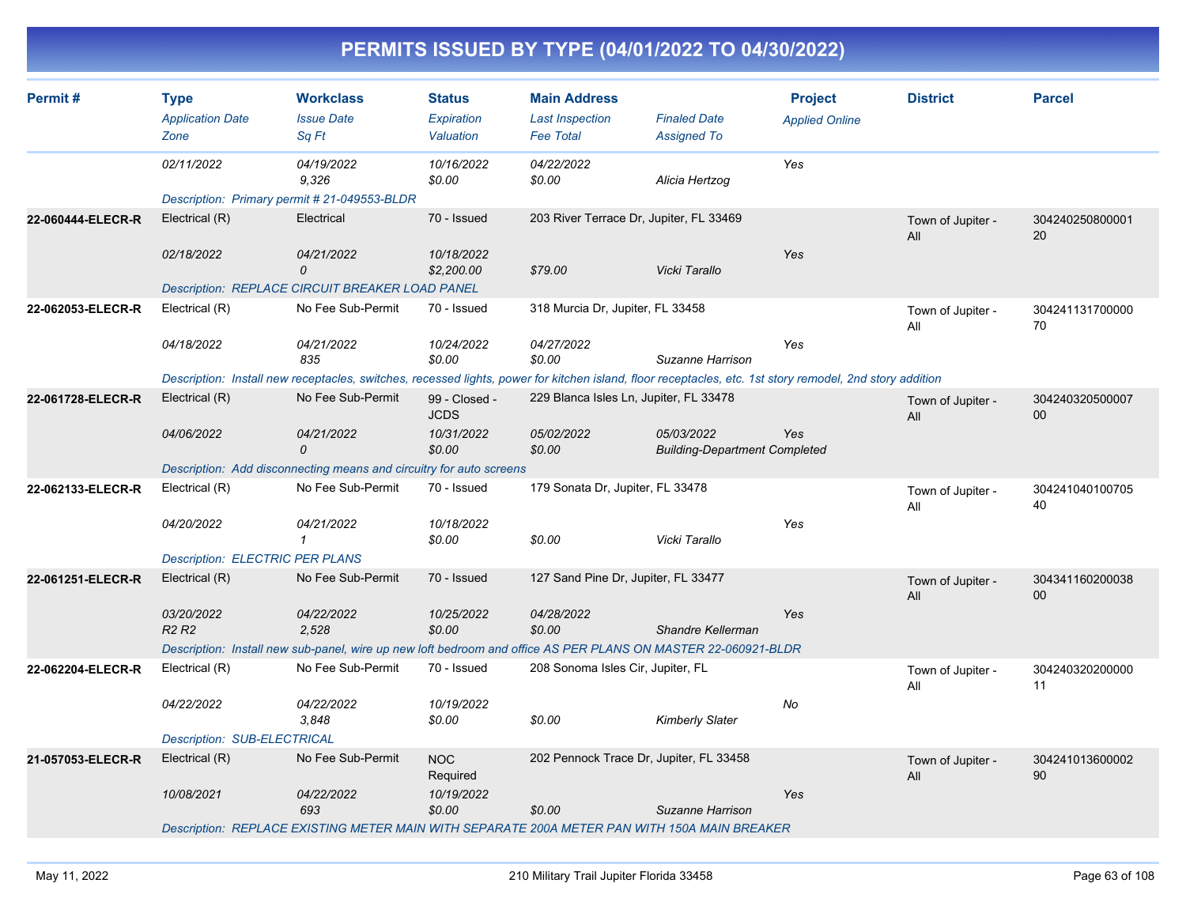# PERMITS ISSUED BY TYPE (04/01/2022 TO 04/30/2022)

| Permit # | Type<br>*Application Date*<br>*Zone* | Workclass<br>*Issue Date*<br>*Sq Ft* | Status<br>*Expiration*<br>*Valuation* | Main Address<br>*Last Inspection*<br>*Fee Total* | *Finaled Date*<br>*Assigned To* | Project<br>*Applied Online* | District | Parcel |
|---|---|---|---|---|---|---|---|---|
| | *02/11/2022* | *04/19/2022*<br>*9,326* | *10/16/2022*<br>*$0.00* | *04/22/2022*<br>*$0.00* | *Alicia Hertzog* | *Yes* | | |
| | *Description: Primary permit # 21-049553-BLDR* | | | | | | | |
| **22-060444-ELECR-R** | Electrical (R)<br>*02/18/2022* | Electrical<br>*04/21/2022*<br>*0* | 70 - Issued<br>*10/18/2022*<br>*$2,200.00* | 203 River Terrace Dr, Jupiter, FL 33469<br><br>*$79.00* | *Vicki Tarallo* | *Yes* | Town of Jupiter - All | 30424025080000120 |
| | *Description: REPLACE CIRCUIT BREAKER LOAD PANEL* | | | | | | | |
| **22-062053-ELECR-R** | Electrical (R)<br>*04/18/2022* | No Fee Sub-Permit<br>*04/21/2022*<br>*835* | 70 - Issued<br>*10/24/2022*<br>*$0.00* | 318 Murcia Dr, Jupiter, FL 33458<br>*04/27/2022*<br>*$0.00* | *Suzanne Harrison* | *Yes* | Town of Jupiter - All | 30424113170000070 |
| | *Description: Install new receptacles, switches, recessed lights, power for kitchen island, floor receptacles, etc. 1st story remodel, 2nd story addition* | | | | | | | |
| **22-061728-ELECR-R** | Electrical (R)<br>*04/06/2022* | No Fee Sub-Permit<br>*04/21/2022*<br>*0* | 99 - Closed - JCDS<br>*10/31/2022*<br>*$0.00* | 229 Blanca Isles Ln, Jupiter, FL 33478<br>*05/02/2022*<br>*$0.00* | *05/03/2022*<br>*Building-Department Completed* | *Yes* | Town of Jupiter - All | 30424032050000700 |
| | *Description: Add disconnecting means and circuitry for auto screens* | | | | | | | |
| **22-062133-ELECR-R** | Electrical (R)<br>*04/20/2022* | No Fee Sub-Permit<br>*04/21/2022*<br>*1* | 70 - Issued<br>*10/18/2022*<br>*$0.00* | 179 Sonata Dr, Jupiter, FL 33478<br><br>*$0.00* | *Vicki Tarallo* | *Yes* | Town of Jupiter - All | 30424104010070540 |
| | *Description: ELECTRIC PER PLANS* | | | | | | | |
| **22-061251-ELECR-R** | Electrical (R)<br>*03/20/2022*<br>*R2 R2* | No Fee Sub-Permit<br>*04/22/2022*<br>*2,528* | 70 - Issued<br>*10/25/2022*<br>*$0.00* | 127 Sand Pine Dr, Jupiter, FL 33477<br>*04/28/2022*<br>*$0.00* | *Shandre Kellerman* | *Yes* | Town of Jupiter - All | 30434116020003800 |
| | *Description: Install new sub-panel, wire up new loft bedroom and office AS PER PLANS ON MASTER 22-060921-BLDR* | | | | | | | |
| **22-062204-ELECR-R** | Electrical (R)<br>*04/22/2022* | No Fee Sub-Permit<br>*04/22/2022*<br>*3,848* | 70 - Issued<br>*10/19/2022*<br>*$0.00* | 208 Sonoma Isles Cir, Jupiter, FL<br><br>*$0.00* | *Kimberly Slater* | *No* | Town of Jupiter - All | 30424032020000011 |
| | *Description: SUB-ELECTRICAL* | | | | | | | |
| **21-057053-ELECR-R** | Electrical (R)<br>*10/08/2021* | No Fee Sub-Permit<br>*04/22/2022*<br>*693* | NOC Required<br>*10/19/2022*<br>*$0.00* | 202 Pennock Trace Dr, Jupiter, FL 33458<br><br>*$0.00* | *Suzanne Harrison* | *Yes* | Town of Jupiter - All | 30424101360000290 |
| | *Description: REPLACE EXISTING METER MAIN WITH SEPARATE 200A METER PAN WITH 150A MAIN BREAKER* | | | | | | | |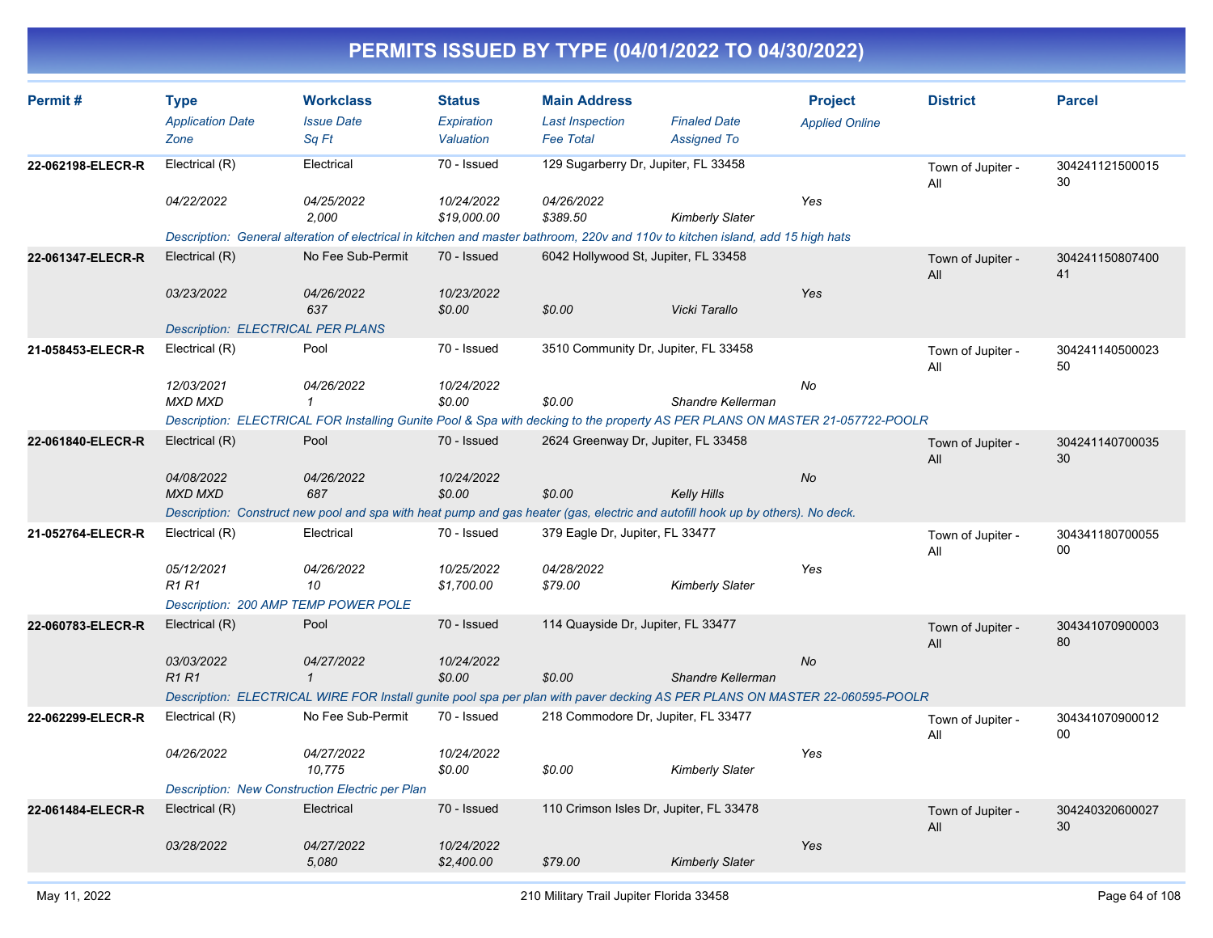# PERMITS ISSUED BY TYPE (04/01/2022 TO 04/30/2022)

| Permit # | Type<br>*Application Date*<br>*Zone* | Workclass<br>*Issue Date*<br>*Sq Ft* | Status<br>*Expiration*<br>*Valuation* | Main Address<br>*Last Inspection*<br>*Fee Total* | *Finaled Date*<br>*Assigned To* | Project<br>*Applied Online* | District | Parcel |
|---|---|---|---|---|---|---|---|---|
| 22-062198-ELECR-R | Electrical (R)<br>*04/22/2022* | Electrical<br>*04/25/2022*<br>*2,000* | 70 - Issued<br>*10/24/2022*<br>*$19,000.00* | 129 Sugarberry Dr, Jupiter, FL 33458<br>*04/26/2022*<br>*$389.50* | *Kimberly Slater* | *Yes* | Town of Jupiter - All | 30424112150001530 |
| | *Description: General alteration of electrical in kitchen and master bathroom, 220v and 110v to kitchen island, add 15 high hats* | | | | | | | |
| 22-061347-ELECR-R | Electrical (R)<br>*03/23/2022* | No Fee Sub-Permit<br>*04/26/2022*<br>*637* | 70 - Issued<br>*10/23/2022*<br>*$0.00* | 6042 Hollywood St, Jupiter, FL 33458<br><br>*$0.00* | *Vicki Tarallo* | *Yes* | Town of Jupiter - All | 30424115080740041 |
| | *Description: ELECTRICAL PER PLANS* | | | | | | | |
| 21-058453-ELECR-R | Electrical (R)<br>*12/03/2021*<br>*MXD MXD* | Pool<br>*04/26/2022*<br>*1* | 70 - Issued<br>*10/24/2022*<br>*$0.00* | 3510 Community Dr, Jupiter, FL 33458<br><br>*$0.00* | *Shandre Kellerman* | *No* | Town of Jupiter - All | 30424114050002350 |
| | *Description: ELECTRICAL FOR Installing Gunite Pool & Spa with decking to the property AS PER PLANS ON MASTER 21-057722-POOLR* | | | | | | | |
| 22-061840-ELECR-R | Electrical (R)<br>*04/08/2022*<br>*MXD MXD* | Pool<br>*04/26/2022*<br>*687* | 70 - Issued<br>*10/24/2022*<br>*$0.00* | 2624 Greenway Dr, Jupiter, FL 33458<br><br>*$0.00* | *Kelly Hills* | *No* | Town of Jupiter - All | 30424114070003530 |
| | *Description: Construct new pool and spa with heat pump and gas heater (gas, electric and autofill hook up by others). No deck.* | | | | | | | |
| 21-052764-ELECR-R | Electrical (R)<br>*05/12/2021*<br>*R1 R1* | Electrical<br>*04/26/2022*<br>*10* | 70 - Issued<br>*10/25/2022*<br>*$1,700.00* | 379 Eagle Dr, Jupiter, FL 33477<br>*04/28/2022*<br>*$79.00* | *Kimberly Slater* | *Yes* | Town of Jupiter - All | 30434118070005500 |
| | *Description: 200 AMP TEMP POWER POLE* | | | | | | | |
| 22-060783-ELECR-R | Electrical (R)<br>*03/03/2022*<br>*R1 R1* | Pool<br>*04/27/2022*<br>*1* | 70 - Issued<br>*10/24/2022*<br>*$0.00* | 114 Quayside Dr, Jupiter, FL 33477<br><br>*$0.00* | *Shandre Kellerman* | *No* | Town of Jupiter - All | 30434107090000380 |
| | *Description: ELECTRICAL WIRE FOR Install gunite pool spa per plan with paver decking AS PER PLANS ON MASTER 22-060595-POOLR* | | | | | | | |
| 22-062299-ELECR-R | Electrical (R)<br>*04/26/2022* | No Fee Sub-Permit<br>*04/27/2022*<br>*10,775* | 70 - Issued<br>*10/24/2022*<br>*$0.00* | 218 Commodore Dr, Jupiter, FL 33477<br><br>*$0.00* | *Kimberly Slater* | *Yes* | Town of Jupiter - All | 30434107090001200 |
| | *Description: New Construction Electric per Plan* | | | | | | | |
| 22-061484-ELECR-R | Electrical (R)<br>*03/28/2022* | Electrical<br>*04/27/2022*<br>*5,080* | 70 - Issued<br>*10/24/2022*<br>*$2,400.00* | 110 Crimson Isles Dr, Jupiter, FL 33478<br><br>*$79.00* | *Kimberly Slater* | *Yes* | Town of Jupiter - All | 30424032060002730 |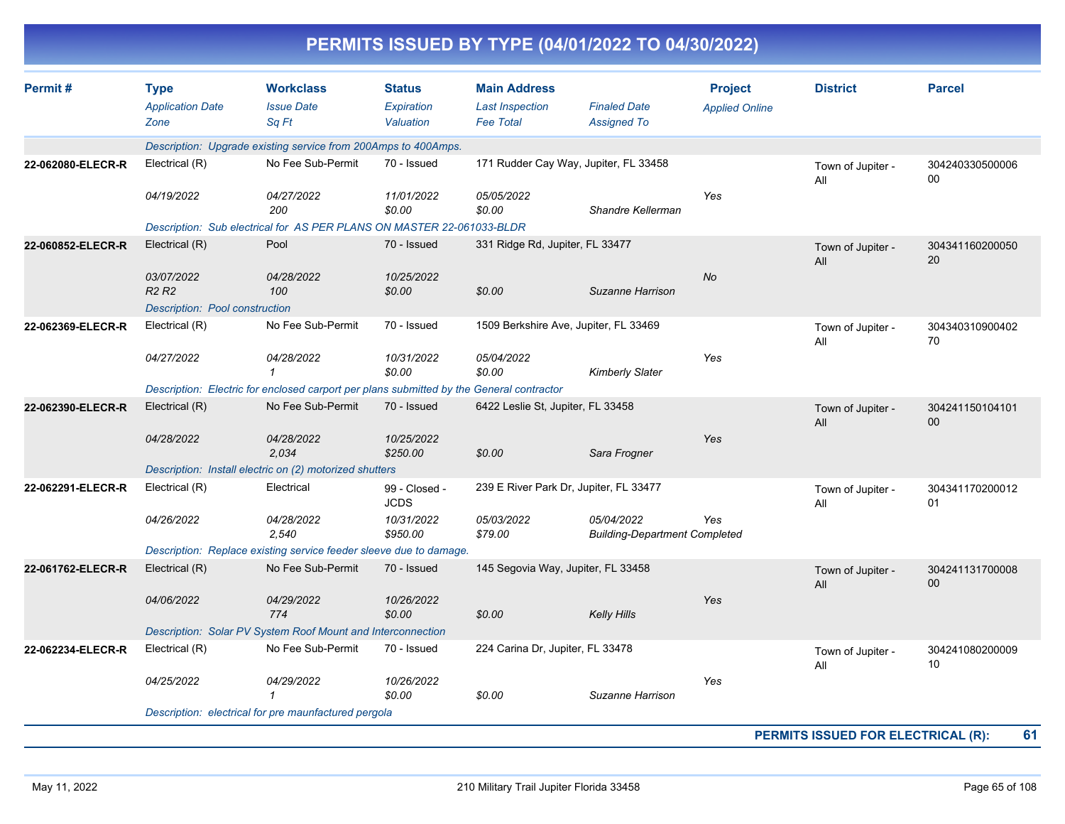# PERMITS ISSUED BY TYPE (04/01/2022 TO 04/30/2022)

| Permit # | Type / Application Date / Zone | Workclass / Issue Date / Sq Ft | Status / Expiration / Valuation | Main Address / Last Inspection / Fee Total | Finaled Date / Assigned To | Project / Applied Online | District | Parcel |
|---|---|---|---|---|---|---|---|---|
| | Description: Upgrade existing service from 200Amps to 400Amps. | | | | | | | |
| 22-062080-ELECR-R | Electrical (R) | No Fee Sub-Permit | 70 - Issued | 171 Rudder Cay Way, Jupiter, FL 33458 | | | Town of Jupiter - All | 30424033050000600 |
| | 04/19/2022 | 04/27/2022 | 11/01/2022 | 05/05/2022 | | Yes | | |
| | | 200 | $0.00 | $0.00 | Shandre Kellerman | | | |
| | Description: Sub electrical for AS PER PLANS ON MASTER 22-061033-BLDR | | | | | | | |
| 22-060852-ELECR-R | Electrical (R) | Pool | 70 - Issued | 331 Ridge Rd, Jupiter, FL 33477 | | | Town of Jupiter - All | 30434116020005020 |
| | 03/07/2022 | 04/28/2022 | 10/25/2022 | | | No | | |
| | R2 R2 | 100 | $0.00 | $0.00 | Suzanne Harrison | | | |
| | Description: Pool construction | | | | | | | |
| 22-062369-ELECR-R | Electrical (R) | No Fee Sub-Permit | 70 - Issued | 1509 Berkshire Ave, Jupiter, FL 33469 | | | Town of Jupiter - All | 30434031090040270 |
| | 04/27/2022 | 04/28/2022 | 10/31/2022 | 05/04/2022 | | Yes | | |
| | | 1 | $0.00 | $0.00 | Kimberly Slater | | | |
| | Description: Electric for enclosed carport per plans submitted by the General contractor | | | | | | | |
| 22-062390-ELECR-R | Electrical (R) | No Fee Sub-Permit | 70 - Issued | 6422 Leslie St, Jupiter, FL 33458 | | | Town of Jupiter - All | 30424115010410100 |
| | 04/28/2022 | 04/28/2022 | 10/25/2022 | | | Yes | | |
| | | 2,034 | $250.00 | $0.00 | Sara Frogner | | | |
| | Description: Install electric on (2) motorized shutters | | | | | | | |
| 22-062291-ELECR-R | Electrical (R) | Electrical | 99 - Closed - JCDS | 239 E River Park Dr, Jupiter, FL 33477 | | | Town of Jupiter - All | 30434117020001201 |
| | 04/26/2022 | 04/28/2022 | 10/31/2022 | 05/03/2022 | 05/04/2022 | Yes | | |
| | | 2,540 | $950.00 | $79.00 | Building-Department Completed | | | |
| | Description: Replace existing service feeder sleeve due to damage. | | | | | | | |
| 22-061762-ELECR-R | Electrical (R) | No Fee Sub-Permit | 70 - Issued | 145 Segovia Way, Jupiter, FL 33458 | | | Town of Jupiter - All | 30424113170000800 |
| | 04/06/2022 | 04/29/2022 | 10/26/2022 | | | Yes | | |
| | | 774 | $0.00 | $0.00 | Kelly Hills | | | |
| | Description: Solar PV System Roof Mount and Interconnection | | | | | | | |
| 22-062234-ELECR-R | Electrical (R) | No Fee Sub-Permit | 70 - Issued | 224 Carina Dr, Jupiter, FL 33478 | | | Town of Jupiter - All | 30424108020000910 |
| | 04/25/2022 | 04/29/2022 | 10/26/2022 | | | Yes | | |
| | | 1 | $0.00 | $0.00 | Suzanne Harrison | | | |
| | Description: electrical for pre maunfactured pergola | | | | | | | |

**PERMITS ISSUED FOR ELECTRICAL (R): 61**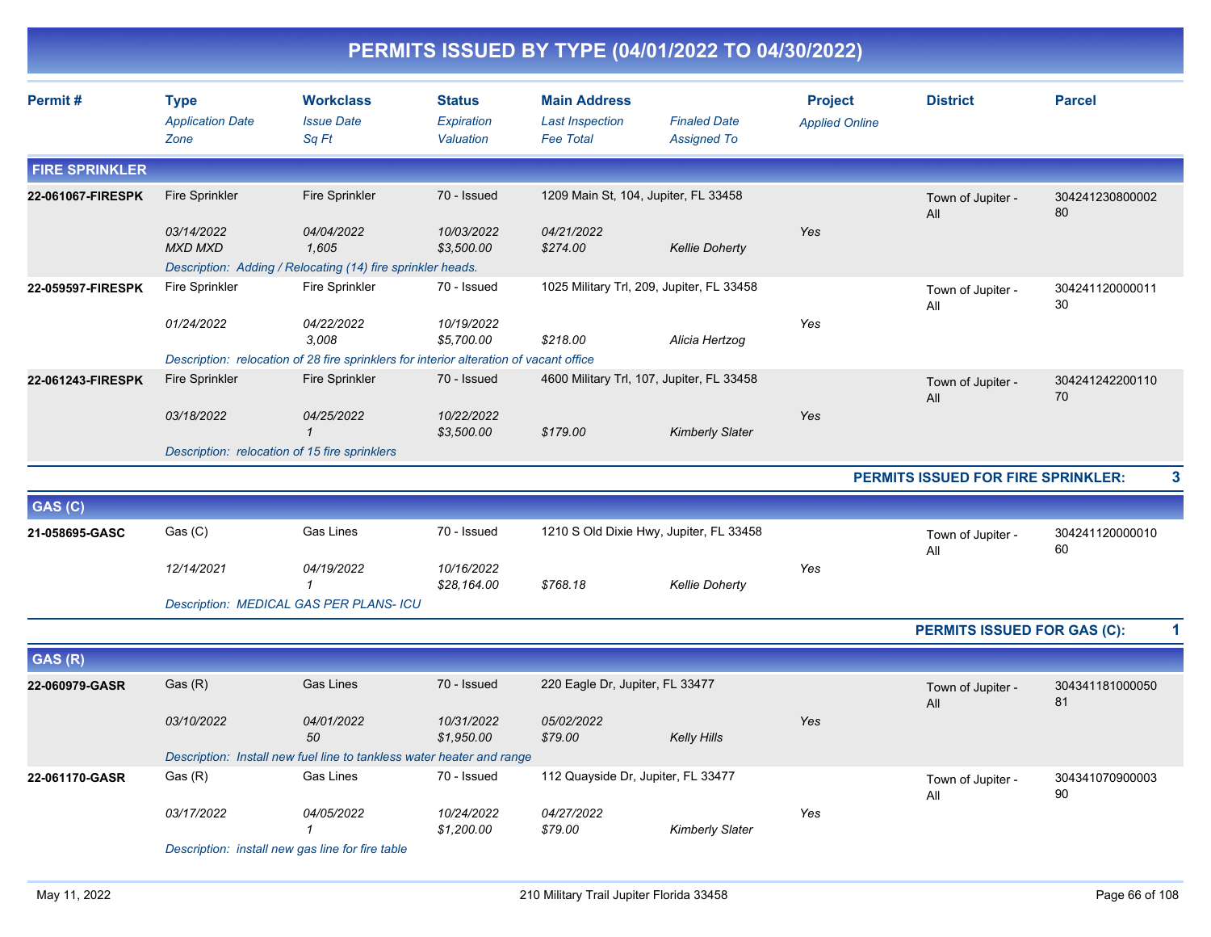# PERMITS ISSUED BY TYPE (04/01/2022 TO 04/30/2022)

| Permit # | Type<br>*Application Date*<br>*Zone* | Workclass<br>*Issue Date*<br>*Sq Ft* | Status<br>*Expiration*<br>*Valuation* | Main Address<br>*Last Inspection*<br>*Fee Total* | *Finaled Date*<br>*Assigned To* | Project<br>*Applied Online* | District | Parcel |
|---|---|---|---|---|---|---|---|---|
| **FIRE SPRINKLER** | | | | | | | | |
| **22-061067-FIRESPK** | Fire Sprinkler<br>*03/14/2022*<br>*MXD MXD* | Fire Sprinkler<br>*04/04/2022*<br>*1,605* | 70 - Issued<br>*10/03/2022*<br>*$3,500.00* | 1209 Main St, 104, Jupiter, FL 33458<br>*04/21/2022*<br>*$274.00* | *Kellie Doherty* | *Yes* | Town of Jupiter - All | 30424123080000280 |
| | *Description: Adding / Relocating (14) fire sprinkler heads.* | | | | | | | |
| **22-059597-FIRESPK** | Fire Sprinkler<br>*01/24/2022* | Fire Sprinkler<br>*04/22/2022*<br>*3,008* | 70 - Issued<br>*10/19/2022*<br>*$5,700.00* | 1025 Military Trl, 209, Jupiter, FL 33458<br>*$218.00* | *Alicia Hertzog* | *Yes* | Town of Jupiter - All | 30424112000001130 |
| | *Description: relocation of 28 fire sprinklers for interior alteration of vacant office* | | | | | | | |
| **22-061243-FIRESPK** | Fire Sprinkler<br>*03/18/2022* | Fire Sprinkler<br>*04/25/2022*<br>*1* | 70 - Issued<br>*10/22/2022*<br>*$3,500.00* | 4600 Military Trl, 107, Jupiter, FL 33458<br>*$179.00* | *Kimberly Slater* | *Yes* | Town of Jupiter - All | 30424124220011070 |
| | *Description: relocation of 15 fire sprinklers* | | | | | | | |
| | | | | | | | **PERMITS ISSUED FOR FIRE SPRINKLER:** | **3** |
| **GAS (C)** | | | | | | | | |
| **21-058695-GASC** | Gas (C)<br>*12/14/2021* | Gas Lines<br>*04/19/2022*<br>*1* | 70 - Issued<br>*10/16/2022*<br>*$28,164.00* | 1210 S Old Dixie Hwy, Jupiter, FL 33458<br>*$768.18* | *Kellie Doherty* | *Yes* | Town of Jupiter - All | 30424112000001060 |
| | *Description: MEDICAL GAS PER PLANS- ICU* | | | | | | | |
| | | | | | | | **PERMITS ISSUED FOR GAS (C):** | **1** |
| **GAS (R)** | | | | | | | | |
| **22-060979-GASR** | Gas (R)<br>*03/10/2022* | Gas Lines<br>*04/01/2022*<br>*50* | 70 - Issued<br>*10/31/2022*<br>*$1,950.00* | 220 Eagle Dr, Jupiter, FL 33477<br>*05/02/2022*<br>*$79.00* | *Kelly Hills* | *Yes* | Town of Jupiter - All | 30434118100005081 |
| | *Description: Install new fuel line to tankless water heater and range* | | | | | | | |
| **22-061170-GASR** | Gas (R)<br>*03/17/2022* | Gas Lines<br>*04/05/2022*<br>*1* | 70 - Issued<br>*10/24/2022*<br>*$1,200.00* | 112 Quayside Dr, Jupiter, FL 33477<br>*04/27/2022*<br>*$79.00* | *Kimberly Slater* | *Yes* | Town of Jupiter - All | 30434107090000390 |
| | *Description: install new gas line for fire table* | | | | | | | |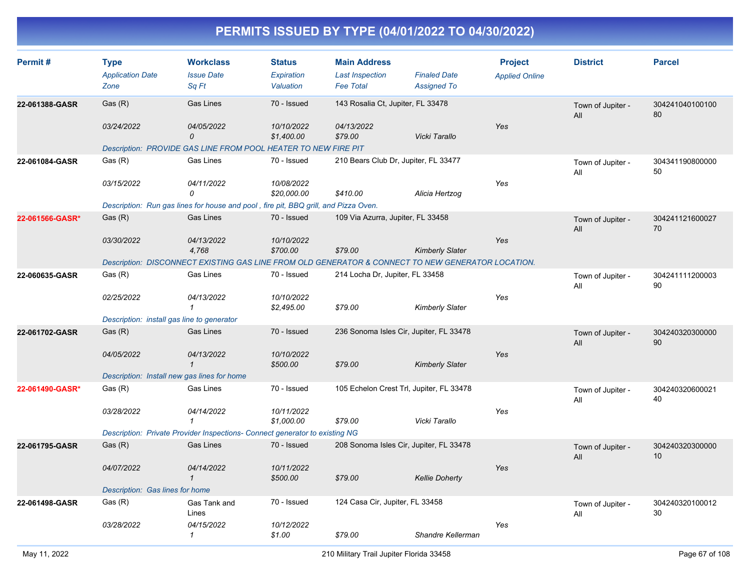# PERMITS ISSUED BY TYPE (04/01/2022 TO 04/30/2022)

| Permit # | Type | Workclass | Status | Main Address | | Project | District | Parcel |
|---|---|---|---|---|---|---|---|---|
| | *Application Date* | *Issue Date* | *Expiration* | *Last Inspection* | *Finaled Date* | *Applied Online* | | |
| | *Zone* | *Sq Ft* | *Valuation* | *Fee Total* | *Assigned To* | | | |
| **22-061388-GASR** | Gas (R) | Gas Lines | 70 - Issued | 143 Rosalia Ct, Jupiter, FL 33478 | | | Town of Jupiter - All | 30424104010010080 |
| | *03/24/2022* | *04/05/2022* | *10/10/2022* | *04/13/2022* | | *Yes* | | |
| | | *0* | *$1,400.00* | *$79.00* | *Vicki Tarallo* | | | |
| | *Description: PROVIDE GAS LINE FROM POOL HEATER TO NEW FIRE PIT* | | | | | | | |
| **22-061084-GASR** | Gas (R) | Gas Lines | 70 - Issued | 210 Bears Club Dr, Jupiter, FL 33477 | | | Town of Jupiter - All | 30434119080000050 |
| | *03/15/2022* | *04/11/2022* | *10/08/2022* | | | *Yes* | | |
| | | *0* | *$20,000.00* | *$410.00* | *Alicia Hertzog* | | | |
| | *Description: Run gas lines for house and pool , fire pit, BBQ grill, and Pizza Oven.* | | | | | | | |
| **22-061566-GASR*** | Gas (R) | Gas Lines | 70 - Issued | 109 Via Azurra, Jupiter, FL 33458 | | | Town of Jupiter - All | 30424112160002770 |
| | *03/30/2022* | *04/13/2022* | *10/10/2022* | | | *Yes* | | |
| | | *4,768* | *$700.00* | *$79.00* | *Kimberly Slater* | | | |
| | *Description: DISCONNECT EXISTING GAS LINE FROM OLD GENERATOR & CONNECT TO NEW GENERATOR LOCATION.* | | | | | | | |
| **22-060635-GASR** | Gas (R) | Gas Lines | 70 - Issued | 214 Locha Dr, Jupiter, FL 33458 | | | Town of Jupiter - All | 30424111120000390 |
| | *02/25/2022* | *04/13/2022* | *10/10/2022* | | | *Yes* | | |
| | | *1* | *$2,495.00* | *$79.00* | *Kimberly Slater* | | | |
| | *Description: install gas line to generator* | | | | | | | |
| **22-061702-GASR** | Gas (R) | Gas Lines | 70 - Issued | 236 Sonoma Isles Cir, Jupiter, FL 33478 | | | Town of Jupiter - All | 30424032030000090 |
| | *04/05/2022* | *04/13/2022* | *10/10/2022* | | | *Yes* | | |
| | | *1* | *$500.00* | *$79.00* | *Kimberly Slater* | | | |
| | *Description: Install new gas lines for home* | | | | | | | |
| **22-061490-GASR*** | Gas (R) | Gas Lines | 70 - Issued | 105 Echelon Crest Trl, Jupiter, FL 33478 | | | Town of Jupiter - All | 30424032060002140 |
| | *03/28/2022* | *04/14/2022* | *10/11/2022* | | | *Yes* | | |
| | | *1* | *$1,000.00* | *$79.00* | *Vicki Tarallo* | | | |
| | *Description: Private Provider Inspections- Connect generator to existing NG* | | | | | | | |
| **22-061795-GASR** | Gas (R) | Gas Lines | 70 - Issued | 208 Sonoma Isles Cir, Jupiter, FL 33478 | | | Town of Jupiter - All | 30424032030000010 |
| | *04/07/2022* | *04/14/2022* | *10/11/2022* | | | *Yes* | | |
| | | *1* | *$500.00* | *$79.00* | *Kellie Doherty* | | | |
| | *Description: Gas lines for home* | | | | | | | |
| **22-061498-GASR** | Gas (R) | Gas Tank and Lines | 70 - Issued | 124 Casa Cir, Jupiter, FL 33458 | | | Town of Jupiter - All | 30424032010001230 |
| | *03/28/2022* | *04/15/2022* | *10/12/2022* | | | *Yes* | | |
| | | *1* | *$1.00* | *$79.00* | *Shandre Kellerman* | | | |

May 11, 2022 — 210 Military Trail Jupiter Florida 33458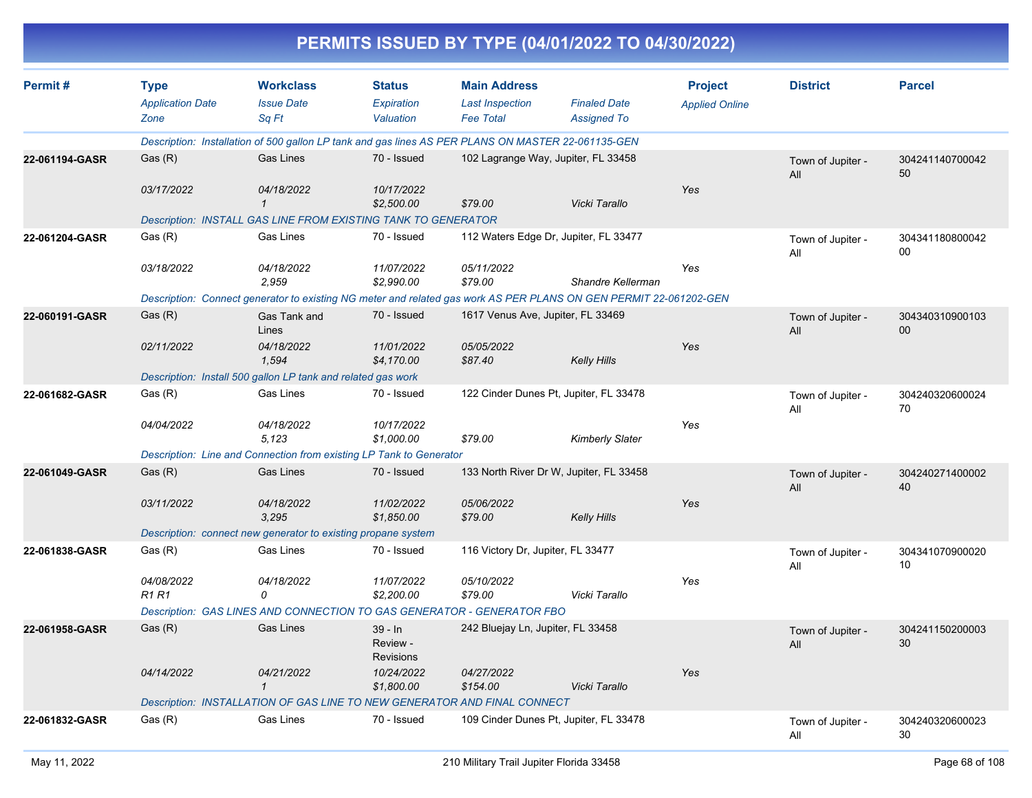# PERMITS ISSUED BY TYPE (04/01/2022 TO 04/30/2022)

| Permit # | Type / Application Date / Zone | Workclass / Issue Date / Sq Ft | Status / Expiration / Valuation | Main Address / Last Inspection / Fee Total | Finaled Date / Assigned To | Project / Applied Online | District | Parcel |
|---|---|---|---|---|---|---|---|---|
| | *Description: Installation of 500 gallon LP tank and gas lines AS PER PLANS ON MASTER 22-061135-GEN* | | | | | | | |
| **22-061194-GASR** | Gas (R) | Gas Lines | 70 - Issued | 102 Lagrange Way, Jupiter, FL 33458 | | | Town of Jupiter - All | 30424114070004250 |
| | *03/17/2022* | *04/18/2022* | *10/17/2022* | | | Yes | | |
| | | *1* | *$2,500.00* | *$79.00* | *Vicki Tarallo* | | | |
| | *Description: INSTALL GAS LINE FROM EXISTING TANK TO GENERATOR* | | | | | | | |
| **22-061204-GASR** | Gas (R) | Gas Lines | 70 - Issued | 112 Waters Edge Dr, Jupiter, FL 33477 | | | Town of Jupiter - All | 30434118080004200 |
| | *03/18/2022* | *04/18/2022* | *11/07/2022* | *05/11/2022* | | Yes | | |
| | | *2,959* | *$2,990.00* | *$79.00* | *Shandre Kellerman* | | | |
| | *Description: Connect generator to existing NG meter and related gas work AS PER PLANS ON GEN PERMIT 22-061202-GEN* | | | | | | | |
| **22-060191-GASR** | Gas (R) | Gas Tank and Lines | 70 - Issued | 1617 Venus Ave, Jupiter, FL 33469 | | | Town of Jupiter - All | 30434031090010300 |
| | *02/11/2022* | *04/18/2022* | *11/01/2022* | *05/05/2022* | | Yes | | |
| | | *1,594* | *$4,170.00* | *$87.40* | *Kelly Hills* | | | |
| | *Description: Install 500 gallon LP tank and related gas work* | | | | | | | |
| **22-061682-GASR** | Gas (R) | Gas Lines | 70 - Issued | 122 Cinder Dunes Pt, Jupiter, FL 33478 | | | Town of Jupiter - All | 30424032060002470 |
| | *04/04/2022* | *04/18/2022* | *10/17/2022* | | | Yes | | |
| | | *5,123* | *$1,000.00* | *$79.00* | *Kimberly Slater* | | | |
| | *Description: Line and Connection from existing LP Tank to Generator* | | | | | | | |
| **22-061049-GASR** | Gas (R) | Gas Lines | 70 - Issued | 133 North River Dr W, Jupiter, FL 33458 | | | Town of Jupiter - All | 30424027140000240 |
| | *03/11/2022* | *04/18/2022* | *11/02/2022* | *05/06/2022* | | Yes | | |
| | | *3,295* | *$1,850.00* | *$79.00* | *Kelly Hills* | | | |
| | *Description: connect new generator to existing propane system* | | | | | | | |
| **22-061838-GASR** | Gas (R) | Gas Lines | 70 - Issued | 116 Victory Dr, Jupiter, FL 33477 | | | Town of Jupiter - All | 30434107090002010 |
| | *04/08/2022* | *04/18/2022* | *11/07/2022* | *05/10/2022* | | Yes | | |
| | *R1 R1* | *0* | *$2,200.00* | *$79.00* | *Vicki Tarallo* | | | |
| | *Description: GAS LINES AND CONNECTION TO GAS GENERATOR - GENERATOR FBO* | | | | | | | |
| **22-061958-GASR** | Gas (R) | Gas Lines | 39 - In Review - Revisions | 242 Bluejay Ln, Jupiter, FL 33458 | | | Town of Jupiter - All | 30424115020000330 |
| | *04/14/2022* | *04/21/2022* | *10/24/2022* | *04/27/2022* | | Yes | | |
| | | *1* | *$1,800.00* | *$154.00* | *Vicki Tarallo* | | | |
| | *Description: INSTALLATION OF GAS LINE TO NEW GENERATOR AND FINAL CONNECT* | | | | | | | |
| **22-061832-GASR** | Gas (R) | Gas Lines | 70 - Issued | 109 Cinder Dunes Pt, Jupiter, FL 33478 | | | Town of Jupiter - All | 30424032060002330 |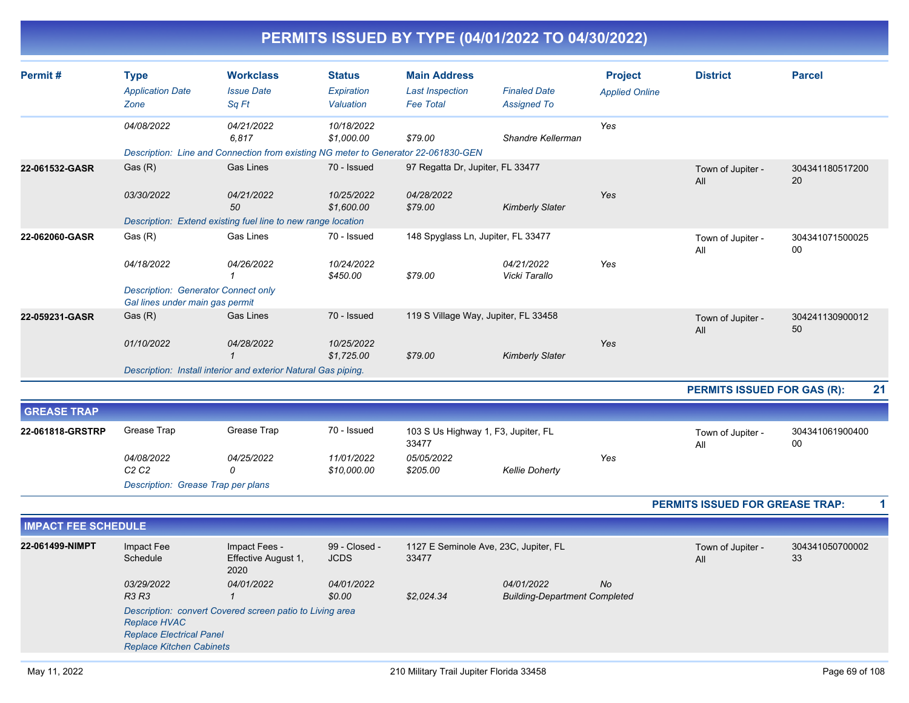# PERMITS ISSUED BY TYPE (04/01/2022 TO 04/30/2022)

| Permit # | Type | Workclass | Status | Main Address | | Project | District | Parcel |
|---|---|---|---|---|---|---|---|---|
| | *Application Date* | *Issue Date* | *Expiration* | *Last Inspection* | *Finaled Date* | *Applied Online* | | |
| | *Zone* | *Sq Ft* | *Valuation* | *Fee Total* | *Assigned To* | | | |
| | *04/08/2022* | *04/21/2022* | *10/18/2022* | | | *Yes* | | |
| | | *6,817* | *$1,000.00* | *$79.00* | *Shandre Kellerman* | | | |
| | *Description: Line and Connection from existing NG meter to Generator 22-061830-GEN* | | | | | | | |
| **22-061532-GASR** | Gas (R) | Gas Lines | 70 - Issued | 97 Regatta Dr, Jupiter, FL 33477 | | | Town of Jupiter - All | 30434118051720020 |
| | *03/30/2022* | *04/21/2022* | *10/25/2022* | *04/28/2022* | | *Yes* | | |
| | | *50* | *$1,600.00* | *$79.00* | *Kimberly Slater* | | | |
| | *Description: Extend existing fuel line to new range location* | | | | | | | |
| **22-062060-GASR** | Gas (R) | Gas Lines | 70 - Issued | 148 Spyglass Ln, Jupiter, FL 33477 | | | Town of Jupiter - All | 30434107150002500 |
| | *04/18/2022* | *04/26/2022* | *10/24/2022* | | *04/21/2022* | *Yes* | | |
| | | *1* | *$450.00* | *$79.00* | *Vicki Tarallo* | | | |
| | *Description: Generator Connect only Gal lines under main gas permit* | | | | | | | |
| **22-059231-GASR** | Gas (R) | Gas Lines | 70 - Issued | 119 S Village Way, Jupiter, FL 33458 | | | Town of Jupiter - All | 30424113090001250 |
| | *01/10/2022* | *04/28/2022* | *10/25/2022* | | | *Yes* | | |
| | | *1* | *$1,725.00* | *$79.00* | *Kimberly Slater* | | | |
| | *Description: Install interior and exterior Natural Gas piping.* | | | | | | | |

**PERMITS ISSUED FOR GAS (R): 21**

## GREASE TRAP

| Permit # | Type | Workclass | Status | Main Address | | Project | District | Parcel |
|---|---|---|---|---|---|---|---|---|
| **22-061818-GRSTRP** | Grease Trap | Grease Trap | 70 - Issued | 103 S Us Highway 1, F3, Jupiter, FL 33477 | | | Town of Jupiter - All | 30434106190040000 |
| | *04/08/2022* | *04/25/2022* | *11/01/2022* | *05/05/2022* | | *Yes* | | |
| | *C2 C2* | *0* | *$10,000.00* | *$205.00* | *Kellie Doherty* | | | |
| | *Description: Grease Trap per plans* | | | | | | | |

**PERMITS ISSUED FOR GREASE TRAP: 1**

## IMPACT FEE SCHEDULE

| Permit # | Type | Workclass | Status | Main Address | | Project | District | Parcel |
|---|---|---|---|---|---|---|---|---|
| **22-061499-NIMPT** | Impact Fee Schedule | Impact Fees - Effective August 1, 2020 | 99 - Closed - JCDS | 1127 E Seminole Ave, 23C, Jupiter, FL 33477 | | | Town of Jupiter - All | 30434105070000233 |
| | *03/29/2022* | *04/01/2022* | *04/01/2022* | | *04/01/2022* | *No* | | |
| | *R3 R3* | *1* | *$0.00* | *$2,024.34* | *Building-Department Completed* | | | |
| | *Description: convert Covered screen patio to Living area Replace HVAC Replace Electrical Panel Replace Kitchen Cabinets* | | | | | | | |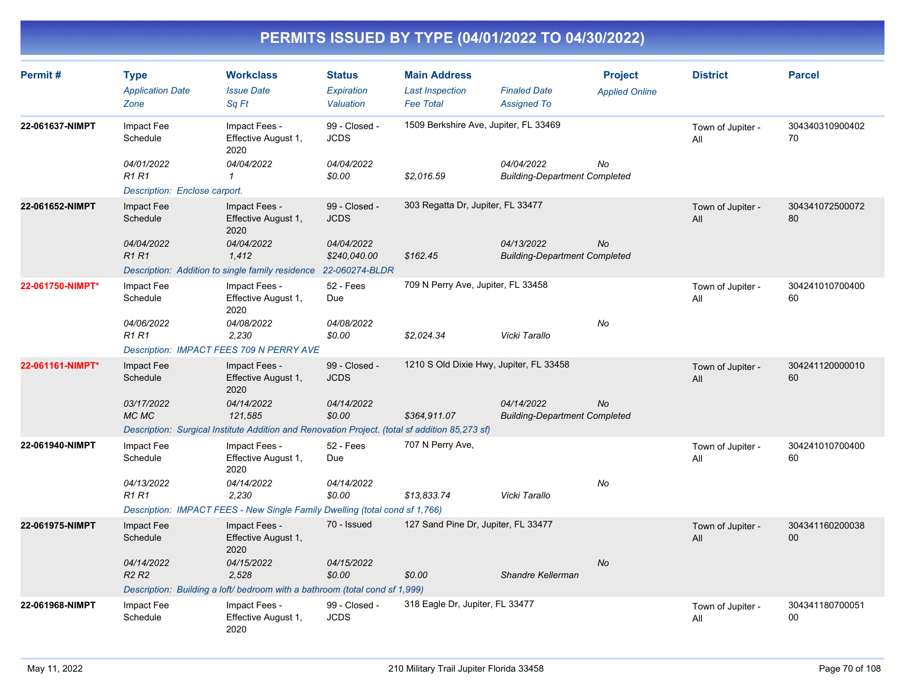# PERMITS ISSUED BY TYPE (04/01/2022 TO 04/30/2022)

| Permit # | Type<br>*Application Date*<br>*Zone* | Workclass<br>*Issue Date*<br>*Sq Ft* | Status<br>*Expiration*<br>*Valuation* | Main Address<br>*Last Inspection*<br>*Fee Total* | *Finaled Date*<br>*Assigned To* | Project<br>*Applied Online* | District | Parcel |
|---|---|---|---|---|---|---|---|---|
| **22-061637-NIMPT** | Impact Fee Schedule<br>*04/01/2022*<br>*R1 R1* | Impact Fees - Effective August 1, 2020<br>*04/04/2022*<br>*1* | 99 - Closed - JCDS<br>*04/04/2022*<br>*$0.00* | 1509 Berkshire Ave, Jupiter, FL 33469<br><br>*$2,016.59* | *04/04/2022*<br>*Building-Department Completed* | *No* | Town of Jupiter - All | 30434031090040270 |
| | *Description: Enclose carport.* | | | | | | | |
| **22-061652-NIMPT** | Impact Fee Schedule<br>*04/04/2022*<br>*R1 R1* | Impact Fees - Effective August 1, 2020<br>*04/04/2022*<br>*1,412* | 99 - Closed - JCDS<br>*04/04/2022*<br>*$240,040.00* | 303 Regatta Dr, Jupiter, FL 33477<br><br>*$162.45* | *04/13/2022*<br>*Building-Department Completed* | *No* | Town of Jupiter - All | 30434107250007280 |
| | *Description: Addition to single family residence 22-060274-BLDR* | | | | | | | |
| **22-061750-NIMPT*** | Impact Fee Schedule<br>*04/06/2022*<br>*R1 R1* | Impact Fees - Effective August 1, 2020<br>*04/08/2022*<br>*2,230* | 52 - Fees Due<br>*04/08/2022*<br>*$0.00* | 709 N Perry Ave, Jupiter, FL 33458<br><br>*$2,024.34* | *Vicki Tarallo* | *No* | Town of Jupiter - All | 30424101070040060 |
| | *Description: IMPACT FEES 709 N PERRY AVE* | | | | | | | |
| **22-061161-NIMPT*** | Impact Fee Schedule<br>*03/17/2022*<br>*MC MC* | Impact Fees - Effective August 1, 2020<br>*04/14/2022*<br>*121,585* | 99 - Closed - JCDS<br>*04/14/2022*<br>*$0.00* | 1210 S Old Dixie Hwy, Jupiter, FL 33458<br><br>*$364,911.07* | *04/14/2022*<br>*Building-Department Completed* | *No* | Town of Jupiter - All | 30424112000001060 |
| | *Description: Surgical Institute Addition and Renovation Project. (total sf addition 85,273 sf)* | | | | | | | |
| **22-061940-NIMPT** | Impact Fee Schedule<br>*04/13/2022*<br>*R1 R1* | Impact Fees - Effective August 1, 2020<br>*04/14/2022*<br>*2,230* | 52 - Fees Due<br>*04/14/2022*<br>*$0.00* | 707 N Perry Ave,<br><br>*$13,833.74* | *Vicki Tarallo* | *No* | Town of Jupiter - All | 30424101070040060 |
| | *Description: IMPACT FEES - New Single Family Dwelling (total cond sf 1,766)* | | | | | | | |
| **22-061975-NIMPT** | Impact Fee Schedule<br>*04/14/2022*<br>*R2 R2* | Impact Fees - Effective August 1, 2020<br>*04/15/2022*<br>*2,528* | 70 - Issued<br>*04/15/2022*<br>*$0.00* | 127 Sand Pine Dr, Jupiter, FL 33477<br><br>*$0.00* | *Shandre Kellerman* | *No* | Town of Jupiter - All | 30434116020003800 |
| | *Description: Building a loft/ bedroom with a bathroom (total cond sf 1,999)* | | | | | | | |
| **22-061968-NIMPT** | Impact Fee Schedule | Impact Fees - Effective August 1, 2020 | 99 - Closed - JCDS | 318 Eagle Dr, Jupiter, FL 33477 | | | Town of Jupiter - All | 30434118070005100 |

May 11, 2022 — 210 Military Trail Jupiter Florida 33458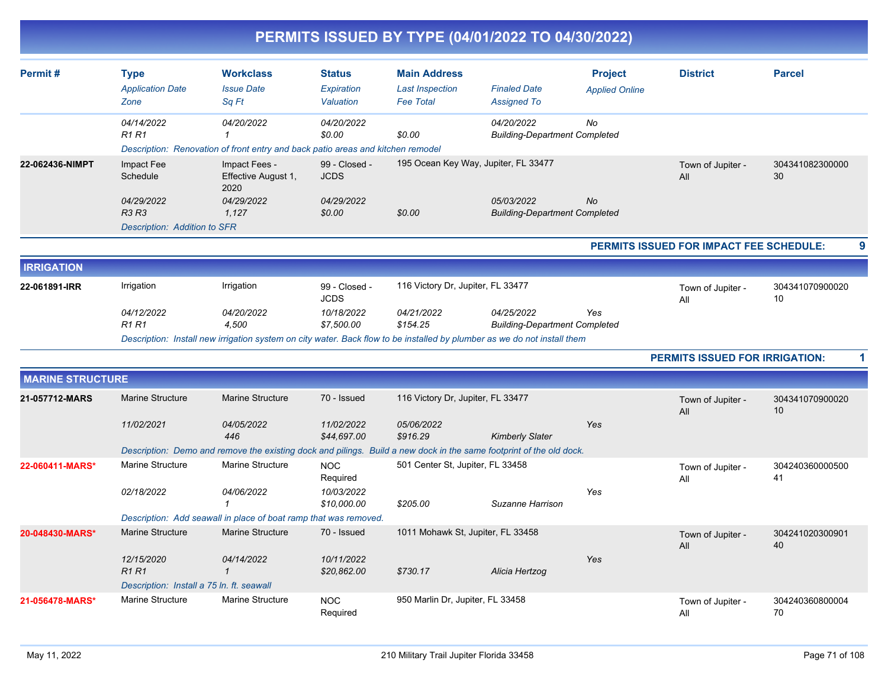# PERMITS ISSUED BY TYPE (04/01/2022 TO 04/30/2022)

| Permit # | Type | Workclass | Status | Main Address | | Project | District | Parcel |
|---|---|---|---|---|---|---|---|---|
| | *Application Date* | *Issue Date* | *Expiration* | *Last Inspection* | *Finaled Date* | *Applied Online* | | |
| | *Zone* | *Sq Ft* | *Valuation* | *Fee Total* | *Assigned To* | | | |
| | *04/14/2022* | *04/20/2022* | *04/20/2022* | | *04/20/2022* | *No* | | |
| | *R1 R1* | *1* | *$0.00* | *$0.00* | *Building-Department Completed* | | | |
| | *Description: Renovation of front entry and back patio areas and kitchen remodel* | | | | | | | |
| **22-062436-NIMPT** | Impact Fee Schedule | Impact Fees - Effective August 1, 2020 | 99 - Closed - JCDS | 195 Ocean Key Way, Jupiter, FL 33477 | | | Town of Jupiter - All | 30434108230000030 |
| | *04/29/2022* | *04/29/2022* | *04/29/2022* | | *05/03/2022* | *No* | | |
| | *R3 R3* | *1,127* | *$0.00* | *$0.00* | *Building-Department Completed* | | | |
| | *Description: Addition to SFR* | | | | | | | |

**PERMITS ISSUED FOR IMPACT FEE SCHEDULE: 9**

## IRRIGATION

| Permit # | Type | Workclass | Status | Main Address | | Project | District | Parcel |
|---|---|---|---|---|---|---|---|---|
| **22-061891-IRR** | Irrigation | Irrigation | 99 - Closed - JCDS | 116 Victory Dr, Jupiter, FL 33477 | | | Town of Jupiter - All | 30434107090002010 |
| | *04/12/2022* | *04/20/2022* | *10/18/2022* | *04/21/2022* | *04/25/2022* | *Yes* | | |
| | *R1 R1* | *4,500* | *$7,500.00* | *$154.25* | *Building-Department Completed* | | | |
| | *Description: Install new irrigation system on city water. Back flow to be installed by plumber as we do not install them* | | | | | | | |

**PERMITS ISSUED FOR IRRIGATION: 1**

## MARINE STRUCTURE

| Permit # | Type | Workclass | Status | Main Address | | Project | District | Parcel |
|---|---|---|---|---|---|---|---|---|
| **21-057712-MARS** | Marine Structure | Marine Structure | 70 - Issued | 116 Victory Dr, Jupiter, FL 33477 | | | Town of Jupiter - All | 30434107090002010 |
| | *11/02/2021* | *04/05/2022* | *11/02/2022* | *05/06/2022* | | *Yes* | | |
| | | *446* | *$44,697.00* | *$916.29* | *Kimberly Slater* | | | |
| | *Description: Demo and remove the existing dock and pilings. Build a new dock in the same footprint of the old dock.* | | | | | | | |
| **22-060411-MARS*** | Marine Structure | Marine Structure | NOC Required | 501 Center St, Jupiter, FL 33458 | | | Town of Jupiter - All | 30424036000050041 |
| | *02/18/2022* | *04/06/2022* | *10/03/2022* | | | *Yes* | | |
| | | *1* | *$10,000.00* | *$205.00* | *Suzanne Harrison* | | | |
| | *Description: Add seawall in place of boat ramp that was removed.* | | | | | | | |
| **20-048430-MARS*** | Marine Structure | Marine Structure | 70 - Issued | 1011 Mohawk St, Jupiter, FL 33458 | | | Town of Jupiter - All | 30424102030090140 |
| | *12/15/2020* | *04/14/2022* | *10/11/2022* | | | *Yes* | | |
| | *R1 R1* | *1* | *$20,862.00* | *$730.17* | *Alicia Hertzog* | | | |
| | *Description: Install a 75 ln. ft. seawall* | | | | | | | |
| **21-056478-MARS*** | Marine Structure | Marine Structure | NOC Required | 950 Marlin Dr, Jupiter, FL 33458 | | | Town of Jupiter - All | 30424036080000470 |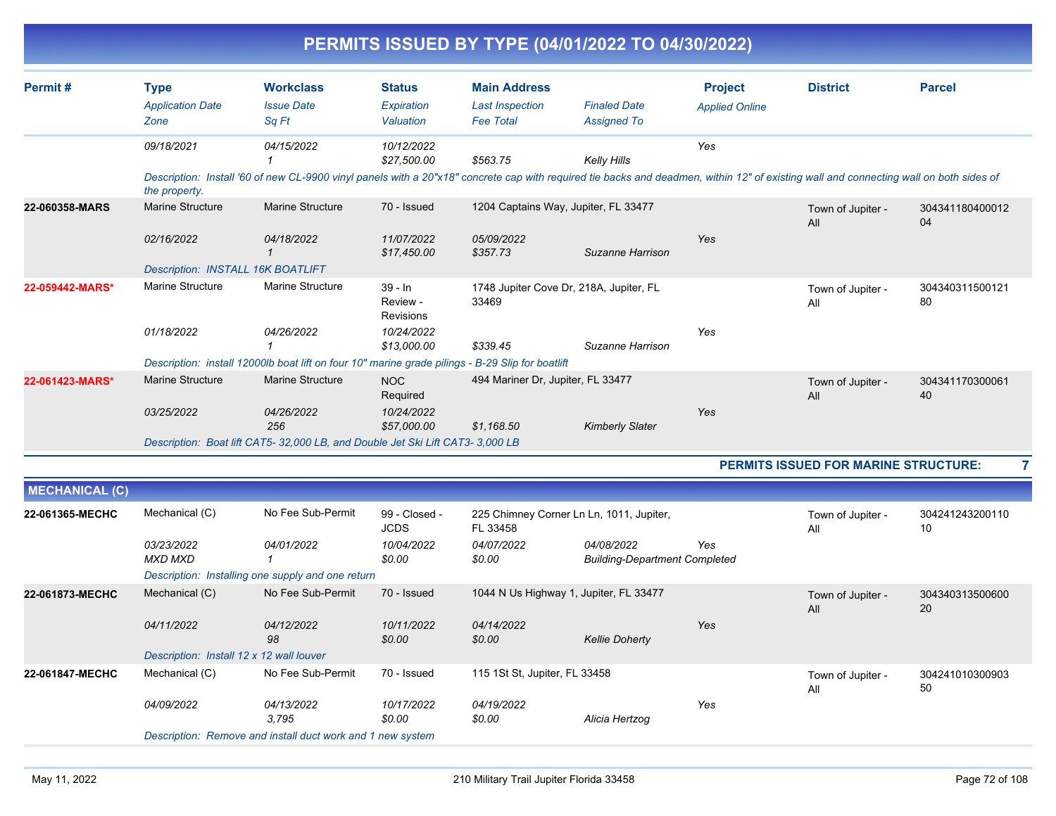# PERMITS ISSUED BY TYPE (04/01/2022 TO 04/30/2022)

| Permit # | Type | Workclass | Status | Main Address | | Project | District | Parcel |
|---|---|---|---|---|---|---|---|---|
| | *Application Date* | *Issue Date* | *Expiration* | *Last Inspection* | *Finaled Date* | *Applied Online* | | |
| | *Zone* | *Sq Ft* | *Valuation* | *Fee Total* | *Assigned To* | | | |
| | *09/18/2021* | *04/15/2022* | *10/12/2022* | | | *Yes* | | |
| | | *1* | *$27,500.00* | *$563.75* | *Kelly Hills* | | | |
| | *Description: Install '60 of new CL-9900 vinyl panels with a 20"x18" concrete cap with required tie backs and deadmen, within 12" of existing wall and connecting wall on both sides of the property.* | | | | | | | |
| **22-060358-MARS** | Marine Structure | Marine Structure | 70 - Issued | 1204 Captains Way, Jupiter, FL 33477 | | | Town of Jupiter - All | 30434118040001204 |
| | *02/16/2022* | *04/18/2022* | *11/07/2022* | *05/09/2022* | | *Yes* | | |
| | | *1* | *$17,450.00* | *$357.73* | *Suzanne Harrison* | | | |
| | *Description: INSTALL 16K BOATLIFT* | | | | | | | |
| **22-059442-MARS*** | Marine Structure | Marine Structure | 39 - In Review - Revisions | 1748 Jupiter Cove Dr, 218A, Jupiter, FL 33469 | | | Town of Jupiter - All | 30434031150012180 |
| | *01/18/2022* | *04/26/2022* | *10/24/2022* | | | *Yes* | | |
| | | *1* | *$13,000.00* | *$339.45* | *Suzanne Harrison* | | | |
| | *Description: install 12000lb boat lift on four 10" marine grade pilings - B-29 Slip for boatlift* | | | | | | | |
| **22-061423-MARS*** | Marine Structure | Marine Structure | NOC Required | 494 Mariner Dr, Jupiter, FL 33477 | | | Town of Jupiter - All | 30434117030006140 |
| | *03/25/2022* | *04/26/2022* | *10/24/2022* | | | *Yes* | | |
| | | *256* | *$57,000.00* | *$1,168.50* | *Kimberly Slater* | | | |
| | *Description: Boat lift CAT5- 32,000 LB, and Double Jet Ski Lift CAT3- 3,000 LB* | | | | | | | |

**PERMITS ISSUED FOR MARINE STRUCTURE: 7**

## MECHANICAL (C)

| Permit # | Type | Workclass | Status | Main Address | | Project | District | Parcel |
|---|---|---|---|---|---|---|---|---|
| **22-061365-MECHC** | Mechanical (C) | No Fee Sub-Permit | 99 - Closed - JCDS | 225 Chimney Corner Ln Ln, 1011, Jupiter, FL 33458 | | | Town of Jupiter - All | 30424124320011010 |
| | *03/23/2022* | *04/01/2022* | *10/04/2022* | *04/07/2022* | *04/08/2022* | *Yes* | | |
| | *MXD MXD* | *1* | *$0.00* | *$0.00* | *Building-Department Completed* | | | |
| | *Description: Installing one supply and one return* | | | | | | | |
| **22-061873-MECHC** | Mechanical (C) | No Fee Sub-Permit | 70 - Issued | 1044 N Us Highway 1, Jupiter, FL 33477 | | | Town of Jupiter - All | 30434031350060020 |
| | *04/11/2022* | *04/12/2022* | *10/11/2022* | *04/14/2022* | | *Yes* | | |
| | | *98* | *$0.00* | *$0.00* | *Kellie Doherty* | | | |
| | *Description: Install 12 x 12 wall louver* | | | | | | | |
| **22-061847-MECHC** | Mechanical (C) | No Fee Sub-Permit | 70 - Issued | 115 1St St, Jupiter, FL 33458 | | | Town of Jupiter - All | 30424101030090350 |
| | *04/09/2022* | *04/13/2022* | *10/17/2022* | *04/19/2022* | | *Yes* | | |
| | | *3,795* | *$0.00* | *$0.00* | *Alicia Hertzog* | | | |
| | *Description: Remove and install duct work and 1 new system* | | | | | | | |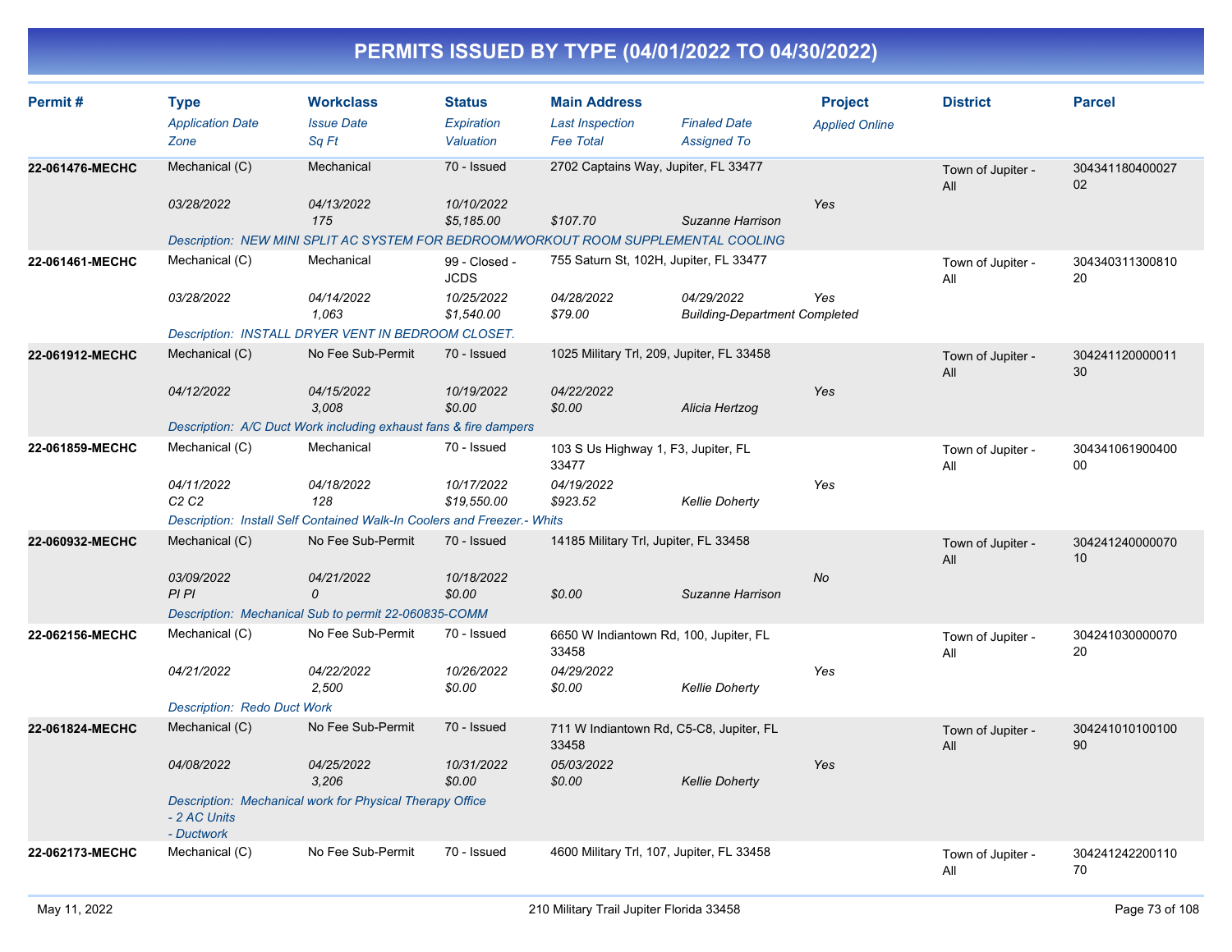# PERMITS ISSUED BY TYPE (04/01/2022 TO 04/30/2022)

| Permit # | Type<br>*Application Date*<br>*Zone* | Workclass<br>*Issue Date*<br>*Sq Ft* | Status<br>*Expiration*<br>*Valuation* | Main Address<br>*Last Inspection*<br>*Fee Total* | *Finaled Date*<br>*Assigned To* | Project<br>*Applied Online* | District | Parcel |
|---|---|---|---|---|---|---|---|---|
| **22-061476-MECHC** | Mechanical (C) | Mechanical | 70 - Issued | 2702 Captains Way, Jupiter, FL 33477 | | | Town of Jupiter - All | 30434118040002702 |
| | *03/28/2022* | *04/13/2022* | *10/10/2022* | | | *Yes* | | |
| | | *175* | *$5,185.00* | *$107.70* | *Suzanne Harrison* | | | |
| | *Description: NEW MINI SPLIT AC SYSTEM FOR BEDROOM/WORKOUT ROOM SUPPLEMENTAL COOLING* | | | | | | | |
| **22-061461-MECHC** | Mechanical (C) | Mechanical | 99 - Closed - JCDS | 755 Saturn St, 102H, Jupiter, FL 33477 | | | Town of Jupiter - All | 30434031130081020 |
| | *03/28/2022* | *04/14/2022* | *10/25/2022* | *04/28/2022* | *04/29/2022* | *Yes* | | |
| | | *1,063* | *$1,540.00* | *$79.00* | *Building-Department Completed* | | | |
| | *Description: INSTALL DRYER VENT IN BEDROOM CLOSET.* | | | | | | | |
| **22-061912-MECHC** | Mechanical (C) | No Fee Sub-Permit | 70 - Issued | 1025 Military Trl, 209, Jupiter, FL 33458 | | | Town of Jupiter - All | 30424112000001130 |
| | *04/12/2022* | *04/15/2022* | *10/19/2022* | *04/22/2022* | | *Yes* | | |
| | | *3,008* | *$0.00* | *$0.00* | *Alicia Hertzog* | | | |
| | *Description: A/C Duct Work including exhaust fans & fire dampers* | | | | | | | |
| **22-061859-MECHC** | Mechanical (C) | Mechanical | 70 - Issued | 103 S Us Highway 1, F3, Jupiter, FL 33477 | | | Town of Jupiter - All | 30434106190040000 |
| | *04/11/2022* | *04/18/2022* | *10/17/2022* | *04/19/2022* | | *Yes* | | |
| | *C2 C2* | *128* | *$19,550.00* | *$923.52* | *Kellie Doherty* | | | |
| | *Description: Install Self Contained Walk-In Coolers and Freezer.- Whits* | | | | | | | |
| **22-060932-MECHC** | Mechanical (C) | No Fee Sub-Permit | 70 - Issued | 14185 Military Trl, Jupiter, FL 33458 | | | Town of Jupiter - All | 30424124000007010 |
| | *03/09/2022* | *04/21/2022* | *10/18/2022* | | | *No* | | |
| | *PI PI* | *0* | *$0.00* | *$0.00* | *Suzanne Harrison* | | | |
| | *Description: Mechanical Sub to permit 22-060835-COMM* | | | | | | | |
| **22-062156-MECHC** | Mechanical (C) | No Fee Sub-Permit | 70 - Issued | 6650 W Indiantown Rd, 100, Jupiter, FL 33458 | | | Town of Jupiter - All | 30424103000007020 |
| | *04/21/2022* | *04/22/2022* | *10/26/2022* | *04/29/2022* | | *Yes* | | |
| | | *2,500* | *$0.00* | *$0.00* | *Kellie Doherty* | | | |
| | *Description: Redo Duct Work* | | | | | | | |
| **22-061824-MECHC** | Mechanical (C) | No Fee Sub-Permit | 70 - Issued | 711 W Indiantown Rd, C5-C8, Jupiter, FL 33458 | | | Town of Jupiter - All | 30424101010010090 |
| | *04/08/2022* | *04/25/2022* | *10/31/2022* | *05/03/2022* | | *Yes* | | |
| | | *3,206* | *$0.00* | *$0.00* | *Kellie Doherty* | | | |
| | *Description: Mechanical work for Physical Therapy Office<br>- 2 AC Units<br>- Ductwork* | | | | | | | |
| **22-062173-MECHC** | Mechanical (C) | No Fee Sub-Permit | 70 - Issued | 4600 Military Trl, 107, Jupiter, FL 33458 | | | Town of Jupiter - All | 30424124220011070 |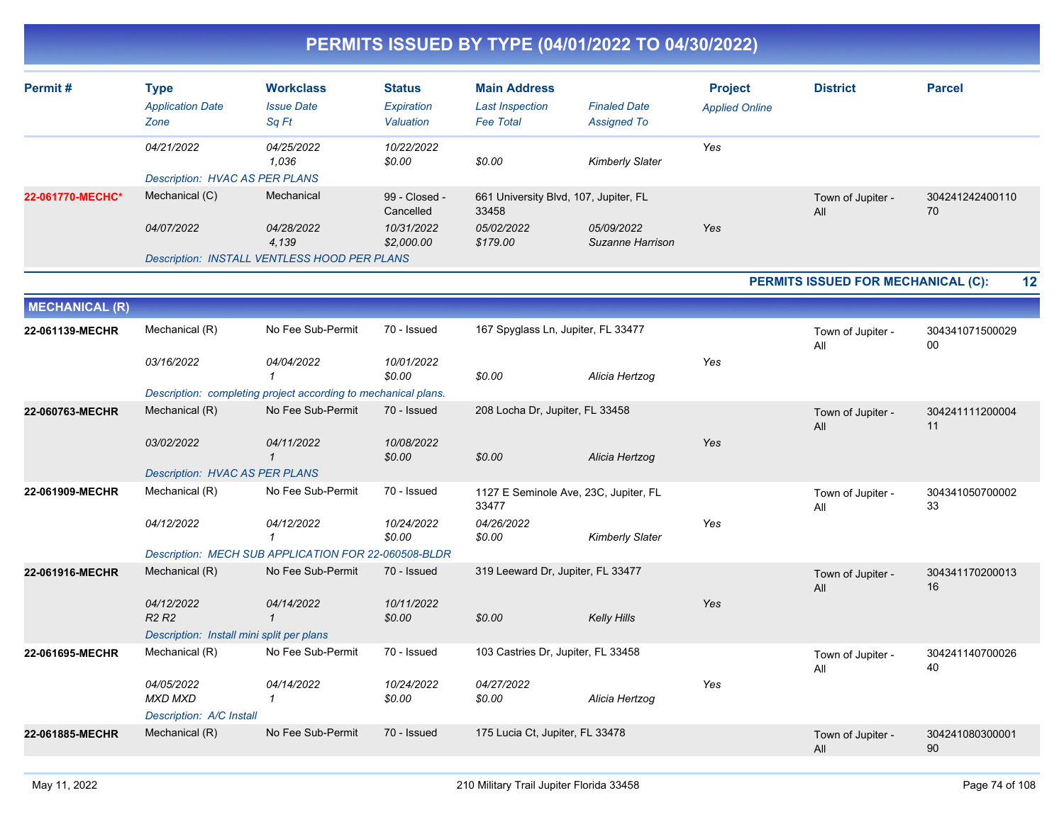# PERMITS ISSUED BY TYPE (04/01/2022 TO 04/30/2022)

| Permit # | Type / Application Date / Zone | Workclass / Issue Date / Sq Ft | Status / Expiration / Valuation | Main Address / Last Inspection / Fee Total | Finaled Date / Assigned To | Project / Applied Online | District | Parcel |
|---|---|---|---|---|---|---|---|---|
| | 04/21/2022 | 04/25/2022<br>1,036 | 10/22/2022<br>$0.00 | $0.00 | Kimberly Slater | Yes | | |
| | Description: HVAC AS PER PLANS | | | | | | | |
| 22-061770-MECHC* | Mechanical (C)<br>04/07/2022 | Mechanical<br>04/28/2022<br>4,139 | 99 - Closed - Cancelled<br>10/31/2022<br>$2,000.00 | 661 University Blvd, 107, Jupiter, FL 33458<br>05/02/2022<br>$179.00 | 05/09/2022<br>Suzanne Harrison | Yes | Town of Jupiter - All | 30424124240011070 |
| | Description: INSTALL VENTLESS HOOD PER PLANS | | | | | | | |

**PERMITS ISSUED FOR MECHANICAL (C): 12**

## MECHANICAL (R)

| Permit # | Type / Application Date / Zone | Workclass / Issue Date / Sq Ft | Status / Expiration / Valuation | Main Address / Last Inspection / Fee Total | Finaled Date / Assigned To | Project / Applied Online | District | Parcel |
|---|---|---|---|---|---|---|---|---|
| 22-061139-MECHR | Mechanical (R)<br>03/16/2022 | No Fee Sub-Permit<br>04/04/2022<br>1 | 70 - Issued<br>10/01/2022<br>$0.00 | 167 Spyglass Ln, Jupiter, FL 33477<br><br>$0.00 | Alicia Hertzog | Yes | Town of Jupiter - All | 30434107150002900 |
| | Description: completing project according to mechanical plans. | | | | | | | |
| 22-060763-MECHR | Mechanical (R)<br>03/02/2022 | No Fee Sub-Permit<br>04/11/2022<br>1 | 70 - Issued<br>10/08/2022<br>$0.00 | 208 Locha Dr, Jupiter, FL 33458<br><br>$0.00 | Alicia Hertzog | Yes | Town of Jupiter - All | 30424111120000411 |
| | Description: HVAC AS PER PLANS | | | | | | | |
| 22-061909-MECHR | Mechanical (R)<br>04/12/2022 | No Fee Sub-Permit<br>04/12/2022<br>1 | 70 - Issued<br>10/24/2022<br>$0.00 | 1127 E Seminole Ave, 23C, Jupiter, FL 33477<br>04/26/2022<br>$0.00 | Kimberly Slater | Yes | Town of Jupiter - All | 30434105070000233 |
| | Description: MECH SUB APPLICATION FOR 22-060508-BLDR | | | | | | | |
| 22-061916-MECHR | Mechanical (R)<br>04/12/2022<br>R2 R2 | No Fee Sub-Permit<br>04/14/2022<br>1 | 70 - Issued<br>10/11/2022<br>$0.00 | 319 Leeward Dr, Jupiter, FL 33477<br><br>$0.00 | Kelly Hills | Yes | Town of Jupiter - All | 30434117020001316 |
| | Description: Install mini split per plans | | | | | | | |
| 22-061695-MECHR | Mechanical (R)<br>04/05/2022<br>MXD MXD | No Fee Sub-Permit<br>04/14/2022<br>1 | 70 - Issued<br>10/24/2022<br>$0.00 | 103 Castries Dr, Jupiter, FL 33458<br>04/27/2022<br>$0.00 | Alicia Hertzog | Yes | Town of Jupiter - All | 30424114070002640 |
| | Description: A/C Install | | | | | | | |
| 22-061885-MECHR | Mechanical (R) | No Fee Sub-Permit | 70 - Issued | 175 Lucia Ct, Jupiter, FL 33478 | | | Town of Jupiter - All | 30424108030000190 |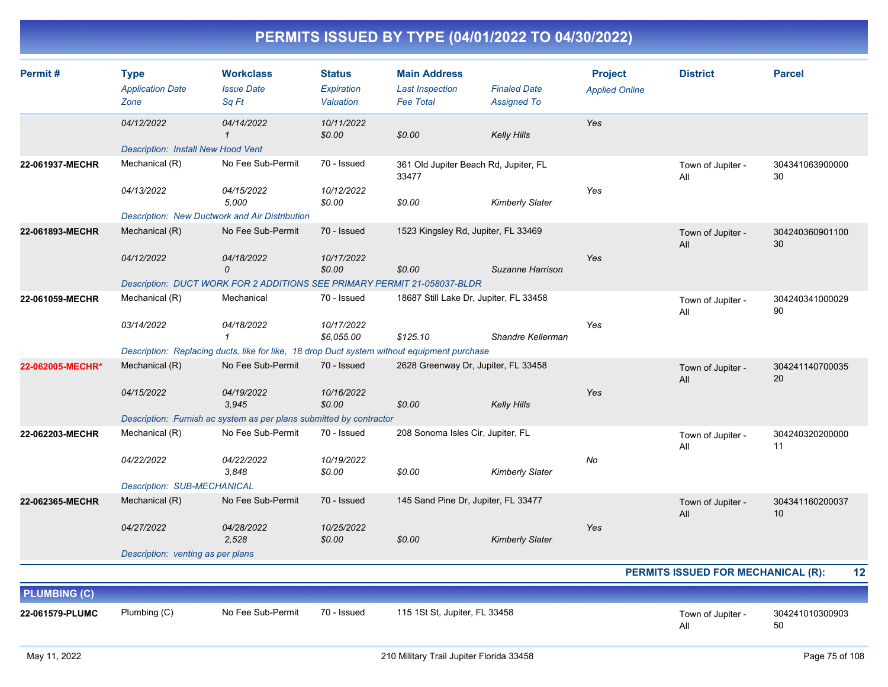# PERMITS ISSUED BY TYPE (04/01/2022 TO 04/30/2022)

| Permit # | Type / Application Date / Zone | Workclass / Issue Date / Sq Ft | Status / Expiration / Valuation | Main Address / Last Inspection / Fee Total | Finaled Date / Assigned To | Project / Applied Online | District | Parcel |
|---|---|---|---|---|---|---|---|---|
| | 04/12/2022 | 04/14/2022 | 10/11/2022 | | | Yes | | |
| | | 1 | $0.00 | $0.00 | Kelly Hills | | | |
| | Description: Install New Hood Vent | | | | | | | |
| 22-061937-MECHR | Mechanical (R) | No Fee Sub-Permit | 70 - Issued | 361 Old Jupiter Beach Rd, Jupiter, FL 33477 | | | Town of Jupiter - All | 30434106390000030 |
| | 04/13/2022 | 04/15/2022 | 10/12/2022 | | | Yes | | |
| | | 5,000 | $0.00 | $0.00 | Kimberly Slater | | | |
| | Description: New Ductwork and Air Distribution | | | | | | | |
| 22-061893-MECHR | Mechanical (R) | No Fee Sub-Permit | 70 - Issued | 1523 Kingsley Rd, Jupiter, FL 33469 | | | Town of Jupiter - All | 30424036090110030 |
| | 04/12/2022 | 04/18/2022 | 10/17/2022 | | | Yes | | |
| | | 0 | $0.00 | $0.00 | Suzanne Harrison | | | |
| | Description: DUCT WORK FOR 2 ADDITIONS SEE PRIMARY PERMIT 21-058037-BLDR | | | | | | | |
| 22-061059-MECHR | Mechanical (R) | Mechanical | 70 - Issued | 18687 Still Lake Dr, Jupiter, FL 33458 | | | Town of Jupiter - All | 30424034100002990 |
| | 03/14/2022 | 04/18/2022 | 10/17/2022 | | | Yes | | |
| | | 1 | $6,055.00 | $125.10 | Shandre Kellerman | | | |
| | Description: Replacing ducts, like for like, 18 drop Duct system without equipment purchase | | | | | | | |
| 22-062005-MECHR* | Mechanical (R) | No Fee Sub-Permit | 70 - Issued | 2628 Greenway Dr, Jupiter, FL 33458 | | | Town of Jupiter - All | 30424114070003520 |
| | 04/15/2022 | 04/19/2022 | 10/16/2022 | | | Yes | | |
| | | 3,945 | $0.00 | $0.00 | Kelly Hills | | | |
| | Description: Furnish ac system as per plans submitted by contractor | | | | | | | |
| 22-062203-MECHR | Mechanical (R) | No Fee Sub-Permit | 70 - Issued | 208 Sonoma Isles Cir, Jupiter, FL | | | Town of Jupiter - All | 30424032020000011 |
| | 04/22/2022 | 04/22/2022 | 10/19/2022 | | | No | | |
| | | 3,848 | $0.00 | $0.00 | Kimberly Slater | | | |
| | Description: SUB-MECHANICAL | | | | | | | |
| 22-062365-MECHR | Mechanical (R) | No Fee Sub-Permit | 70 - Issued | 145 Sand Pine Dr, Jupiter, FL 33477 | | | Town of Jupiter - All | 30434116020003710 |
| | 04/27/2022 | 04/28/2022 | 10/25/2022 | | | Yes | | |
| | | 2,528 | $0.00 | $0.00 | Kimberly Slater | | | |
| | Description: venting as per plans | | | | | | | |

**PERMITS ISSUED FOR MECHANICAL (R): 12**

## PLUMBING (C)

| Permit # | Type | Workclass | Status | Main Address | | Project | District | Parcel |
|---|---|---|---|---|---|---|---|---|
| 22-061579-PLUMC | Plumbing (C) | No Fee Sub-Permit | 70 - Issued | 115 1St St, Jupiter, FL 33458 | | | Town of Jupiter - All | 30424101030090350 |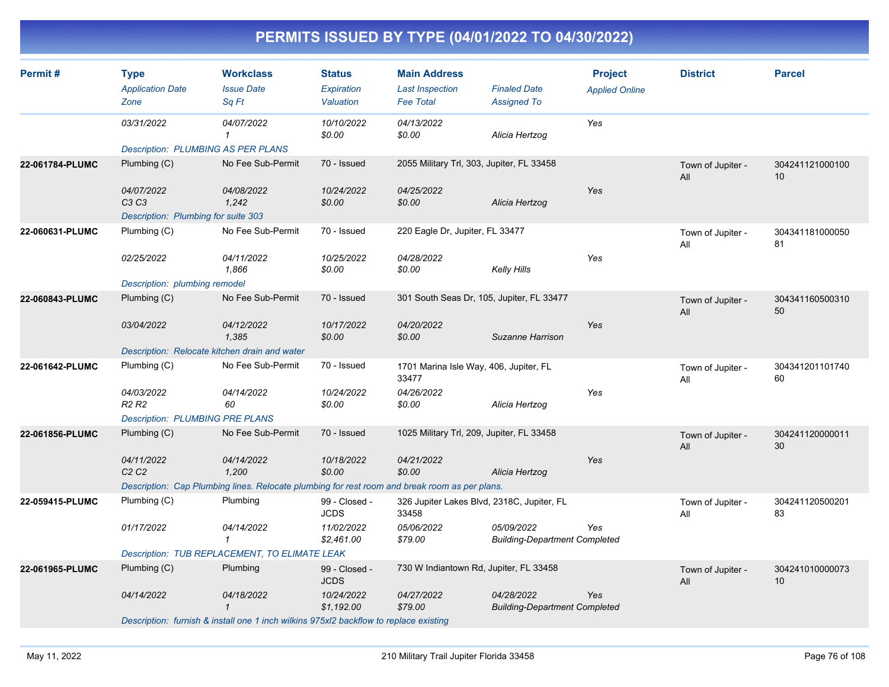# PERMITS ISSUED BY TYPE (04/01/2022 TO 04/30/2022)

| Permit # | Type<br>*Application Date*<br>*Zone* | Workclass<br>*Issue Date*<br>*Sq Ft* | Status<br>*Expiration*<br>*Valuation* | Main Address<br>*Last Inspection*<br>*Fee Total* | *Finaled Date*<br>*Assigned To* | Project<br>*Applied Online* | District | Parcel |
|---|---|---|---|---|---|---|---|---|
| | *03/31/2022* | *04/07/2022*<br>*1* | *10/10/2022*<br>*$0.00* | *04/13/2022*<br>*$0.00* | *Alicia Hertzog* | *Yes* | | |
| | *Description: PLUMBING AS PER PLANS* | | | | | | | |
| **22-061784-PLUMC** | Plumbing (C)<br>*04/07/2022*<br>*C3 C3* | No Fee Sub-Permit<br>*04/08/2022*<br>*1,242* | 70 - Issued<br>*10/24/2022*<br>*$0.00* | 2055 Military Trl, 303, Jupiter, FL 33458<br>*04/25/2022*<br>*$0.00* | *Alicia Hertzog* | *Yes* | Town of Jupiter - All | 30424112100010010 |
| | *Description: Plumbing for suite 303* | | | | | | | |
| **22-060631-PLUMC** | Plumbing (C)<br>*02/25/2022* | No Fee Sub-Permit<br>*04/11/2022*<br>*1,866* | 70 - Issued<br>*10/25/2022*<br>*$0.00* | 220 Eagle Dr, Jupiter, FL 33477<br>*04/28/2022*<br>*$0.00* | *Kelly Hills* | *Yes* | Town of Jupiter - All | 30434118100005081 |
| | *Description: plumbing remodel* | | | | | | | |
| **22-060843-PLUMC** | Plumbing (C)<br>*03/04/2022* | No Fee Sub-Permit<br>*04/12/2022*<br>*1,385* | 70 - Issued<br>*10/17/2022*<br>*$0.00* | 301 South Seas Dr, 105, Jupiter, FL 33477<br>*04/20/2022*<br>*$0.00* | *Suzanne Harrison* | *Yes* | Town of Jupiter - All | 30434116050031050 |
| | *Description: Relocate kitchen drain and water* | | | | | | | |
| **22-061642-PLUMC** | Plumbing (C)<br>*04/03/2022*<br>*R2 R2* | No Fee Sub-Permit<br>*04/14/2022*<br>*60* | 70 - Issued<br>*10/24/2022*<br>*$0.00* | 1701 Marina Isle Way, 406, Jupiter, FL 33477<br>*04/26/2022*<br>*$0.00* | *Alicia Hertzog* | *Yes* | Town of Jupiter - All | 30434120110174060 |
| | *Description: PLUMBING PRE PLANS* | | | | | | | |
| **22-061856-PLUMC** | Plumbing (C)<br>*04/11/2022*<br>*C2 C2* | No Fee Sub-Permit<br>*04/14/2022*<br>*1,200* | 70 - Issued<br>*10/18/2022*<br>*$0.00* | 1025 Military Trl, 209, Jupiter, FL 33458<br>*04/21/2022*<br>*$0.00* | *Alicia Hertzog* | *Yes* | Town of Jupiter - All | 30424112000001130 |
| | *Description: Cap Plumbing lines. Relocate plumbing for rest room and break room as per plans.* | | | | | | | |
| **22-059415-PLUMC** | Plumbing (C)<br>*01/17/2022* | Plumbing<br>*04/14/2022*<br>*1* | 99 - Closed - JCDS<br>*11/02/2022*<br>*$2,461.00* | 326 Jupiter Lakes Blvd, 2318C, Jupiter, FL 33458<br>*05/06/2022*<br>*$79.00* | *05/09/2022*<br>*Building-Department Completed* | *Yes* | Town of Jupiter - All | 30424112050020183 |
| | *Description: TUB REPLACEMENT, TO ELIMATE LEAK* | | | | | | | |
| **22-061965-PLUMC** | Plumbing (C)<br>*04/14/2022* | Plumbing<br>*04/18/2022*<br>*1* | 99 - Closed - JCDS<br>*10/24/2022*<br>*$1,192.00* | 730 W Indiantown Rd, Jupiter, FL 33458<br>*04/27/2022*<br>*$79.00* | *04/28/2022*<br>*Building-Department Completed* | *Yes* | Town of Jupiter - All | 30424101000007310 |
| | *Description: furnish & install one 1 inch wilkins 975xl2 backflow to replace existing* | | | | | | | |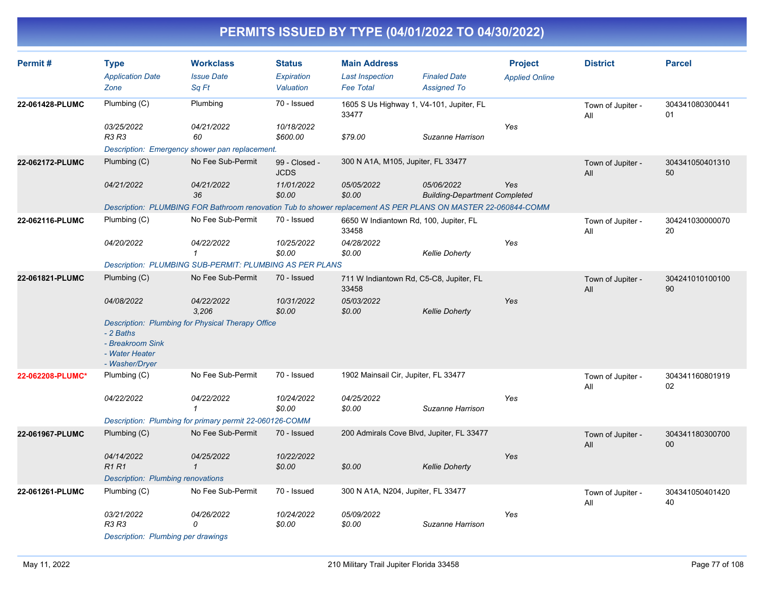# PERMITS ISSUED BY TYPE (04/01/2022 TO 04/30/2022)

| Permit # | Type<br>*Application Date*<br>*Zone* | Workclass<br>*Issue Date*<br>*Sq Ft* | Status<br>*Expiration*<br>*Valuation* | Main Address<br>*Last Inspection*<br>*Fee Total* | *Finaled Date*<br>*Assigned To* | Project<br>*Applied Online* | District | Parcel |
|---|---|---|---|---|---|---|---|---|
| **22-061428-PLUMC** | Plumbing (C)<br>*03/25/2022*<br>*R3 R3* | Plumbing<br>*04/21/2022*<br>*60* | 70 - Issued<br>*10/18/2022*<br>*$600.00* | 1605 S Us Highway 1, V4-101, Jupiter, FL 33477<br><br>*$79.00* | <br><br>*Suzanne Harrison* | <br>*Yes* | Town of Jupiter - All | 30434108030044101 |
| | *Description: Emergency shower pan replacement.* | | | | | | | |
| **22-062172-PLUMC** | Plumbing (C)<br>*04/21/2022* | No Fee Sub-Permit<br>*04/21/2022*<br>*36* | 99 - Closed - JCDS<br>*11/01/2022*<br>*$0.00* | 300 N A1A, M105, Jupiter, FL 33477<br>*05/05/2022*<br>*$0.00* | <br>*05/06/2022*<br>*Building-Department Completed* | <br>*Yes* | Town of Jupiter - All | 30434105040131050 |
| | *Description: PLUMBING FOR Bathroom renovation Tub to shower replacement AS PER PLANS ON MASTER 22-060844-COMM* | | | | | | | |
| **22-062116-PLUMC** | Plumbing (C)<br>*04/20/2022* | No Fee Sub-Permit<br>*04/22/2022*<br>*1* | 70 - Issued<br>*10/25/2022*<br>*$0.00* | 6650 W Indiantown Rd, 100, Jupiter, FL 33458<br>*04/28/2022*<br>*$0.00* | <br><br>*Kellie Doherty* | <br>*Yes* | Town of Jupiter - All | 30424103000007020 |
| | *Description: PLUMBING SUB-PERMIT: PLUMBING AS PER PLANS* | | | | | | | |
| **22-061821-PLUMC** | Plumbing (C)<br>*04/08/2022* | No Fee Sub-Permit<br>*04/22/2022*<br>*3,206* | 70 - Issued<br>*10/31/2022*<br>*$0.00* | 711 W Indiantown Rd, C5-C8, Jupiter, FL 33458<br>*05/03/2022*<br>*$0.00* | <br><br>*Kellie Doherty* | <br>*Yes* | Town of Jupiter - All | 30424101010010090 |
| | *Description: Plumbing for Physical Therapy Office<br>- 2 Baths<br>- Breakroom Sink<br>- Water Heater<br>- Washer/Dryer* | | | | | | | |
| **22-062208-PLUMC*** | Plumbing (C)<br>*04/22/2022* | No Fee Sub-Permit<br>*04/22/2022*<br>*1* | 70 - Issued<br>*10/24/2022*<br>*$0.00* | 1902 Mainsail Cir, Jupiter, FL 33477<br>*04/25/2022*<br>*$0.00* | <br><br>*Suzanne Harrison* | <br>*Yes* | Town of Jupiter - All | 30434116080191902 |
| | *Description: Plumbing for primary permit 22-060126-COMM* | | | | | | | |
| **22-061967-PLUMC** | Plumbing (C)<br>*04/14/2022*<br>*R1 R1* | No Fee Sub-Permit<br>*04/25/2022*<br>*1* | 70 - Issued<br>*10/22/2022*<br>*$0.00* | 200 Admirals Cove Blvd, Jupiter, FL 33477<br><br>*$0.00* | <br><br>*Kellie Doherty* | <br>*Yes* | Town of Jupiter - All | 30434118030070000 |
| | *Description: Plumbing renovations* | | | | | | | |
| **22-061261-PLUMC** | Plumbing (C)<br>*03/21/2022*<br>*R3 R3* | No Fee Sub-Permit<br>*04/26/2022*<br>*0* | 70 - Issued<br>*10/24/2022*<br>*$0.00* | 300 N A1A, N204, Jupiter, FL 33477<br>*05/09/2022*<br>*$0.00* | <br><br>*Suzanne Harrison* | <br>*Yes* | Town of Jupiter - All | 30434105040142040 |
| | *Description: Plumbing per drawings* | | | | | | | |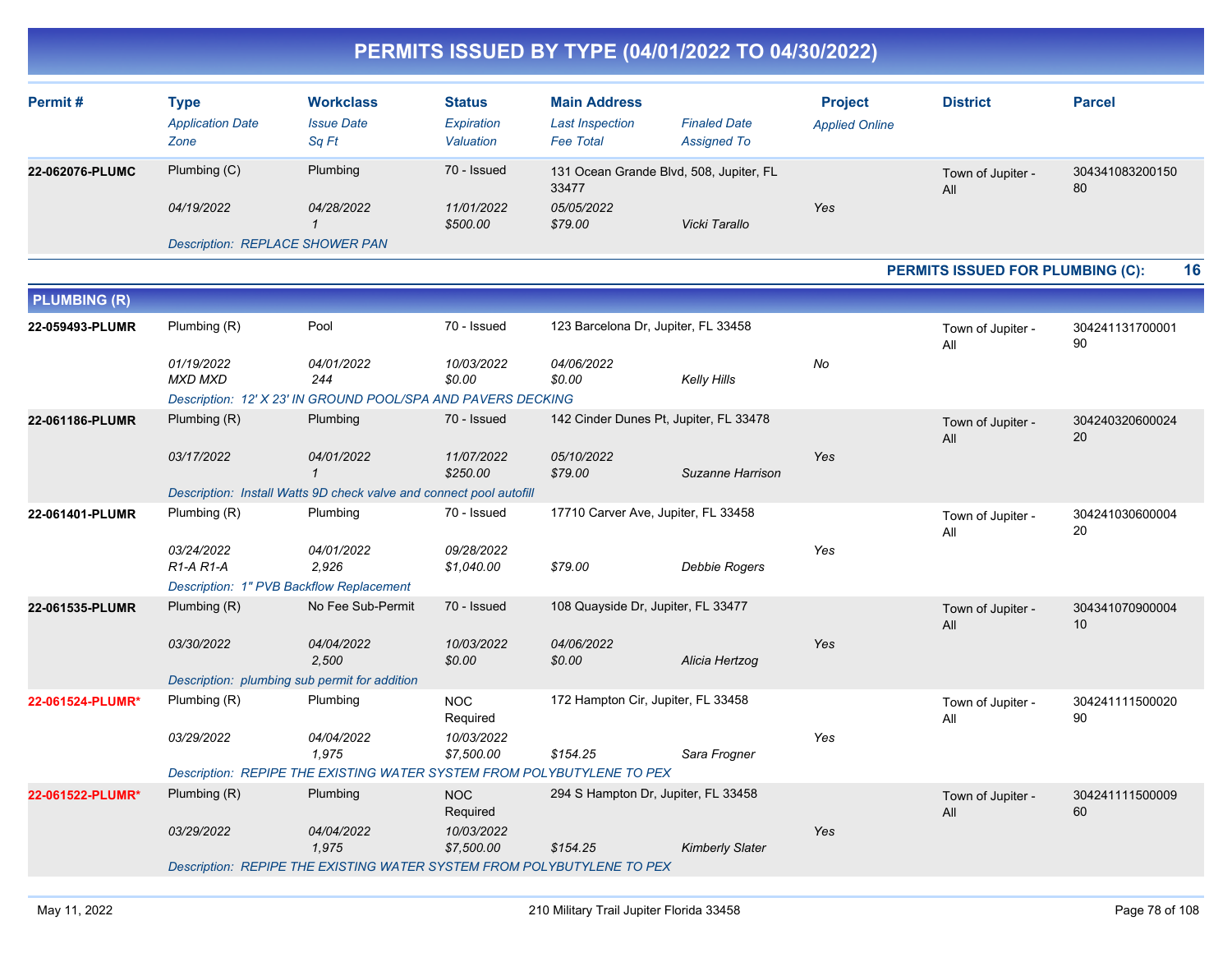# PERMITS ISSUED BY TYPE (04/01/2022 TO 04/30/2022)

| Permit # | Type | Workclass | Status | Main Address | | Project | District | Parcel |
|---|---|---|---|---|---|---|---|---|
| | *Application Date* | *Issue Date* | *Expiration* | *Last Inspection* | *Finaled Date* | *Applied Online* | | |
| | *Zone* | *Sq Ft* | *Valuation* | *Fee Total* | *Assigned To* | | | |
| **22-062076-PLUMC** | Plumbing (C) | Plumbing | 70 - Issued | 131 Ocean Grande Blvd, 508, Jupiter, FL 33477 | | | Town of Jupiter - All | 30434108320015080 |
| | *04/19/2022* | *04/28/2022* | *11/01/2022* | *05/05/2022* | | *Yes* | | |
| | | *1* | *$500.00* | *$79.00* | *Vicki Tarallo* | | | |
| | *Description: REPLACE SHOWER PAN* | | | | | | | |

**PERMITS ISSUED FOR PLUMBING (C): 16**

## PLUMBING (R)

| Permit # | Type | Workclass | Status | Main Address | | Project | District | Parcel |
|---|---|---|---|---|---|---|---|---|
| **22-059493-PLUMR** | Plumbing (R) | Pool | 70 - Issued | 123 Barcelona Dr, Jupiter, FL 33458 | | | Town of Jupiter - All | 30424113170000190 |
| | *01/19/2022* | *04/01/2022* | *10/03/2022* | *04/06/2022* | | *No* | | |
| | *MXD MXD* | *244* | *$0.00* | *$0.00* | *Kelly Hills* | | | |
| | *Description: 12' X 23' IN GROUND POOL/SPA AND PAVERS DECKING* | | | | | | | |
| **22-061186-PLUMR** | Plumbing (R) | Plumbing | 70 - Issued | 142 Cinder Dunes Pt, Jupiter, FL 33478 | | | Town of Jupiter - All | 30424032060002420 |
| | *03/17/2022* | *04/01/2022* | *11/07/2022* | *05/10/2022* | | *Yes* | | |
| | | *1* | *$250.00* | *$79.00* | *Suzanne Harrison* | | | |
| | *Description: Install Watts 9D check valve and connect pool autofill* | | | | | | | |
| **22-061401-PLUMR** | Plumbing (R) | Plumbing | 70 - Issued | 17710 Carver Ave, Jupiter, FL 33458 | | | Town of Jupiter - All | 30424103060000420 |
| | *03/24/2022* | *04/01/2022* | *09/28/2022* | | | *Yes* | | |
| | *R1-A R1-A* | *2,926* | *$1,040.00* | *$79.00* | *Debbie Rogers* | | | |
| | *Description: 1" PVB Backflow Replacement* | | | | | | | |
| **22-061535-PLUMR** | Plumbing (R) | No Fee Sub-Permit | 70 - Issued | 108 Quayside Dr, Jupiter, FL 33477 | | | Town of Jupiter - All | 30434107090000410 |
| | *03/30/2022* | *04/04/2022* | *10/03/2022* | *04/06/2022* | | *Yes* | | |
| | | *2,500* | *$0.00* | *$0.00* | *Alicia Hertzog* | | | |
| | *Description: plumbing sub permit for addition* | | | | | | | |
| **22-061524-PLUMR*** | Plumbing (R) | Plumbing | NOC Required | 172 Hampton Cir, Jupiter, FL 33458 | | | Town of Jupiter - All | 30424111150002090 |
| | *03/29/2022* | *04/04/2022* | *10/03/2022* | | | *Yes* | | |
| | | *1,975* | *$7,500.00* | *$154.25* | *Sara Frogner* | | | |
| | *Description: REPIPE THE EXISTING WATER SYSTEM FROM POLYBUTYLENE TO PEX* | | | | | | | |
| **22-061522-PLUMR*** | Plumbing (R) | Plumbing | NOC Required | 294 S Hampton Dr, Jupiter, FL 33458 | | | Town of Jupiter - All | 30424111150000960 |
| | *03/29/2022* | *04/04/2022* | *10/03/2022* | | | *Yes* | | |
| | | *1,975* | *$7,500.00* | *$154.25* | *Kimberly Slater* | | | |
| | *Description: REPIPE THE EXISTING WATER SYSTEM FROM POLYBUTYLENE TO PEX* | | | | | | | |

May 11, 2022 — 210 Military Trail Jupiter Florida 33458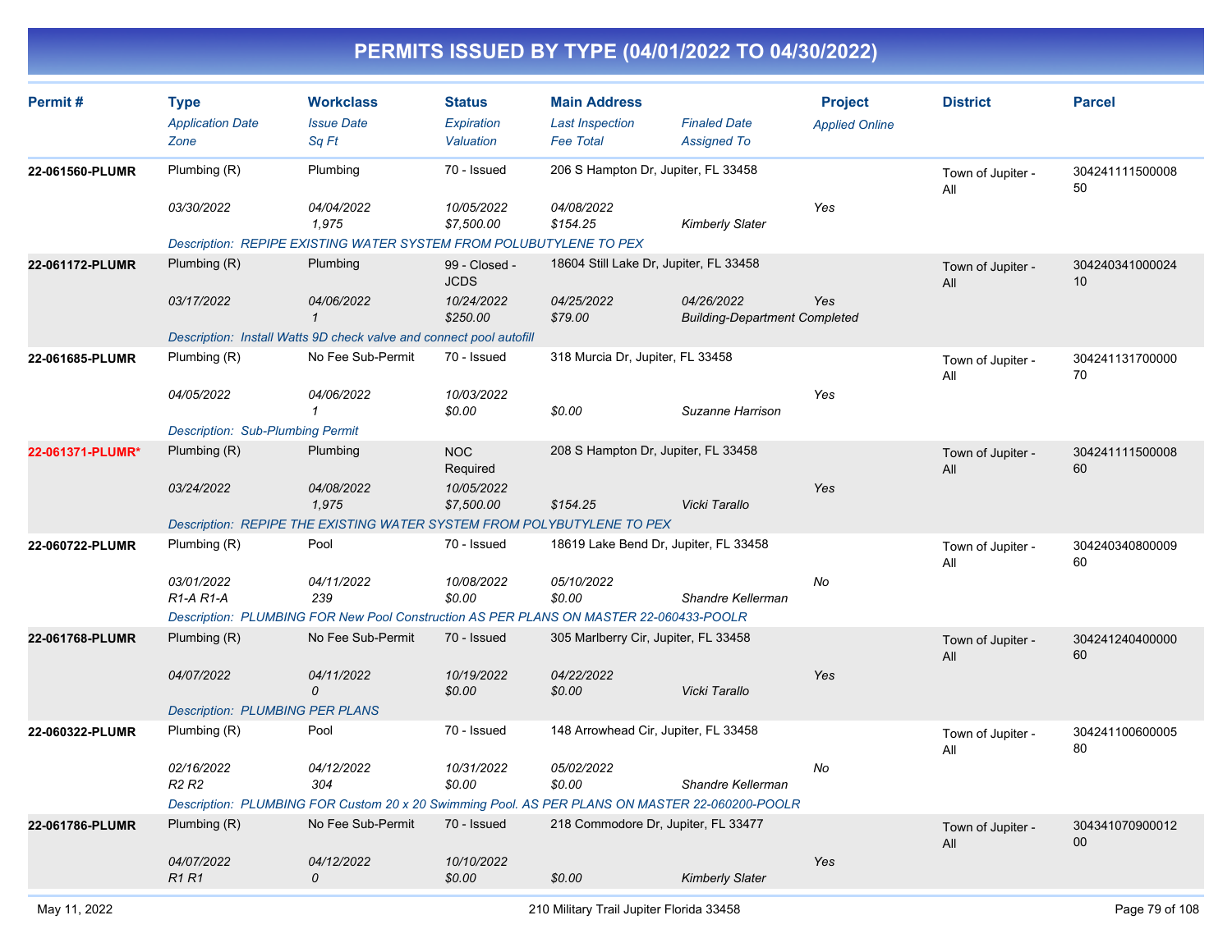# PERMITS ISSUED BY TYPE (04/01/2022 TO 04/30/2022)

| Permit # | Type<br>*Application Date*<br>*Zone* | Workclass<br>*Issue Date*<br>*Sq Ft* | Status<br>*Expiration*<br>*Valuation* | Main Address<br>*Last Inspection*<br>*Fee Total* | *Finaled Date*<br>*Assigned To* | Project<br>*Applied Online* | District | Parcel |
|---|---|---|---|---|---|---|---|---|
| 22-061560-PLUMR | Plumbing (R)<br>*03/30/2022* | Plumbing<br>*04/04/2022*<br>*1,975* | 70 - Issued<br>*10/05/2022*<br>*$7,500.00* | 206 S Hampton Dr, Jupiter, FL 33458<br>*04/08/2022*<br>*$154.25* | *Kimberly Slater* | *Yes* | Town of Jupiter - All | 30424111150000850 |
| | *Description: REPIPE EXISTING WATER SYSTEM FROM POLUBUTYLENE TO PEX* | | | | | | | |
| 22-061172-PLUMR | Plumbing (R)<br>*03/17/2022* | Plumbing<br>*04/06/2022*<br>*1* | 99 - Closed - JCDS<br>*10/24/2022*<br>*$250.00* | 18604 Still Lake Dr, Jupiter, FL 33458<br>*04/25/2022*<br>*$79.00* | *04/26/2022*<br>*Building-Department Completed* | *Yes* | Town of Jupiter - All | 30424034100002410 |
| | *Description: Install Watts 9D check valve and connect pool autofill* | | | | | | | |
| 22-061685-PLUMR | Plumbing (R)<br>*04/05/2022* | No Fee Sub-Permit<br>*04/06/2022*<br>*1* | 70 - Issued<br>*10/03/2022*<br>*$0.00* | 318 Murcia Dr, Jupiter, FL 33458<br><br>*$0.00* | *Suzanne Harrison* | *Yes* | Town of Jupiter - All | 30424113170000070 |
| | *Description: Sub-Plumbing Permit* | | | | | | | |
| 22-061371-PLUMR* | Plumbing (R)<br>*03/24/2022* | Plumbing<br>*04/08/2022*<br>*1,975* | NOC Required<br>*10/05/2022*<br>*$7,500.00* | 208 S Hampton Dr, Jupiter, FL 33458<br><br>*$154.25* | *Vicki Tarallo* | *Yes* | Town of Jupiter - All | 30424111150000860 |
| | *Description: REPIPE THE EXISTING WATER SYSTEM FROM POLYBUTYLENE TO PEX* | | | | | | | |
| 22-060722-PLUMR | Plumbing (R)<br>*03/01/2022*<br>*R1-A R1-A* | Pool<br>*04/11/2022*<br>*239* | 70 - Issued<br>*10/08/2022*<br>*$0.00* | 18619 Lake Bend Dr, Jupiter, FL 33458<br>*05/10/2022*<br>*$0.00* | *Shandre Kellerman* | *No* | Town of Jupiter - All | 30424034080000960 |
| | *Description: PLUMBING FOR New Pool Construction AS PER PLANS ON MASTER 22-060433-POOLR* | | | | | | | |
| 22-061768-PLUMR | Plumbing (R)<br>*04/07/2022* | No Fee Sub-Permit<br>*04/11/2022*<br>*0* | 70 - Issued<br>*10/19/2022*<br>*$0.00* | 305 Marlberry Cir, Jupiter, FL 33458<br>*04/22/2022*<br>*$0.00* | *Vicki Tarallo* | *Yes* | Town of Jupiter - All | 30424124040000060 |
| | *Description: PLUMBING PER PLANS* | | | | | | | |
| 22-060322-PLUMR | Plumbing (R)<br>*02/16/2022*<br>*R2 R2* | Pool<br>*04/12/2022*<br>*304* | 70 - Issued<br>*10/31/2022*<br>*$0.00* | 148 Arrowhead Cir, Jupiter, FL 33458<br>*05/02/2022*<br>*$0.00* | *Shandre Kellerman* | *No* | Town of Jupiter - All | 30424110060000580 |
| | *Description: PLUMBING FOR Custom 20 x 20 Swimming Pool. AS PER PLANS ON MASTER 22-060200-POOLR* | | | | | | | |
| 22-061786-PLUMR | Plumbing (R)<br>*04/07/2022*<br>*R1 R1* | No Fee Sub-Permit<br>*04/12/2022*<br>*0* | 70 - Issued<br>*10/10/2022*<br>*$0.00* | 218 Commodore Dr, Jupiter, FL 33477<br><br>*$0.00* | *Kimberly Slater* | *Yes* | Town of Jupiter - All | 30434107090001200 |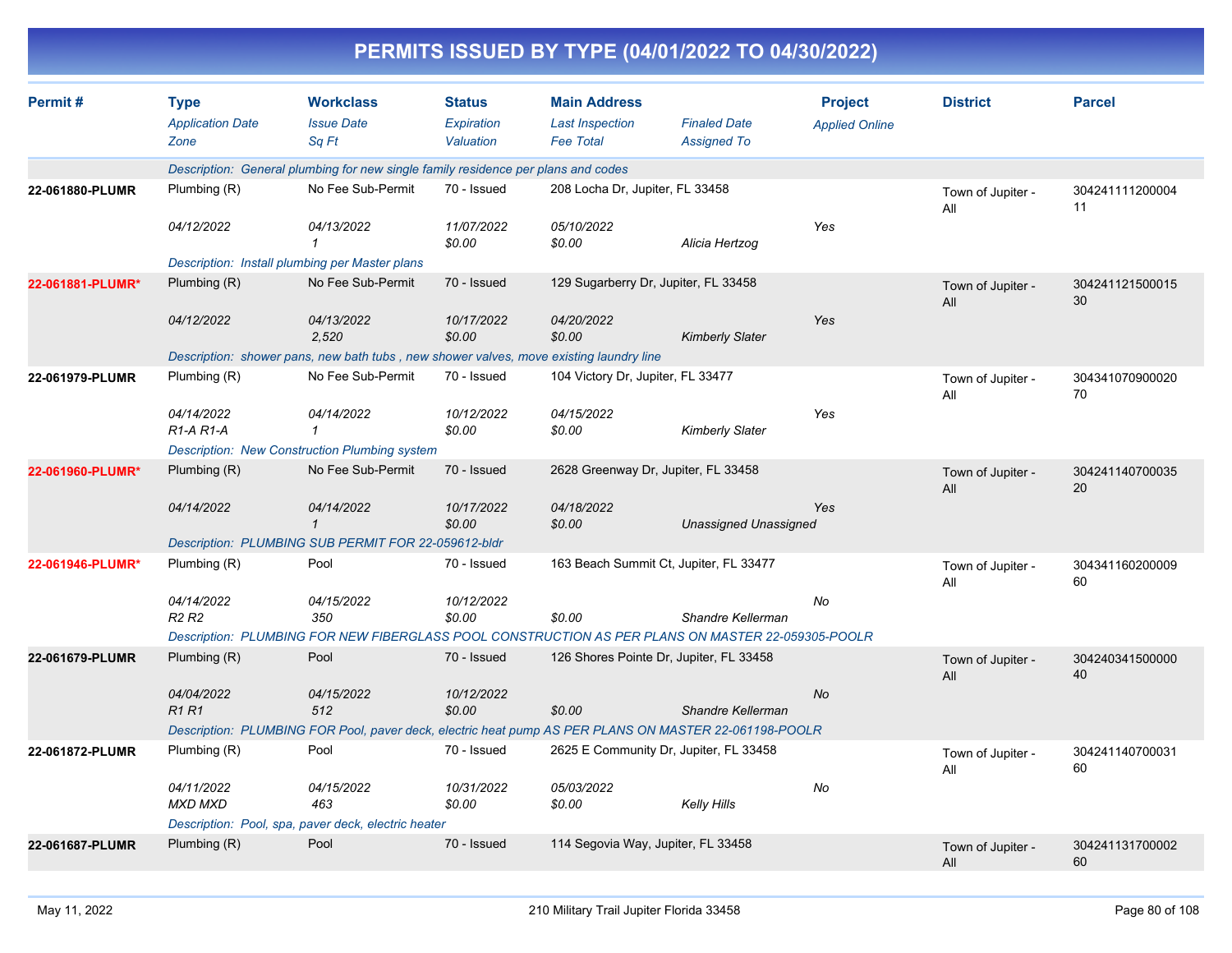# PERMITS ISSUED BY TYPE (04/01/2022 TO 04/30/2022)

| Permit # | Type / Application Date / Zone | Workclass / Issue Date / Sq Ft | Status / Expiration / Valuation | Main Address / Last Inspection / Fee Total | Finaled Date / Assigned To | Project / Applied Online | District | Parcel |
|---|---|---|---|---|---|---|---|---|
| | Description: General plumbing for new single family residence per plans and codes | | | | | | | |
| 22-061880-PLUMR | Plumbing (R) | No Fee Sub-Permit | 70 - Issued | 208 Locha Dr, Jupiter, FL 33458 | | | Town of Jupiter - All | 30424111120000411 |
| | 04/12/2022 | 04/13/2022 | 11/07/2022 | 05/10/2022 | | Yes | | |
| | | 1 | $0.00 | $0.00 | Alicia Hertzog | | | |
| | Description: Install plumbing per Master plans | | | | | | | |
| 22-061881-PLUMR* | Plumbing (R) | No Fee Sub-Permit | 70 - Issued | 129 Sugarberry Dr, Jupiter, FL 33458 | | | Town of Jupiter - All | 30424112150001530 |
| | 04/12/2022 | 04/13/2022 | 10/17/2022 | 04/20/2022 | | Yes | | |
| | | 2,520 | $0.00 | $0.00 | Kimberly Slater | | | |
| | Description: shower pans, new bath tubs , new shower valves, move existing laundry line | | | | | | | |
| 22-061979-PLUMR | Plumbing (R) | No Fee Sub-Permit | 70 - Issued | 104 Victory Dr, Jupiter, FL 33477 | | | Town of Jupiter - All | 30434107090002070 |
| | 04/14/2022 | 04/14/2022 | 10/12/2022 | 04/15/2022 | | Yes | | |
| | R1-A R1-A | 1 | $0.00 | $0.00 | Kimberly Slater | | | |
| | Description: New Construction Plumbing system | | | | | | | |
| 22-061960-PLUMR* | Plumbing (R) | No Fee Sub-Permit | 70 - Issued | 2628 Greenway Dr, Jupiter, FL 33458 | | | Town of Jupiter - All | 30424114070003520 |
| | 04/14/2022 | 04/14/2022 | 10/17/2022 | 04/18/2022 | | Yes | | |
| | | 1 | $0.00 | $0.00 | Unassigned Unassigned | | | |
| | Description: PLUMBING SUB PERMIT FOR 22-059612-bldr | | | | | | | |
| 22-061946-PLUMR* | Plumbing (R) | Pool | 70 - Issued | 163 Beach Summit Ct, Jupiter, FL 33477 | | | Town of Jupiter - All | 30434116020000960 |
| | 04/14/2022 | 04/15/2022 | 10/12/2022 | | | No | | |
| | R2 R2 | 350 | $0.00 | $0.00 | Shandre Kellerman | | | |
| | Description: PLUMBING FOR NEW FIBERGLASS POOL CONSTRUCTION AS PER PLANS ON MASTER 22-059305-POOLR | | | | | | | |
| 22-061679-PLUMR | Plumbing (R) | Pool | 70 - Issued | 126 Shores Pointe Dr, Jupiter, FL 33458 | | | Town of Jupiter - All | 30424034150000040 |
| | 04/04/2022 | 04/15/2022 | 10/12/2022 | | | No | | |
| | R1 R1 | 512 | $0.00 | $0.00 | Shandre Kellerman | | | |
| | Description: PLUMBING FOR Pool, paver deck, electric heat pump AS PER PLANS ON MASTER 22-061198-POOLR | | | | | | | |
| 22-061872-PLUMR | Plumbing (R) | Pool | 70 - Issued | 2625 E Community Dr, Jupiter, FL 33458 | | | Town of Jupiter - All | 30424114070003160 |
| | 04/11/2022 | 04/15/2022 | 10/31/2022 | 05/03/2022 | | No | | |
| | MXD MXD | 463 | $0.00 | $0.00 | Kelly Hills | | | |
| | Description: Pool, spa, paver deck, electric heater | | | | | | | |
| 22-061687-PLUMR | Plumbing (R) | Pool | 70 - Issued | 114 Segovia Way, Jupiter, FL 33458 | | | Town of Jupiter - All | 30424113170000260 |

May 11, 2022 — 210 Military Trail Jupiter Florida 33458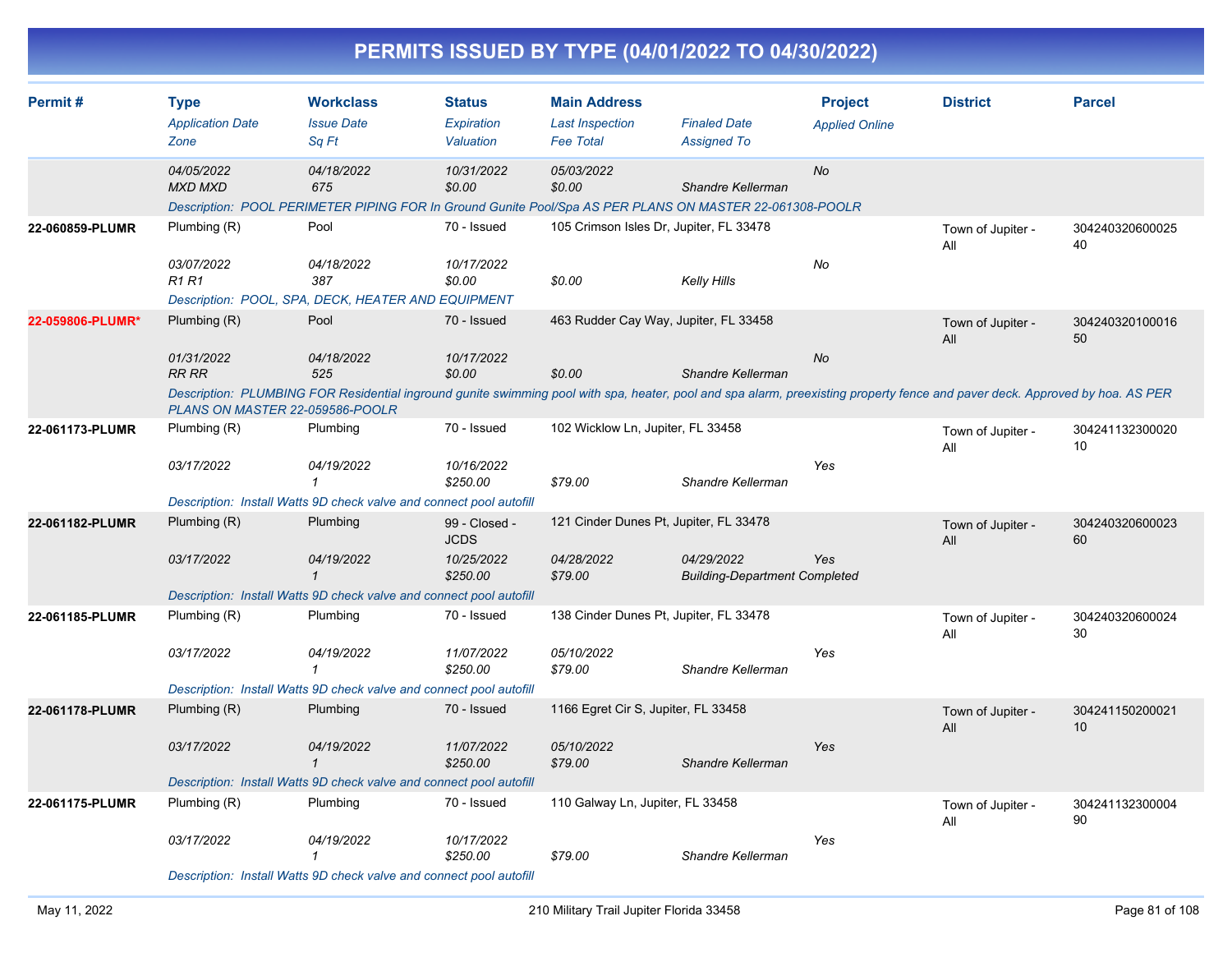# PERMITS ISSUED BY TYPE (04/01/2022 TO 04/30/2022)

| Permit # | Type / Application Date / Zone | Workclass / Issue Date / Sq Ft | Status / Expiration / Valuation | Main Address / Last Inspection / Fee Total | Finaled Date / Assigned To | Project / Applied Online | District | Parcel |
|---|---|---|---|---|---|---|---|---|
| | 04/05/2022 | 04/18/2022 | 10/31/2022 | 05/03/2022 | | No | | |
| | MXD MXD | 675 | $0.00 | $0.00 | Shandre Kellerman | | | |
| | Description: POOL PERIMETER PIPING FOR In Ground Gunite Pool/Spa AS PER PLANS ON MASTER 22-061308-POOLR | | | | | | | |
| 22-060859-PLUMR | Plumbing (R) | Pool | 70 - Issued | 105 Crimson Isles Dr, Jupiter, FL 33478 | | | Town of Jupiter - All | 30424032060002540 |
| | 03/07/2022 | 04/18/2022 | 10/17/2022 | | | No | | |
| | R1 R1 | 387 | $0.00 | $0.00 | Kelly Hills | | | |
| | Description: POOL, SPA, DECK, HEATER AND EQUIPMENT | | | | | | | |
| 22-059806-PLUMR* | Plumbing (R) | Pool | 70 - Issued | 463 Rudder Cay Way, Jupiter, FL 33458 | | | Town of Jupiter - All | 30424032010001650 |
| | 01/31/2022 | 04/18/2022 | 10/17/2022 | | | No | | |
| | RR RR | 525 | $0.00 | $0.00 | Shandre Kellerman | | | |
| | Description: PLUMBING FOR Residential inground gunite swimming pool with spa, heater, pool and spa alarm, preexisting property fence and paver deck. Approved by hoa. AS PER PLANS ON MASTER 22-059586-POOLR | | | | | | | |
| 22-061173-PLUMR | Plumbing (R) | Plumbing | 70 - Issued | 102 Wicklow Ln, Jupiter, FL 33458 | | | Town of Jupiter - All | 30424113230002010 |
| | 03/17/2022 | 04/19/2022 | 10/16/2022 | | | Yes | | |
| | | 1 | $250.00 | $79.00 | Shandre Kellerman | | | |
| | Description: Install Watts 9D check valve and connect pool autofill | | | | | | | |
| 22-061182-PLUMR | Plumbing (R) | Plumbing | 99 - Closed - JCDS | 121 Cinder Dunes Pt, Jupiter, FL 33478 | | | Town of Jupiter - All | 30424032060002360 |
| | 03/17/2022 | 04/19/2022 | 10/25/2022 | 04/28/2022 | 04/29/2022 | Yes | | |
| | | 1 | $250.00 | $79.00 | Building-Department Completed | | | |
| | Description: Install Watts 9D check valve and connect pool autofill | | | | | | | |
| 22-061185-PLUMR | Plumbing (R) | Plumbing | 70 - Issued | 138 Cinder Dunes Pt, Jupiter, FL 33478 | | | Town of Jupiter - All | 30424032060002430 |
| | 03/17/2022 | 04/19/2022 | 11/07/2022 | 05/10/2022 | | Yes | | |
| | | 1 | $250.00 | $79.00 | Shandre Kellerman | | | |
| | Description: Install Watts 9D check valve and connect pool autofill | | | | | | | |
| 22-061178-PLUMR | Plumbing (R) | Plumbing | 70 - Issued | 1166 Egret Cir S, Jupiter, FL 33458 | | | Town of Jupiter - All | 30424115020002110 |
| | 03/17/2022 | 04/19/2022 | 11/07/2022 | 05/10/2022 | | Yes | | |
| | | 1 | $250.00 | $79.00 | Shandre Kellerman | | | |
| | Description: Install Watts 9D check valve and connect pool autofill | | | | | | | |
| 22-061175-PLUMR | Plumbing (R) | Plumbing | 70 - Issued | 110 Galway Ln, Jupiter, FL 33458 | | | Town of Jupiter - All | 30424113230000490 |
| | 03/17/2022 | 04/19/2022 | 10/17/2022 | | | Yes | | |
| | | 1 | $250.00 | $79.00 | Shandre Kellerman | | | |
| | Description: Install Watts 9D check valve and connect pool autofill | | | | | | | |

May 11, 2022 — 210 Military Trail Jupiter Florida 33458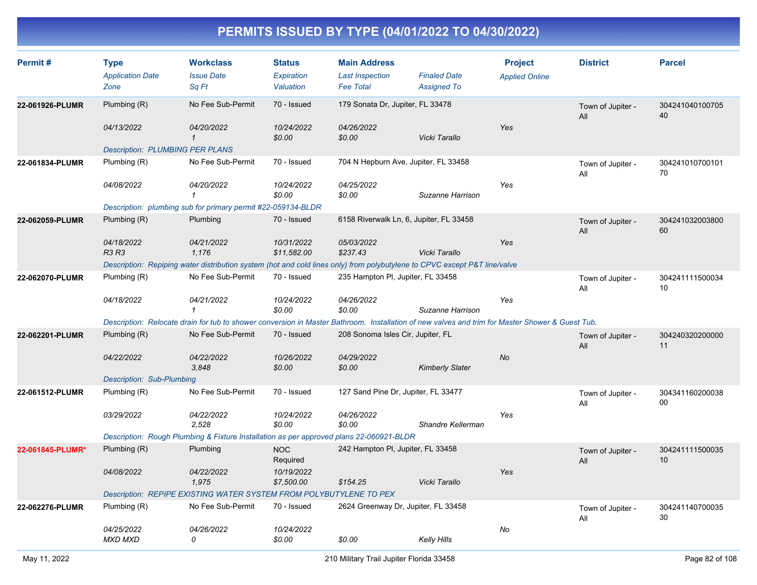# PERMITS ISSUED BY TYPE (04/01/2022 TO 04/30/2022)

| Permit # | Type | Workclass | Status | Main Address | | Project | District | Parcel |
|---|---|---|---|---|---|---|---|---|
| | *Application Date* | *Issue Date* | *Expiration* | *Last Inspection* | *Finaled Date* | *Applied Online* | | |
| | *Zone* | *Sq Ft* | *Valuation* | *Fee Total* | *Assigned To* | | | |
| **22-061926-PLUMR** | Plumbing (R) | No Fee Sub-Permit | 70 - Issued | 179 Sonata Dr, Jupiter, FL 33478 | | | Town of Jupiter - All | 30424104010070540 |
| | *04/13/2022* | *04/20/2022* | *10/24/2022* | *04/26/2022* | | *Yes* | | |
| | | *1* | *$0.00* | *$0.00* | *Vicki Tarallo* | | | |
| | *Description: PLUMBING PER PLANS* | | | | | | | |
| **22-061834-PLUMR** | Plumbing (R) | No Fee Sub-Permit | 70 - Issued | 704 N Hepburn Ave, Jupiter, FL 33458 | | | Town of Jupiter - All | 30424101070010170 |
| | *04/08/2022* | *04/20/2022* | *10/24/2022* | *04/25/2022* | | *Yes* | | |
| | | *1* | *$0.00* | *$0.00* | *Suzanne Harrison* | | | |
| | *Description: plumbing sub for primary permit #22-059134-BLDR* | | | | | | | |
| **22-062059-PLUMR** | Plumbing (R) | Plumbing | 70 - Issued | 6158 Riverwalk Ln, 6, Jupiter, FL 33458 | | | Town of Jupiter - All | 30424103200380060 |
| | *04/18/2022* | *04/21/2022* | *10/31/2022* | *05/03/2022* | | *Yes* | | |
| | *R3 R3* | *1,176* | *$11,582.00* | *$237.43* | *Vicki Tarallo* | | | |
| | *Description: Repiping water distribution system (hot and cold lines only) from polybutylene to CPVC except P&T line/valve* | | | | | | | |
| **22-062070-PLUMR** | Plumbing (R) | No Fee Sub-Permit | 70 - Issued | 235 Hampton Pl, Jupiter, FL 33458 | | | Town of Jupiter - All | 30424111150003410 |
| | *04/18/2022* | *04/21/2022* | *10/24/2022* | *04/26/2022* | | *Yes* | | |
| | | *1* | *$0.00* | *$0.00* | *Suzanne Harrison* | | | |
| | *Description: Relocate drain for tub to shower conversion in Master Bathroom. Installation of new valves and trim for Master Shower & Guest Tub.* | | | | | | | |
| **22-062201-PLUMR** | Plumbing (R) | No Fee Sub-Permit | 70 - Issued | 208 Sonoma Isles Cir, Jupiter, FL | | | Town of Jupiter - All | 30424032020000011 |
| | *04/22/2022* | *04/22/2022* | *10/26/2022* | *04/29/2022* | | *No* | | |
| | | *3,848* | *$0.00* | *$0.00* | *Kimberly Slater* | | | |
| | *Description: Sub-Plumbing* | | | | | | | |
| **22-061512-PLUMR** | Plumbing (R) | No Fee Sub-Permit | 70 - Issued | 127 Sand Pine Dr, Jupiter, FL 33477 | | | Town of Jupiter - All | 30434116020003800 |
| | *03/29/2022* | *04/22/2022* | *10/24/2022* | *04/26/2022* | | *Yes* | | |
| | | *2,528* | *$0.00* | *$0.00* | *Shandre Kellerman* | | | |
| | *Description: Rough Plumbing & Fixture Installation as per approved plans 22-060921-BLDR* | | | | | | | |
| **22-061845-PLUMR*** | Plumbing (R) | Plumbing | NOC Required | 242 Hampton Pl, Jupiter, FL 33458 | | | Town of Jupiter - All | 30424111150003510 |
| | *04/08/2022* | *04/22/2022* | *10/19/2022* | | | *Yes* | | |
| | | *1,975* | *$7,500.00* | *$154.25* | *Vicki Tarallo* | | | |
| | *Description: REPIPE EXISTING WATER SYSTEM FROM POLYBUTYLENE TO PEX* | | | | | | | |
| **22-062276-PLUMR** | Plumbing (R) | No Fee Sub-Permit | 70 - Issued | 2624 Greenway Dr, Jupiter, FL 33458 | | | Town of Jupiter - All | 30424114070003530 |
| | *04/25/2022* | *04/26/2022* | *10/24/2022* | | | *No* | | |
| | *MXD MXD* | *0* | *$0.00* | *$0.00* | *Kelly Hills* | | | |

May 11, 2022 — 210 Military Trail Jupiter Florida 33458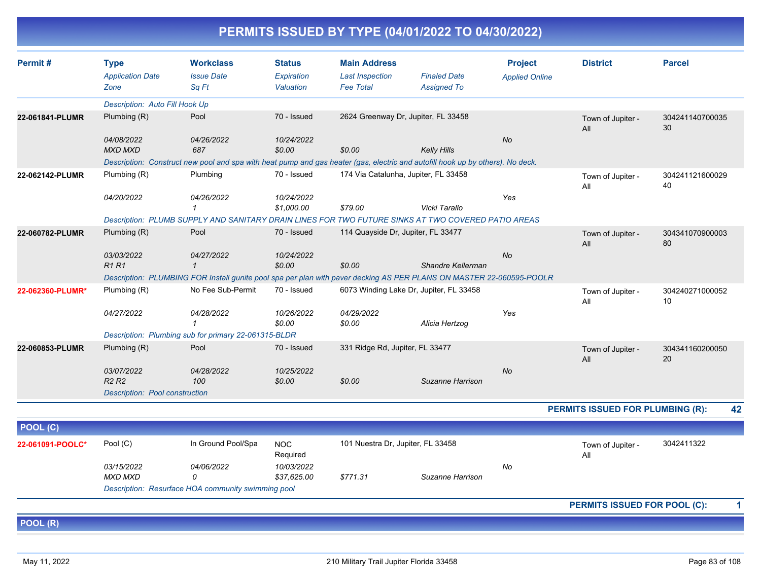# PERMITS ISSUED BY TYPE (04/01/2022 TO 04/30/2022)

| Permit # | Type<br>*Application Date*<br>*Zone* | Workclass<br>*Issue Date*<br>*Sq Ft* | Status<br>*Expiration*<br>*Valuation* | Main Address<br>*Last Inspection*<br>*Fee Total* | *Finaled Date*<br>*Assigned To* | Project<br>*Applied Online* | District | Parcel |
|---|---|---|---|---|---|---|---|---|
| | *Description: Auto Fill Hook Up* | | | | | | | |
| **22-061841-PLUMR** | Plumbing (R)<br>*04/08/2022*<br>*MXD MXD* | Pool<br>*04/26/2022*<br>*687* | 70 - Issued<br>*10/24/2022*<br>*$0.00* | 2624 Greenway Dr, Jupiter, FL 33458<br><br>*$0.00* | <br><br>*Kelly Hills* | <br>*No* | Town of Jupiter - All | 30424114070003530 |
| | *Description: Construct new pool and spa with heat pump and gas heater (gas, electric and autofill hook up by others). No deck.* | | | | | | | |
| **22-062142-PLUMR** | Plumbing (R)<br>*04/20/2022* | Plumbing<br>*04/26/2022*<br>*1* | 70 - Issued<br>*10/24/2022*<br>*$1,000.00* | 174 Via Catalunha, Jupiter, FL 33458<br><br>*$79.00* | <br><br>*Vicki Tarallo* | <br>*Yes* | Town of Jupiter - All | 30424112160002940 |
| | *Description: PLUMB SUPPLY AND SANITARY DRAIN LINES FOR TWO FUTURE SINKS AT TWO COVERED PATIO AREAS* | | | | | | | |
| **22-060782-PLUMR** | Plumbing (R)<br>*03/03/2022*<br>*R1 R1* | Pool<br>*04/27/2022*<br>*1* | 70 - Issued<br>*10/24/2022*<br>*$0.00* | 114 Quayside Dr, Jupiter, FL 33477<br><br>*$0.00* | <br><br>*Shandre Kellerman* | <br>*No* | Town of Jupiter - All | 30434107090000380 |
| | *Description: PLUMBING FOR Install gunite pool spa per plan with paver decking AS PER PLANS ON MASTER 22-060595-POOLR* | | | | | | | |
| **22-062360-PLUMR*** | Plumbing (R)<br>*04/27/2022* | No Fee Sub-Permit<br>*04/28/2022*<br>*1* | 70 - Issued<br>*10/26/2022*<br>*$0.00* | 6073 Winding Lake Dr, Jupiter, FL 33458<br>*04/29/2022*<br>*$0.00* | <br><br>*Alicia Hertzog* | <br>*Yes* | Town of Jupiter - All | 30424027100005210 |
| | *Description: Plumbing sub for primary 22-061315-BLDR* | | | | | | | |
| **22-060853-PLUMR** | Plumbing (R)<br>*03/07/2022*<br>*R2 R2* | Pool<br>*04/28/2022*<br>*100* | 70 - Issued<br>*10/25/2022*<br>*$0.00* | 331 Ridge Rd, Jupiter, FL 33477<br><br>*$0.00* | <br><br>*Suzanne Harrison* | <br>*No* | Town of Jupiter - All | 30434116020005020 |
| | *Description: Pool construction* | | | | | | | |

**PERMITS ISSUED FOR PLUMBING (R): 42**

## POOL (C)

| Permit # | Type<br>*Application Date*<br>*Zone* | Workclass<br>*Issue Date*<br>*Sq Ft* | Status<br>*Expiration*<br>*Valuation* | Main Address<br>*Last Inspection*<br>*Fee Total* | *Finaled Date*<br>*Assigned To* | Project<br>*Applied Online* | District | Parcel |
|---|---|---|---|---|---|---|---|---|
| **22-061091-POOLC*** | Pool (C)<br>*03/15/2022*<br>*MXD MXD* | In Ground Pool/Spa<br>*04/06/2022*<br>*0* | NOC Required<br>*10/03/2022*<br>*$37,625.00* | 101 Nuestra Dr, Jupiter, FL 33458<br><br>*$771.31* | <br><br>*Suzanne Harrison* | <br>*No* | Town of Jupiter - All | 3042411322 |
| | *Description: Resurface HOA community swimming pool* | | | | | | | |

**PERMITS ISSUED FOR POOL (C): 1**

## POOL (R)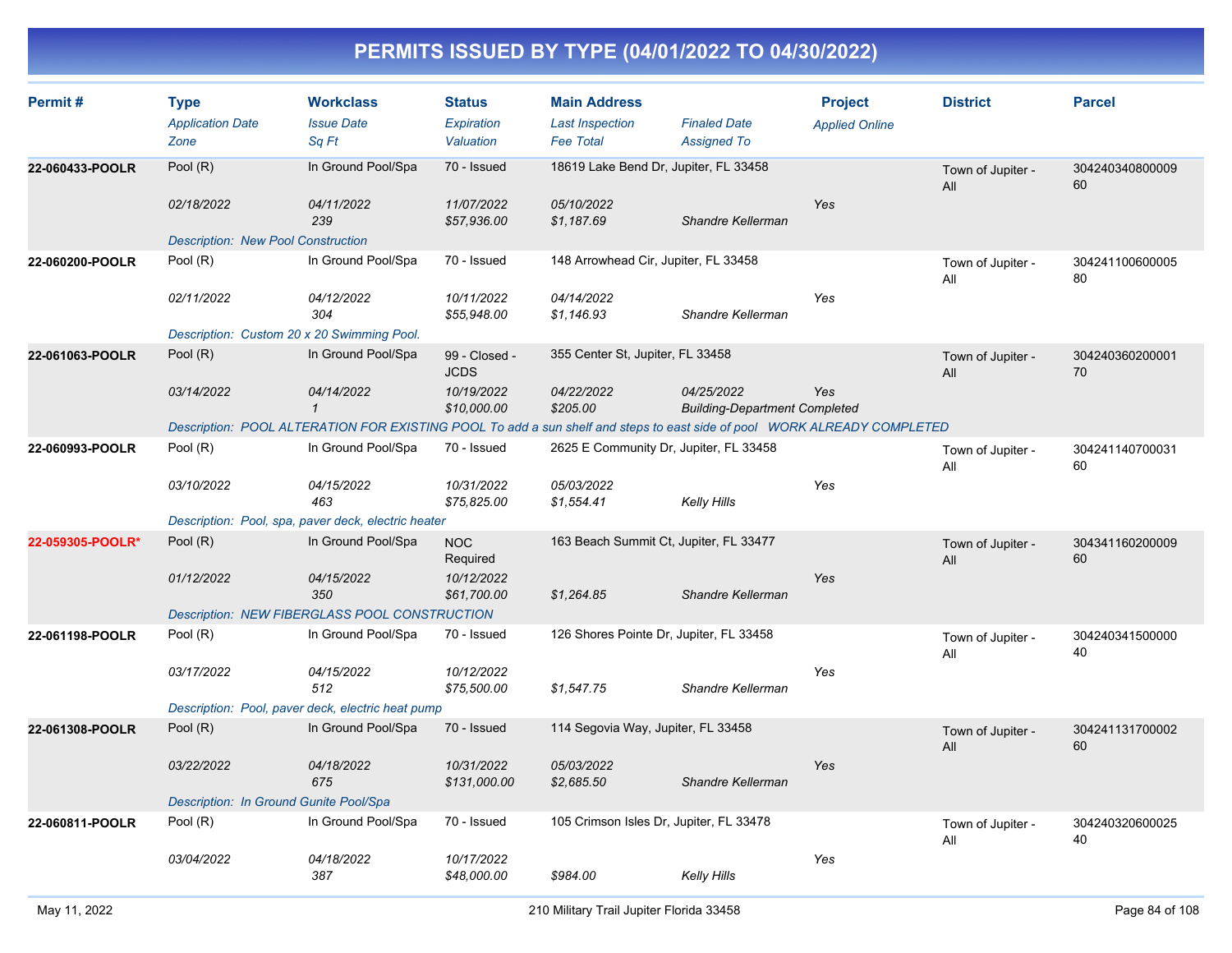# PERMITS ISSUED BY TYPE (04/01/2022 TO 04/30/2022)

| Permit # | Type | Workclass | Status | Main Address | | Project | District | Parcel |
|---|---|---|---|---|---|---|---|---|
| | *Application Date* | *Issue Date* | *Expiration* | *Last Inspection* | *Finaled Date* | *Applied Online* | | |
| | *Zone* | *Sq Ft* | *Valuation* | *Fee Total* | *Assigned To* | | | |
| **22-060433-POOLR** | Pool (R) | In Ground Pool/Spa | 70 - Issued | 18619 Lake Bend Dr, Jupiter, FL 33458 | | | Town of Jupiter - All | 30424034080000960 |
| | *02/18/2022* | *04/11/2022* | *11/07/2022* | *05/10/2022* | | *Yes* | | |
| | | *239* | *$57,936.00* | *$1,187.69* | *Shandre Kellerman* | | | |
| | *Description: New Pool Construction* | | | | | | | |
| **22-060200-POOLR** | Pool (R) | In Ground Pool/Spa | 70 - Issued | 148 Arrowhead Cir, Jupiter, FL 33458 | | | Town of Jupiter - All | 30424110060000580 |
| | *02/11/2022* | *04/12/2022* | *10/11/2022* | *04/14/2022* | | *Yes* | | |
| | | *304* | *$55,948.00* | *$1,146.93* | *Shandre Kellerman* | | | |
| | *Description: Custom 20 x 20 Swimming Pool.* | | | | | | | |
| **22-061063-POOLR** | Pool (R) | In Ground Pool/Spa | 99 - Closed - JCDS | 355 Center St, Jupiter, FL 33458 | | | Town of Jupiter - All | 30424036020000170 |
| | *03/14/2022* | *04/14/2022* | *10/19/2022* | *04/22/2022* | *04/25/2022* | *Yes* | | |
| | | *1* | *$10,000.00* | *$205.00* | *Building-Department Completed* | | | |
| | *Description: POOL ALTERATION FOR EXISTING POOL To add a sun shelf and steps to east side of pool WORK ALREADY COMPLETED* | | | | | | | |
| **22-060993-POOLR** | Pool (R) | In Ground Pool/Spa | 70 - Issued | 2625 E Community Dr, Jupiter, FL 33458 | | | Town of Jupiter - All | 30424114070003160 |
| | *03/10/2022* | *04/15/2022* | *10/31/2022* | *05/03/2022* | | *Yes* | | |
| | | *463* | *$75,825.00* | *$1,554.41* | *Kelly Hills* | | | |
| | *Description: Pool, spa, paver deck, electric heater* | | | | | | | |
| **22-059305-POOLR*** | Pool (R) | In Ground Pool/Spa | NOC Required | 163 Beach Summit Ct, Jupiter, FL 33477 | | | Town of Jupiter - All | 30434116020000960 |
| | *01/12/2022* | *04/15/2022* | *10/12/2022* | | | *Yes* | | |
| | | *350* | *$61,700.00* | *$1,264.85* | *Shandre Kellerman* | | | |
| | *Description: NEW FIBERGLASS POOL CONSTRUCTION* | | | | | | | |
| **22-061198-POOLR** | Pool (R) | In Ground Pool/Spa | 70 - Issued | 126 Shores Pointe Dr, Jupiter, FL 33458 | | | Town of Jupiter - All | 30424034150000040 |
| | *03/17/2022* | *04/15/2022* | *10/12/2022* | | | *Yes* | | |
| | | *512* | *$75,500.00* | *$1,547.75* | *Shandre Kellerman* | | | |
| | *Description: Pool, paver deck, electric heat pump* | | | | | | | |
| **22-061308-POOLR** | Pool (R) | In Ground Pool/Spa | 70 - Issued | 114 Segovia Way, Jupiter, FL 33458 | | | Town of Jupiter - All | 30424113170000260 |
| | *03/22/2022* | *04/18/2022* | *10/31/2022* | *05/03/2022* | | *Yes* | | |
| | | *675* | *$131,000.00* | *$2,685.50* | *Shandre Kellerman* | | | |
| | *Description: In Ground Gunite Pool/Spa* | | | | | | | |
| **22-060811-POOLR** | Pool (R) | In Ground Pool/Spa | 70 - Issued | 105 Crimson Isles Dr, Jupiter, FL 33478 | | | Town of Jupiter - All | 30424032060002540 |
| | *03/04/2022* | *04/18/2022* | *10/17/2022* | | | *Yes* | | |
| | | *387* | *$48,000.00* | *$984.00* | *Kelly Hills* | | | |

May 11, 2022 210 Military Trail Jupiter Florida 33458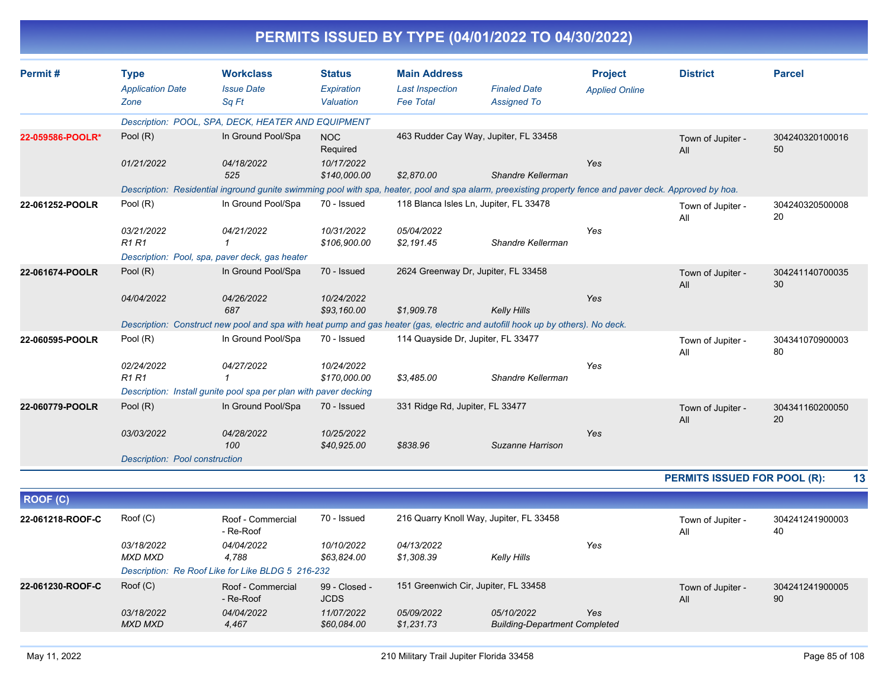# PERMITS ISSUED BY TYPE (04/01/2022 TO 04/30/2022)

| Permit # | Type / Application Date / Zone | Workclass / Issue Date / Sq Ft | Status / Expiration / Valuation | Main Address / Last Inspection / Fee Total | Finaled Date / Assigned To | Project / Applied Online | District | Parcel |
|---|---|---|---|---|---|---|---|---|
| | *Description: POOL, SPA, DECK, HEATER AND EQUIPMENT* | | | | | | | |
| **22-059586-POOLR*** | Pool (R) | In Ground Pool/Spa | NOC Required | 463 Rudder Cay Way, Jupiter, FL 33458 | | | Town of Jupiter - All | 30424032010001650 |
| | *01/21/2022* | *04/18/2022* | *10/17/2022* | | | *Yes* | | |
| | | *525* | *$140,000.00* | *$2,870.00* | *Shandre Kellerman* | | | |
| | *Description: Residential inground gunite swimming pool with spa, heater, pool and spa alarm, preexisting property fence and paver deck. Approved by hoa.* | | | | | | | |
| **22-061252-POOLR** | Pool (R) | In Ground Pool/Spa | 70 - Issued | 118 Blanca Isles Ln, Jupiter, FL 33478 | | | Town of Jupiter - All | 30424032050000820 |
| | *03/21/2022* | *04/21/2022* | *10/31/2022* | *05/04/2022* | | *Yes* | | |
| | *R1 R1* | *1* | *$106,900.00* | *$2,191.45* | *Shandre Kellerman* | | | |
| | *Description: Pool, spa, paver deck, gas heater* | | | | | | | |
| **22-061674-POOLR** | Pool (R) | In Ground Pool/Spa | 70 - Issued | 2624 Greenway Dr, Jupiter, FL 33458 | | | Town of Jupiter - All | 30424114070003530 |
| | *04/04/2022* | *04/26/2022* | *10/24/2022* | | | *Yes* | | |
| | | *687* | *$93,160.00* | *$1,909.78* | *Kelly Hills* | | | |
| | *Description: Construct new pool and spa with heat pump and gas heater (gas, electric and autofill hook up by others). No deck.* | | | | | | | |
| **22-060595-POOLR** | Pool (R) | In Ground Pool/Spa | 70 - Issued | 114 Quayside Dr, Jupiter, FL 33477 | | | Town of Jupiter - All | 30434107090000380 |
| | *02/24/2022* | *04/27/2022* | *10/24/2022* | | | *Yes* | | |
| | *R1 R1* | *1* | *$170,000.00* | *$3,485.00* | *Shandre Kellerman* | | | |
| | *Description: Install gunite pool spa per plan with paver decking* | | | | | | | |
| **22-060779-POOLR** | Pool (R) | In Ground Pool/Spa | 70 - Issued | 331 Ridge Rd, Jupiter, FL 33477 | | | Town of Jupiter - All | 30434116020005020 |
| | *03/03/2022* | *04/28/2022* | *10/25/2022* | | | *Yes* | | |
| | | *100* | *$40,925.00* | *$838.96* | *Suzanne Harrison* | | | |
| | *Description: Pool construction* | | | | | | | |

**PERMITS ISSUED FOR POOL (R): 13**

## ROOF (C)

| Permit # | Type / Application Date / Zone | Workclass / Issue Date / Sq Ft | Status / Expiration / Valuation | Main Address / Last Inspection / Fee Total | Finaled Date / Assigned To | Project / Applied Online | District | Parcel |
|---|---|---|---|---|---|---|---|---|
| **22-061218-ROOF-C** | Roof (C) | Roof - Commercial - Re-Roof | 70 - Issued | 216 Quarry Knoll Way, Jupiter, FL 33458 | | | Town of Jupiter - All | 30424124190000340 |
| | *03/18/2022* | *04/04/2022* | *10/10/2022* | *04/13/2022* | | *Yes* | | |
| | *MXD MXD* | *4,788* | *$63,824.00* | *$1,308.39* | *Kelly Hills* | | | |
| | *Description: Re Roof Like for Like BLDG 5 216-232* | | | | | | | |
| **22-061230-ROOF-C** | Roof (C) | Roof - Commercial - Re-Roof | 99 - Closed - JCDS | 151 Greenwich Cir, Jupiter, FL 33458 | | | Town of Jupiter - All | 30424124190000590 |
| | *03/18/2022* | *04/04/2022* | *11/07/2022* | *05/09/2022* | *05/10/2022* | *Yes* | | |
| | *MXD MXD* | *4,467* | *$60,084.00* | *$1,231.73* | *Building-Department Completed* | | | |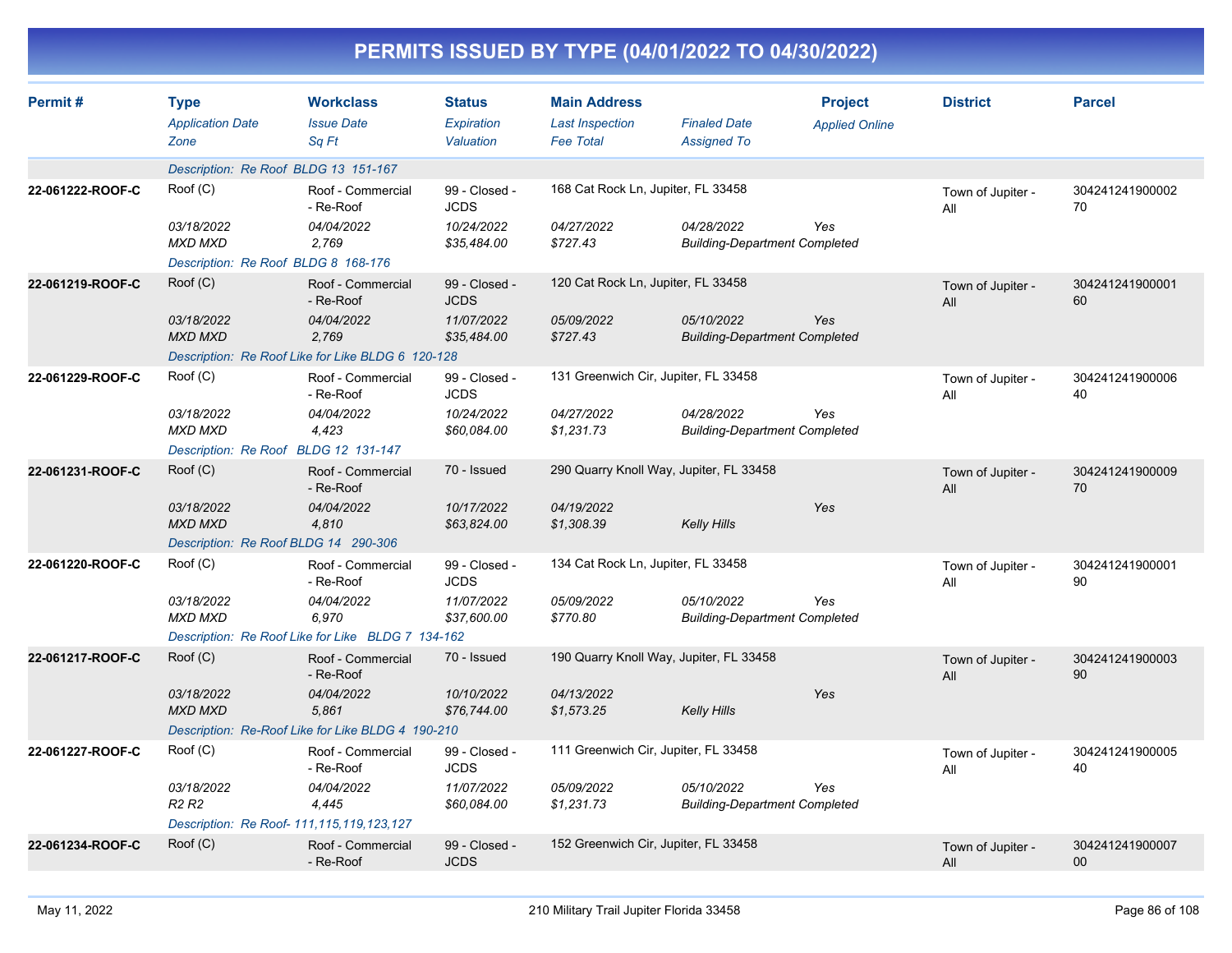# PERMITS ISSUED BY TYPE (04/01/2022 TO 04/30/2022)

| Permit # | Type / Application Date / Zone | Workclass / Issue Date / Sq Ft | Status / Expiration / Valuation | Main Address / Last Inspection / Fee Total | Finaled Date / Assigned To | Project / Applied Online | District | Parcel |
|---|---|---|---|---|---|---|---|---|
| | Description: Re Roof BLDG 13 151-167 | | | | | | | |
| 22-061222-ROOF-C | Roof (C) | Roof - Commercial - Re-Roof | 99 - Closed - JCDS | 168 Cat Rock Ln, Jupiter, FL 33458 | | | Town of Jupiter - All | 30424124190000270 |
| | 03/18/2022 | 04/04/2022 | 10/24/2022 | 04/27/2022 | 04/28/2022 | Yes | | |
| | MXD MXD | 2,769 | $35,484.00 | $727.43 | Building-Department Completed | | | |
| | Description: Re Roof BLDG 8 168-176 | | | | | | | |
| 22-061219-ROOF-C | Roof (C) | Roof - Commercial - Re-Roof | 99 - Closed - JCDS | 120 Cat Rock Ln, Jupiter, FL 33458 | | | Town of Jupiter - All | 30424124190000160 |
| | 03/18/2022 | 04/04/2022 | 11/07/2022 | 05/09/2022 | 05/10/2022 | Yes | | |
| | MXD MXD | 2,769 | $35,484.00 | $727.43 | Building-Department Completed | | | |
| | Description: Re Roof Like for Like BLDG 6 120-128 | | | | | | | |
| 22-061229-ROOF-C | Roof (C) | Roof - Commercial - Re-Roof | 99 - Closed - JCDS | 131 Greenwich Cir, Jupiter, FL 33458 | | | Town of Jupiter - All | 30424124190000640 |
| | 03/18/2022 | 04/04/2022 | 10/24/2022 | 04/27/2022 | 04/28/2022 | Yes | | |
| | MXD MXD | 4,423 | $60,084.00 | $1,231.73 | Building-Department Completed | | | |
| | Description: Re Roof BLDG 12 131-147 | | | | | | | |
| 22-061231-ROOF-C | Roof (C) | Roof - Commercial - Re-Roof | 70 - Issued | 290 Quarry Knoll Way, Jupiter, FL 33458 | | | Town of Jupiter - All | 30424124190000970 |
| | 03/18/2022 | 04/04/2022 | 10/17/2022 | 04/19/2022 | | Yes | | |
| | MXD MXD | 4,810 | $63,824.00 | $1,308.39 | Kelly Hills | | | |
| | Description: Re Roof BLDG 14 290-306 | | | | | | | |
| 22-061220-ROOF-C | Roof (C) | Roof - Commercial - Re-Roof | 99 - Closed - JCDS | 134 Cat Rock Ln, Jupiter, FL 33458 | | | Town of Jupiter - All | 30424124190000190 |
| | 03/18/2022 | 04/04/2022 | 11/07/2022 | 05/09/2022 | 05/10/2022 | Yes | | |
| | MXD MXD | 6,970 | $37,600.00 | $770.80 | Building-Department Completed | | | |
| | Description: Re Roof Like for Like BLDG 7 134-162 | | | | | | | |
| 22-061217-ROOF-C | Roof (C) | Roof - Commercial - Re-Roof | 70 - Issued | 190 Quarry Knoll Way, Jupiter, FL 33458 | | | Town of Jupiter - All | 30424124190000390 |
| | 03/18/2022 | 04/04/2022 | 10/10/2022 | 04/13/2022 | | Yes | | |
| | MXD MXD | 5,861 | $76,744.00 | $1,573.25 | Kelly Hills | | | |
| | Description: Re-Roof Like for Like BLDG 4 190-210 | | | | | | | |
| 22-061227-ROOF-C | Roof (C) | Roof - Commercial - Re-Roof | 99 - Closed - JCDS | 111 Greenwich Cir, Jupiter, FL 33458 | | | Town of Jupiter - All | 30424124190000540 |
| | 03/18/2022 | 04/04/2022 | 11/07/2022 | 05/09/2022 | 05/10/2022 | Yes | | |
| | R2 R2 | 4,445 | $60,084.00 | $1,231.73 | Building-Department Completed | | | |
| | Description: Re Roof- 111,115,119,123,127 | | | | | | | |
| 22-061234-ROOF-C | Roof (C) | Roof - Commercial - Re-Roof | 99 - Closed - JCDS | 152 Greenwich Cir, Jupiter, FL 33458 | | | Town of Jupiter - All | 30424124190000700 |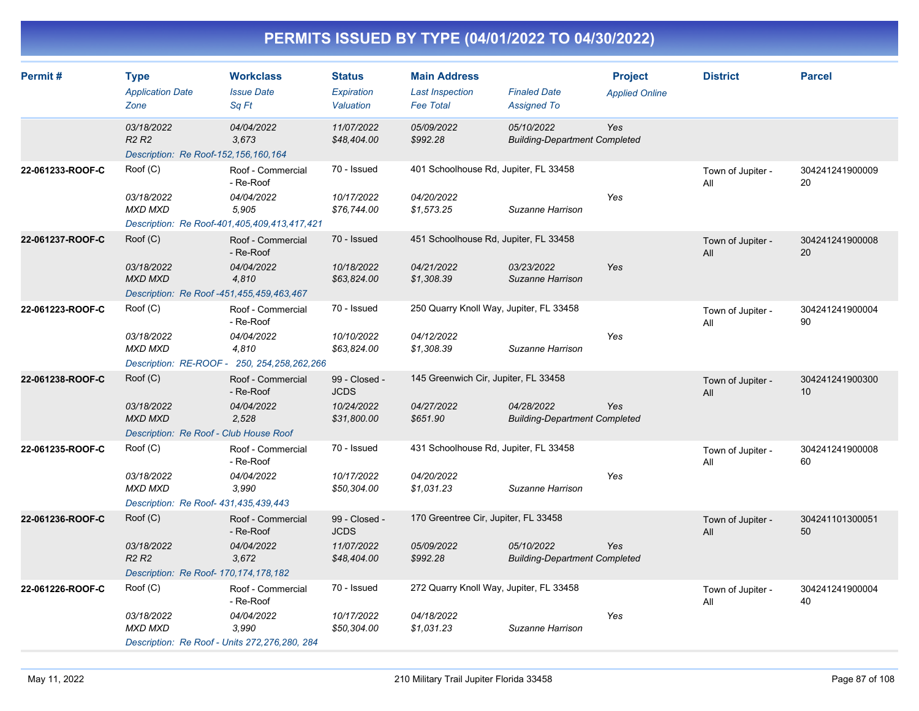# PERMITS ISSUED BY TYPE (04/01/2022 TO 04/30/2022)

| Permit # | Type<br>*Application Date*<br>*Zone* | Workclass<br>*Issue Date*<br>*Sq Ft* | Status<br>*Expiration*<br>*Valuation* | Main Address<br>*Last Inspection*<br>*Fee Total* | *Finaled Date*<br>*Assigned To* | Project<br>*Applied Online* | District | Parcel |
|---|---|---|---|---|---|---|---|---|
| | *03/18/2022*<br>*R2 R2* | *04/04/2022*<br>*3,673* | *11/07/2022*<br>*$48,404.00* | *05/09/2022*<br>*$992.28* | *05/10/2022*<br>*Building-Department Completed* | *Yes* | | |
| | *Description: Re Roof-152,156,160,164* | | | | | | | |
| **22-061233-ROOF-C** | Roof (C)<br>*03/18/2022*<br>*MXD MXD* | Roof - Commercial - Re-Roof<br>*04/04/2022*<br>*5,905* | 70 - Issued<br>*10/17/2022*<br>*$76,744.00* | 401 Schoolhouse Rd, Jupiter, FL 33458<br>*04/20/2022*<br>*$1,573.25* | <br><br>*Suzanne Harrison* | *Yes* | Town of Jupiter - All | 30424124190000920 |
| | *Description: Re Roof-401,405,409,413,417,421* | | | | | | | |
| **22-061237-ROOF-C** | Roof (C)<br>*03/18/2022*<br>*MXD MXD* | Roof - Commercial - Re-Roof<br>*04/04/2022*<br>*4,810* | 70 - Issued<br>*10/18/2022*<br>*$63,824.00* | 451 Schoolhouse Rd, Jupiter, FL 33458<br>*04/21/2022*<br>*$1,308.39* | <br>*03/23/2022*<br>*Suzanne Harrison* | *Yes* | Town of Jupiter - All | 30424124190000820 |
| | *Description: Re Roof -451,455,459,463,467* | | | | | | | |
| **22-061223-ROOF-C** | Roof (C)<br>*03/18/2022*<br>*MXD MXD* | Roof - Commercial - Re-Roof<br>*04/04/2022*<br>*4,810* | 70 - Issued<br>*10/10/2022*<br>*$63,824.00* | 250 Quarry Knoll Way, Jupiter, FL 33458<br>*04/12/2022*<br>*$1,308.39* | <br><br>*Suzanne Harrison* | *Yes* | Town of Jupiter - All | 30424124190000490 |
| | *Description: RE-ROOF - 250, 254,258,262,266* | | | | | | | |
| **22-061238-ROOF-C** | Roof (C)<br>*03/18/2022*<br>*MXD MXD* | Roof - Commercial - Re-Roof<br>*04/04/2022*<br>*2,528* | 99 - Closed - JCDS<br>*10/24/2022*<br>*$31,800.00* | 145 Greenwich Cir, Jupiter, FL 33458<br>*04/27/2022*<br>*$651.90* | <br>*04/28/2022*<br>*Building-Department Completed* | *Yes* | Town of Jupiter - All | 30424124190030010 |
| | *Description: Re Roof - Club House Roof* | | | | | | | |
| **22-061235-ROOF-C** | Roof (C)<br>*03/18/2022*<br>*MXD MXD* | Roof - Commercial - Re-Roof<br>*04/04/2022*<br>*3,990* | 70 - Issued<br>*10/17/2022*<br>*$50,304.00* | 431 Schoolhouse Rd, Jupiter, FL 33458<br>*04/20/2022*<br>*$1,031.23* | <br><br>*Suzanne Harrison* | *Yes* | Town of Jupiter - All | 30424124190000860 |
| | *Description: Re Roof- 431,435,439,443* | | | | | | | |
| **22-061236-ROOF-C** | Roof (C)<br>*03/18/2022*<br>*R2 R2* | Roof - Commercial - Re-Roof<br>*04/04/2022*<br>*3,672* | 99 - Closed - JCDS<br>*11/07/2022*<br>*$48,404.00* | 170 Greentree Cir, Jupiter, FL 33458<br>*05/09/2022*<br>*$992.28* | <br>*05/10/2022*<br>*Building-Department Completed* | *Yes* | Town of Jupiter - All | 30424110130005150 |
| | *Description: Re Roof- 170,174,178,182* | | | | | | | |
| **22-061226-ROOF-C** | Roof (C)<br>*03/18/2022*<br>*MXD MXD* | Roof - Commercial - Re-Roof<br>*04/04/2022*<br>*3,990* | 70 - Issued<br>*10/17/2022*<br>*$50,304.00* | 272 Quarry Knoll Way, Jupiter, FL 33458<br>*04/18/2022*<br>*$1,031.23* | <br><br>*Suzanne Harrison* | *Yes* | Town of Jupiter - All | 30424124190000440 |
| | *Description: Re Roof - Units 272,276,280, 284* | | | | | | | |

May 11, 2022 — 210 Military Trail Jupiter Florida 33458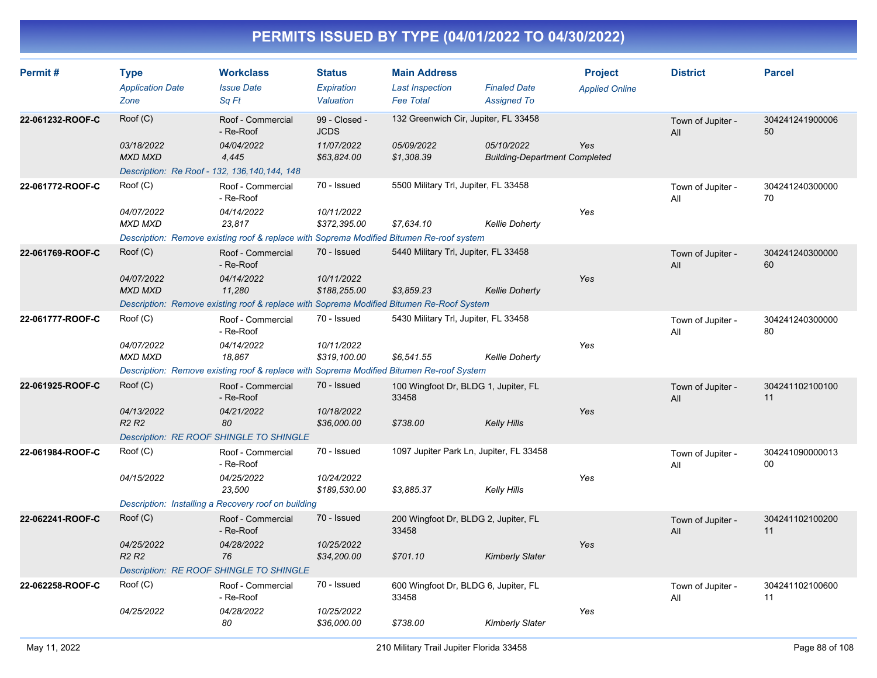# PERMITS ISSUED BY TYPE (04/01/2022 TO 04/30/2022)

| Permit # | Type / Application Date / Zone | Workclass / Issue Date / Sq Ft | Status / Expiration / Valuation | Main Address / Last Inspection / Fee Total | Finaled Date / Assigned To | Project / Applied Online | District | Parcel |
|---|---|---|---|---|---|---|---|---|
| 22-061232-ROOF-C | Roof (C) | Roof - Commercial - Re-Roof | 99 - Closed - JCDS | 132 Greenwich Cir, Jupiter, FL 33458 | | | Town of Jupiter - All | 30424124190000650 |
| | *03/18/2022* | *04/04/2022* | *11/07/2022* | *05/09/2022* | *05/10/2022* | *Yes* | | |
| | *MXD MXD* | *4,445* | *$63,824.00* | *$1,308.39* | *Building-Department Completed* | | | |
| | *Description: Re Roof - 132, 136,140,144, 148* | | | | | | | |
| 22-061772-ROOF-C | Roof (C) | Roof - Commercial - Re-Roof | 70 - Issued | 5500 Military Trl, Jupiter, FL 33458 | | | Town of Jupiter - All | 30424124030000070 |
| | *04/07/2022* | *04/14/2022* | *10/11/2022* | | | *Yes* | | |
| | *MXD MXD* | *23,817* | *$372,395.00* | *$7,634.10* | *Kellie Doherty* | | | |
| | *Description: Remove existing roof & replace with Soprema Modified Bitumen Re-roof system* | | | | | | | |
| 22-061769-ROOF-C | Roof (C) | Roof - Commercial - Re-Roof | 70 - Issued | 5440 Military Trl, Jupiter, FL 33458 | | | Town of Jupiter - All | 30424124030000060 |
| | *04/07/2022* | *04/14/2022* | *10/11/2022* | | | *Yes* | | |
| | *MXD MXD* | *11,280* | *$188,255.00* | *$3,859.23* | *Kellie Doherty* | | | |
| | *Description: Remove existing roof & replace with Soprema Modified Bitumen Re-Roof System* | | | | | | | |
| 22-061777-ROOF-C | Roof (C) | Roof - Commercial - Re-Roof | 70 - Issued | 5430 Military Trl, Jupiter, FL 33458 | | | Town of Jupiter - All | 30424124030000080 |
| | *04/07/2022* | *04/14/2022* | *10/11/2022* | | | *Yes* | | |
| | *MXD MXD* | *18,867* | *$319,100.00* | *$6,541.55* | *Kellie Doherty* | | | |
| | *Description: Remove existing roof & replace with Soprema Modified Bitumen Re-roof System* | | | | | | | |
| 22-061925-ROOF-C | Roof (C) | Roof - Commercial - Re-Roof | 70 - Issued | 100 Wingfoot Dr, BLDG 1, Jupiter, FL 33458 | | | Town of Jupiter - All | 30424110210010011 |
| | *04/13/2022* | *04/21/2022* | *10/18/2022* | | | *Yes* | | |
| | *R2 R2* | *80* | *$36,000.00* | *$738.00* | *Kelly Hills* | | | |
| | *Description: RE ROOF SHINGLE TO SHINGLE* | | | | | | | |
| 22-061984-ROOF-C | Roof (C) | Roof - Commercial - Re-Roof | 70 - Issued | 1097 Jupiter Park Ln, Jupiter, FL 33458 | | | Town of Jupiter - All | 30424109000001300 |
| | *04/15/2022* | *04/25/2022* | *10/24/2022* | | | *Yes* | | |
| | | *23,500* | *$189,530.00* | *$3,885.37* | *Kelly Hills* | | | |
| | *Description: Installing a Recovery roof on building* | | | | | | | |
| 22-062241-ROOF-C | Roof (C) | Roof - Commercial - Re-Roof | 70 - Issued | 200 Wingfoot Dr, BLDG 2, Jupiter, FL 33458 | | | Town of Jupiter - All | 30424110210020011 |
| | *04/25/2022* | *04/28/2022* | *10/25/2022* | | | *Yes* | | |
| | *R2 R2* | *76* | *$34,200.00* | *$701.10* | *Kimberly Slater* | | | |
| | *Description: RE ROOF SHINGLE TO SHINGLE* | | | | | | | |
| 22-062258-ROOF-C | Roof (C) | Roof - Commercial - Re-Roof | 70 - Issued | 600 Wingfoot Dr, BLDG 6, Jupiter, FL 33458 | | | Town of Jupiter - All | 30424110210060011 |
| | *04/25/2022* | *04/28/2022* | *10/25/2022* | | | *Yes* | | |
| | | *80* | *$36,000.00* | *$738.00* | *Kimberly Slater* | | | |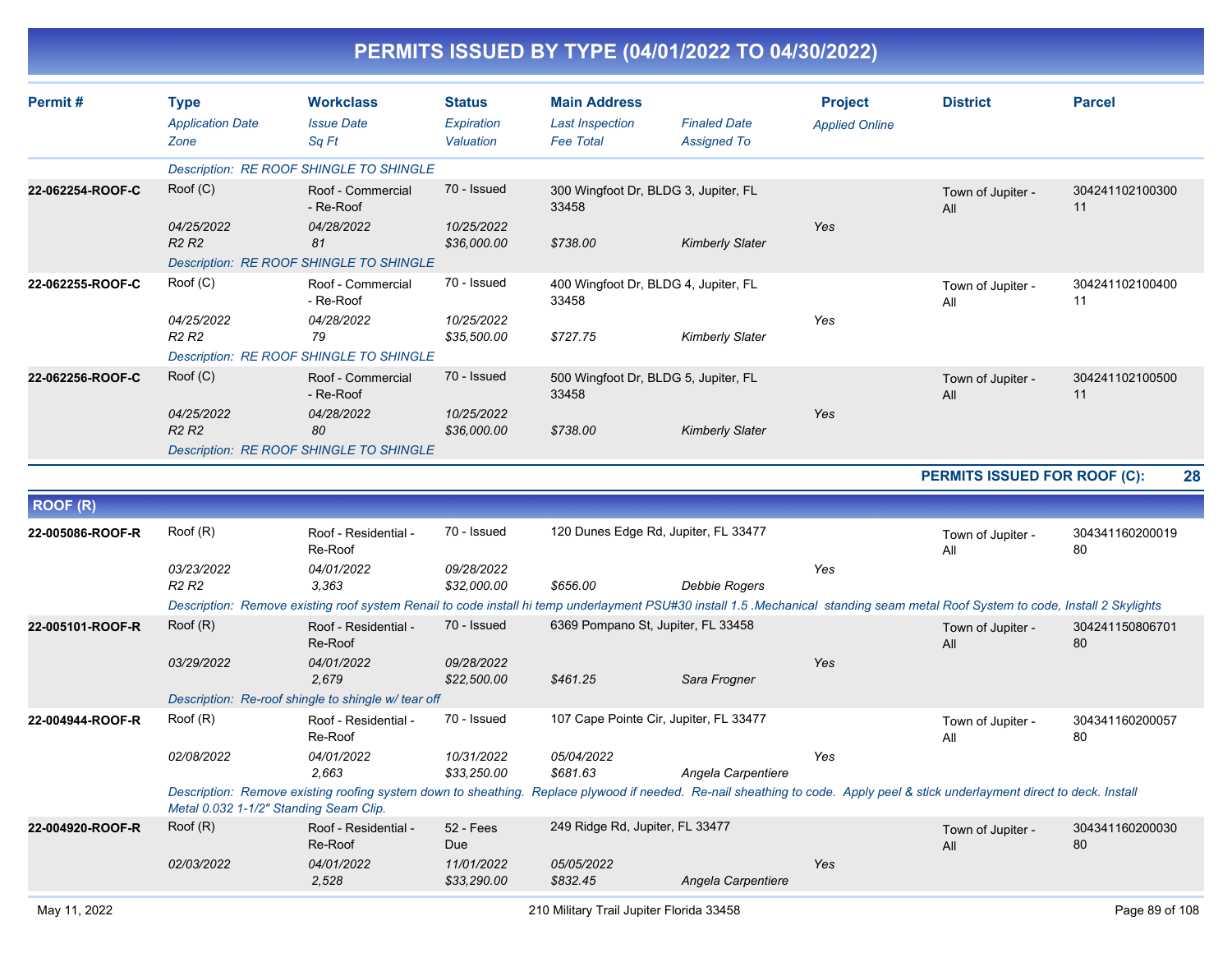# PERMITS ISSUED BY TYPE (04/01/2022 TO 04/30/2022)

| Permit # | Type / Application Date / Zone | Workclass / Issue Date / Sq Ft | Status / Expiration / Valuation | Main Address / Last Inspection / Fee Total | Finaled Date / Assigned To | Project / Applied Online | District | Parcel |
|---|---|---|---|---|---|---|---|---|
| | Description: RE ROOF SHINGLE TO SHINGLE | | | | | | | |
| 22-062254-ROOF-C | Roof (C) | Roof - Commercial - Re-Roof | 70 - Issued | 300 Wingfoot Dr, BLDG 3, Jupiter, FL 33458 | | | Town of Jupiter - All | 30424110210030011 |
| | 04/25/2022 | 04/28/2022 | 10/25/2022 | | | Yes | | |
| | R2 R2 | 81 | $36,000.00 | $738.00 | Kimberly Slater | | | |
| | Description: RE ROOF SHINGLE TO SHINGLE | | | | | | | |
| 22-062255-ROOF-C | Roof (C) | Roof - Commercial - Re-Roof | 70 - Issued | 400 Wingfoot Dr, BLDG 4, Jupiter, FL 33458 | | | Town of Jupiter - All | 30424110210040011 |
| | 04/25/2022 | 04/28/2022 | 10/25/2022 | | | Yes | | |
| | R2 R2 | 79 | $35,500.00 | $727.75 | Kimberly Slater | | | |
| | Description: RE ROOF SHINGLE TO SHINGLE | | | | | | | |
| 22-062256-ROOF-C | Roof (C) | Roof - Commercial - Re-Roof | 70 - Issued | 500 Wingfoot Dr, BLDG 5, Jupiter, FL 33458 | | | Town of Jupiter - All | 30424110210050011 |
| | 04/25/2022 | 04/28/2022 | 10/25/2022 | | | Yes | | |
| | R2 R2 | 80 | $36,000.00 | $738.00 | Kimberly Slater | | | |
| | Description: RE ROOF SHINGLE TO SHINGLE | | | | | | | |

**PERMITS ISSUED FOR ROOF (C): 28**

## ROOF (R)

| Permit # | Type / Application Date / Zone | Workclass / Issue Date / Sq Ft | Status / Expiration / Valuation | Main Address / Last Inspection / Fee Total | Finaled Date / Assigned To | Project / Applied Online | District | Parcel |
|---|---|---|---|---|---|---|---|---|
| 22-005086-ROOF-R | Roof (R) | Roof - Residential - Re-Roof | 70 - Issued | 120 Dunes Edge Rd, Jupiter, FL 33477 | | | Town of Jupiter - All | 30434116020001980 |
| | 03/23/2022 | 04/01/2022 | 09/28/2022 | | | Yes | | |
| | R2 R2 | 3,363 | $32,000.00 | $656.00 | Debbie Rogers | | | |
| | Description: Remove existing roof system Renail to code install hi temp underlayment PSU#30 install 1.5 .Mechanical standing seam metal Roof System to code, Install 2 Skylights | | | | | | | |
| 22-005101-ROOF-R | Roof (R) | Roof - Residential - Re-Roof | 70 - Issued | 6369 Pompano St, Jupiter, FL 33458 | | | Town of Jupiter - All | 30424115080670180 |
| | 03/29/2022 | 04/01/2022 | 09/28/2022 | | | Yes | | |
| | | 2,679 | $22,500.00 | $461.25 | Sara Frogner | | | |
| | Description: Re-roof shingle to shingle w/ tear off | | | | | | | |
| 22-004944-ROOF-R | Roof (R) | Roof - Residential - Re-Roof | 70 - Issued | 107 Cape Pointe Cir, Jupiter, FL 33477 | | | Town of Jupiter - All | 30434116020005780 |
| | 02/08/2022 | 04/01/2022 | 10/31/2022 | 05/04/2022 | | Yes | | |
| | | 2,663 | $33,250.00 | $681.63 | Angela Carpentiere | | | |
| | Description: Remove existing roofing system down to sheathing. Replace plywood if needed. Re-nail sheathing to code. Apply peel & stick underlayment direct to deck. Install Metal 0.032 1-1/2" Standing Seam Clip. | | | | | | | |
| 22-004920-ROOF-R | Roof (R) | Roof - Residential - Re-Roof | 52 - Fees Due | 249 Ridge Rd, Jupiter, FL 33477 | | | Town of Jupiter - All | 30434116020003080 |
| | 02/03/2022 | 04/01/2022 | 11/01/2022 | 05/05/2022 | | Yes | | |
| | | 2,528 | $33,290.00 | $832.45 | Angela Carpentiere | | | |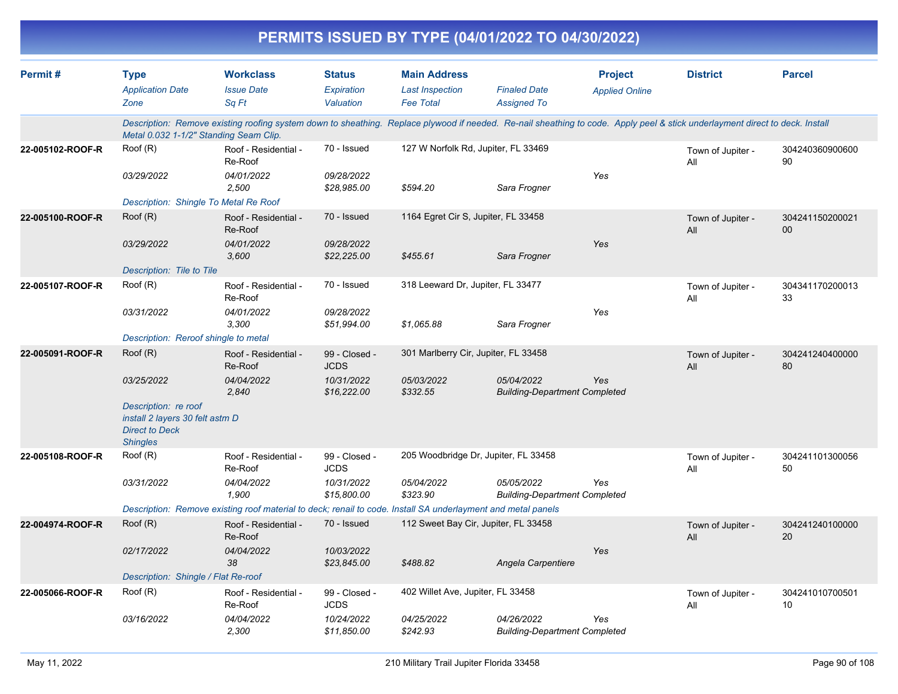# PERMITS ISSUED BY TYPE (04/01/2022 TO 04/30/2022)

| Permit # | Type<br>*Application Date*<br>*Zone* | Workclass<br>*Issue Date*<br>*Sq Ft* | Status<br>*Expiration*<br>*Valuation* | Main Address<br>*Last Inspection*<br>*Fee Total* | *Finaled Date*<br>*Assigned To* | Project<br>*Applied Online* | District | Parcel |
|---|---|---|---|---|---|---|---|---|
| | *Description: Remove existing roofing system down to sheathing. Replace plywood if needed. Re-nail sheathing to code. Apply peel & stick underlayment direct to deck. Install Metal 0.032 1-1/2" Standing Seam Clip.* | | | | | | | |
| **22-005102-ROOF-R** | Roof (R)<br>*03/29/2022* | Roof - Residential - Re-Roof<br>*04/01/2022*<br>*2,500* | 70 - Issued<br>*09/28/2022*<br>*$28,985.00* | 127 W Norfolk Rd, Jupiter, FL 33469<br><br>*$594.20* | <br>*Sara Frogner* | <br>*Yes* | Town of Jupiter - All | 30424036090060090 |
| | *Description: Shingle To Metal Re Roof* | | | | | | | |
| **22-005100-ROOF-R** | Roof (R)<br>*03/29/2022* | Roof - Residential - Re-Roof<br>*04/01/2022*<br>*3,600* | 70 - Issued<br>*09/28/2022*<br>*$22,225.00* | 1164 Egret Cir S, Jupiter, FL 33458<br><br>*$455.61* | <br>*Sara Frogner* | <br>*Yes* | Town of Jupiter - All | 30424115020002100 |
| | *Description: Tile to Tile* | | | | | | | |
| **22-005107-ROOF-R** | Roof (R)<br>*03/31/2022* | Roof - Residential - Re-Roof<br>*04/01/2022*<br>*3,300* | 70 - Issued<br>*09/28/2022*<br>*$51,994.00* | 318 Leeward Dr, Jupiter, FL 33477<br><br>*$1,065.88* | <br>*Sara Frogner* | <br>*Yes* | Town of Jupiter - All | 30434117020001333 |
| | *Description: Reroof shingle to metal* | | | | | | | |
| **22-005091-ROOF-R** | Roof (R)<br>*03/25/2022* | Roof - Residential - Re-Roof<br>*04/04/2022*<br>*2,840* | 99 - Closed - JCDS<br>*10/31/2022*<br>*$16,222.00* | 301 Marlberry Cir, Jupiter, FL 33458<br>*05/03/2022*<br>*$332.55* | *05/04/2022*<br>*Building-Department Completed* | <br>*Yes* | Town of Jupiter - All | 30424124040000080 |
| | *Description: re roof*<br>*install 2 layers 30 felt astm D*<br>*Direct to Deck*<br>*Shingles* | | | | | | | |
| **22-005108-ROOF-R** | Roof (R)<br>*03/31/2022* | Roof - Residential - Re-Roof<br>*04/04/2022*<br>*1,900* | 99 - Closed - JCDS<br>*10/31/2022*<br>*$15,800.00* | 205 Woodbridge Dr, Jupiter, FL 33458<br>*05/04/2022*<br>*$323.90* | *05/05/2022*<br>*Building-Department Completed* | <br>*Yes* | Town of Jupiter - All | 30424110130005650 |
| | *Description: Remove existing roof material to deck; renail to code. Install SA underlayment and metal panels* | | | | | | | |
| **22-004974-ROOF-R** | Roof (R)<br>*02/17/2022* | Roof - Residential - Re-Roof<br>*04/04/2022*<br>*38* | 70 - Issued<br>*10/03/2022*<br>*$23,845.00* | 112 Sweet Bay Cir, Jupiter, FL 33458<br><br>*$488.82* | <br>*Angela Carpentiere* | <br>*Yes* | Town of Jupiter - All | 30424124010000020 |
| | *Description: Shingle / Flat Re-roof* | | | | | | | |
| **22-005066-ROOF-R** | Roof (R)<br>*03/16/2022* | Roof - Residential - Re-Roof<br>*04/04/2022*<br>*2,300* | 99 - Closed - JCDS<br>*10/24/2022*<br>*$11,850.00* | 402 Willet Ave, Jupiter, FL 33458<br>*04/25/2022*<br>*$242.93* | *04/26/2022*<br>*Building-Department Completed* | <br>*Yes* | Town of Jupiter - All | 30424101070050110 |

May 11, 2022 — 210 Military Trail Jupiter Florida 33458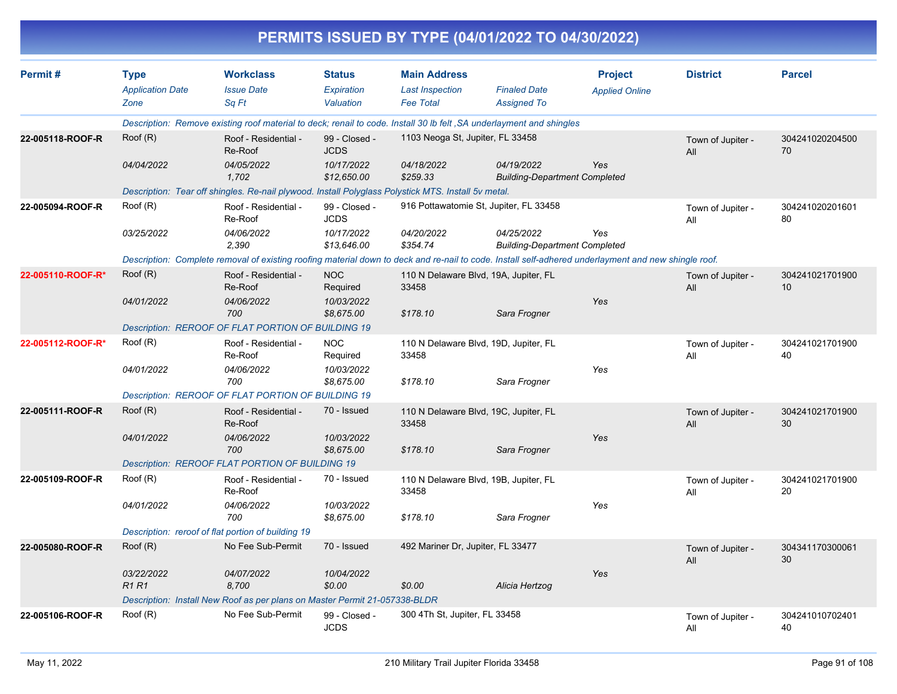# PERMITS ISSUED BY TYPE (04/01/2022 TO 04/30/2022)

| Permit # | Type / Application Date / Zone | Workclass / Issue Date / Sq Ft | Status / Expiration / Valuation | Main Address / Last Inspection / Fee Total | Finaled Date / Assigned To | Project / Applied Online | District | Parcel |
|---|---|---|---|---|---|---|---|---|
| | Description: Remove existing roof material to deck; renail to code. Install 30 lb felt ,SA underlayment and shingles | | | | | | | |
| 22-005118-ROOF-R | Roof (R) | Roof - Residential - Re-Roof | 99 - Closed - JCDS | 1103 Neoga St, Jupiter, FL 33458 | | | Town of Jupiter - All | 30424102020450070 |
| | 04/04/2022 | 04/05/2022 | 10/17/2022 | 04/18/2022 | 04/19/2022 | Yes | | |
| | | 1,702 | $12,650.00 | $259.33 | Building-Department Completed | | | |
| | Description: Tear off shingles. Re-nail plywood. Install Polyglass Polystick MTS. Install 5v metal. | | | | | | | |
| 22-005094-ROOF-R | Roof (R) | Roof - Residential - Re-Roof | 99 - Closed - JCDS | 916 Pottawatomie St, Jupiter, FL 33458 | | | Town of Jupiter - All | 30424102020160180 |
| | 03/25/2022 | 04/06/2022 | 10/17/2022 | 04/20/2022 | 04/25/2022 | Yes | | |
| | | 2,390 | $13,646.00 | $354.74 | Building-Department Completed | | | |
| | Description: Complete removal of existing roofing material down to deck and re-nail to code. Install self-adhered underlayment and new shingle roof. | | | | | | | |
| 22-005110-ROOF-R* | Roof (R) | Roof - Residential - Re-Roof | NOC Required | 110 N Delaware Blvd, 19A, Jupiter, FL 33458 | | | Town of Jupiter - All | 30424102170190010 |
| | 04/01/2022 | 04/06/2022 | 10/03/2022 | | | Yes | | |
| | | 700 | $8,675.00 | $178.10 | Sara Frogner | | | |
| | Description: REROOF OF FLAT PORTION OF BUILDING 19 | | | | | | | |
| 22-005112-ROOF-R* | Roof (R) | Roof - Residential - Re-Roof | NOC Required | 110 N Delaware Blvd, 19D, Jupiter, FL 33458 | | | Town of Jupiter - All | 30424102170190040 |
| | 04/01/2022 | 04/06/2022 | 10/03/2022 | | | Yes | | |
| | | 700 | $8,675.00 | $178.10 | Sara Frogner | | | |
| | Description: REROOF OF FLAT PORTION OF BUILDING 19 | | | | | | | |
| 22-005111-ROOF-R | Roof (R) | Roof - Residential - Re-Roof | 70 - Issued | 110 N Delaware Blvd, 19C, Jupiter, FL 33458 | | | Town of Jupiter - All | 30424102170190030 |
| | 04/01/2022 | 04/06/2022 | 10/03/2022 | | | Yes | | |
| | | 700 | $8,675.00 | $178.10 | Sara Frogner | | | |
| | Description: REROOF FLAT PORTION OF BUILDING 19 | | | | | | | |
| 22-005109-ROOF-R | Roof (R) | Roof - Residential - Re-Roof | 70 - Issued | 110 N Delaware Blvd, 19B, Jupiter, FL 33458 | | | Town of Jupiter - All | 30424102170190020 |
| | 04/01/2022 | 04/06/2022 | 10/03/2022 | | | Yes | | |
| | | 700 | $8,675.00 | $178.10 | Sara Frogner | | | |
| | Description: reroof of flat portion of building 19 | | | | | | | |
| 22-005080-ROOF-R | Roof (R) | No Fee Sub-Permit | 70 - Issued | 492 Mariner Dr, Jupiter, FL 33477 | | | Town of Jupiter - All | 30434117030006130 |
| | 03/22/2022 | 04/07/2022 | 10/04/2022 | | | Yes | | |
| | R1 R1 | 8,700 | $0.00 | $0.00 | Alicia Hertzog | | | |
| | Description: Install New Roof as per plans on Master Permit 21-057338-BLDR | | | | | | | |
| 22-005106-ROOF-R | Roof (R) | No Fee Sub-Permit | 99 - Closed - JCDS | 300 4Th St, Jupiter, FL 33458 | | | Town of Jupiter - All | 30424101070240140 |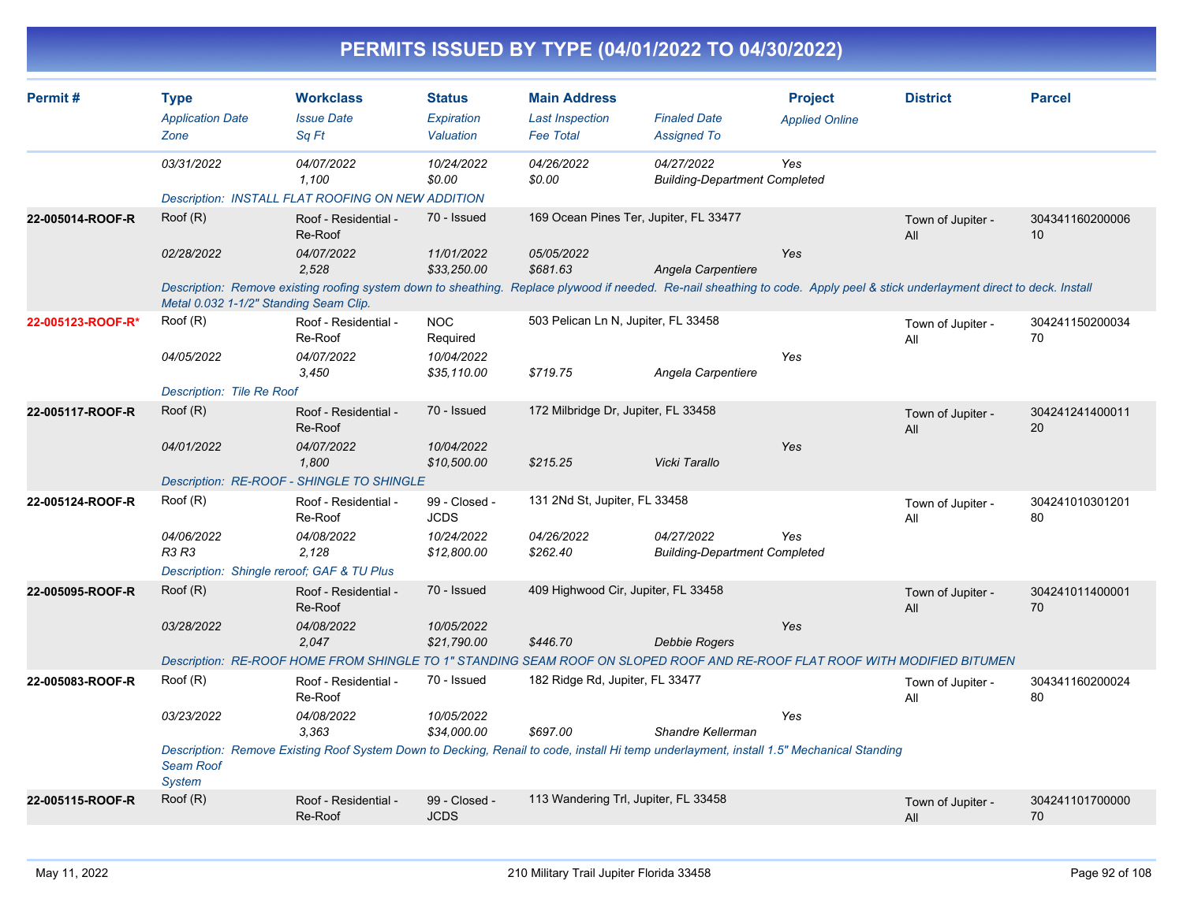# PERMITS ISSUED BY TYPE (04/01/2022 TO 04/30/2022)

| Permit # | Type<br>*Application Date*<br>*Zone* | Workclass<br>*Issue Date*<br>*Sq Ft* | Status<br>*Expiration*<br>*Valuation* | Main Address<br>*Last Inspection*<br>*Fee Total* | *Finaled Date*<br>*Assigned To* | Project<br>*Applied Online* | District | Parcel |
|---|---|---|---|---|---|---|---|---|
| | *03/31/2022* | *04/07/2022*<br>*1,100* | *10/24/2022*<br>*$0.00* | *04/26/2022*<br>*$0.00* | *04/27/2022*<br>*Building-Department Completed* | *Yes* | | |
| | *Description: INSTALL FLAT ROOFING ON NEW ADDITION* | | | | | | | |
| **22-005014-ROOF-R** | Roof (R)<br>*02/28/2022* | Roof - Residential - Re-Roof<br>*04/07/2022*<br>*2,528* | 70 - Issued<br>*11/01/2022*<br>*$33,250.00* | 169 Ocean Pines Ter, Jupiter, FL 33477<br>*05/05/2022*<br>*$681.63* | *Angela Carpentiere* | *Yes* | Town of Jupiter - All | 30434116020000610 |
| | *Description: Remove existing roofing system down to sheathing. Replace plywood if needed. Re-nail sheathing to code. Apply peel & stick underlayment direct to deck. Install Metal 0.032 1-1/2" Standing Seam Clip.* | | | | | | | |
| **22-005123-ROOF-R*** | Roof (R)<br>*04/05/2022* | Roof - Residential - Re-Roof<br>*04/07/2022*<br>*3,450* | NOC Required<br>*10/04/2022*<br>*$35,110.00* | 503 Pelican Ln N, Jupiter, FL 33458<br>*$719.75* | *Angela Carpentiere* | *Yes* | Town of Jupiter - All | 30424115020003470 |
| | *Description: Tile Re Roof* | | | | | | | |
| **22-005117-ROOF-R** | Roof (R)<br>*04/01/2022* | Roof - Residential - Re-Roof<br>*04/07/2022*<br>*1,800* | 70 - Issued<br>*10/04/2022*<br>*$10,500.00* | 172 Milbridge Dr, Jupiter, FL 33458<br>*$215.25* | *Vicki Tarallo* | *Yes* | Town of Jupiter - All | 30424124140001120 |
| | *Description: RE-ROOF - SHINGLE TO SHINGLE* | | | | | | | |
| **22-005124-ROOF-R** | Roof (R)<br>*04/06/2022*<br>*R3 R3* | Roof - Residential - Re-Roof<br>*04/08/2022*<br>*2,128* | 99 - Closed - JCDS<br>*10/24/2022*<br>*$12,800.00* | 131 2Nd St, Jupiter, FL 33458<br>*04/26/2022*<br>*$262.40* | *04/27/2022*<br>*Building-Department Completed* | *Yes* | Town of Jupiter - All | 30424101030120180 |
| | *Description: Shingle reroof; GAF & TU Plus* | | | | | | | |
| **22-005095-ROOF-R** | Roof (R)<br>*03/28/2022* | Roof - Residential - Re-Roof<br>*04/08/2022*<br>*2,047* | 70 - Issued<br>*10/05/2022*<br>*$21,790.00* | 409 Highwood Cir, Jupiter, FL 33458<br>*$446.70* | *Debbie Rogers* | *Yes* | Town of Jupiter - All | 30424101140000170 |
| | *Description: RE-ROOF HOME FROM SHINGLE TO 1" STANDING SEAM ROOF ON SLOPED ROOF AND RE-ROOF FLAT ROOF WITH MODIFIED BITUMEN* | | | | | | | |
| **22-005083-ROOF-R** | Roof (R)<br>*03/23/2022* | Roof - Residential - Re-Roof<br>*04/08/2022*<br>*3,363* | 70 - Issued<br>*10/05/2022*<br>*$34,000.00* | 182 Ridge Rd, Jupiter, FL 33477<br>*$697.00* | *Shandre Kellerman* | *Yes* | Town of Jupiter - All | 30434116020002480 |
| | *Description: Remove Existing Roof System Down to Decking, Renail to code, install Hi temp underlayment, install 1.5" Mechanical Standing Seam Roof System* | | | | | | | |
| **22-005115-ROOF-R** | Roof (R) | Roof - Residential - Re-Roof | 99 - Closed - JCDS | 113 Wandering Trl, Jupiter, FL 33458 | | | Town of Jupiter - All | 30424110170000070 |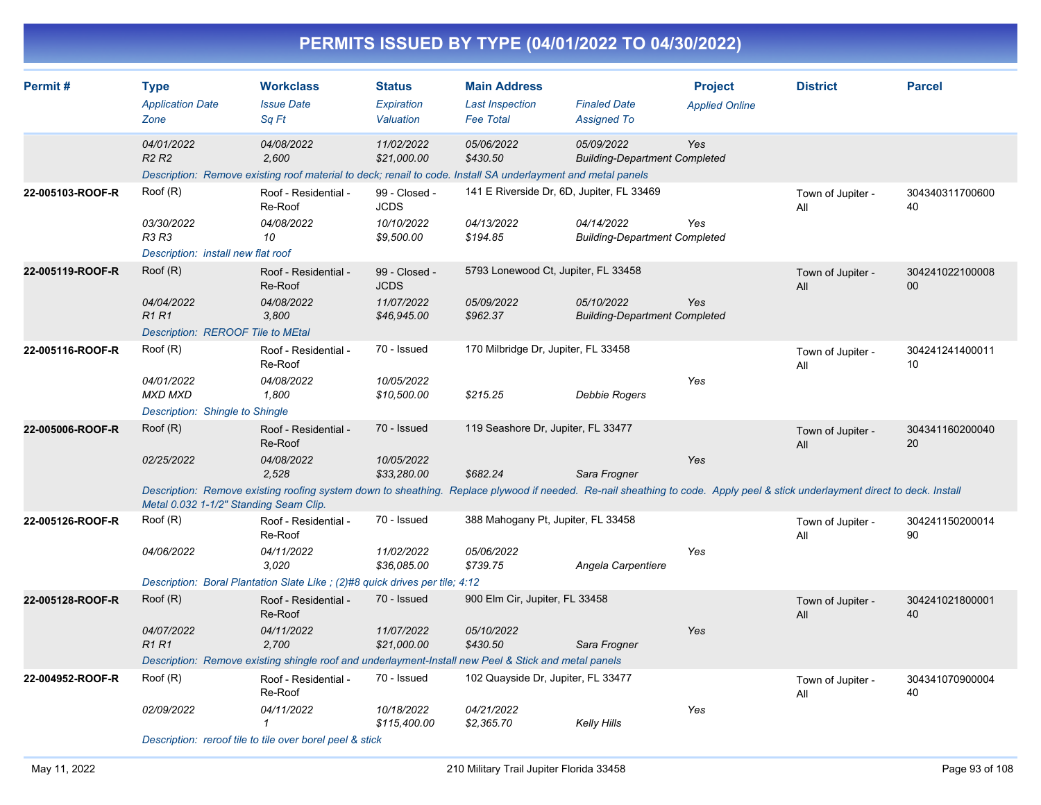# PERMITS ISSUED BY TYPE (04/01/2022 TO 04/30/2022)

| Permit # | Type<br>Application Date<br>Zone | Workclass<br>Issue Date<br>Sq Ft | Status<br>Expiration<br>Valuation | Main Address<br>Last Inspection<br>Fee Total | Finaled Date<br>Assigned To | Project<br>Applied Online | District | Parcel |
|---|---|---|---|---|---|---|---|---|
| | 04/01/2022<br>R2 R2 | 04/08/2022<br>2,600 | 11/02/2022<br>$21,000.00 | 05/06/2022<br>$430.50 | 05/09/2022<br>Building-Department Completed | Yes | | |
| | Description: Remove existing roof material to deck; renail to code. Install SA underlayment and metal panels | | | | | | | |
| 22-005103-ROOF-R | Roof (R)<br>03/30/2022<br>R3 R3 | Roof - Residential - Re-Roof<br>04/08/2022<br>10 | 99 - Closed - JCDS<br>10/10/2022<br>$9,500.00 | 141 E Riverside Dr, 6D, Jupiter, FL 33469<br>04/13/2022<br>$194.85 | 04/14/2022<br>Building-Department Completed | Yes | Town of Jupiter - All | 30434031170060040 |
| | Description: install new flat roof | | | | | | | |
| 22-005119-ROOF-R | Roof (R)<br>04/04/2022<br>R1 R1 | Roof - Residential - Re-Roof<br>04/08/2022<br>3,800 | 99 - Closed - JCDS<br>11/07/2022<br>$46,945.00 | 5793 Lonewood Ct, Jupiter, FL 33458<br>05/09/2022<br>$962.37 | 05/10/2022<br>Building-Department Completed | Yes | Town of Jupiter - All | 30424102210000800 |
| | Description: REROOF Tile to MEtal | | | | | | | |
| 22-005116-ROOF-R | Roof (R)<br>04/01/2022<br>MXD MXD | Roof - Residential - Re-Roof<br>04/08/2022<br>1,800 | 70 - Issued<br>10/05/2022<br>$10,500.00 | 170 Milbridge Dr, Jupiter, FL 33458<br><br>$215.25 | <br>Debbie Rogers | Yes | Town of Jupiter - All | 30424124140001110 |
| | Description: Shingle to Shingle | | | | | | | |
| 22-005006-ROOF-R | Roof (R)<br>02/25/2022 | Roof - Residential - Re-Roof<br>04/08/2022<br>2,528 | 70 - Issued<br>10/05/2022<br>$33,280.00 | 119 Seashore Dr, Jupiter, FL 33477<br><br>$682.24 | <br>Sara Frogner | Yes | Town of Jupiter - All | 30434116020004020 |
| | Description: Remove existing roofing system down to sheathing. Replace plywood if needed. Re-nail sheathing to code. Apply peel & stick underlayment direct to deck. Install Metal 0.032 1-1/2" Standing Seam Clip. | | | | | | | |
| 22-005126-ROOF-R | Roof (R)<br>04/06/2022 | Roof - Residential - Re-Roof<br>04/11/2022<br>3,020 | 70 - Issued<br>11/02/2022<br>$36,085.00 | 388 Mahogany Pt, Jupiter, FL 33458<br>05/06/2022<br>$739.75 | <br>Angela Carpentiere | Yes | Town of Jupiter - All | 30424115020001490 |
| | Description: Boral Plantation Slate Like ; (2)#8 quick drives per tile; 4:12 | | | | | | | |
| 22-005128-ROOF-R | Roof (R)<br>04/07/2022<br>R1 R1 | Roof - Residential - Re-Roof<br>04/11/2022<br>2,700 | 70 - Issued<br>11/07/2022<br>$21,000.00 | 900 Elm Cir, Jupiter, FL 33458<br>05/10/2022<br>$430.50 | <br>Sara Frogner | Yes | Town of Jupiter - All | 30424102180000140 |
| | Description: Remove existing shingle roof and underlayment-Install new Peel & Stick and metal panels | | | | | | | |
| 22-004952-ROOF-R | Roof (R)<br>02/09/2022 | Roof - Residential - Re-Roof<br>04/11/2022<br>1 | 70 - Issued<br>10/18/2022<br>$115,400.00 | 102 Quayside Dr, Jupiter, FL 33477<br>04/21/2022<br>$2,365.70 | <br>Kelly Hills | Yes | Town of Jupiter - All | 30434107090000440 |
| | Description: reroof tile to tile over borel peel & stick | | | | | | | |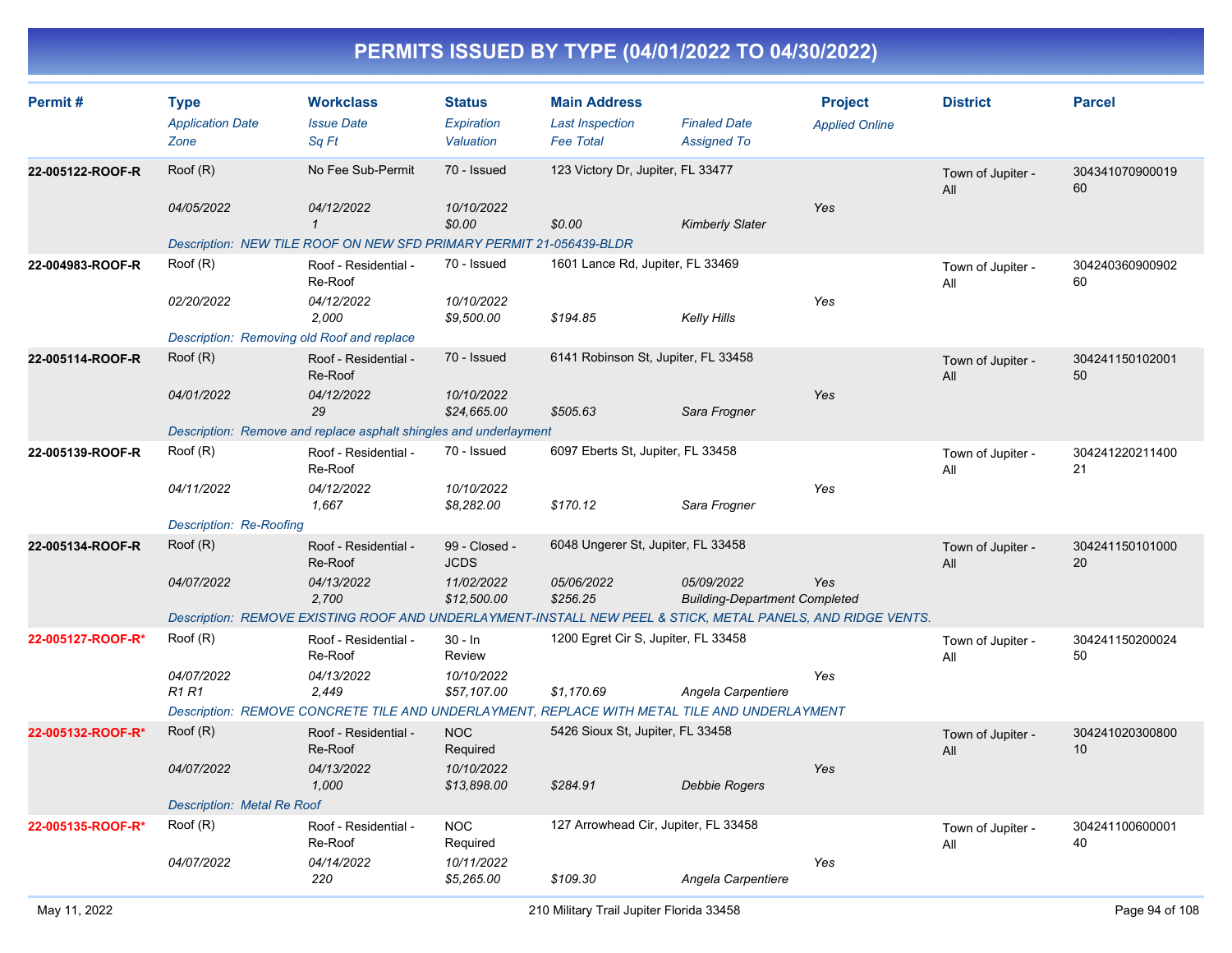# PERMITS ISSUED BY TYPE (04/01/2022 TO 04/30/2022)

| Permit # | Type<br>*Application Date*<br>*Zone* | Workclass<br>*Issue Date*<br>*Sq Ft* | Status<br>*Expiration*<br>*Valuation* | Main Address<br>*Last Inspection*<br>*Fee Total* | *Finaled Date*<br>*Assigned To* | Project<br>*Applied Online* | District | Parcel |
|---|---|---|---|---|---|---|---|---|
| **22-005122-ROOF-R** | Roof (R)<br>*04/05/2022* | No Fee Sub-Permit<br>*04/12/2022*<br>*1* | 70 - Issued<br>*10/10/2022*<br>*$0.00* | 123 Victory Dr, Jupiter, FL 33477<br><br>*$0.00* | <br><br>*Kimberly Slater* | <br>*Yes* | Town of Jupiter - All | 30434107090001960 |
| | *Description: NEW TILE ROOF ON NEW SFD PRIMARY PERMIT 21-056439-BLDR* | | | | | | | |
| **22-004983-ROOF-R** | Roof (R)<br>*02/20/2022* | Roof - Residential - Re-Roof<br>*04/12/2022*<br>*2,000* | 70 - Issued<br>*10/10/2022*<br>*$9,500.00* | 1601 Lance Rd, Jupiter, FL 33469<br><br>*$194.85* | <br><br>*Kelly Hills* | <br>*Yes* | Town of Jupiter - All | 30424036090090260 |
| | *Description: Removing old Roof and replace* | | | | | | | |
| **22-005114-ROOF-R** | Roof (R)<br>*04/01/2022* | Roof - Residential - Re-Roof<br>*04/12/2022*<br>*29* | 70 - Issued<br>*10/10/2022*<br>*$24,665.00* | 6141 Robinson St, Jupiter, FL 33458<br><br>*$505.63* | <br><br>*Sara Frogner* | <br>*Yes* | Town of Jupiter - All | 30424115010200150 |
| | *Description: Remove and replace asphalt shingles and underlayment* | | | | | | | |
| **22-005139-ROOF-R** | Roof (R)<br>*04/11/2022* | Roof - Residential - Re-Roof<br>*04/12/2022*<br>*1,667* | 70 - Issued<br>*10/10/2022*<br>*$8,282.00* | 6097 Eberts St, Jupiter, FL 33458<br><br>*$170.12* | <br><br>*Sara Frogner* | <br>*Yes* | Town of Jupiter - All | 30424122021140021 |
| | *Description: Re-Roofing* | | | | | | | |
| **22-005134-ROOF-R** | Roof (R)<br>*04/07/2022* | Roof - Residential - Re-Roof<br>*04/13/2022*<br>*2,700* | 99 - Closed - JCDS<br>*11/02/2022*<br>*$12,500.00* | 6048 Ungerer St, Jupiter, FL 33458<br>*05/06/2022*<br>*$256.25* | <br>*05/09/2022*<br>*Building-Department Completed* | <br>*Yes* | Town of Jupiter - All | 30424115010100020 |
| | *Description: REMOVE EXISTING ROOF AND UNDERLAYMENT-INSTALL NEW PEEL & STICK, METAL PANELS, AND RIDGE VENTS.* | | | | | | | |
| **22-005127-ROOF-R*** | Roof (R)<br>*04/07/2022*<br>*R1 R1* | Roof - Residential - Re-Roof<br>*04/13/2022*<br>*2,449* | 30 - In Review<br>*10/10/2022*<br>*$57,107.00* | 1200 Egret Cir S, Jupiter, FL 33458<br><br>*$1,170.69* | <br><br>*Angela Carpentiere* | <br>*Yes* | Town of Jupiter - All | 30424115020002450 |
| | *Description: REMOVE CONCRETE TILE AND UNDERLAYMENT, REPLACE WITH METAL TILE AND UNDERLAYMENT* | | | | | | | |
| **22-005132-ROOF-R*** | Roof (R)<br>*04/07/2022* | Roof - Residential - Re-Roof<br>*04/13/2022*<br>*1,000* | NOC Required<br>*10/10/2022*<br>*$13,898.00* | 5426 Sioux St, Jupiter, FL 33458<br><br>*$284.91* | <br><br>*Debbie Rogers* | <br>*Yes* | Town of Jupiter - All | 30424102030080010 |
| | *Description: Metal Re Roof* | | | | | | | |
| **22-005135-ROOF-R*** | Roof (R)<br>*04/07/2022* | Roof - Residential - Re-Roof<br>*04/14/2022*<br>*220* | NOC Required<br>*10/11/2022*<br>*$5,265.00* | 127 Arrowhead Cir, Jupiter, FL 33458<br><br>*$109.30* | <br><br>*Angela Carpentiere* | <br>*Yes* | Town of Jupiter - All | 30424110060000140 |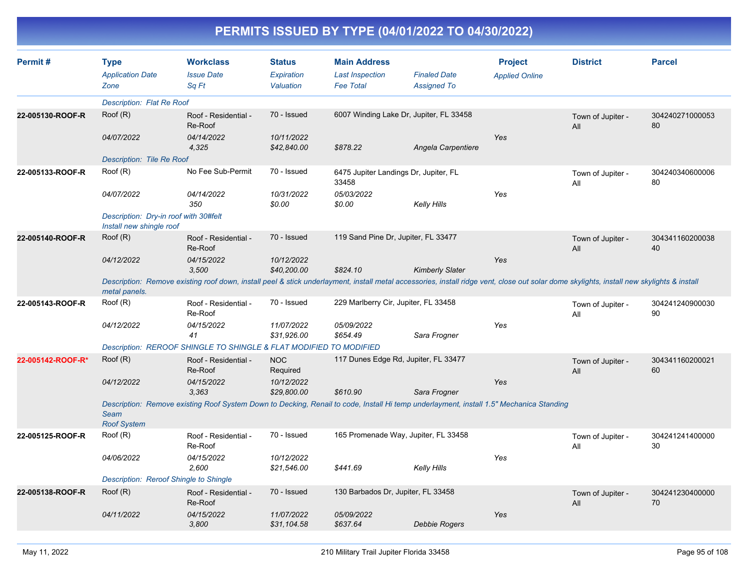# PERMITS ISSUED BY TYPE (04/01/2022 TO 04/30/2022)

| Permit # | Type / Application Date / Zone | Workclass / Issue Date / Sq Ft | Status / Expiration / Valuation | Main Address / Last Inspection / Fee Total | Finaled Date / Assigned To | Project / Applied Online | District | Parcel |
|---|---|---|---|---|---|---|---|---|
| | *Description: Flat Re Roof* | | | | | | | |
| **22-005130-ROOF-R** | Roof (R) | Roof - Residential - Re-Roof | 70 - Issued | 6007 Winding Lake Dr, Jupiter, FL 33458 | | | Town of Jupiter - All | 30424027100005380 |
| | *04/07/2022* | *04/14/2022* | *10/11/2022* | | | Yes | | |
| | | *4,325* | *$42,840.00* | *$878.22* | *Angela Carpentiere* | | | |
| | *Description: Tile Re Roof* | | | | | | | |
| **22-005133-ROOF-R** | Roof (R) | No Fee Sub-Permit | 70 - Issued | 6475 Jupiter Landings Dr, Jupiter, FL 33458 | | | Town of Jupiter - All | 30424034060000680 |
| | *04/07/2022* | *04/14/2022* | *10/31/2022* | *05/03/2022* | | Yes | | |
| | | *350* | *$0.00* | *$0.00* | *Kelly Hills* | | | |
| | *Description: Dry-in roof with 30#felt Install new shingle roof* | | | | | | | |
| **22-005140-ROOF-R** | Roof (R) | Roof - Residential - Re-Roof | 70 - Issued | 119 Sand Pine Dr, Jupiter, FL 33477 | | | Town of Jupiter - All | 30434116020003840 |
| | *04/12/2022* | *04/15/2022* | *10/12/2022* | | | Yes | | |
| | | *3,500* | *$40,200.00* | *$824.10* | *Kimberly Slater* | | | |
| | *Description: Remove existing roof down, install peel & stick underlayment, install metal accessories, install ridge vent, close out solar dome skylights, install new skylights & install metal panels.* | | | | | | | |
| **22-005143-ROOF-R** | Roof (R) | Roof - Residential - Re-Roof | 70 - Issued | 229 Marlberry Cir, Jupiter, FL 33458 | | | Town of Jupiter - All | 30424124090003090 |
| | *04/12/2022* | *04/15/2022* | *11/07/2022* | *05/09/2022* | | Yes | | |
| | | *41* | *$31,926.00* | *$654.49* | *Sara Frogner* | | | |
| | *Description: REROOF SHINGLE TO SHINGLE & FLAT MODIFIED TO MODIFIED* | | | | | | | |
| **22-005142-ROOF-R*** | Roof (R) | Roof - Residential - Re-Roof | NOC Required | 117 Dunes Edge Rd, Jupiter, FL 33477 | | | Town of Jupiter - All | 30434116020002160 |
| | *04/12/2022* | *04/15/2022* | *10/12/2022* | | | Yes | | |
| | | *3,363* | *$29,800.00* | *$610.90* | *Sara Frogner* | | | |
| | *Description: Remove existing Roof System Down to Decking, Renail to code, Install Hi temp underlayment, install 1.5" Mechanica Standing Seam Roof System* | | | | | | | |
| **22-005125-ROOF-R** | Roof (R) | Roof - Residential - Re-Roof | 70 - Issued | 165 Promenade Way, Jupiter, FL 33458 | | | Town of Jupiter - All | 30424124140000030 |
| | *04/06/2022* | *04/15/2022* | *10/12/2022* | | | Yes | | |
| | | *2,600* | *$21,546.00* | *$441.69* | *Kelly Hills* | | | |
| | *Description: Reroof Shingle to Shingle* | | | | | | | |
| **22-005138-ROOF-R** | Roof (R) | Roof - Residential - Re-Roof | 70 - Issued | 130 Barbados Dr, Jupiter, FL 33458 | | | Town of Jupiter - All | 30424123040000070 |
| | *04/11/2022* | *04/15/2022* | *11/07/2022* | *05/09/2022* | | Yes | | |
| | | *3,800* | *$31,104.58* | *$637.64* | *Debbie Rogers* | | | |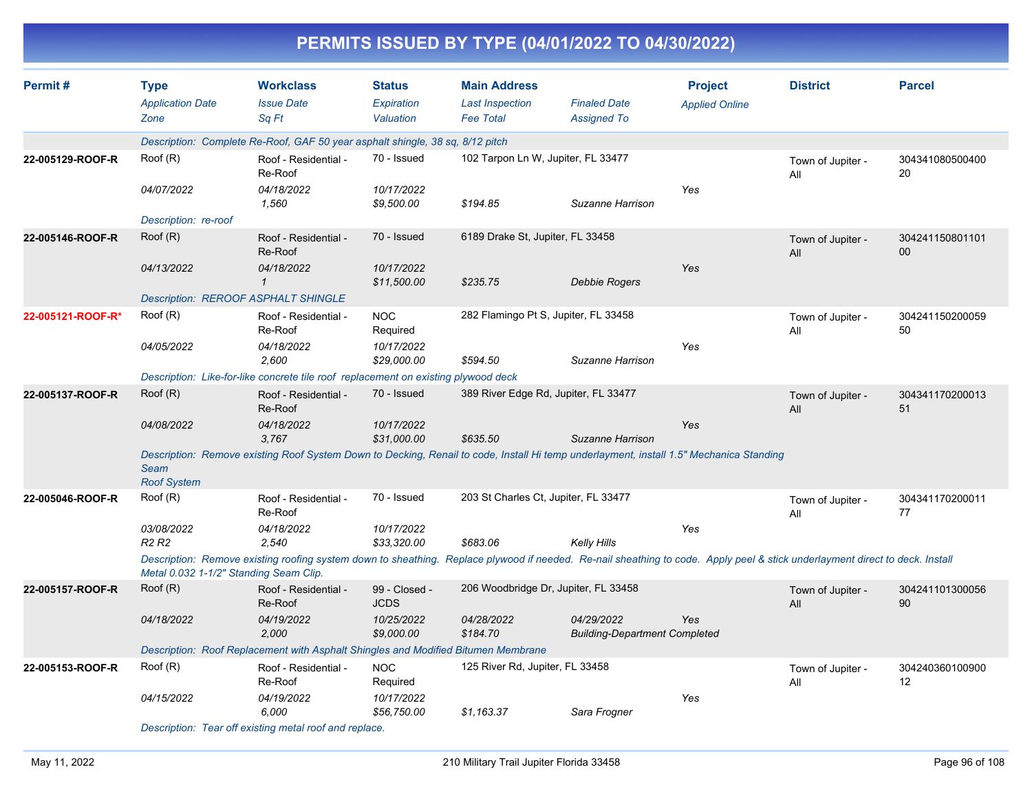# PERMITS ISSUED BY TYPE (04/01/2022 TO 04/30/2022)

| Permit # | Type / Application Date / Zone | Workclass / Issue Date / Sq Ft | Status / Expiration / Valuation | Main Address / Last Inspection / Fee Total | Finaled Date / Assigned To | Project / Applied Online | District | Parcel |
|---|---|---|---|---|---|---|---|---|
| | Description: Complete Re-Roof, GAF 50 year asphalt shingle, 38 sq, 8/12 pitch | | | | | | | |
| 22-005129-ROOF-R | Roof (R) | Roof - Residential - Re-Roof | 70 - Issued | 102 Tarpon Ln W, Jupiter, FL 33477 | | | Town of Jupiter - All | 30434108050040020 |
| | 04/07/2022 | 04/18/2022 | 10/17/2022 | | | Yes | | |
| | | 1,560 | $9,500.00 | $194.85 | Suzanne Harrison | | | |
| | Description: re-roof | | | | | | | |
| 22-005146-ROOF-R | Roof (R) | Roof - Residential - Re-Roof | 70 - Issued | 6189 Drake St, Jupiter, FL 33458 | | | Town of Jupiter - All | 30424115080110100 |
| | 04/13/2022 | 04/18/2022 | 10/17/2022 | | | Yes | | |
| | | 1 | $11,500.00 | $235.75 | Debbie Rogers | | | |
| | Description: REROOF ASPHALT SHINGLE | | | | | | | |
| 22-005121-ROOF-R* | Roof (R) | Roof - Residential - Re-Roof | NOC Required | 282 Flamingo Pt S, Jupiter, FL 33458 | | | Town of Jupiter - All | 30424115020005950 |
| | 04/05/2022 | 04/18/2022 | 10/17/2022 | | | Yes | | |
| | | 2,600 | $29,000.00 | $594.50 | Suzanne Harrison | | | |
| | Description: Like-for-like concrete tile roof replacement on existing plywood deck | | | | | | | |
| 22-005137-ROOF-R | Roof (R) | Roof - Residential - Re-Roof | 70 - Issued | 389 River Edge Rd, Jupiter, FL 33477 | | | Town of Jupiter - All | 30434117020001351 |
| | 04/08/2022 | 04/18/2022 | 10/17/2022 | | | Yes | | |
| | | 3,767 | $31,000.00 | $635.50 | Suzanne Harrison | | | |
| | Description: Remove existing Roof System Down to Decking, Renail to code, Install Hi temp underlayment, install 1.5" Mechanica Standing Seam Roof System | | | | | | | |
| 22-005046-ROOF-R | Roof (R) | Roof - Residential - Re-Roof | 70 - Issued | 203 St Charles Ct, Jupiter, FL 33477 | | | Town of Jupiter - All | 30434117020001177 |
| | 03/08/2022 | 04/18/2022 | 10/17/2022 | | | Yes | | |
| | R2 R2 | 2,540 | $33,320.00 | $683.06 | Kelly Hills | | | |
| | Description: Remove existing roofing system down to sheathing. Replace plywood if needed. Re-nail sheathing to code. Apply peel & stick underlayment direct to deck. Install Metal 0.032 1-1/2" Standing Seam Clip. | | | | | | | |
| 22-005157-ROOF-R | Roof (R) | Roof - Residential - Re-Roof | 99 - Closed - JCDS | 206 Woodbridge Dr, Jupiter, FL 33458 | | | Town of Jupiter - All | 30424110130005690 |
| | 04/18/2022 | 04/19/2022 | 10/25/2022 | 04/28/2022 | 04/29/2022 | Yes | | |
| | | 2,000 | $9,000.00 | $184.70 | Building-Department Completed | | | |
| | Description: Roof Replacement with Asphalt Shingles and Modified Bitumen Membrane | | | | | | | |
| 22-005153-ROOF-R | Roof (R) | Roof - Residential - Re-Roof | NOC Required | 125 River Rd, Jupiter, FL 33458 | | | Town of Jupiter - All | 30424036010090012 |
| | 04/15/2022 | 04/19/2022 | 10/17/2022 | | | Yes | | |
| | | 6,000 | $56,750.00 | $1,163.37 | Sara Frogner | | | |
| | Description: Tear off existing metal roof and replace. | | | | | | | |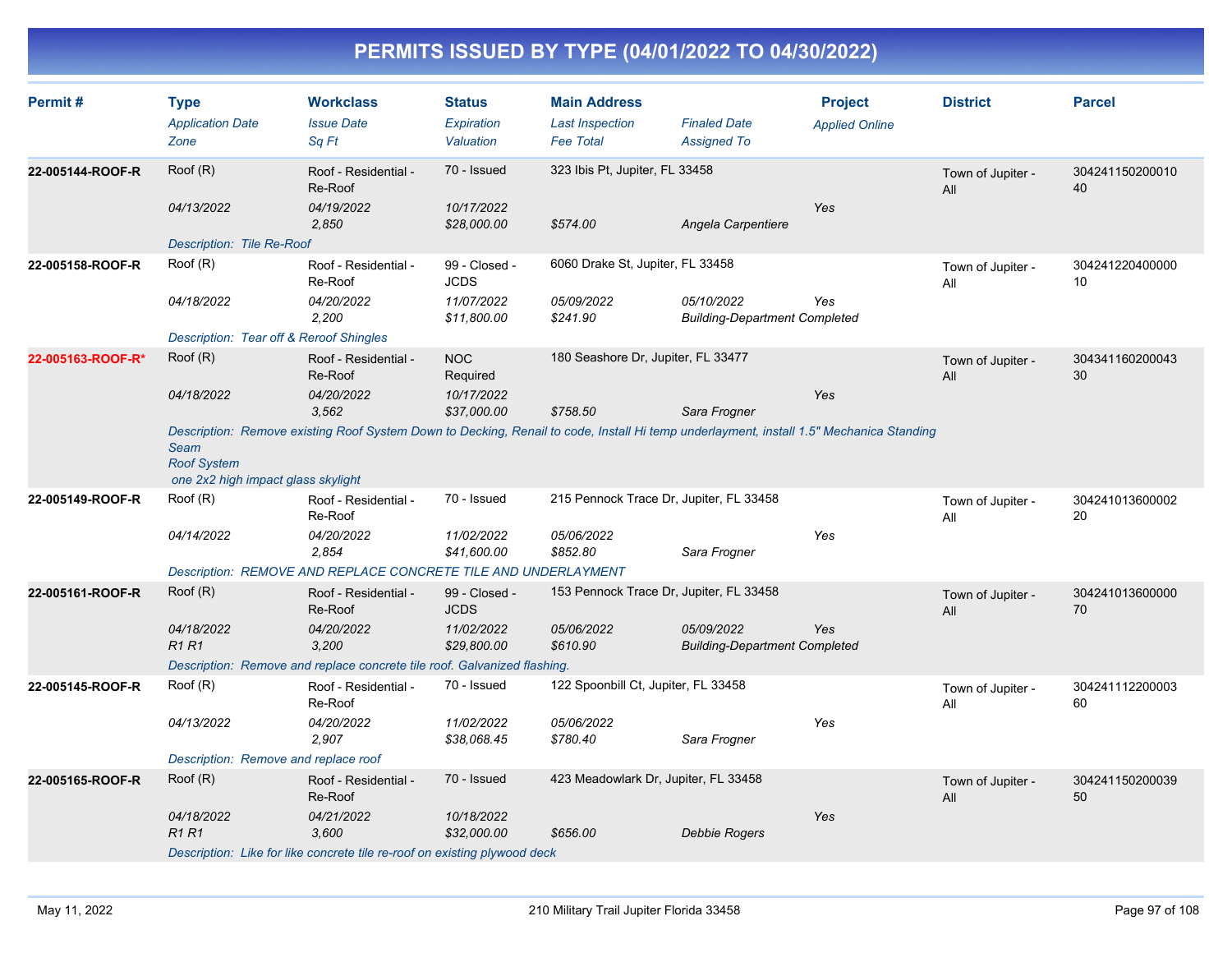# PERMITS ISSUED BY TYPE (04/01/2022 TO 04/30/2022)

| Permit # | Type / Application Date / Zone | Workclass / Issue Date / Sq Ft | Status / Expiration / Valuation | Main Address / Last Inspection / Fee Total | Finaled Date / Assigned To | Project / Applied Online | District | Parcel |
|---|---|---|---|---|---|---|---|---|
| 22-005144-ROOF-R | Roof (R) / 04/13/2022 | Roof - Residential - Re-Roof / 04/19/2022 / 2,850 | 70 - Issued / 10/17/2022 / $28,000.00 | 323 Ibis Pt, Jupiter, FL 33458 / $574.00 | Angela Carpentiere | Yes | Town of Jupiter - All | 30424115020001040 |
| | Description: Tile Re-Roof | | | | | | | |
| 22-005158-ROOF-R | Roof (R) / 04/18/2022 | Roof - Residential - Re-Roof / 04/20/2022 / 2,200 | 99 - Closed - JCDS / 11/07/2022 / $11,800.00 | 6060 Drake St, Jupiter, FL 33458 / 05/09/2022 / $241.90 | 05/10/2022 / Building-Department Completed | Yes | Town of Jupiter - All | 30424122040000010 |
| | Description: Tear off & Reroof Shingles | | | | | | | |
| 22-005163-ROOF-R* | Roof (R) / 04/18/2022 | Roof - Residential - Re-Roof / 04/20/2022 / 3,562 | NOC Required / 10/17/2022 / $37,000.00 | 180 Seashore Dr, Jupiter, FL 33477 / $758.50 | Sara Frogner | Yes | Town of Jupiter - All | 30434116020004330 |
| | Description: Remove existing Roof System Down to Decking, Renail to code, Install Hi temp underlayment, install 1.5" Mechanica Standing Seam Roof System one 2x2 high impact glass skylight | | | | | | | |
| 22-005149-ROOF-R | Roof (R) / 04/14/2022 | Roof - Residential - Re-Roof / 04/20/2022 / 2,854 | 70 - Issued / 11/02/2022 / $41,600.00 | 215 Pennock Trace Dr, Jupiter, FL 33458 / 05/06/2022 / $852.80 | Sara Frogner | Yes | Town of Jupiter - All | 30424101360000220 |
| | Description: REMOVE AND REPLACE CONCRETE TILE AND UNDERLAYMENT | | | | | | | |
| 22-005161-ROOF-R | Roof (R) / 04/18/2022 / R1 R1 | Roof - Residential - Re-Roof / 04/20/2022 / 3,200 | 99 - Closed - JCDS / 11/02/2022 / $29,800.00 | 153 Pennock Trace Dr, Jupiter, FL 33458 / 05/06/2022 / $610.90 | 05/09/2022 / Building-Department Completed | Yes | Town of Jupiter - All | 30424101360000070 |
| | Description: Remove and replace concrete tile roof. Galvanized flashing. | | | | | | | |
| 22-005145-ROOF-R | Roof (R) / 04/13/2022 | Roof - Residential - Re-Roof / 04/20/2022 / 2,907 | 70 - Issued / 11/02/2022 / $38,068.45 | 122 Spoonbill Ct, Jupiter, FL 33458 / 05/06/2022 / $780.40 | Sara Frogner | Yes | Town of Jupiter - All | 30424111220000360 |
| | Description: Remove and replace roof | | | | | | | |
| 22-005165-ROOF-R | Roof (R) / 04/18/2022 / R1 R1 | Roof - Residential - Re-Roof / 04/21/2022 / 3,600 | 70 - Issued / 10/18/2022 / $32,000.00 | 423 Meadowlark Dr, Jupiter, FL 33458 / $656.00 | Debbie Rogers | Yes | Town of Jupiter - All | 30424115020003950 |
| | Description: Like for like concrete tile re-roof on existing plywood deck | | | | | | | |

May 11, 2022 — 210 Military Trail Jupiter Florida 33458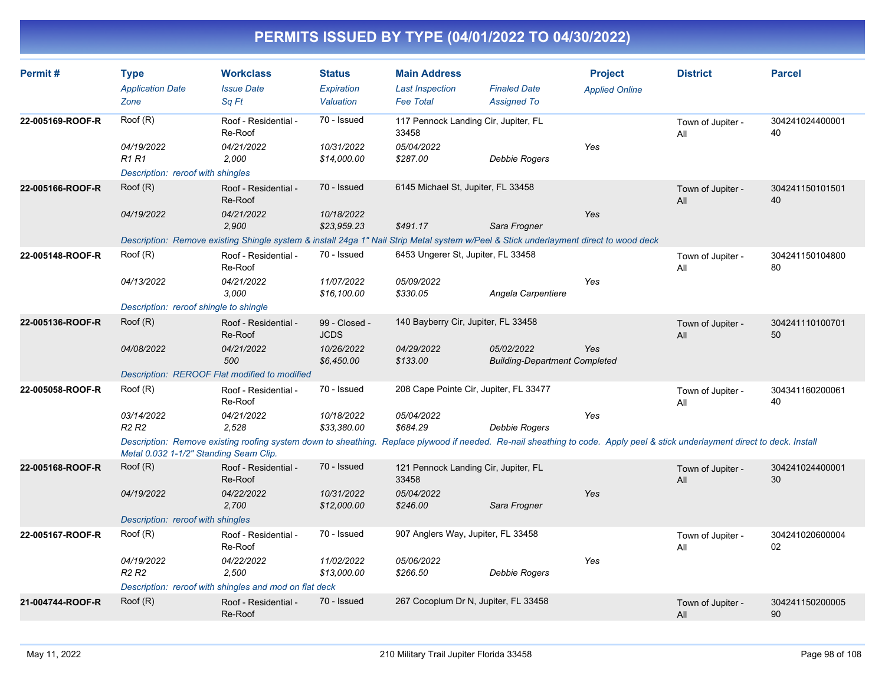# PERMITS ISSUED BY TYPE (04/01/2022 TO 04/30/2022)

| Permit # | Type / Application Date / Zone | Workclass / Issue Date / Sq Ft | Status / Expiration / Valuation | Main Address / Last Inspection / Fee Total | Finaled Date / Assigned To | Project / Applied Online | District | Parcel |
|---|---|---|---|---|---|---|---|---|
| 22-005169-ROOF-R | Roof (R) | Roof - Residential - Re-Roof | 70 - Issued | 117 Pennock Landing Cir, Jupiter, FL 33458 | | | Town of Jupiter - All | 30424102440000140 |
| | 04/19/2022 | 04/21/2022 | 10/31/2022 | 05/04/2022 | | Yes | | |
| | R1 R1 | 2,000 | $14,000.00 | $287.00 | Debbie Rogers | | | |
| | Description: reroof with shingles | | | | | | | |
| 22-005166-ROOF-R | Roof (R) | Roof - Residential - Re-Roof | 70 - Issued | 6145 Michael St, Jupiter, FL 33458 | | | Town of Jupiter - All | 30424115010150140 |
| | 04/19/2022 | 04/21/2022 | 10/18/2022 | | | Yes | | |
| | | 2,900 | $23,959.23 | $491.17 | Sara Frogner | | | |
| | Description: Remove existing Shingle system & install 24ga 1" Nail Strip Metal system w/Peel & Stick underlayment direct to wood deck | | | | | | | |
| 22-005148-ROOF-R | Roof (R) | Roof - Residential - Re-Roof | 70 - Issued | 6453 Ungerer St, Jupiter, FL 33458 | | | Town of Jupiter - All | 30424115010480080 |
| | 04/13/2022 | 04/21/2022 | 11/07/2022 | 05/09/2022 | | Yes | | |
| | | 3,000 | $16,100.00 | $330.05 | Angela Carpentiere | | | |
| | Description: reroof shingle to shingle | | | | | | | |
| 22-005136-ROOF-R | Roof (R) | Roof - Residential - Re-Roof | 99 - Closed - JCDS | 140 Bayberry Cir, Jupiter, FL 33458 | | | Town of Jupiter - All | 30424111010070150 |
| | 04/08/2022 | 04/21/2022 | 10/26/2022 | 04/29/2022 | 05/02/2022 | Yes | | |
| | | 500 | $6,450.00 | $133.00 | Building-Department Completed | | | |
| | Description: REROOF Flat modified to modified | | | | | | | |
| 22-005058-ROOF-R | Roof (R) | Roof - Residential - Re-Roof | 70 - Issued | 208 Cape Pointe Cir, Jupiter, FL 33477 | | | Town of Jupiter - All | 30434116020006140 |
| | 03/14/2022 | 04/21/2022 | 10/18/2022 | 05/04/2022 | | Yes | | |
| | R2 R2 | 2,528 | $33,380.00 | $684.29 | Debbie Rogers | | | |
| | Description: Remove existing roofing system down to sheathing. Replace plywood if needed. Re-nail sheathing to code. Apply peel & stick underlayment direct to deck. Install Metal 0.032 1-1/2" Standing Seam Clip. | | | | | | | |
| 22-005168-ROOF-R | Roof (R) | Roof - Residential - Re-Roof | 70 - Issued | 121 Pennock Landing Cir, Jupiter, FL 33458 | | | Town of Jupiter - All | 30424102440000130 |
| | 04/19/2022 | 04/22/2022 | 10/31/2022 | 05/04/2022 | | Yes | | |
| | | 2,700 | $12,000.00 | $246.00 | Sara Frogner | | | |
| | Description: reroof with shingles | | | | | | | |
| 22-005167-ROOF-R | Roof (R) | Roof - Residential - Re-Roof | 70 - Issued | 907 Anglers Way, Jupiter, FL 33458 | | | Town of Jupiter - All | 30424102060000402 |
| | 04/19/2022 | 04/22/2022 | 11/02/2022 | 05/06/2022 | | Yes | | |
| | R2 R2 | 2,500 | $13,000.00 | $266.50 | Debbie Rogers | | | |
| | Description: reroof with shingles and mod on flat deck | | | | | | | |
| 21-004744-ROOF-R | Roof (R) | Roof - Residential - Re-Roof | 70 - Issued | 267 Cocoplum Dr N, Jupiter, FL 33458 | | | Town of Jupiter - All | 30424115020000590 |

May 11, 2022 — 210 Military Trail Jupiter Florida 33458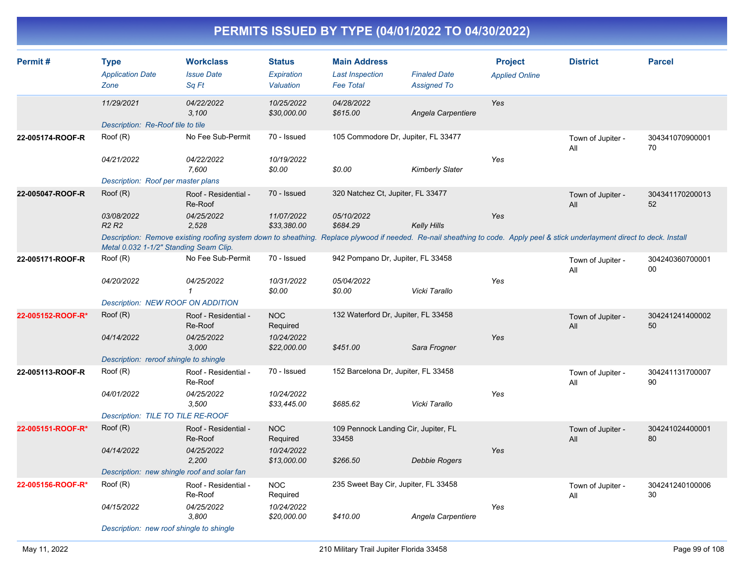# PERMITS ISSUED BY TYPE (04/01/2022 TO 04/30/2022)

| Permit # | Type<br>*Application Date*<br>*Zone* | Workclass<br>*Issue Date*<br>*Sq Ft* | Status<br>*Expiration*<br>*Valuation* | Main Address<br>*Last Inspection*<br>*Fee Total* | *Finaled Date*<br>*Assigned To* | Project<br>*Applied Online* | District | Parcel |
|---|---|---|---|---|---|---|---|---|
| | *11/29/2021* | *04/22/2022*<br>*3,100* | *10/25/2022*<br>*$30,000.00* | *04/28/2022*<br>*$615.00* | *Angela Carpentiere* | *Yes* | | |
| | *Description: Re-Roof tile to tile* | | | | | | | |
| **22-005174-ROOF-R** | Roof (R) | No Fee Sub-Permit | 70 - Issued | 105 Commodore Dr, Jupiter, FL 33477 | | | Town of Jupiter - All | 30434107090000170 |
| | *04/21/2022* | *04/22/2022*<br>*7,600* | *10/19/2022*<br>*$0.00* | *$0.00* | *Kimberly Slater* | *Yes* | | |
| | *Description: Roof per master plans* | | | | | | | |
| **22-005047-ROOF-R** | Roof (R) | Roof - Residential - Re-Roof | 70 - Issued | 320 Natchez Ct, Jupiter, FL 33477 | | | Town of Jupiter - All | 30434117020001352 |
| | *03/08/2022*<br>*R2 R2* | *04/25/2022*<br>*2,528* | *11/07/2022*<br>*$33,380.00* | *05/10/2022*<br>*$684.29* | *Kelly Hills* | *Yes* | | |
| | *Description: Remove existing roofing system down to sheathing. Replace plywood if needed. Re-nail sheathing to code. Apply peel & stick underlayment direct to deck. Install Metal 0.032 1-1/2" Standing Seam Clip.* | | | | | | | |
| **22-005171-ROOF-R** | Roof (R) | No Fee Sub-Permit | 70 - Issued | 942 Pompano Dr, Jupiter, FL 33458 | | | Town of Jupiter - All | 30424036070000100 |
| | *04/20/2022* | *04/25/2022*<br>*1* | *10/31/2022*<br>*$0.00* | *05/04/2022*<br>*$0.00* | *Vicki Tarallo* | *Yes* | | |
| | *Description: NEW ROOF ON ADDITION* | | | | | | | |
| **22-005152-ROOF-R*** | Roof (R) | Roof - Residential - Re-Roof | NOC Required | 132 Waterford Dr, Jupiter, FL 33458 | | | Town of Jupiter - All | 30424124140000250 |
| | *04/14/2022* | *04/25/2022*<br>*3,000* | *10/24/2022*<br>*$22,000.00* | *$451.00* | *Sara Frogner* | *Yes* | | |
| | *Description: reroof shingle to shingle* | | | | | | | |
| **22-005113-ROOF-R** | Roof (R) | Roof - Residential - Re-Roof | 70 - Issued | 152 Barcelona Dr, Jupiter, FL 33458 | | | Town of Jupiter - All | 30424113170000790 |
| | *04/01/2022* | *04/25/2022*<br>*3,500* | *10/24/2022*<br>*$33,445.00* | *$685.62* | *Vicki Tarallo* | *Yes* | | |
| | *Description: TILE TO TILE RE-ROOF* | | | | | | | |
| **22-005151-ROOF-R*** | Roof (R) | Roof - Residential - Re-Roof | NOC Required | 109 Pennock Landing Cir, Jupiter, FL 33458 | | | Town of Jupiter - All | 30424102440000180 |
| | *04/14/2022* | *04/25/2022*<br>*2,200* | *10/24/2022*<br>*$13,000.00* | *$266.50* | *Debbie Rogers* | *Yes* | | |
| | *Description: new shingle roof and solar fan* | | | | | | | |
| **22-005156-ROOF-R*** | Roof (R) | Roof - Residential - Re-Roof | NOC Required | 235 Sweet Bay Cir, Jupiter, FL 33458 | | | Town of Jupiter - All | 30424124010000630 |
| | *04/15/2022* | *04/25/2022*<br>*3,800* | *10/24/2022*<br>*$20,000.00* | *$410.00* | *Angela Carpentiere* | *Yes* | | |
| | *Description: new roof shingle to shingle* | | | | | | | |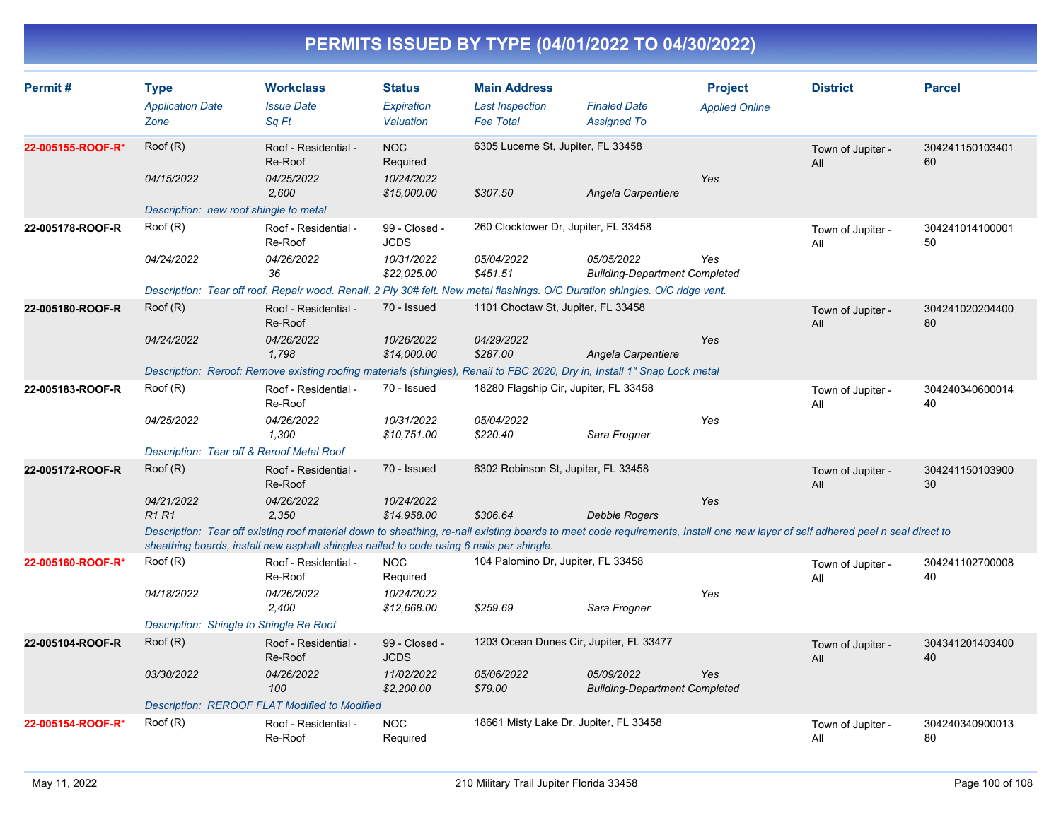# PERMITS ISSUED BY TYPE (04/01/2022 TO 04/30/2022)

| Permit # | Type | Workclass | Status | Main Address | | Project | District | Parcel |
|---|---|---|---|---|---|---|---|---|
| | *Application Date* | *Issue Date* | *Expiration* | *Last Inspection* | *Finaled Date* | *Applied Online* | | |
| | *Zone* | *Sq Ft* | *Valuation* | *Fee Total* | *Assigned To* | | | |
| **22-005155-ROOF-R*** | Roof (R) | Roof - Residential - Re-Roof | NOC Required | 6305 Lucerne St, Jupiter, FL 33458 | | | Town of Jupiter - All | 30424115010340160 |
| | *04/15/2022* | *04/25/2022* | *10/24/2022* | | | *Yes* | | |
| | | *2,600* | *$15,000.00* | *$307.50* | *Angela Carpentiere* | | | |
| | *Description: new roof shingle to metal* | | | | | | | |
| **22-005178-ROOF-R** | Roof (R) | Roof - Residential - Re-Roof | 99 - Closed - JCDS | 260 Clocktower Dr, Jupiter, FL 33458 | | | Town of Jupiter - All | 30424101410000150 |
| | *04/24/2022* | *04/26/2022* | *10/31/2022* | *05/04/2022* | *05/05/2022* | *Yes* | | |
| | | *36* | *$22,025.00* | *$451.51* | *Building-Department Completed* | | | |
| | *Description: Tear off roof. Repair wood. Renail. 2 Ply 30# felt. New metal flashings. O/C Duration shingles. O/C ridge vent.* | | | | | | | |
| **22-005180-ROOF-R** | Roof (R) | Roof - Residential - Re-Roof | 70 - Issued | 1101 Choctaw St, Jupiter, FL 33458 | | | Town of Jupiter - All | 30424102020440080 |
| | *04/24/2022* | *04/26/2022* | *10/26/2022* | *04/29/2022* | | *Yes* | | |
| | | *1,798* | *$14,000.00* | *$287.00* | *Angela Carpentiere* | | | |
| | *Description: Reroof: Remove existing roofing materials (shingles), Renail to FBC 2020, Dry in, Install 1" Snap Lock metal* | | | | | | | |
| **22-005183-ROOF-R** | Roof (R) | Roof - Residential - Re-Roof | 70 - Issued | 18280 Flagship Cir, Jupiter, FL 33458 | | | Town of Jupiter - All | 30424034060001440 |
| | *04/25/2022* | *04/26/2022* | *10/31/2022* | *05/04/2022* | | *Yes* | | |
| | | *1,300* | *$10,751.00* | *$220.40* | *Sara Frogner* | | | |
| | *Description: Tear off & Reroof Metal Roof* | | | | | | | |
| **22-005172-ROOF-R** | Roof (R) | Roof - Residential - Re-Roof | 70 - Issued | 6302 Robinson St, Jupiter, FL 33458 | | | Town of Jupiter - All | 30424115010390030 |
| | *04/21/2022* | *04/26/2022* | *10/24/2022* | | | *Yes* | | |
| | *R1 R1* | *2,350* | *$14,958.00* | *$306.64* | *Debbie Rogers* | | | |
| | *Description: Tear off existing roof material down to sheathing, re-nail existing boards to meet code requirements, Install one new layer of self adhered peel n seal direct to sheathing boards, install new asphalt shingles nailed to code using 6 nails per shingle.* | | | | | | | |
| **22-005160-ROOF-R*** | Roof (R) | Roof - Residential - Re-Roof | NOC Required | 104 Palomino Dr, Jupiter, FL 33458 | | | Town of Jupiter - All | 30424110270000840 |
| | *04/18/2022* | *04/26/2022* | *10/24/2022* | | | *Yes* | | |
| | | *2,400* | *$12,668.00* | *$259.69* | *Sara Frogner* | | | |
| | *Description: Shingle to Shingle Re Roof* | | | | | | | |
| **22-005104-ROOF-R** | Roof (R) | Roof - Residential - Re-Roof | 99 - Closed - JCDS | 1203 Ocean Dunes Cir, Jupiter, FL 33477 | | | Town of Jupiter - All | 30434120140340040 |
| | *03/30/2022* | *04/26/2022* | *11/02/2022* | *05/06/2022* | *05/09/2022* | *Yes* | | |
| | | *100* | *$2,200.00* | *$79.00* | *Building-Department Completed* | | | |
| | *Description: REROOF FLAT Modified to Modified* | | | | | | | |
| **22-005154-ROOF-R*** | Roof (R) | Roof - Residential - Re-Roof | NOC Required | 18661 Misty Lake Dr, Jupiter, FL 33458 | | | Town of Jupiter - All | 30424034090001380 |

May 11, 2022 — 210 Military Trail Jupiter Florida 33458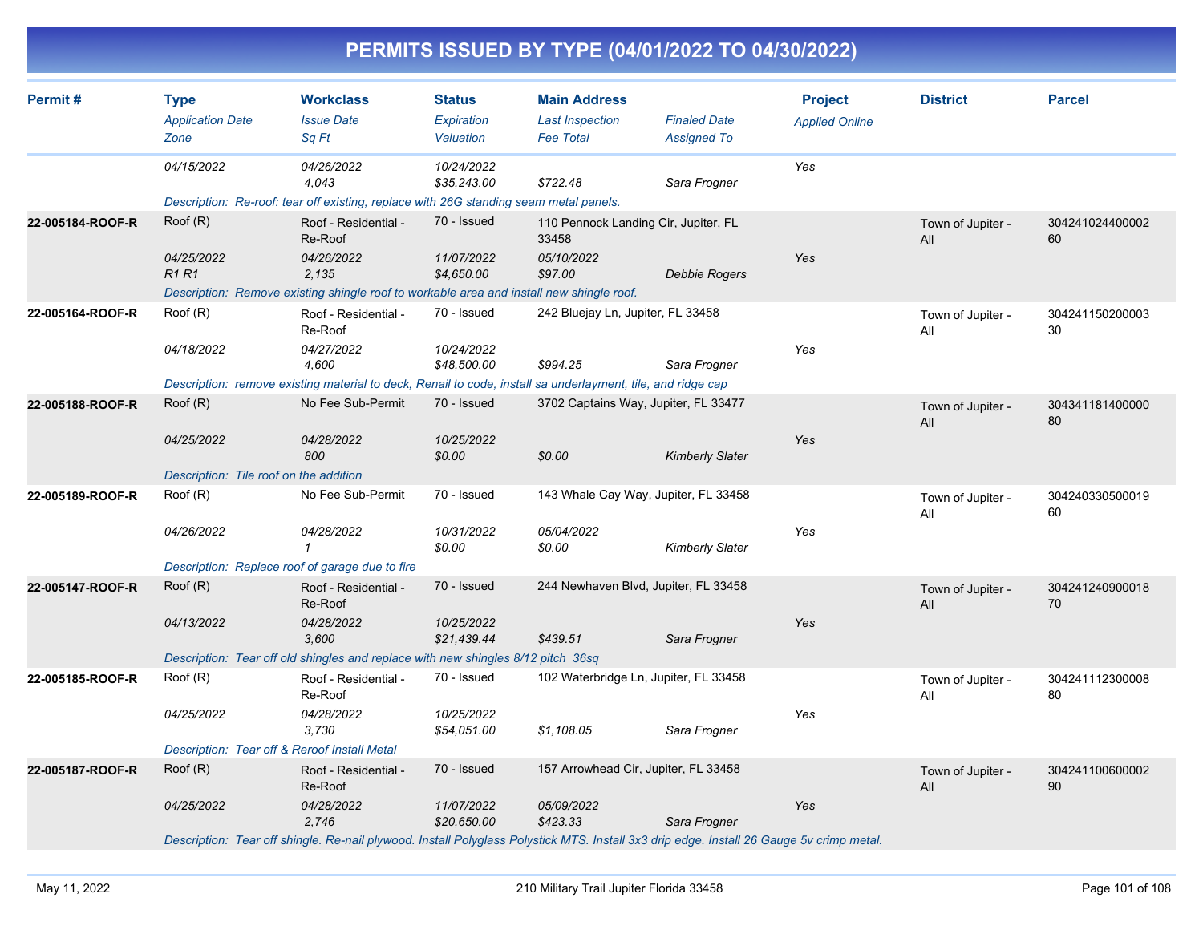# PERMITS ISSUED BY TYPE (04/01/2022 TO 04/30/2022)

| Permit # | Type<br>*Application Date*<br>*Zone* | Workclass<br>*Issue Date*<br>*Sq Ft* | Status<br>*Expiration*<br>*Valuation* | Main Address<br>*Last Inspection*<br>*Fee Total* | *Finaled Date*<br>*Assigned To* | Project<br>*Applied Online* | District | Parcel |
|---|---|---|---|---|---|---|---|---|
| | *04/15/2022* | *04/26/2022*<br>*4,043* | *10/24/2022*<br>*$35,243.00* | *$722.48* | *Sara Frogner* | Yes | | |
| | *Description: Re-roof: tear off existing, replace with 26G standing seam metal panels.* | | | | | | | |
| **22-005184-ROOF-R** | Roof (R)<br>*04/25/2022*<br>*R1 R1* | Roof - Residential - Re-Roof<br>*04/26/2022*<br>*2,135* | 70 - Issued<br>*11/07/2022*<br>*$4,650.00* | 110 Pennock Landing Cir, Jupiter, FL 33458<br>*05/10/2022*<br>*$97.00* | *Debbie Rogers* | Yes | Town of Jupiter - All | 30424102440000260 |
| | *Description: Remove existing shingle roof to workable area and install new shingle roof.* | | | | | | | |
| **22-005164-ROOF-R** | Roof (R)<br>*04/18/2022* | Roof - Residential - Re-Roof<br>*04/27/2022*<br>*4,600* | 70 - Issued<br>*10/24/2022*<br>*$48,500.00* | 242 Bluejay Ln, Jupiter, FL 33458<br>*$994.25* | *Sara Frogner* | Yes | Town of Jupiter - All | 30424115020000330 |
| | *Description: remove existing material to deck, Renail to code, install sa underlayment, tile, and ridge cap* | | | | | | | |
| **22-005188-ROOF-R** | Roof (R)<br>*04/25/2022* | No Fee Sub-Permit<br>*04/28/2022*<br>*800* | 70 - Issued<br>*10/25/2022*<br>*$0.00* | 3702 Captains Way, Jupiter, FL 33477<br>*$0.00* | *Kimberly Slater* | Yes | Town of Jupiter - All | 30434118140000080 |
| | *Description: Tile roof on the addition* | | | | | | | |
| **22-005189-ROOF-R** | Roof (R)<br>*04/26/2022* | No Fee Sub-Permit<br>*04/28/2022*<br>*1* | 70 - Issued<br>*10/31/2022*<br>*$0.00* | 143 Whale Cay Way, Jupiter, FL 33458<br>*05/04/2022*<br>*$0.00* | *Kimberly Slater* | Yes | Town of Jupiter - All | 30424033050001960 |
| | *Description: Replace roof of garage due to fire* | | | | | | | |
| **22-005147-ROOF-R** | Roof (R)<br>*04/13/2022* | Roof - Residential - Re-Roof<br>*04/28/2022*<br>*3,600* | 70 - Issued<br>*10/25/2022*<br>*$21,439.44* | 244 Newhaven Blvd, Jupiter, FL 33458<br>*$439.51* | *Sara Frogner* | Yes | Town of Jupiter - All | 30424124090001870 |
| | *Description: Tear off old shingles and replace with new shingles 8/12 pitch 36sq* | | | | | | | |
| **22-005185-ROOF-R** | Roof (R)<br>*04/25/2022* | Roof - Residential - Re-Roof<br>*04/28/2022*<br>*3,730* | 70 - Issued<br>*10/25/2022*<br>*$54,051.00* | 102 Waterbridge Ln, Jupiter, FL 33458<br>*$1,108.05* | *Sara Frogner* | Yes | Town of Jupiter - All | 30424111230000880 |
| | *Description: Tear off & Reroof Install Metal* | | | | | | | |
| **22-005187-ROOF-R** | Roof (R)<br>*04/25/2022* | Roof - Residential - Re-Roof<br>*04/28/2022*<br>*2,746* | 70 - Issued<br>*11/07/2022*<br>*$20,650.00* | 157 Arrowhead Cir, Jupiter, FL 33458<br>*05/09/2022*<br>*$423.33* | *Sara Frogner* | Yes | Town of Jupiter - All | 30424110060000290 |
| | *Description: Tear off shingle. Re-nail plywood. Install Polyglass Polystick MTS. Install 3x3 drip edge. Install 26 Gauge 5v crimp metal.* | | | | | | | |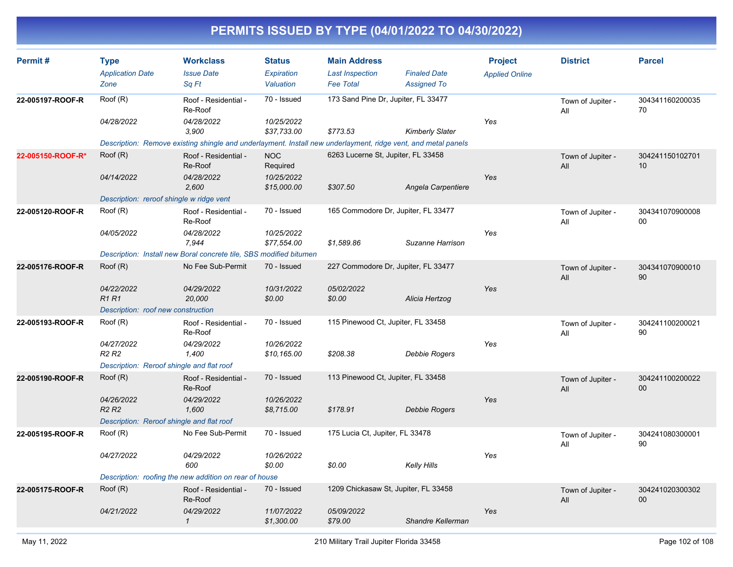# PERMITS ISSUED BY TYPE (04/01/2022 TO 04/30/2022)

| Permit # | Type<br>*Application Date*<br>*Zone* | Workclass<br>*Issue Date*<br>*Sq Ft* | Status<br>*Expiration*<br>*Valuation* | Main Address<br>*Last Inspection*<br>*Fee Total* | *Finaled Date*<br>*Assigned To* | Project<br>*Applied Online* | District | Parcel |
|---|---|---|---|---|---|---|---|---|
| **22-005197-ROOF-R** | Roof (R)<br>*04/28/2022* | Roof - Residential - Re-Roof<br>*04/28/2022*<br>*3,900* | 70 - Issued<br>*10/25/2022*<br>*$37,733.00* | 173 Sand Pine Dr, Jupiter, FL 33477<br><br>*$773.53* | <br>*Kimberly Slater* | <br>*Yes* | Town of Jupiter - All | 30434116020003570 |
| | *Description: Remove existing shingle and underlayment. Install new underlayment, ridge vent, and metal panels* | | | | | | | |
| **22-005150-ROOF-R*** | Roof (R)<br>*04/14/2022* | Roof - Residential - Re-Roof<br>*04/28/2022*<br>*2,600* | NOC Required<br>*10/25/2022*<br>*$15,000.00* | 6263 Lucerne St, Jupiter, FL 33458<br><br>*$307.50* | <br>*Angela Carpentiere* | <br>*Yes* | Town of Jupiter - All | 30424115010270110 |
| | *Description: reroof shingle w ridge vent* | | | | | | | |
| **22-005120-ROOF-R** | Roof (R)<br>*04/05/2022* | Roof - Residential - Re-Roof<br>*04/28/2022*<br>*7,944* | 70 - Issued<br>*10/25/2022*<br>*$77,554.00* | 165 Commodore Dr, Jupiter, FL 33477<br><br>*$1,589.86* | <br>*Suzanne Harrison* | <br>*Yes* | Town of Jupiter - All | 30434107090000800 |
| | *Description: Install new Boral concrete tile, SBS modified bitumen* | | | | | | | |
| **22-005176-ROOF-R** | Roof (R)<br>*04/22/2022*<br>*R1 R1* | No Fee Sub-Permit<br>*04/29/2022*<br>*20,000* | 70 - Issued<br>*10/31/2022*<br>*$0.00* | 227 Commodore Dr, Jupiter, FL 33477<br>*05/02/2022*<br>*$0.00* | <br>*Alicia Hertzog* | <br>*Yes* | Town of Jupiter - All | 30434107090001090 |
| | *Description: roof new construction* | | | | | | | |
| **22-005193-ROOF-R** | Roof (R)<br>*04/27/2022*<br>*R2 R2* | Roof - Residential - Re-Roof<br>*04/29/2022*<br>*1,400* | 70 - Issued<br>*10/26/2022*<br>*$10,165.00* | 115 Pinewood Ct, Jupiter, FL 33458<br><br>*$208.38* | <br>*Debbie Rogers* | <br>*Yes* | Town of Jupiter - All | 30424110020002190 |
| | *Description: Reroof shingle and flat roof* | | | | | | | |
| **22-005190-ROOF-R** | Roof (R)<br>*04/26/2022*<br>*R2 R2* | Roof - Residential - Re-Roof<br>*04/29/2022*<br>*1,600* | 70 - Issued<br>*10/26/2022*<br>*$8,715.00* | 113 Pinewood Ct, Jupiter, FL 33458<br><br>*$178.91* | <br>*Debbie Rogers* | <br>*Yes* | Town of Jupiter - All | 30424110020002200 |
| | *Description: Reroof shingle and flat roof* | | | | | | | |
| **22-005195-ROOF-R** | Roof (R)<br>*04/27/2022* | No Fee Sub-Permit<br>*04/29/2022*<br>*600* | 70 - Issued<br>*10/26/2022*<br>*$0.00* | 175 Lucia Ct, Jupiter, FL 33478<br><br>*$0.00* | <br>*Kelly Hills* | <br>*Yes* | Town of Jupiter - All | 30424108030000190 |
| | *Description: roofing the new addition on rear of house* | | | | | | | |
| **22-005175-ROOF-R** | Roof (R)<br>*04/21/2022* | Roof - Residential - Re-Roof<br>*04/29/2022*<br>*1* | 70 - Issued<br>*11/07/2022*<br>*$1,300.00* | 1209 Chickasaw St, Jupiter, FL 33458<br>*05/09/2022*<br>*$79.00* | <br>*Shandre Kellerman* | <br>*Yes* | Town of Jupiter - All | 30424102030030200 |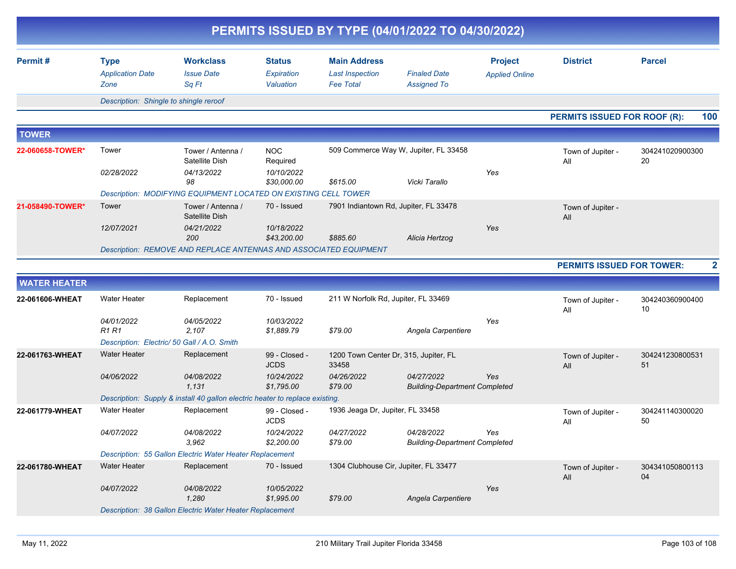# PERMITS ISSUED BY TYPE (04/01/2022 TO 04/30/2022)

| Permit # | Type / *Application Date* / *Zone* | Workclass / *Issue Date* / *Sq Ft* | Status / *Expiration* / *Valuation* | Main Address / *Last Inspection* / *Fee Total* | *Finaled Date* / *Assigned To* | Project / *Applied Online* | District | Parcel |
|---|---|---|---|---|---|---|---|---|
| | *Description: Shingle to shingle reroof* | | | | | | | |

**PERMITS ISSUED FOR ROOF (R): 100**

## TOWER

| Permit # | Type / *Application Date* / *Zone* | Workclass / *Issue Date* / *Sq Ft* | Status / *Expiration* / *Valuation* | Main Address / *Last Inspection* / *Fee Total* | *Finaled Date* / *Assigned To* | Project / *Applied Online* | District | Parcel |
|---|---|---|---|---|---|---|---|---|
| 22-060658-TOWER* | Tower | Tower / Antenna / Satellite Dish | NOC Required | 509 Commerce Way W, Jupiter, FL 33458 | | | Town of Jupiter - All | 30424102090030020 |
| | *02/28/2022* | *04/13/2022* | *10/10/2022* | | | *Yes* | | |
| | | *98* | *$30,000.00* | *$615.00* | *Vicki Tarallo* | | | |
| | *Description: MODIFYING EQUIPMENT LOCATED ON EXISTING CELL TOWER* | | | | | | | |
| 21-058490-TOWER* | Tower | Tower / Antenna / Satellite Dish | 70 - Issued | 7901 Indiantown Rd, Jupiter, FL 33478 | | | Town of Jupiter - All | |
| | *12/07/2021* | *04/21/2022* | *10/18/2022* | | | *Yes* | | |
| | | *200* | *$43,200.00* | *$885.60* | *Alicia Hertzog* | | | |
| | *Description: REMOVE AND REPLACE ANTENNAS AND ASSOCIATED EQUIPMENT* | | | | | | | |

**PERMITS ISSUED FOR TOWER: 2**

## WATER HEATER

| Permit # | Type / *Application Date* / *Zone* | Workclass / *Issue Date* / *Sq Ft* | Status / *Expiration* / *Valuation* | Main Address / *Last Inspection* / *Fee Total* | *Finaled Date* / *Assigned To* | Project / *Applied Online* | District | Parcel |
|---|---|---|---|---|---|---|---|---|
| 22-061606-WHEAT | Water Heater | Replacement | 70 - Issued | 211 W Norfolk Rd, Jupiter, FL 33469 | | | Town of Jupiter - All | 30424036090040010 |
| | *04/01/2022* | *04/05/2022* | *10/03/2022* | | | *Yes* | | |
| | *R1 R1* | *2,107* | *$1,889.79* | *$79.00* | *Angela Carpentiere* | | | |
| | *Description: Electric/ 50 Gall / A.O. Smith* | | | | | | | |
| 22-061763-WHEAT | Water Heater | Replacement | 99 - Closed - JCDS | 1200 Town Center Dr, 315, Jupiter, FL 33458 | | | Town of Jupiter - All | 30424123080053151 |
| | *04/06/2022* | *04/08/2022* | *10/24/2022* | *04/26/2022* | *04/27/2022* | *Yes* | | |
| | | *1,131* | *$1,795.00* | *$79.00* | *Building-Department Completed* | | | |
| | *Description: Supply & install 40 gallon electric heater to replace existing.* | | | | | | | |
| 22-061779-WHEAT | Water Heater | Replacement | 99 - Closed - JCDS | 1936 Jeaga Dr, Jupiter, FL 33458 | | | Town of Jupiter - All | 30424114030002050 |
| | *04/07/2022* | *04/08/2022* | *10/24/2022* | *04/27/2022* | *04/28/2022* | *Yes* | | |
| | | *3,962* | *$2,200.00* | *$79.00* | *Building-Department Completed* | | | |
| | *Description: 55 Gallon Electric Water Heater Replacement* | | | | | | | |
| 22-061780-WHEAT | Water Heater | Replacement | 70 - Issued | 1304 Clubhouse Cir, Jupiter, FL 33477 | | | Town of Jupiter - All | 30434105080011304 |
| | *04/07/2022* | *04/08/2022* | *10/05/2022* | | | *Yes* | | |
| | | *1,280* | *$1,995.00* | *$79.00* | *Angela Carpentiere* | | | |
| | *Description: 38 Gallon Electric Water Heater Replacement* | | | | | | | |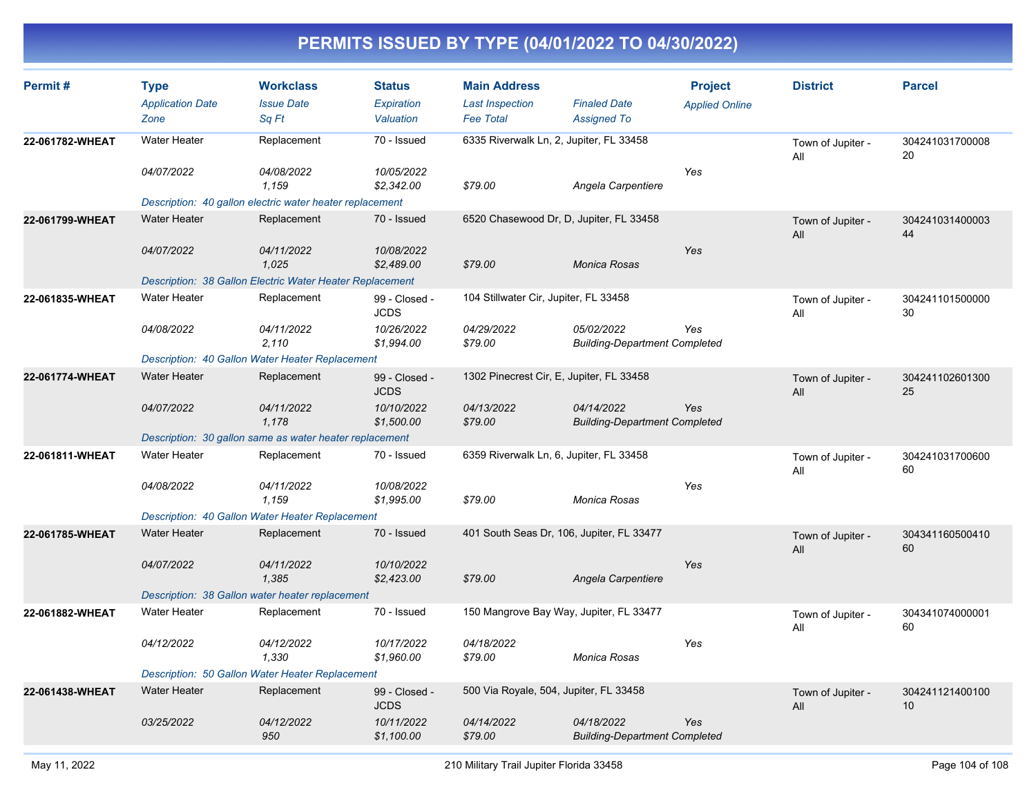# PERMITS ISSUED BY TYPE (04/01/2022 TO 04/30/2022)

| Permit # | Type / Application Date / Zone | Workclass / Issue Date / Sq Ft | Status / Expiration / Valuation | Main Address / Last Inspection / Fee Total | Finaled Date / Assigned To | Project / Applied Online | District | Parcel |
|---|---|---|---|---|---|---|---|---|
| 22-061782-WHEAT | Water Heater | Replacement | 70 - Issued | 6335 Riverwalk Ln, 2, Jupiter, FL 33458 | | | Town of Jupiter - All | 30424103170000820 |
| | 04/07/2022 | 04/08/2022 | 10/05/2022 | | | Yes | | |
| | | 1,159 | $2,342.00 | $79.00 | Angela Carpentiere | | | |
| | Description: 40 gallon electric water heater replacement | | | | | | | |
| 22-061799-WHEAT | Water Heater | Replacement | 70 - Issued | 6520 Chasewood Dr, D, Jupiter, FL 33458 | | | Town of Jupiter - All | 30424103140000344 |
| | 04/07/2022 | 04/11/2022 | 10/08/2022 | | | Yes | | |
| | | 1,025 | $2,489.00 | $79.00 | Monica Rosas | | | |
| | Description: 38 Gallon Electric Water Heater Replacement | | | | | | | |
| 22-061835-WHEAT | Water Heater | Replacement | 99 - Closed - JCDS | 104 Stillwater Cir, Jupiter, FL 33458 | | | Town of Jupiter - All | 30424110150000030 |
| | 04/08/2022 | 04/11/2022 | 10/26/2022 | 04/29/2022 | 05/02/2022 | Yes | | |
| | | 2,110 | $1,994.00 | $79.00 | Building-Department Completed | | | |
| | Description: 40 Gallon Water Heater Replacement | | | | | | | |
| 22-061774-WHEAT | Water Heater | Replacement | 99 - Closed - JCDS | 1302 Pinecrest Cir, E, Jupiter, FL 33458 | | | Town of Jupiter - All | 30424110260130025 |
| | 04/07/2022 | 04/11/2022 | 10/10/2022 | 04/13/2022 | 04/14/2022 | Yes | | |
| | | 1,178 | $1,500.00 | $79.00 | Building-Department Completed | | | |
| | Description: 30 gallon same as water heater replacement | | | | | | | |
| 22-061811-WHEAT | Water Heater | Replacement | 70 - Issued | 6359 Riverwalk Ln, 6, Jupiter, FL 33458 | | | Town of Jupiter - All | 30424103170060060 |
| | 04/08/2022 | 04/11/2022 | 10/08/2022 | | | Yes | | |
| | | 1,159 | $1,995.00 | $79.00 | Monica Rosas | | | |
| | Description: 40 Gallon Water Heater Replacement | | | | | | | |
| 22-061785-WHEAT | Water Heater | Replacement | 70 - Issued | 401 South Seas Dr, 106, Jupiter, FL 33477 | | | Town of Jupiter - All | 30434116050041060 |
| | 04/07/2022 | 04/11/2022 | 10/10/2022 | | | Yes | | |
| | | 1,385 | $2,423.00 | $79.00 | Angela Carpentiere | | | |
| | Description: 38 Gallon water heater replacement | | | | | | | |
| 22-061882-WHEAT | Water Heater | Replacement | 70 - Issued | 150 Mangrove Bay Way, Jupiter, FL 33477 | | | Town of Jupiter - All | 30434107400000160 |
| | 04/12/2022 | 04/12/2022 | 10/17/2022 | 04/18/2022 | | Yes | | |
| | | 1,330 | $1,960.00 | $79.00 | Monica Rosas | | | |
| | Description: 50 Gallon Water Heater Replacement | | | | | | | |
| 22-061438-WHEAT | Water Heater | Replacement | 99 - Closed - JCDS | 500 Via Royale, 504, Jupiter, FL 33458 | | | Town of Jupiter - All | 30424112140010010 |
| | 03/25/2022 | 04/12/2022 | 10/11/2022 | 04/14/2022 | 04/18/2022 | Yes | | |
| | | 950 | $1,100.00 | $79.00 | Building-Department Completed | | | |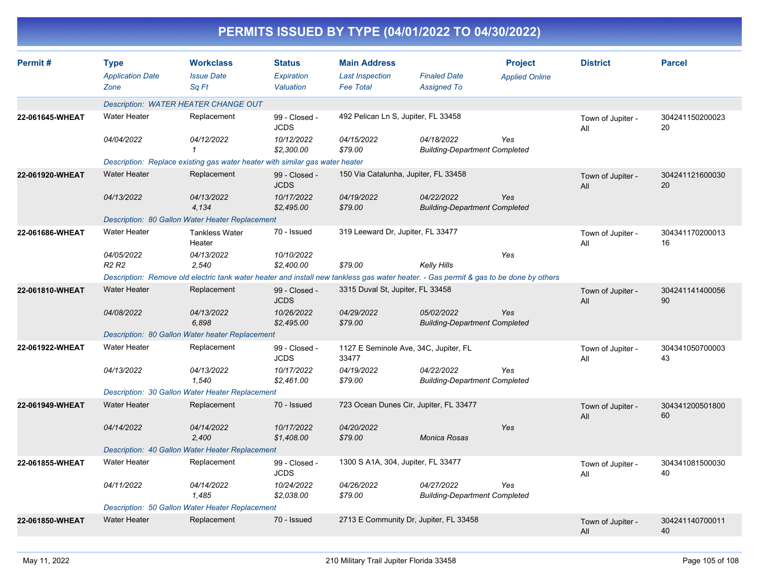# PERMITS ISSUED BY TYPE (04/01/2022 TO 04/30/2022)

| Permit # | Type / Application Date / Zone | Workclass / Issue Date / Sq Ft | Status / Expiration / Valuation | Main Address / Last Inspection / Fee Total | Finaled Date / Assigned To | Project / Applied Online | District | Parcel |
|---|---|---|---|---|---|---|---|---|
| | Description: WATER HEATER CHANGE OUT | | | | | | | |
| 22-061645-WHEAT | Water Heater | Replacement | 99 - Closed - JCDS | 492 Pelican Ln S, Jupiter, FL 33458 | | | Town of Jupiter - All | 30424115020002320 |
| | 04/04/2022 | 04/12/2022 | 10/12/2022 | 04/15/2022 | 04/18/2022 | Yes | | |
| | | 1 | $2,300.00 | $79.00 | Building-Department Completed | | | |
| | Description: Replace existing gas water heater with similar gas water heater | | | | | | | |
| 22-061920-WHEAT | Water Heater | Replacement | 99 - Closed - JCDS | 150 Via Catalunha, Jupiter, FL 33458 | | | Town of Jupiter - All | 30424112160003020 |
| | 04/13/2022 | 04/13/2022 | 10/17/2022 | 04/19/2022 | 04/22/2022 | Yes | | |
| | | 4,134 | $2,495.00 | $79.00 | Building-Department Completed | | | |
| | Description: 80 Gallon Water Heater Replacement | | | | | | | |
| 22-061686-WHEAT | Water Heater | Tankless Water Heater | 70 - Issued | 319 Leeward Dr, Jupiter, FL 33477 | | | Town of Jupiter - All | 30434117020001316 |
| | 04/05/2022 | 04/13/2022 | 10/10/2022 | | | Yes | | |
| | R2 R2 | 2,540 | $2,400.00 | $79.00 | Kelly Hills | | | |
| | Description: Remove old electric tank water heater and install new tankless gas water heater. - Gas permit & gas to be done by others | | | | | | | |
| 22-061810-WHEAT | Water Heater | Replacement | 99 - Closed - JCDS | 3315 Duval St, Jupiter, FL 33458 | | | Town of Jupiter - All | 30424114140005690 |
| | 04/08/2022 | 04/13/2022 | 10/26/2022 | 04/29/2022 | 05/02/2022 | Yes | | |
| | | 6,898 | $2,495.00 | $79.00 | Building-Department Completed | | | |
| | Description: 80 Gallon Water heater Replacement | | | | | | | |
| 22-061922-WHEAT | Water Heater | Replacement | 99 - Closed - JCDS | 1127 E Seminole Ave, 34C, Jupiter, FL 33477 | | | Town of Jupiter - All | 30434105070000343 |
| | 04/13/2022 | 04/13/2022 | 10/17/2022 | 04/19/2022 | 04/22/2022 | Yes | | |
| | | 1,540 | $2,461.00 | $79.00 | Building-Department Completed | | | |
| | Description: 30 Gallon Water Heater Replacement | | | | | | | |
| 22-061949-WHEAT | Water Heater | Replacement | 70 - Issued | 723 Ocean Dunes Cir, Jupiter, FL 33477 | | | Town of Jupiter - All | 30434120050180060 |
| | 04/14/2022 | 04/14/2022 | 10/17/2022 | 04/20/2022 | | Yes | | |
| | | 2,400 | $1,408.00 | $79.00 | Monica Rosas | | | |
| | Description: 40 Gallon Water Heater Replacement | | | | | | | |
| 22-061855-WHEAT | Water Heater | Replacement | 99 - Closed - JCDS | 1300 S A1A, 304, Jupiter, FL 33477 | | | Town of Jupiter - All | 30434108150003040 |
| | 04/11/2022 | 04/14/2022 | 10/24/2022 | 04/26/2022 | 04/27/2022 | Yes | | |
| | | 1,485 | $2,038.00 | $79.00 | Building-Department Completed | | | |
| | Description: 50 Gallon Water Heater Replacement | | | | | | | |
| 22-061850-WHEAT | Water Heater | Replacement | 70 - Issued | 2713 E Community Dr, Jupiter, FL 33458 | | | Town of Jupiter - All | 30424114070001140 |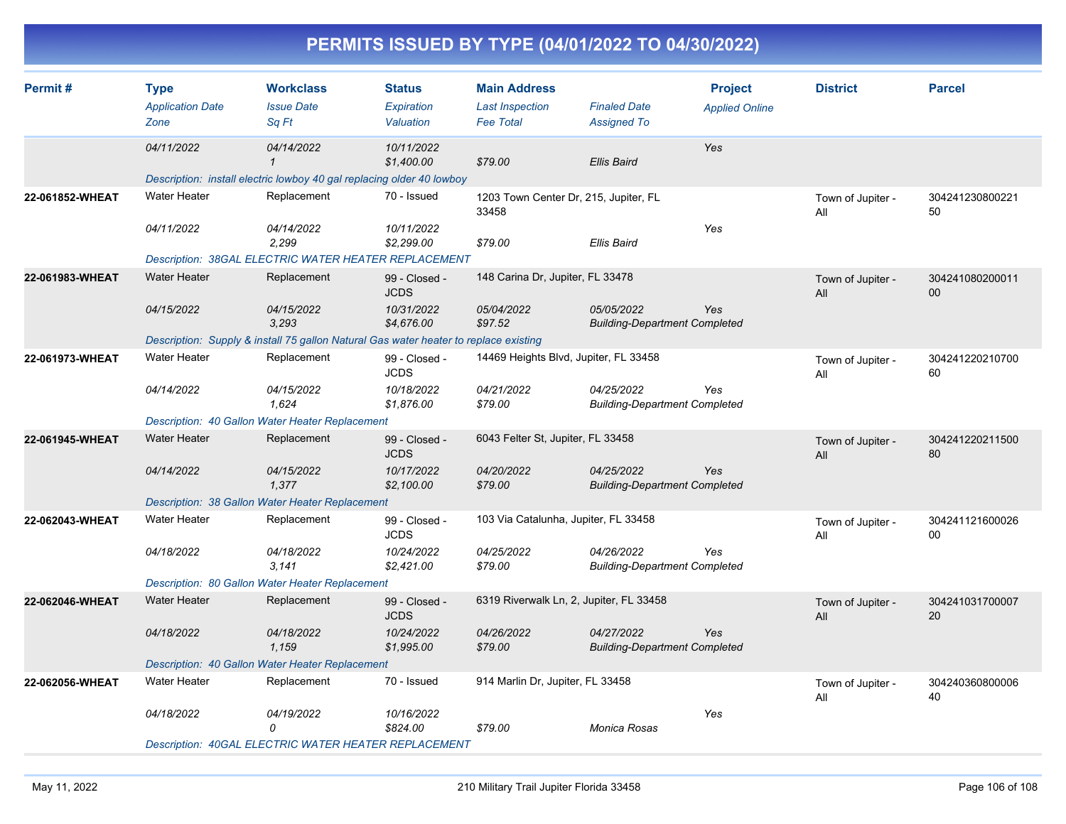# PERMITS ISSUED BY TYPE (04/01/2022 TO 04/30/2022)

| Permit # | Type / Application Date / Zone | Workclass / Issue Date / Sq Ft | Status / Expiration / Valuation | Main Address / Last Inspection / Fee Total | Finaled Date / Assigned To | Project / Applied Online | District | Parcel |
|---|---|---|---|---|---|---|---|---|
| | 04/11/2022 | 04/14/2022<br>1 | 10/11/2022<br>$1,400.00 | $79.00 | Ellis Baird | Yes | | |
| | Description: install electric lowboy 40 gal replacing older 40 lowboy | | | | | | | |
| 22-061852-WHEAT | Water Heater<br>04/11/2022 | Replacement<br>04/14/2022<br>2,299 | 70 - Issued<br>10/11/2022<br>$2,299.00 | 1203 Town Center Dr, 215, Jupiter, FL 33458<br>$79.00 | Ellis Baird | Yes | Town of Jupiter - All | 30424123080022150 |
| | Description: 38GAL ELECTRIC WATER HEATER REPLACEMENT | | | | | | | |
| 22-061983-WHEAT | Water Heater<br>04/15/2022 | Replacement<br>04/15/2022<br>3,293 | 99 - Closed - JCDS<br>10/31/2022<br>$4,676.00 | 148 Carina Dr, Jupiter, FL 33478<br>05/04/2022<br>$97.52 | 05/05/2022<br>Building-Department Completed | Yes | Town of Jupiter - All | 30424108020001100 |
| | Description: Supply & install 75 gallon Natural Gas water heater to replace existing | | | | | | | |
| 22-061973-WHEAT | Water Heater<br>04/14/2022 | Replacement<br>04/15/2022<br>1,624 | 99 - Closed - JCDS<br>10/18/2022<br>$1,876.00 | 14469 Heights Blvd, Jupiter, FL 33458<br>04/21/2022<br>$79.00 | 04/25/2022<br>Building-Department Completed | Yes | Town of Jupiter - All | 30424122021070060 |
| | Description: 40 Gallon Water Heater Replacement | | | | | | | |
| 22-061945-WHEAT | Water Heater<br>04/14/2022 | Replacement<br>04/15/2022<br>1,377 | 99 - Closed - JCDS<br>10/17/2022<br>$2,100.00 | 6043 Felter St, Jupiter, FL 33458<br>04/20/2022<br>$79.00 | 04/25/2022<br>Building-Department Completed | Yes | Town of Jupiter - All | 30424122021150080 |
| | Description: 38 Gallon Water Heater Replacement | | | | | | | |
| 22-062043-WHEAT | Water Heater<br>04/18/2022 | Replacement<br>04/18/2022<br>3,141 | 99 - Closed - JCDS<br>10/24/2022<br>$2,421.00 | 103 Via Catalunha, Jupiter, FL 33458<br>04/25/2022<br>$79.00 | 04/26/2022<br>Building-Department Completed | Yes | Town of Jupiter - All | 30424112160002600 |
| | Description: 80 Gallon Water Heater Replacement | | | | | | | |
| 22-062046-WHEAT | Water Heater<br>04/18/2022 | Replacement<br>04/18/2022<br>1,159 | 99 - Closed - JCDS<br>10/24/2022<br>$1,995.00 | 6319 Riverwalk Ln, 2, Jupiter, FL 33458<br>04/26/2022<br>$79.00 | 04/27/2022<br>Building-Department Completed | Yes | Town of Jupiter - All | 30424103170000720 |
| | Description: 40 Gallon Water Heater Replacement | | | | | | | |
| 22-062056-WHEAT | Water Heater<br>04/18/2022 | Replacement<br>04/19/2022<br>0 | 70 - Issued<br>10/16/2022<br>$824.00 | 914 Marlin Dr, Jupiter, FL 33458<br>$79.00 | Monica Rosas | Yes | Town of Jupiter - All | 30424036080000640 |
| | Description: 40GAL ELECTRIC WATER HEATER REPLACEMENT | | | | | | | |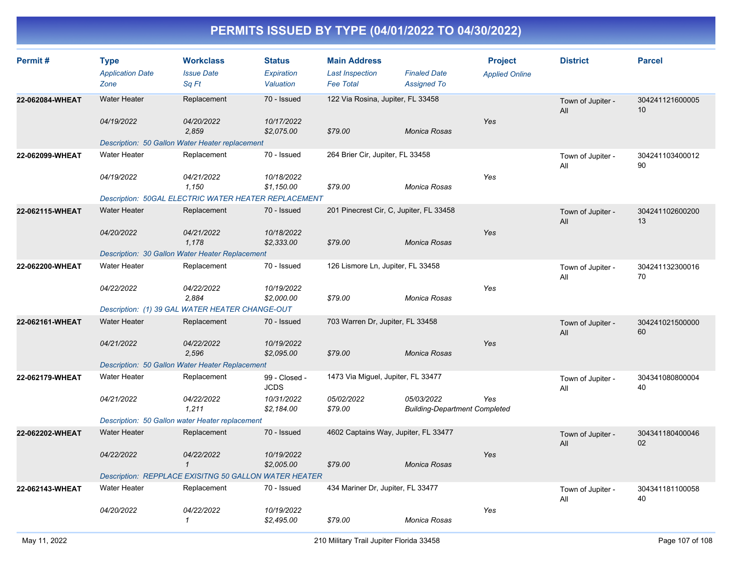# PERMITS ISSUED BY TYPE (04/01/2022 TO 04/30/2022)

| Permit # | Type | Workclass | Status | Main Address | | Project | District | Parcel |
|---|---|---|---|---|---|---|---|---|
| | *Application Date* | *Issue Date* | *Expiration* | *Last Inspection* | *Finaled Date* | *Applied Online* | | |
| | *Zone* | *Sq Ft* | *Valuation* | *Fee Total* | *Assigned To* | | | |
| **22-062084-WHEAT** | Water Heater | Replacement | 70 - Issued | 122 Via Rosina, Jupiter, FL 33458 | | | Town of Jupiter - All | 30424112160000510 |
| | *04/19/2022* | *04/20/2022* | *10/17/2022* | | | *Yes* | | |
| | | *2,859* | *$2,075.00* | *$79.00* | *Monica Rosas* | | | |
| | *Description: 50 Gallon Water Heater replacement* | | | | | | | |
| **22-062099-WHEAT** | Water Heater | Replacement | 70 - Issued | 264 Brier Cir, Jupiter, FL 33458 | | | Town of Jupiter - All | 30424110340001290 |
| | *04/19/2022* | *04/21/2022* | *10/18/2022* | | | *Yes* | | |
| | | *1,150* | *$1,150.00* | *$79.00* | *Monica Rosas* | | | |
| | *Description: 50GAL ELECTRIC WATER HEATER REPLACEMENT* | | | | | | | |
| **22-062115-WHEAT** | Water Heater | Replacement | 70 - Issued | 201 Pinecrest Cir, C, Jupiter, FL 33458 | | | Town of Jupiter - All | 30424110260020013 |
| | *04/20/2022* | *04/21/2022* | *10/18/2022* | | | *Yes* | | |
| | | *1,178* | *$2,333.00* | *$79.00* | *Monica Rosas* | | | |
| | *Description: 30 Gallon Water Heater Replacement* | | | | | | | |
| **22-062200-WHEAT** | Water Heater | Replacement | 70 - Issued | 126 Lismore Ln, Jupiter, FL 33458 | | | Town of Jupiter - All | 30424113230001670 |
| | *04/22/2022* | *04/22/2022* | *10/19/2022* | | | *Yes* | | |
| | | *2,884* | *$2,000.00* | *$79.00* | *Monica Rosas* | | | |
| | *Description: (1) 39 GAL WATER HEATER CHANGE-OUT* | | | | | | | |
| **22-062161-WHEAT** | Water Heater | Replacement | 70 - Issued | 703 Warren Dr, Jupiter, FL 33458 | | | Town of Jupiter - All | 30424102150000060 |
| | *04/21/2022* | *04/22/2022* | *10/19/2022* | | | *Yes* | | |
| | | *2,596* | *$2,095.00* | *$79.00* | *Monica Rosas* | | | |
| | *Description: 50 Gallon Water Heater Replacement* | | | | | | | |
| **22-062179-WHEAT** | Water Heater | Replacement | 99 - Closed - JCDS | 1473 Via Miguel, Jupiter, FL 33477 | | | Town of Jupiter - All | 30434108080000440 |
| | *04/21/2022* | *04/22/2022* | *10/31/2022* | *05/02/2022* | *05/03/2022* | *Yes* | | |
| | | *1,211* | *$2,184.00* | *$79.00* | *Building-Department Completed* | | | |
| | *Description: 50 Gallon water Heater replacement* | | | | | | | |
| **22-062202-WHEAT** | Water Heater | Replacement | 70 - Issued | 4602 Captains Way, Jupiter, FL 33477 | | | Town of Jupiter - All | 30434118040004602 |
| | *04/22/2022* | *04/22/2022* | *10/19/2022* | | | *Yes* | | |
| | | *1* | *$2,005.00* | *$79.00* | *Monica Rosas* | | | |
| | *Description: REPPLACE EXISITNG 50 GALLON WATER HEATER* | | | | | | | |
| **22-062143-WHEAT** | Water Heater | Replacement | 70 - Issued | 434 Mariner Dr, Jupiter, FL 33477 | | | Town of Jupiter - All | 30434118110005840 |
| | *04/20/2022* | *04/22/2022* | *10/19/2022* | | | *Yes* | | |
| | | *1* | *$2,495.00* | *$79.00* | *Monica Rosas* | | | |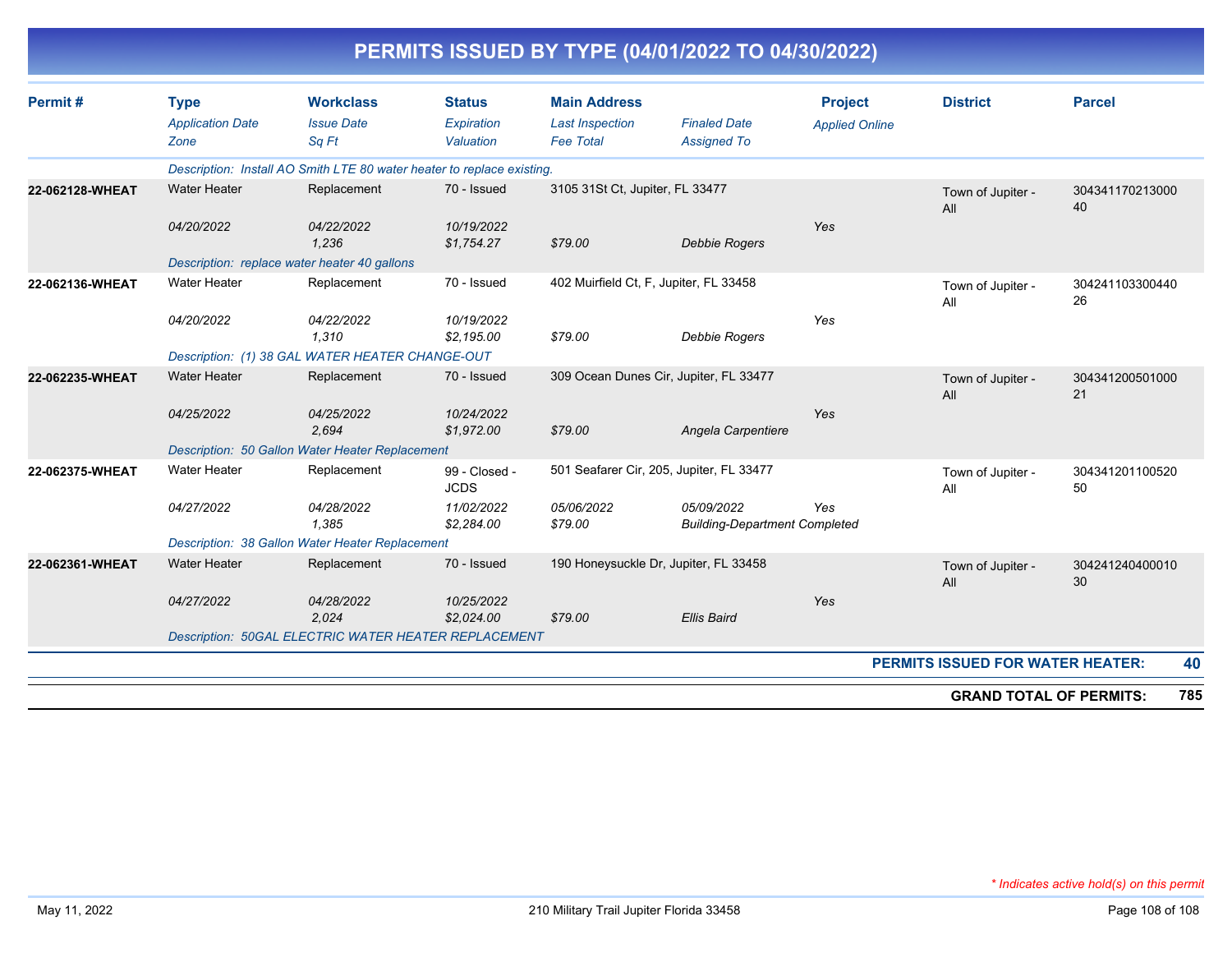# PERMITS ISSUED BY TYPE (04/01/2022 TO 04/30/2022)

| Permit # | Type / *Application Date* / *Zone* | Workclass / *Issue Date* / *Sq Ft* | Status / *Expiration* / *Valuation* | Main Address / *Last Inspection* / *Fee Total* | *Finaled Date* / *Assigned To* | Project / *Applied Online* | District | Parcel |
|---|---|---|---|---|---|---|---|---|
| | *Description: Install AO Smith LTE 80 water heater to replace existing.* | | | | | | | |
| **22-062128-WHEAT** | Water Heater | Replacement | 70 - Issued | 3105 31St Ct, Jupiter, FL 33477 | | | Town of Jupiter - All | 30434117021300040 |
| | *04/20/2022* | *04/22/2022* | *10/19/2022* | | | *Yes* | | |
| | | *1,236* | *$1,754.27* | *$79.00* | *Debbie Rogers* | | | |
| | *Description: replace water heater 40 gallons* | | | | | | | |
| **22-062136-WHEAT** | Water Heater | Replacement | 70 - Issued | 402 Muirfield Ct, F, Jupiter, FL 33458 | | | Town of Jupiter - All | 30424110330044026 |
| | *04/20/2022* | *04/22/2022* | *10/19/2022* | | | *Yes* | | |
| | | *1,310* | *$2,195.00* | *$79.00* | *Debbie Rogers* | | | |
| | *Description: (1) 38 GAL WATER HEATER CHANGE-OUT* | | | | | | | |
| **22-062235-WHEAT** | Water Heater | Replacement | 70 - Issued | 309 Ocean Dunes Cir, Jupiter, FL 33477 | | | Town of Jupiter - All | 30434120050100021 |
| | *04/25/2022* | *04/25/2022* | *10/24/2022* | | | *Yes* | | |
| | | *2,694* | *$1,972.00* | *$79.00* | *Angela Carpentiere* | | | |
| | *Description: 50 Gallon Water Heater Replacement* | | | | | | | |
| **22-062375-WHEAT** | Water Heater | Replacement | 99 - Closed - JCDS | 501 Seafarer Cir, 205, Jupiter, FL 33477 | | | Town of Jupiter - All | 30434120110052050 |
| | *04/27/2022* | *04/28/2022* | *11/02/2022* | *05/06/2022* | *05/09/2022* | *Yes* | | |
| | | *1,385* | *$2,284.00* | *$79.00* | *Building-Department Completed* | | | |
| | *Description: 38 Gallon Water Heater Replacement* | | | | | | | |
| **22-062361-WHEAT** | Water Heater | Replacement | 70 - Issued | 190 Honeysuckle Dr, Jupiter, FL 33458 | | | Town of Jupiter - All | 30424124040001030 |
| | *04/27/2022* | *04/28/2022* | *10/25/2022* | | | *Yes* | | |
| | | *2,024* | *$2,024.00* | *$79.00* | *Ellis Baird* | | | |
| | *Description: 50GAL ELECTRIC WATER HEATER REPLACEMENT* | | | | | | | |

**PERMITS ISSUED FOR WATER HEATER: 40**

**GRAND TOTAL OF PERMITS: 785**

*\* Indicates active hold(s) on this permit*

May 11, 2022 — 210 Military Trail Jupiter Florida 33458